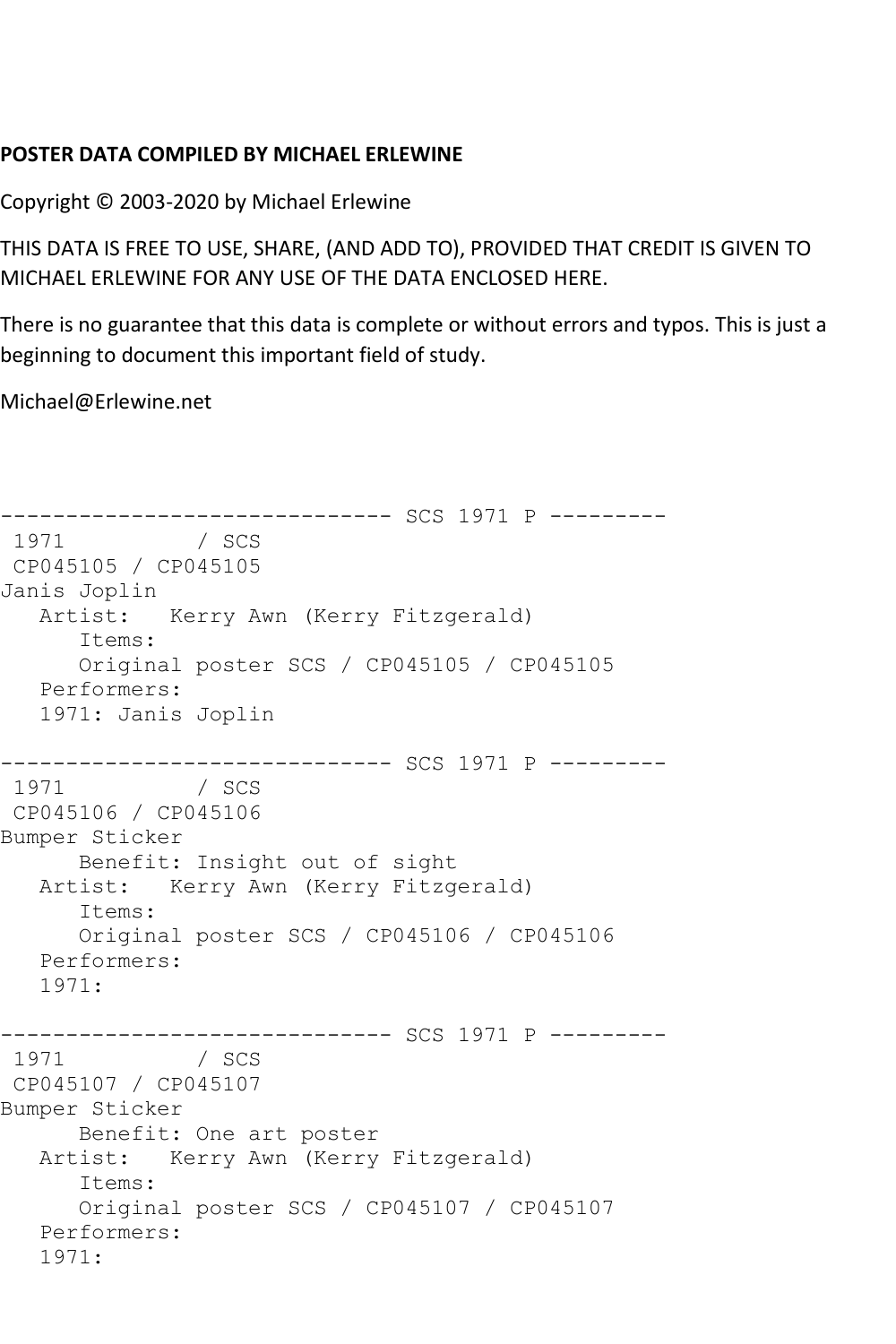**POSTER DATA COMPILED BY MICHAEL ERLEWINE**

Copyright © 2003-2020 by Michael Erlewine

THIS DATA IS FREE TO USE, SHARE, (AND ADD TO), PROVIDED THAT CREDIT IS GIVEN TO MICHAEL ERLEWINE FOR ANY USE OF THE DATA ENCLOSED HERE.

There is no guarantee that this data is complete or without errors and typos. This is just a beginning to document this important field of study.

Michael@Erlewine.net

```
------------------------------ SCS 1971 P ---------
 1971          / SCS
 CP045105 / CP045105
Janis Joplin
   Artist:   Kerry Awn (Kerry Fitzgerald)
      Items:
      Original poster SCS / CP045105 / CP045105
   Performers:
   1971: Janis Joplin

------------------------------ SCS 1971 P ---------
 1971          / SCS
 CP045106 / CP045106
Bumper Sticker
      Benefit: Insight out of sight
   Artist:   Kerry Awn (Kerry Fitzgerald)
      Items:
      Original poster SCS / CP045106 / CP045106
   Performers:
   1971:

------------------------------ SCS 1971 P ---------
 1971          / SCS
 CP045107 / CP045107
Bumper Sticker
      Benefit: One art poster
   Artist:   Kerry Awn (Kerry Fitzgerald)
      Items:
      Original poster SCS / CP045107 / CP045107
   Performers:
   1971:
```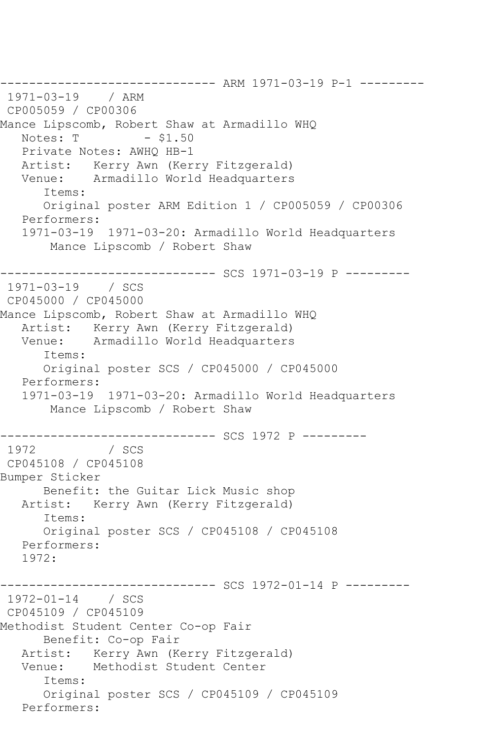```
------------------------------ ARM 1971-03-19 P-1 ---------
 1971-03-19    / ARM
 CP005059 / CP00306
Mance Lipscomb, Robert Shaw at Armadillo WHQ
   Notes: T          - $1.50
   Private Notes: AWHQ HB-1
   Artist:   Kerry Awn (Kerry Fitzgerald)
   Venue:    Armadillo World Headquarters
      Items:
      Original poster ARM Edition 1 / CP005059 / CP00306
   Performers:
   1971-03-19  1971-03-20: Armadillo World Headquarters
       Mance Lipscomb / Robert Shaw

------------------------------ SCS 1971-03-19 P ---------
 1971-03-19    / SCS
 CP045000 / CP045000
Mance Lipscomb, Robert Shaw at Armadillo WHQ
   Artist:   Kerry Awn (Kerry Fitzgerald)
   Venue:    Armadillo World Headquarters
      Items:
      Original poster SCS / CP045000 / CP045000
   Performers:
   1971-03-19  1971-03-20: Armadillo World Headquarters
       Mance Lipscomb / Robert Shaw

------------------------------ SCS 1972 P ---------
 1972          / SCS
 CP045108 / CP045108
Bumper Sticker
      Benefit: the Guitar Lick Music shop
   Artist:   Kerry Awn (Kerry Fitzgerald)
      Items:
      Original poster SCS / CP045108 / CP045108
   Performers:
   1972:

------------------------------ SCS 1972-01-14 P ---------
 1972-01-14    / SCS
 CP045109 / CP045109
Methodist Student Center Co-op Fair
      Benefit: Co-op Fair
   Artist:   Kerry Awn (Kerry Fitzgerald)
   Venue:    Methodist Student Center
      Items:
      Original poster SCS / CP045109 / CP045109
   Performers:
```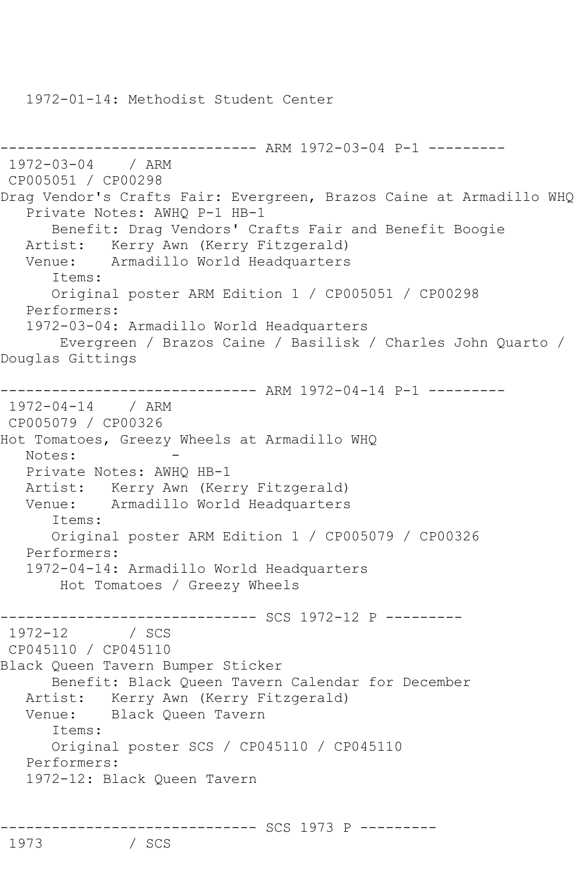1972-01-14: Methodist Student Center

------------------------------ ARM 1972-03-04 P-1 ---------

1972-03-04 / ARM

CP005051 / CP00298

Drag Vendor's Crafts Fair: Evergreen, Brazos Caine at Armadillo WHQ

Private Notes: AWHQ P-1 HB-1

Benefit: Drag Vendors' Crafts Fair and Benefit Boogie

Artist: Kerry Awn (Kerry Fitzgerald)

Venue: Armadillo World Headquarters

Items:

Original poster ARM Edition 1 / CP005051 / CP00298

Performers:

1972-03-04: Armadillo World Headquarters

Evergreen / Brazos Caine / Basilisk / Charles John Quarto / Douglas Gittings

------------------------------ ARM 1972-04-14 P-1 ---------

1972-04-14 / ARM

CP005079 / CP00326

Hot Tomatoes, Greezy Wheels at Armadillo WHQ

Notes: -

Private Notes: AWHQ HB-1

Artist: Kerry Awn (Kerry Fitzgerald)

Venue: Armadillo World Headquarters

Items:

Original poster ARM Edition 1 / CP005079 / CP00326

Performers:

1972-04-14: Armadillo World Headquarters

Hot Tomatoes / Greezy Wheels

------------------------------ SCS 1972-12 P ---------

1972-12 / SCS

CP045110 / CP045110

Black Queen Tavern Bumper Sticker

Benefit: Black Queen Tavern Calendar for December

Artist: Kerry Awn (Kerry Fitzgerald)

Venue: Black Queen Tavern

Items:

Original poster SCS / CP045110 / CP045110

Performers:

1972-12: Black Queen Tavern

------------------------------ SCS 1973 P ---------

1973 / SCS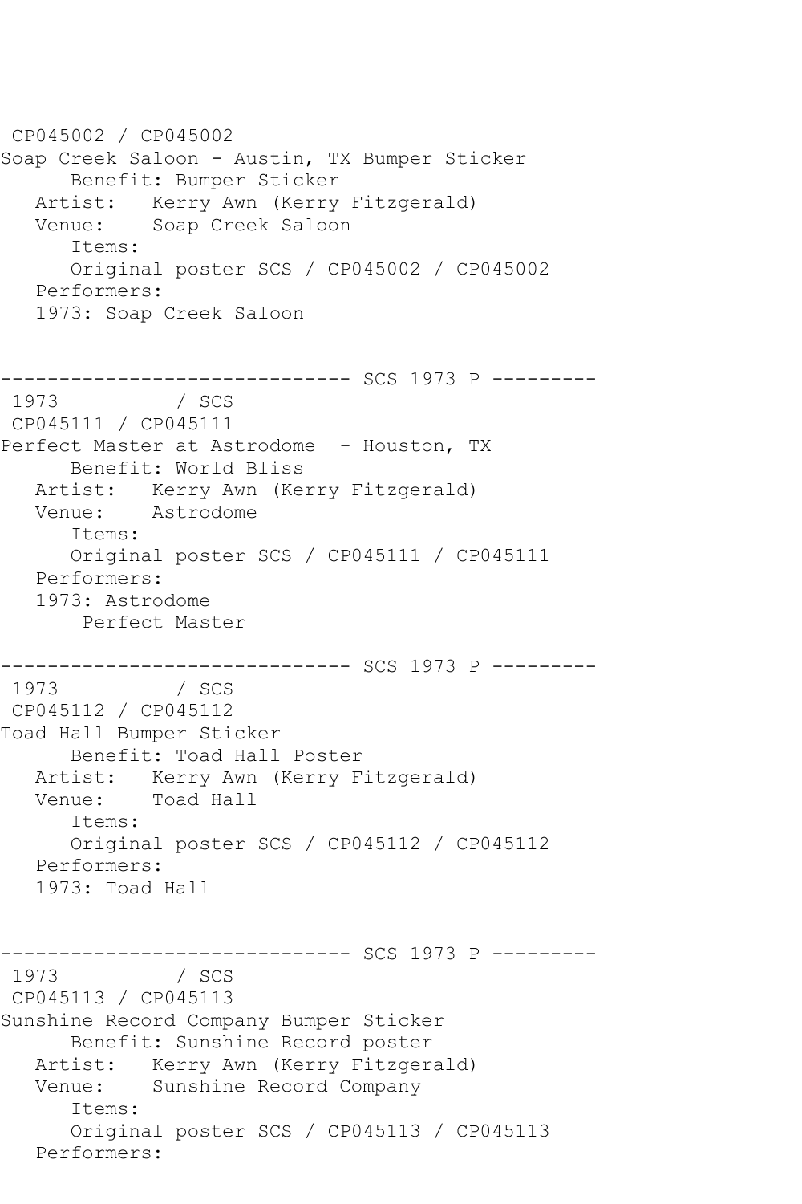CP045002 / CP045002
Soap Creek Saloon - Austin, TX Bumper Sticker
      Benefit: Bumper Sticker
   Artist:   Kerry Awn (Kerry Fitzgerald)
   Venue:    Soap Creek Saloon
      Items:
      Original poster SCS / CP045002 / CP045002
   Performers:
   1973: Soap Creek Saloon

------------------------------ SCS 1973 P ---------
1973          / SCS
CP045111 / CP045111
Perfect Master at Astrodome  - Houston, TX
      Benefit: World Bliss
   Artist:   Kerry Awn (Kerry Fitzgerald)
   Venue:    Astrodome
      Items:
      Original poster SCS / CP045111 / CP045111
   Performers:
   1973: Astrodome
        Perfect Master

------------------------------ SCS 1973 P ---------
1973          / SCS
CP045112 / CP045112
Toad Hall Bumper Sticker
      Benefit: Toad Hall Poster
   Artist:   Kerry Awn (Kerry Fitzgerald)
   Venue:    Toad Hall
      Items:
      Original poster SCS / CP045112 / CP045112
   Performers:
   1973: Toad Hall

------------------------------ SCS 1973 P ---------
1973          / SCS
CP045113 / CP045113
Sunshine Record Company Bumper Sticker
      Benefit: Sunshine Record poster
   Artist:   Kerry Awn (Kerry Fitzgerald)
   Venue:    Sunshine Record Company
      Items:
      Original poster SCS / CP045113 / CP045113
   Performers: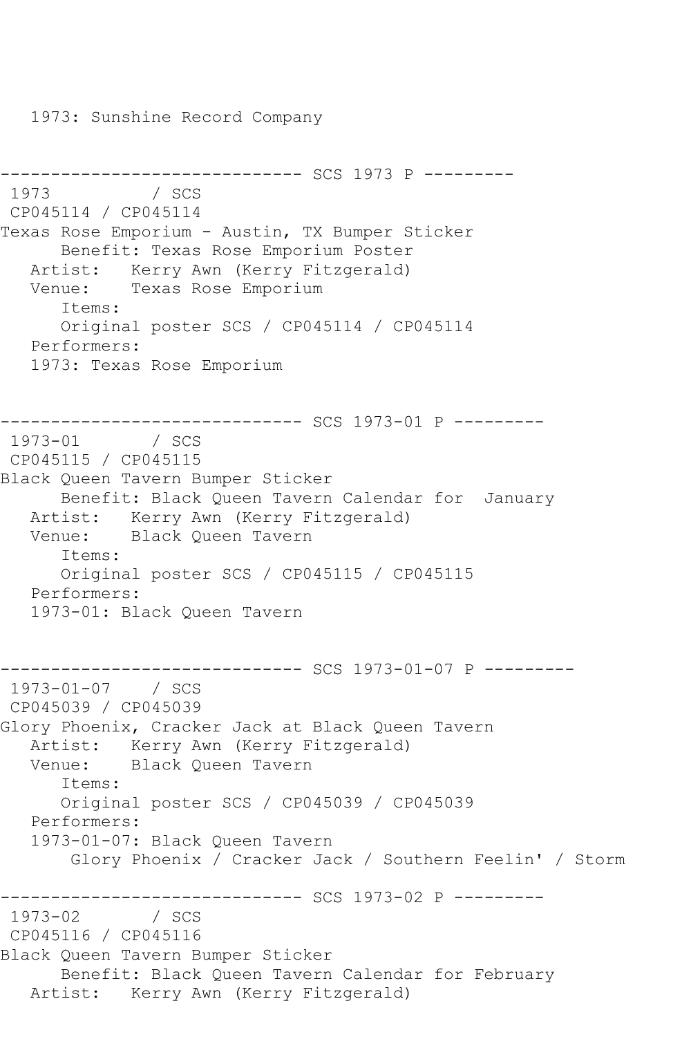```
   1973: Sunshine Record Company


------------------------------ SCS 1973 P ---------
 1973          / SCS
 CP045114 / CP045114
Texas Rose Emporium - Austin, TX Bumper Sticker
      Benefit: Texas Rose Emporium Poster
   Artist:   Kerry Awn (Kerry Fitzgerald)
   Venue:    Texas Rose Emporium
      Items:
      Original poster SCS / CP045114 / CP045114
   Performers:
   1973: Texas Rose Emporium


------------------------------ SCS 1973-01 P ---------
 1973-01       / SCS
 CP045115 / CP045115
Black Queen Tavern Bumper Sticker
      Benefit: Black Queen Tavern Calendar for  January
   Artist:   Kerry Awn (Kerry Fitzgerald)
   Venue:    Black Queen Tavern
      Items:
      Original poster SCS / CP045115 / CP045115
   Performers:
   1973-01: Black Queen Tavern


------------------------------ SCS 1973-01-07 P ---------
 1973-01-07    / SCS
 CP045039 / CP045039
Glory Phoenix, Cracker Jack at Black Queen Tavern
   Artist:   Kerry Awn (Kerry Fitzgerald)
   Venue:    Black Queen Tavern
      Items:
      Original poster SCS / CP045039 / CP045039
   Performers:
   1973-01-07: Black Queen Tavern
       Glory Phoenix / Cracker Jack / Southern Feelin' / Storm

------------------------------ SCS 1973-02 P ---------
 1973-02       / SCS
 CP045116 / CP045116
Black Queen Tavern Bumper Sticker
      Benefit: Black Queen Tavern Calendar for February
   Artist:   Kerry Awn (Kerry Fitzgerald)
```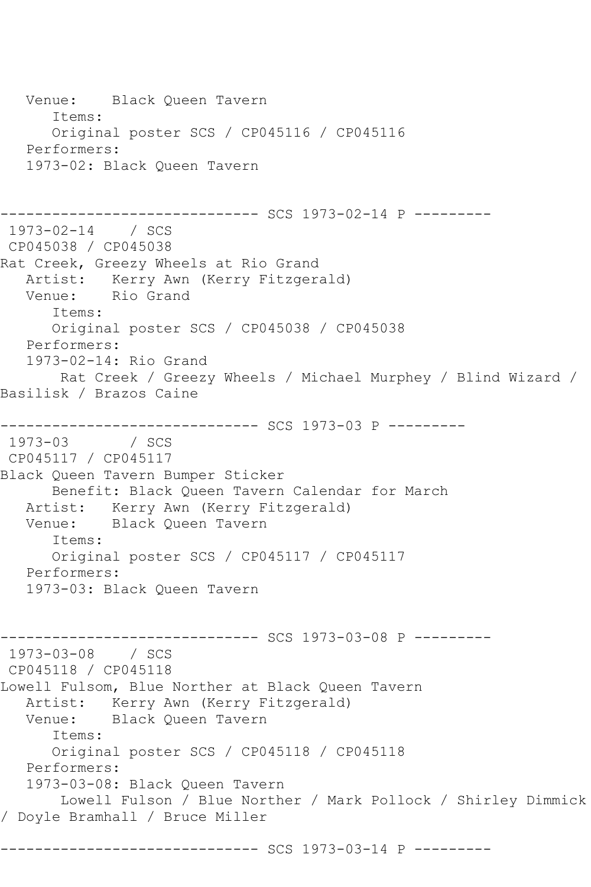```
   Venue:    Black Queen Tavern
      Items:
      Original poster SCS / CP045116 / CP045116
   Performers:
   1973-02: Black Queen Tavern


------------------------------ SCS 1973-02-14 P ---------
 1973-02-14    / SCS
 CP045038 / CP045038
Rat Creek, Greezy Wheels at Rio Grand
   Artist:   Kerry Awn (Kerry Fitzgerald)
   Venue:    Rio Grand
      Items:
      Original poster SCS / CP045038 / CP045038
   Performers:
   1973-02-14: Rio Grand
       Rat Creek / Greezy Wheels / Michael Murphey / Blind Wizard / 
Basilisk / Brazos Caine

------------------------------ SCS 1973-03 P ---------
 1973-03       / SCS
 CP045117 / CP045117
Black Queen Tavern Bumper Sticker
      Benefit: Black Queen Tavern Calendar for March
   Artist:   Kerry Awn (Kerry Fitzgerald)
   Venue:    Black Queen Tavern
      Items:
      Original poster SCS / CP045117 / CP045117
   Performers:
   1973-03: Black Queen Tavern


------------------------------ SCS 1973-03-08 P ---------
 1973-03-08    / SCS
 CP045118 / CP045118
Lowell Fulsom, Blue Norther at Black Queen Tavern
   Artist:   Kerry Awn (Kerry Fitzgerald)
   Venue:    Black Queen Tavern
      Items:
      Original poster SCS / CP045118 / CP045118
   Performers:
   1973-03-08: Black Queen Tavern
       Lowell Fulson / Blue Norther / Mark Pollock / Shirley Dimmick 
/ Doyle Bramhall / Bruce Miller

------------------------------ SCS 1973-03-14 P ---------
```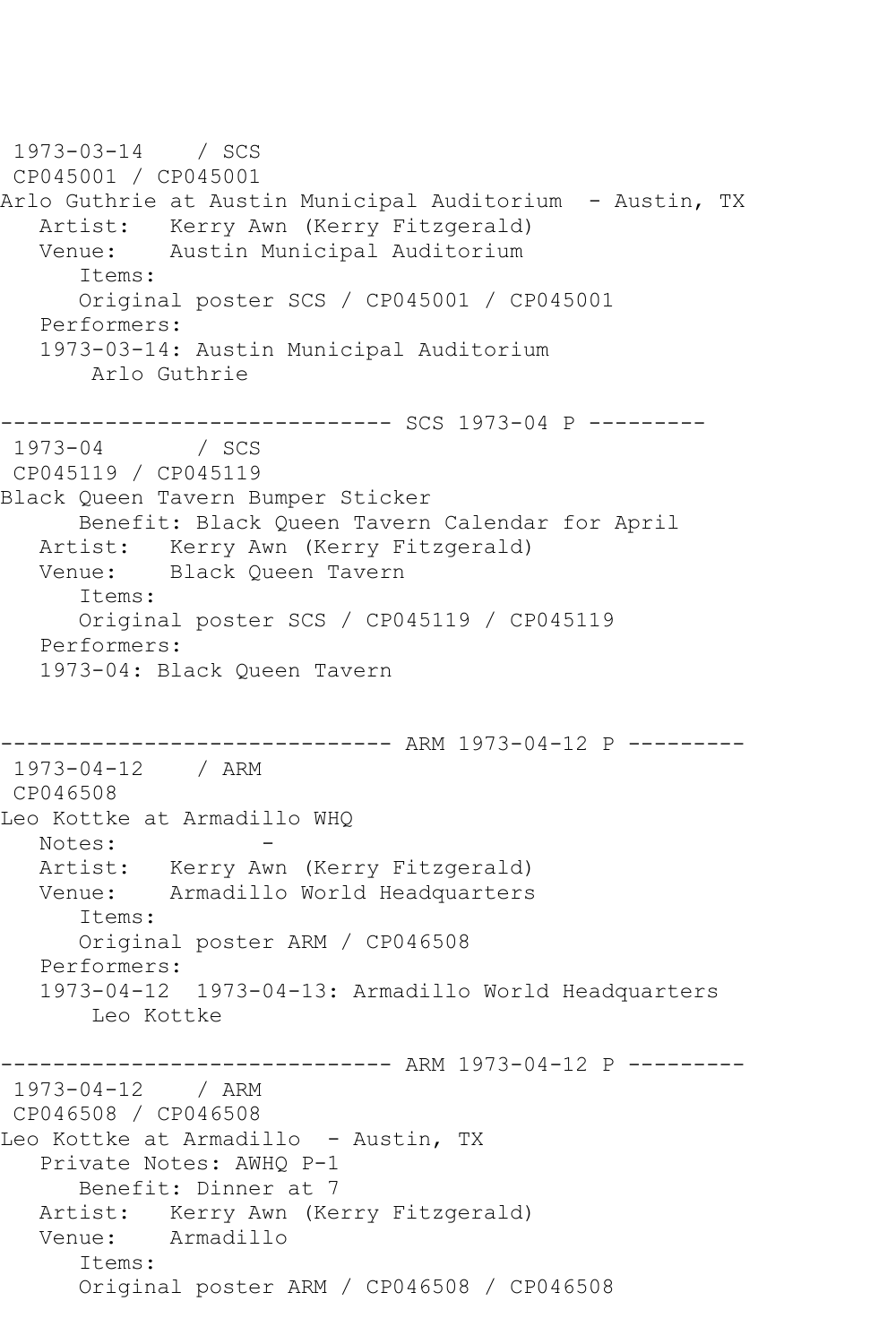```
 1973-03-14    / SCS 
 CP045001 / CP045001
Arlo Guthrie at Austin Municipal Auditorium  - Austin, TX
   Artist:   Kerry Awn (Kerry Fitzgerald)
   Venue:    Austin Municipal Auditorium
      Items:
      Original poster SCS / CP045001 / CP045001
   Performers:
   1973-03-14: Austin Municipal Auditorium
       Arlo Guthrie

------------------------------ SCS 1973-04 P ---------
 1973-04       / SCS 
 CP045119 / CP045119
Black Queen Tavern Bumper Sticker
      Benefit: Black Queen Tavern Calendar for April
   Artist:   Kerry Awn (Kerry Fitzgerald)
   Venue:    Black Queen Tavern
      Items:
      Original poster SCS / CP045119 / CP045119
   Performers:
   1973-04: Black Queen Tavern


------------------------------ ARM 1973-04-12 P ---------
 1973-04-12    / ARM 
 CP046508
Leo Kottke at Armadillo WHQ
   Notes:           -
   Artist:   Kerry Awn (Kerry Fitzgerald)
   Venue:    Armadillo World Headquarters
      Items:
      Original poster ARM / CP046508
   Performers:
   1973-04-12  1973-04-13: Armadillo World Headquarters
       Leo Kottke

------------------------------ ARM 1973-04-12 P ---------
 1973-04-12    / ARM 
 CP046508 / CP046508
Leo Kottke at Armadillo  - Austin, TX
   Private Notes: AWHQ P-1
      Benefit: Dinner at 7
   Artist:   Kerry Awn (Kerry Fitzgerald)
   Venue:    Armadillo
      Items:
      Original poster ARM / CP046508 / CP046508
```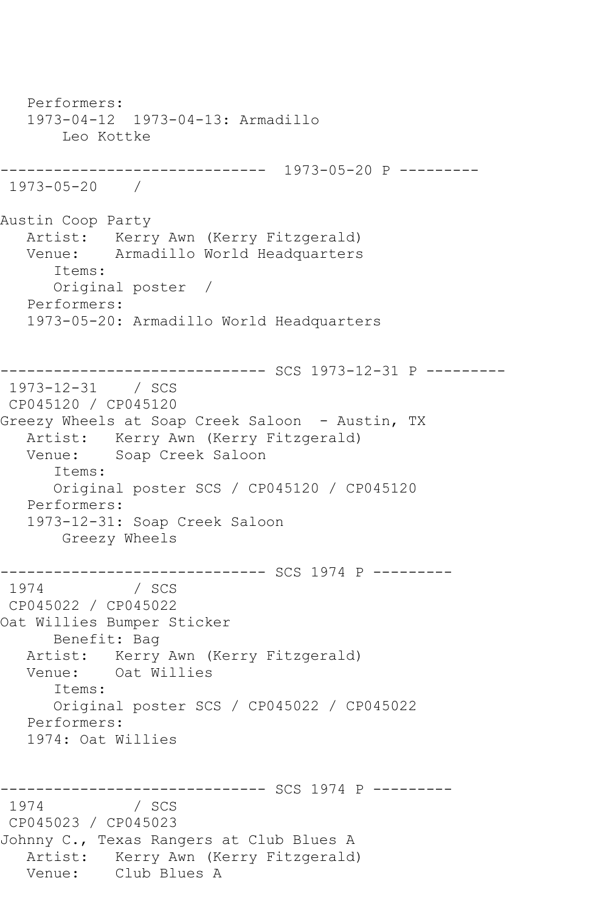```
   Performers:
   1973-04-12  1973-04-13: Armadillo
        Leo Kottke

------------------------------  1973-05-20 P ---------
 1973-05-20    /

Austin Coop Party
   Artist:   Kerry Awn (Kerry Fitzgerald)
   Venue:    Armadillo World Headquarters
      Items:
      Original poster  /
   Performers:
   1973-05-20: Armadillo World Headquarters


------------------------------ SCS 1973-12-31 P ---------
 1973-12-31    / SCS
 CP045120 / CP045120
Greezy Wheels at Soap Creek Saloon  - Austin, TX
   Artist:   Kerry Awn (Kerry Fitzgerald)
   Venue:    Soap Creek Saloon
      Items:
      Original poster SCS / CP045120 / CP045120
   Performers:
   1973-12-31: Soap Creek Saloon
        Greezy Wheels

------------------------------ SCS 1974 P ---------
 1974          / SCS
 CP045022 / CP045022
Oat Willies Bumper Sticker
      Benefit: Bag
   Artist:   Kerry Awn (Kerry Fitzgerald)
   Venue:    Oat Willies
      Items:
      Original poster SCS / CP045022 / CP045022
   Performers:
   1974: Oat Willies


------------------------------ SCS 1974 P ---------
 1974          / SCS
 CP045023 / CP045023
Johnny C., Texas Rangers at Club Blues A
   Artist:   Kerry Awn (Kerry Fitzgerald)
   Venue:    Club Blues A
```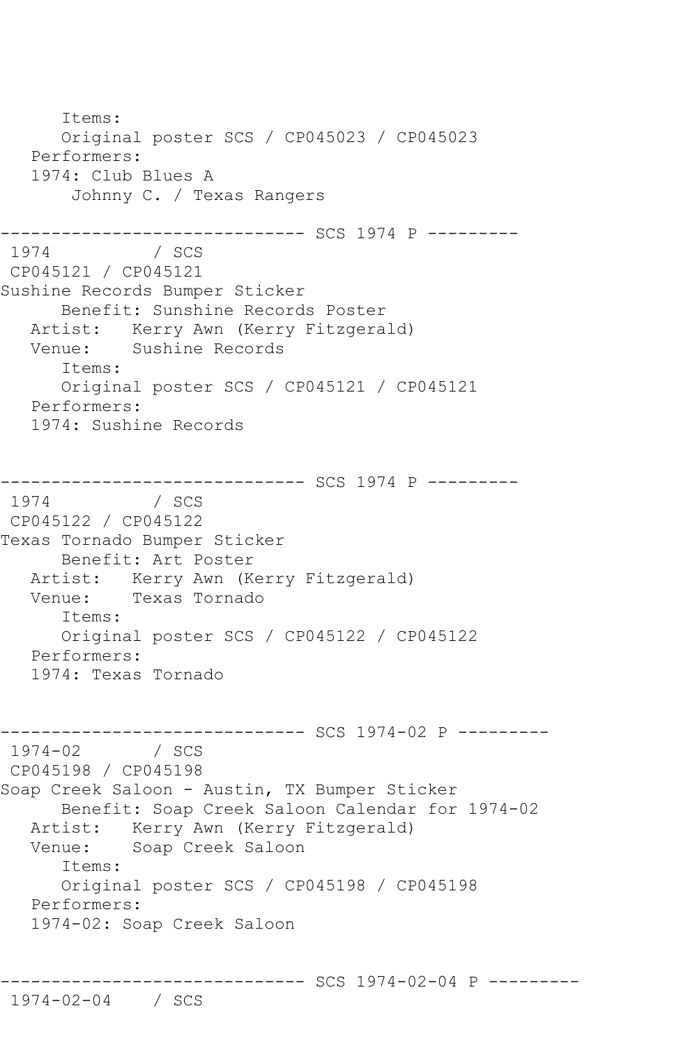```
      Items:
      Original poster SCS / CP045023 / CP045023
   Performers:
   1974: Club Blues A
       Johnny C. / Texas Rangers

------------------------------ SCS 1974 P ---------
 1974          / SCS
 CP045121 / CP045121
Sushine Records Bumper Sticker
      Benefit: Sunshine Records Poster
   Artist:   Kerry Awn (Kerry Fitzgerald)
   Venue:    Sushine Records
      Items:
      Original poster SCS / CP045121 / CP045121
   Performers:
   1974: Sushine Records


------------------------------ SCS 1974 P ---------
 1974          / SCS
 CP045122 / CP045122
Texas Tornado Bumper Sticker
      Benefit: Art Poster
   Artist:   Kerry Awn (Kerry Fitzgerald)
   Venue:    Texas Tornado
      Items:
      Original poster SCS / CP045122 / CP045122
   Performers:
   1974: Texas Tornado


------------------------------ SCS 1974-02 P ---------
 1974-02       / SCS
 CP045198 / CP045198
Soap Creek Saloon - Austin, TX Bumper Sticker
      Benefit: Soap Creek Saloon Calendar for 1974-02
   Artist:   Kerry Awn (Kerry Fitzgerald)
   Venue:    Soap Creek Saloon
      Items:
      Original poster SCS / CP045198 / CP045198
   Performers:
   1974-02: Soap Creek Saloon


------------------------------ SCS 1974-02-04 P ---------
 1974-02-04    / SCS
```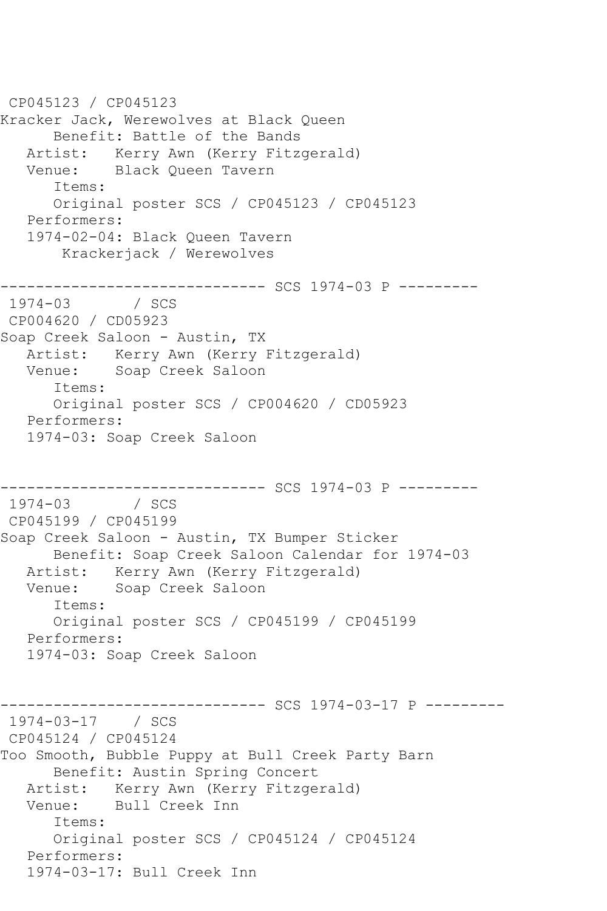CP045123 / CP045123
Kracker Jack, Werewolves at Black Queen
Benefit: Battle of the Bands
Artist: Kerry Awn (Kerry Fitzgerald)
Venue: Black Queen Tavern
Items:
Original poster SCS / CP045123 / CP045123
Performers:
1974-02-04: Black Queen Tavern
Krackerjack / Werewolves

------------------------------ SCS 1974-03 P ---------
1974-03 / SCS
CP004620 / CD05923
Soap Creek Saloon - Austin, TX
Artist: Kerry Awn (Kerry Fitzgerald)
Venue: Soap Creek Saloon
Items:
Original poster SCS / CP004620 / CD05923
Performers:
1974-03: Soap Creek Saloon

------------------------------ SCS 1974-03 P ---------
1974-03 / SCS
CP045199 / CP045199
Soap Creek Saloon - Austin, TX Bumper Sticker
Benefit: Soap Creek Saloon Calendar for 1974-03
Artist: Kerry Awn (Kerry Fitzgerald)
Venue: Soap Creek Saloon
Items:
Original poster SCS / CP045199 / CP045199
Performers:
1974-03: Soap Creek Saloon

------------------------------ SCS 1974-03-17 P ---------
1974-03-17 / SCS
CP045124 / CP045124
Too Smooth, Bubble Puppy at Bull Creek Party Barn
Benefit: Austin Spring Concert
Artist: Kerry Awn (Kerry Fitzgerald)
Venue: Bull Creek Inn
Items:
Original poster SCS / CP045124 / CP045124
Performers:
1974-03-17: Bull Creek Inn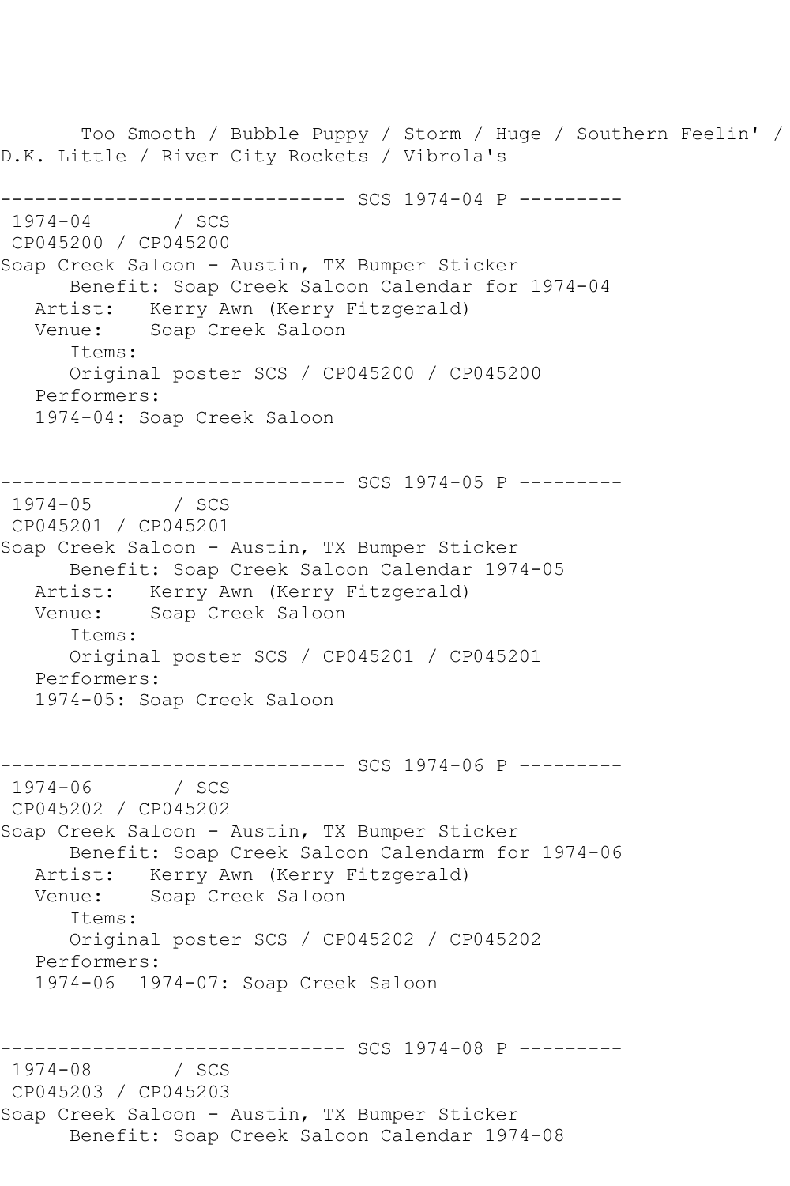Too Smooth / Bubble Puppy / Storm / Huge / Southern Feelin' / D.K. Little / River City Rockets / Vibrola's

------------------------------ SCS 1974-04 P ---------

1974-04 / SCS
CP045200 / CP045200
Soap Creek Saloon - Austin, TX Bumper Sticker
Benefit: Soap Creek Saloon Calendar for 1974-04
Artist: Kerry Awn (Kerry Fitzgerald)
Venue: Soap Creek Saloon
Items:
Original poster SCS / CP045200 / CP045200
Performers:
1974-04: Soap Creek Saloon

------------------------------ SCS 1974-05 P ---------

1974-05 / SCS
CP045201 / CP045201
Soap Creek Saloon - Austin, TX Bumper Sticker
Benefit: Soap Creek Saloon Calendar 1974-05
Artist: Kerry Awn (Kerry Fitzgerald)
Venue: Soap Creek Saloon
Items:
Original poster SCS / CP045201 / CP045201
Performers:
1974-05: Soap Creek Saloon

------------------------------ SCS 1974-06 P ---------

1974-06 / SCS
CP045202 / CP045202
Soap Creek Saloon - Austin, TX Bumper Sticker
Benefit: Soap Creek Saloon Calendarm for 1974-06
Artist: Kerry Awn (Kerry Fitzgerald)
Venue: Soap Creek Saloon
Items:
Original poster SCS / CP045202 / CP045202
Performers:
1974-06 1974-07: Soap Creek Saloon

------------------------------ SCS 1974-08 P ---------

1974-08 / SCS
CP045203 / CP045203
Soap Creek Saloon - Austin, TX Bumper Sticker
Benefit: Soap Creek Saloon Calendar 1974-08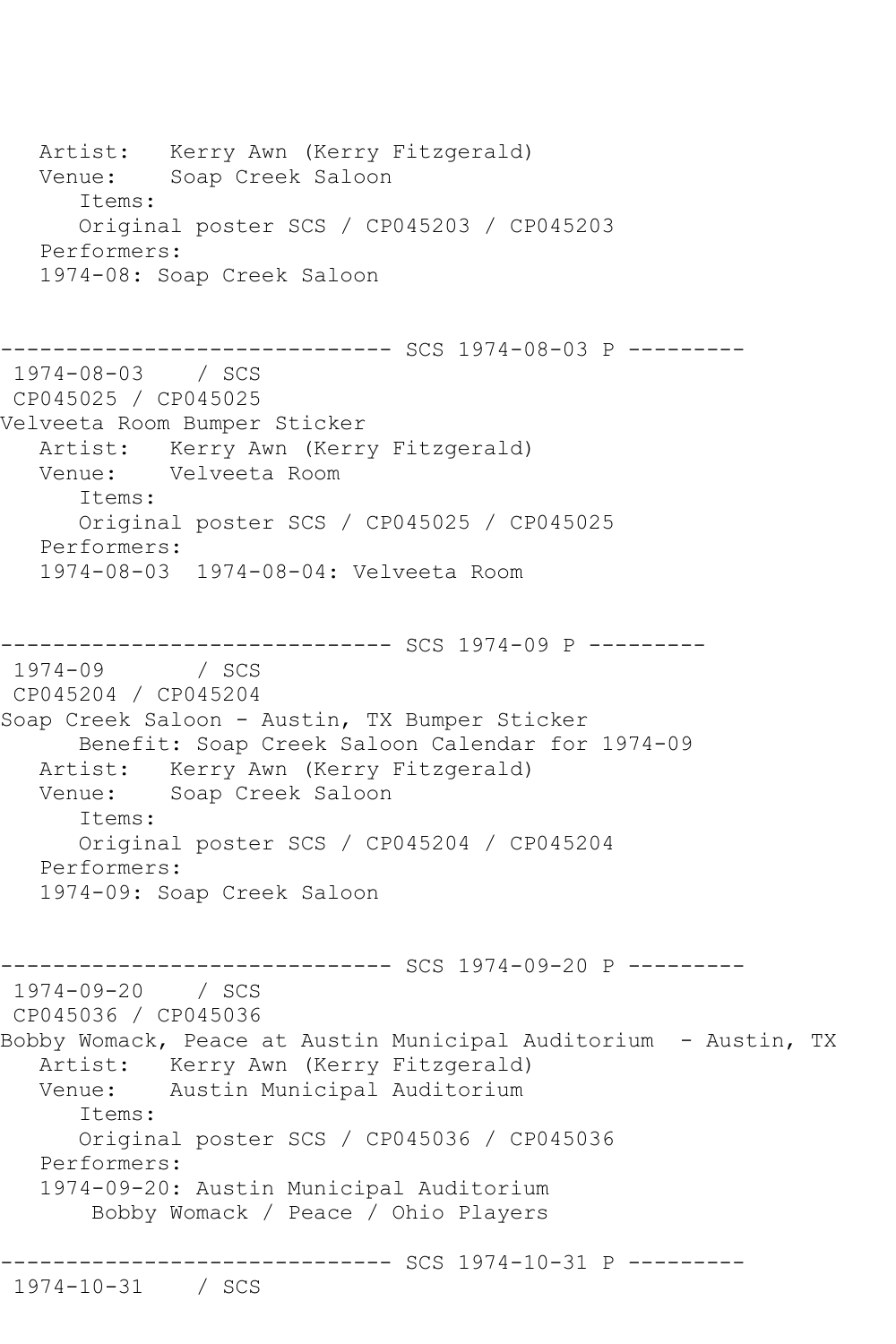```
   Artist:   Kerry Awn (Kerry Fitzgerald)
   Venue:    Soap Creek Saloon
      Items:
      Original poster SCS / CP045203 / CP045203
   Performers:
   1974-08: Soap Creek Saloon


------------------------------ SCS 1974-08-03 P ---------
 1974-08-03    / SCS
 CP045025 / CP045025
Velveeta Room Bumper Sticker
   Artist:   Kerry Awn (Kerry Fitzgerald)
   Venue:    Velveeta Room
      Items:
      Original poster SCS / CP045025 / CP045025
   Performers:
   1974-08-03  1974-08-04: Velveeta Room


------------------------------ SCS 1974-09 P ---------
 1974-09       / SCS
 CP045204 / CP045204
Soap Creek Saloon - Austin, TX Bumper Sticker
      Benefit: Soap Creek Saloon Calendar for 1974-09
   Artist:   Kerry Awn (Kerry Fitzgerald)
   Venue:    Soap Creek Saloon
      Items:
      Original poster SCS / CP045204 / CP045204
   Performers:
   1974-09: Soap Creek Saloon


------------------------------ SCS 1974-09-20 P ---------
 1974-09-20    / SCS
 CP045036 / CP045036
Bobby Womack, Peace at Austin Municipal Auditorium  - Austin, TX
   Artist:   Kerry Awn (Kerry Fitzgerald)
   Venue:    Austin Municipal Auditorium
      Items:
      Original poster SCS / CP045036 / CP045036
   Performers:
   1974-09-20: Austin Municipal Auditorium
       Bobby Womack / Peace / Ohio Players

------------------------------ SCS 1974-10-31 P ---------
 1974-10-31    / SCS
```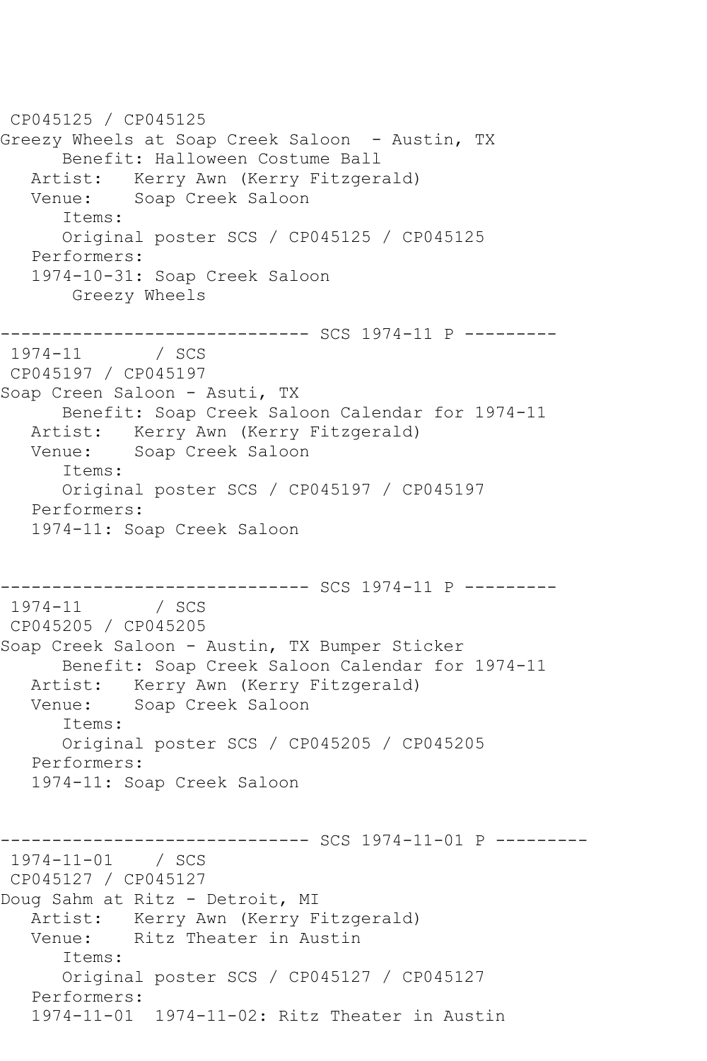CP045125 / CP045125
Greezy Wheels at Soap Creek Saloon  - Austin, TX
      Benefit: Halloween Costume Ball
   Artist:   Kerry Awn (Kerry Fitzgerald)
   Venue:    Soap Creek Saloon
      Items:
      Original poster SCS / CP045125 / CP045125
   Performers:
   1974-10-31: Soap Creek Saloon
       Greezy Wheels

------------------------------ SCS 1974-11 P ---------
 1974-11       / SCS
 CP045197 / CP045197
Soap Creen Saloon - Asuti, TX
      Benefit: Soap Creek Saloon Calendar for 1974-11
   Artist:   Kerry Awn (Kerry Fitzgerald)
   Venue:    Soap Creek Saloon
      Items:
      Original poster SCS / CP045197 / CP045197
   Performers:
   1974-11: Soap Creek Saloon

------------------------------ SCS 1974-11 P ---------
 1974-11       / SCS
 CP045205 / CP045205
Soap Creek Saloon - Austin, TX Bumper Sticker
      Benefit: Soap Creek Saloon Calendar for 1974-11
   Artist:   Kerry Awn (Kerry Fitzgerald)
   Venue:    Soap Creek Saloon
      Items:
      Original poster SCS / CP045205 / CP045205
   Performers:
   1974-11: Soap Creek Saloon

------------------------------ SCS 1974-11-01 P ---------
 1974-11-01    / SCS
 CP045127 / CP045127
Doug Sahm at Ritz - Detroit, MI
   Artist:   Kerry Awn (Kerry Fitzgerald)
   Venue:    Ritz Theater in Austin
      Items:
      Original poster SCS / CP045127 / CP045127
   Performers:
   1974-11-01  1974-11-02: Ritz Theater in Austin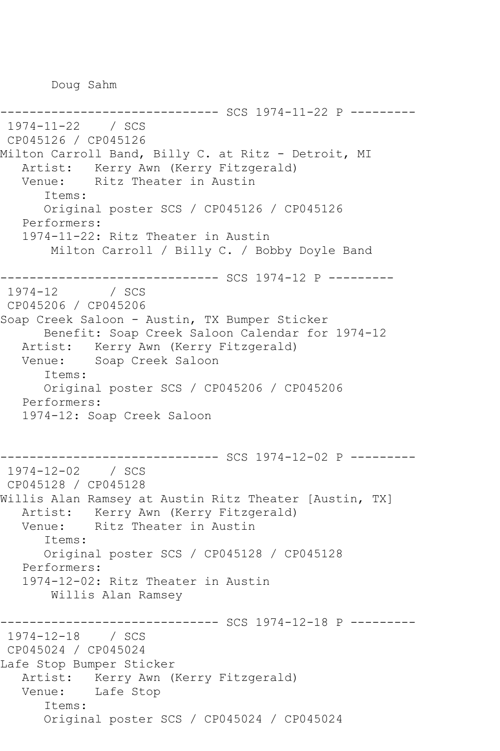```
       Doug Sahm

------------------------------ SCS 1974-11-22 P ---------
 1974-11-22    / SCS
 CP045126 / CP045126
Milton Carroll Band, Billy C. at Ritz - Detroit, MI
   Artist:   Kerry Awn (Kerry Fitzgerald)
   Venue:    Ritz Theater in Austin
      Items:
      Original poster SCS / CP045126 / CP045126
   Performers:
   1974-11-22: Ritz Theater in Austin
       Milton Carroll / Billy C. / Bobby Doyle Band

------------------------------ SCS 1974-12 P ---------
 1974-12       / SCS
 CP045206 / CP045206
Soap Creek Saloon - Austin, TX Bumper Sticker
      Benefit: Soap Creek Saloon Calendar for 1974-12
   Artist:   Kerry Awn (Kerry Fitzgerald)
   Venue:    Soap Creek Saloon
      Items:
      Original poster SCS / CP045206 / CP045206
   Performers:
   1974-12: Soap Creek Saloon


------------------------------ SCS 1974-12-02 P ---------
 1974-12-02    / SCS
 CP045128 / CP045128
Willis Alan Ramsey at Austin Ritz Theater [Austin, TX]
   Artist:   Kerry Awn (Kerry Fitzgerald)
   Venue:    Ritz Theater in Austin
      Items:
      Original poster SCS / CP045128 / CP045128
   Performers:
   1974-12-02: Ritz Theater in Austin
       Willis Alan Ramsey

------------------------------ SCS 1974-12-18 P ---------
 1974-12-18    / SCS
 CP045024 / CP045024
Lafe Stop Bumper Sticker
   Artist:   Kerry Awn (Kerry Fitzgerald)
   Venue:    Lafe Stop
      Items:
      Original poster SCS / CP045024 / CP045024
```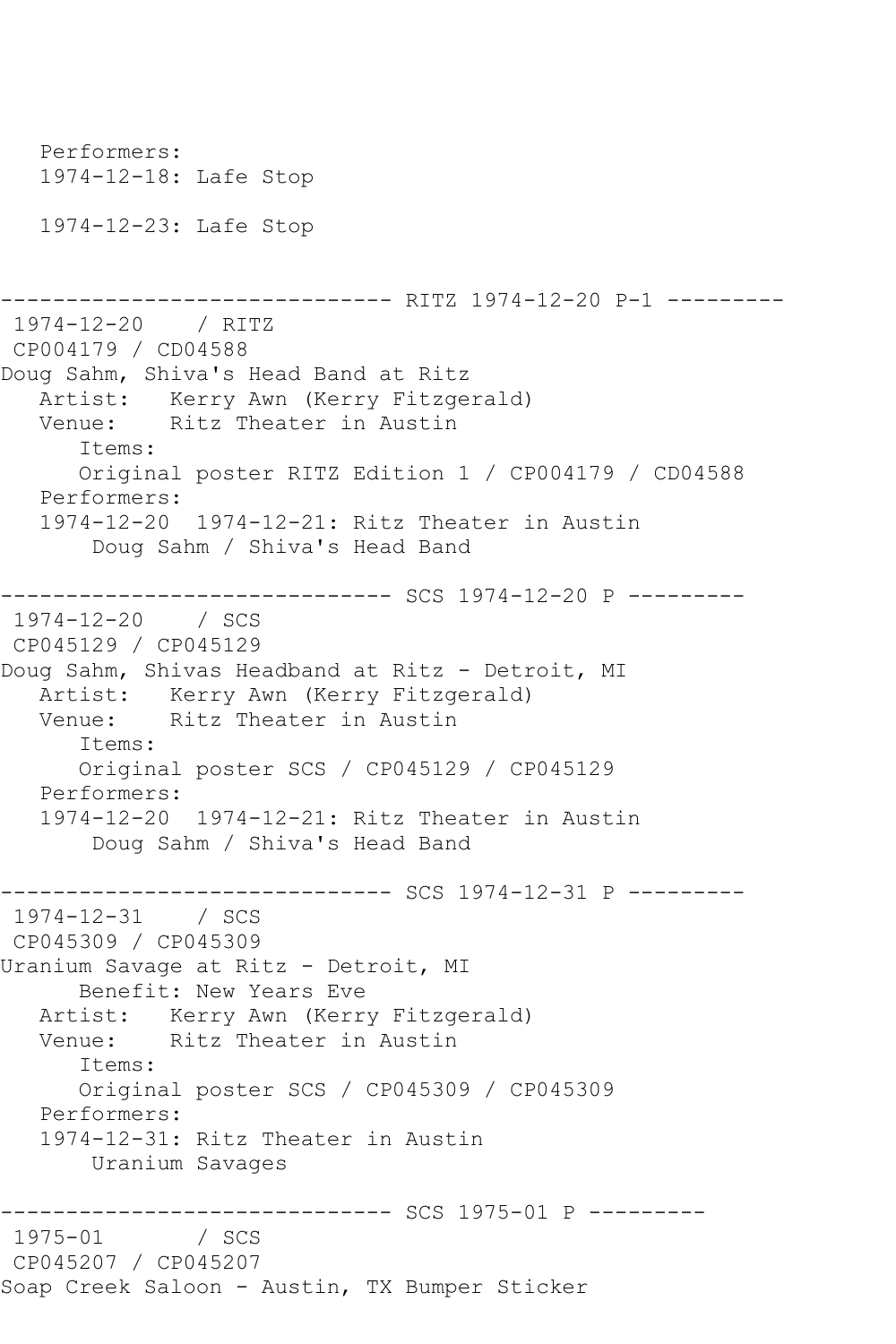```
   Performers:
   1974-12-18: Lafe Stop

   1974-12-23: Lafe Stop


------------------------------ RITZ 1974-12-20 P-1 ---------
 1974-12-20    / RITZ
 CP004179 / CD04588
Doug Sahm, Shiva's Head Band at Ritz
   Artist:   Kerry Awn (Kerry Fitzgerald)
   Venue:    Ritz Theater in Austin
      Items:
      Original poster RITZ Edition 1 / CP004179 / CD04588
   Performers:
   1974-12-20  1974-12-21: Ritz Theater in Austin
       Doug Sahm / Shiva's Head Band

------------------------------ SCS 1974-12-20 P ---------
 1974-12-20    / SCS
 CP045129 / CP045129
Doug Sahm, Shivas Headband at Ritz - Detroit, MI
   Artist:   Kerry Awn (Kerry Fitzgerald)
   Venue:    Ritz Theater in Austin
      Items:
      Original poster SCS / CP045129 / CP045129
   Performers:
   1974-12-20  1974-12-21: Ritz Theater in Austin
       Doug Sahm / Shiva's Head Band

------------------------------ SCS 1974-12-31 P ---------
 1974-12-31    / SCS
 CP045309 / CP045309
Uranium Savage at Ritz - Detroit, MI
      Benefit: New Years Eve
   Artist:   Kerry Awn (Kerry Fitzgerald)
   Venue:    Ritz Theater in Austin
      Items:
      Original poster SCS / CP045309 / CP045309
   Performers:
   1974-12-31: Ritz Theater in Austin
       Uranium Savages

------------------------------ SCS 1975-01 P ---------
 1975-01       / SCS
 CP045207 / CP045207
Soap Creek Saloon - Austin, TX Bumper Sticker
```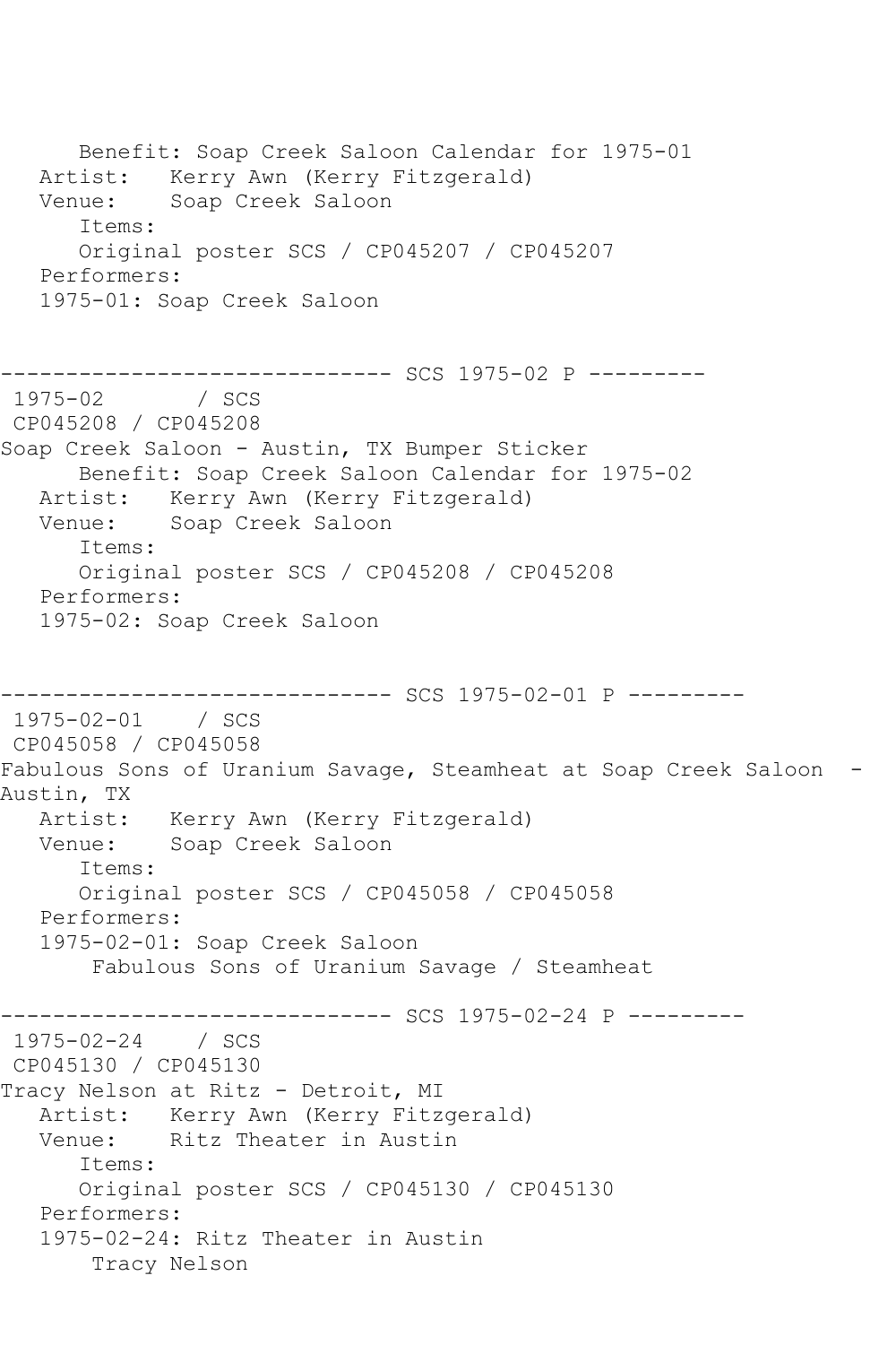```
      Benefit: Soap Creek Saloon Calendar for 1975-01
   Artist:   Kerry Awn (Kerry Fitzgerald)
   Venue:    Soap Creek Saloon
      Items:
      Original poster SCS / CP045207 / CP045207
   Performers:
   1975-01: Soap Creek Saloon


------------------------------ SCS 1975-02 P ---------
 1975-02       / SCS
 CP045208 / CP045208
Soap Creek Saloon - Austin, TX Bumper Sticker
      Benefit: Soap Creek Saloon Calendar for 1975-02
   Artist:   Kerry Awn (Kerry Fitzgerald)
   Venue:    Soap Creek Saloon
      Items:
      Original poster SCS / CP045208 / CP045208
   Performers:
   1975-02: Soap Creek Saloon


------------------------------ SCS 1975-02-01 P ---------
 1975-02-01    / SCS
 CP045058 / CP045058
Fabulous Sons of Uranium Savage, Steamheat at Soap Creek Saloon  - 
Austin, TX
   Artist:   Kerry Awn (Kerry Fitzgerald)
   Venue:    Soap Creek Saloon
      Items:
      Original poster SCS / CP045058 / CP045058
   Performers:
   1975-02-01: Soap Creek Saloon
       Fabulous Sons of Uranium Savage / Steamheat

------------------------------ SCS 1975-02-24 P ---------
 1975-02-24    / SCS
 CP045130 / CP045130
Tracy Nelson at Ritz - Detroit, MI
   Artist:   Kerry Awn (Kerry Fitzgerald)
   Venue:    Ritz Theater in Austin
      Items:
      Original poster SCS / CP045130 / CP045130
   Performers:
   1975-02-24: Ritz Theater in Austin
       Tracy Nelson
```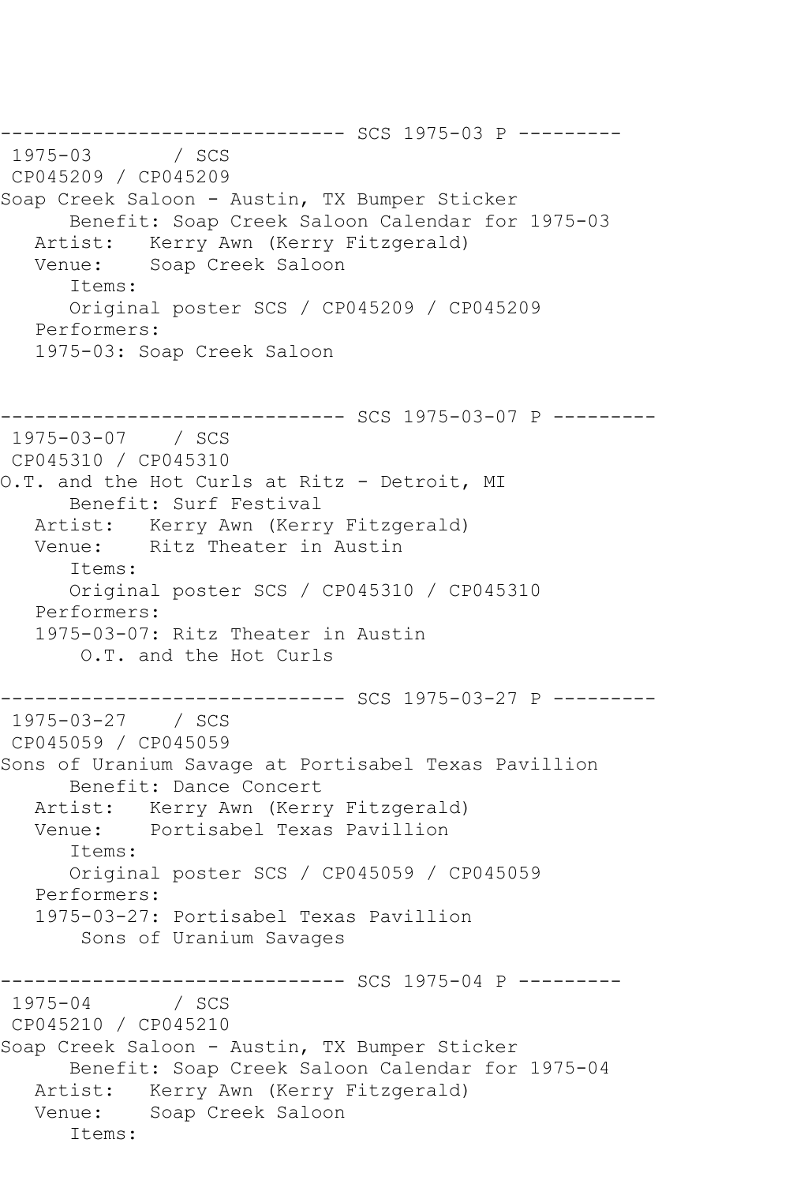------------------------------ SCS 1975-03 P ---------
1975-03 / SCS
CP045209 / CP045209
Soap Creek Saloon - Austin, TX Bumper Sticker
Benefit: Soap Creek Saloon Calendar for 1975-03
Artist: Kerry Awn (Kerry Fitzgerald)
Venue: Soap Creek Saloon
Items:
Original poster SCS / CP045209 / CP045209
Performers:
1975-03: Soap Creek Saloon

------------------------------ SCS 1975-03-07 P ---------
1975-03-07 / SCS
CP045310 / CP045310
O.T. and the Hot Curls at Ritz - Detroit, MI
Benefit: Surf Festival
Artist: Kerry Awn (Kerry Fitzgerald)
Venue: Ritz Theater in Austin
Items:
Original poster SCS / CP045310 / CP045310
Performers:
1975-03-07: Ritz Theater in Austin
O.T. and the Hot Curls

------------------------------ SCS 1975-03-27 P ---------
1975-03-27 / SCS
CP045059 / CP045059
Sons of Uranium Savage at Portisabel Texas Pavillion
Benefit: Dance Concert
Artist: Kerry Awn (Kerry Fitzgerald)
Venue: Portisabel Texas Pavillion
Items:
Original poster SCS / CP045059 / CP045059
Performers:
1975-03-27: Portisabel Texas Pavillion
Sons of Uranium Savages

------------------------------ SCS 1975-04 P ---------
1975-04 / SCS
CP045210 / CP045210
Soap Creek Saloon - Austin, TX Bumper Sticker
Benefit: Soap Creek Saloon Calendar for 1975-04
Artist: Kerry Awn (Kerry Fitzgerald)
Venue: Soap Creek Saloon
Items: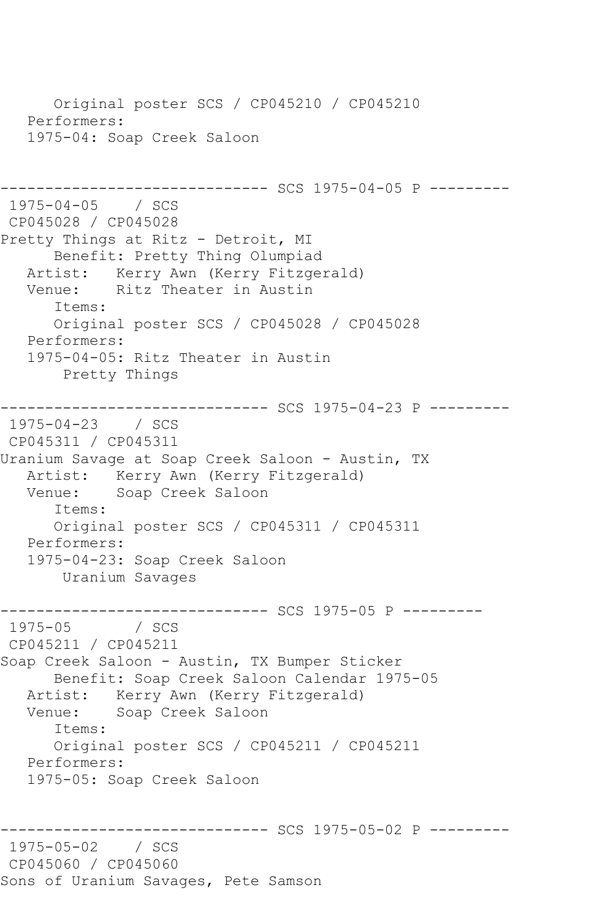```
      Original poster SCS / CP045210 / CP045210
   Performers:
   1975-04: Soap Creek Saloon


------------------------------ SCS 1975-04-05 P ---------
 1975-04-05    / SCS
 CP045028 / CP045028
Pretty Things at Ritz - Detroit, MI
      Benefit: Pretty Thing Olumpiad
   Artist:   Kerry Awn (Kerry Fitzgerald)
   Venue:    Ritz Theater in Austin
      Items:
      Original poster SCS / CP045028 / CP045028
   Performers:
   1975-04-05: Ritz Theater in Austin
       Pretty Things

------------------------------ SCS 1975-04-23 P ---------
 1975-04-23    / SCS
 CP045311 / CP045311
Uranium Savage at Soap Creek Saloon - Austin, TX
   Artist:   Kerry Awn (Kerry Fitzgerald)
   Venue:    Soap Creek Saloon
      Items:
      Original poster SCS / CP045311 / CP045311
   Performers:
   1975-04-23: Soap Creek Saloon
       Uranium Savages

------------------------------ SCS 1975-05 P ---------
 1975-05       / SCS
 CP045211 / CP045211
Soap Creek Saloon - Austin, TX Bumper Sticker
      Benefit: Soap Creek Saloon Calendar 1975-05
   Artist:   Kerry Awn (Kerry Fitzgerald)
   Venue:    Soap Creek Saloon
      Items:
      Original poster SCS / CP045211 / CP045211
   Performers:
   1975-05: Soap Creek Saloon


------------------------------ SCS 1975-05-02 P ---------
 1975-05-02    / SCS
 CP045060 / CP045060
Sons of Uranium Savages, Pete Samson
```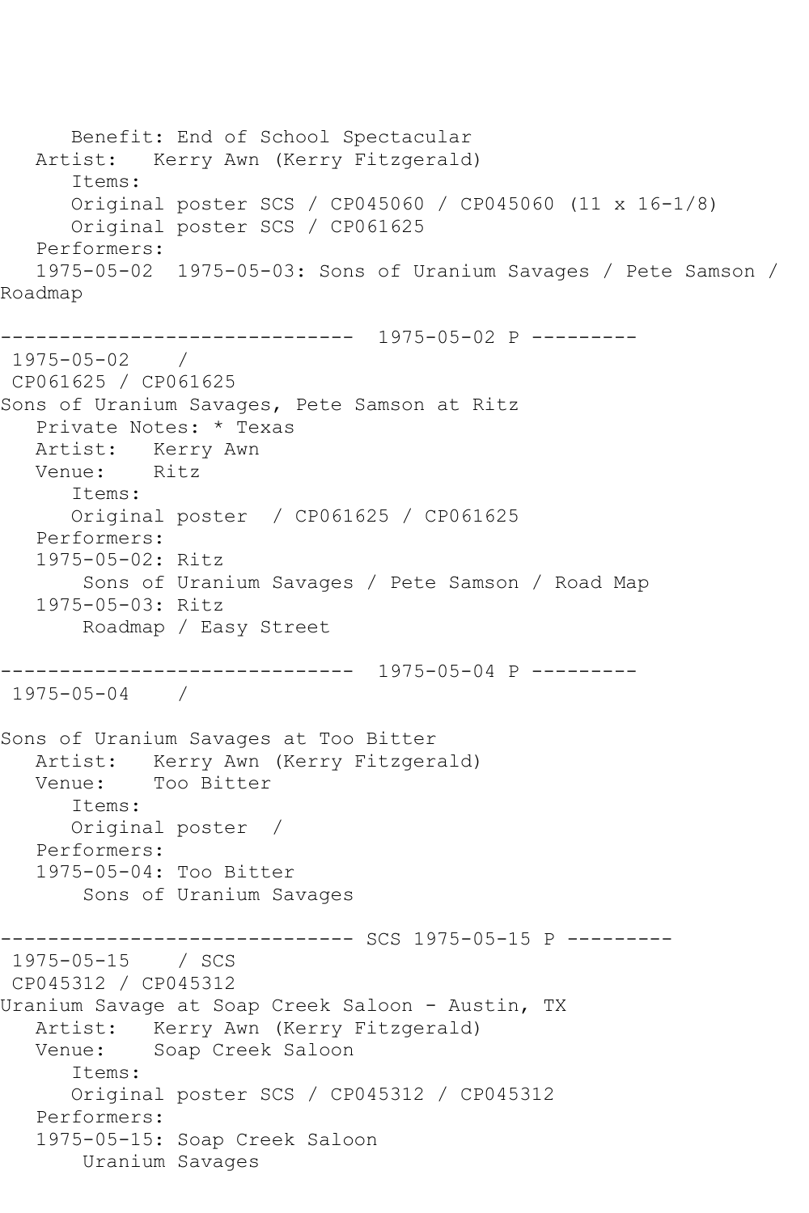```
      Benefit: End of School Spectacular
   Artist:   Kerry Awn (Kerry Fitzgerald)
      Items:
      Original poster SCS / CP045060 / CP045060 (11 x 16-1/8)
      Original poster SCS / CP061625
   Performers:
   1975-05-02  1975-05-03: Sons of Uranium Savages / Pete Samson / 
Roadmap

------------------------------  1975-05-02 P ---------
 1975-05-02    / 
 CP061625 / CP061625
Sons of Uranium Savages, Pete Samson at Ritz
   Private Notes: * Texas
   Artist:   Kerry Awn
   Venue:    Ritz
      Items:
      Original poster  / CP061625 / CP061625
   Performers:
   1975-05-02: Ritz
       Sons of Uranium Savages / Pete Samson / Road Map
   1975-05-03: Ritz
       Roadmap / Easy Street

------------------------------  1975-05-04 P ---------
 1975-05-04    / 

Sons of Uranium Savages at Too Bitter
   Artist:   Kerry Awn (Kerry Fitzgerald)
   Venue:    Too Bitter
      Items:
      Original poster  / 
   Performers:
   1975-05-04: Too Bitter
       Sons of Uranium Savages

------------------------------ SCS 1975-05-15 P ---------
 1975-05-15    / SCS
 CP045312 / CP045312
Uranium Savage at Soap Creek Saloon - Austin, TX
   Artist:   Kerry Awn (Kerry Fitzgerald)
   Venue:    Soap Creek Saloon
      Items:
      Original poster SCS / CP045312 / CP045312
   Performers:
   1975-05-15: Soap Creek Saloon
       Uranium Savages
```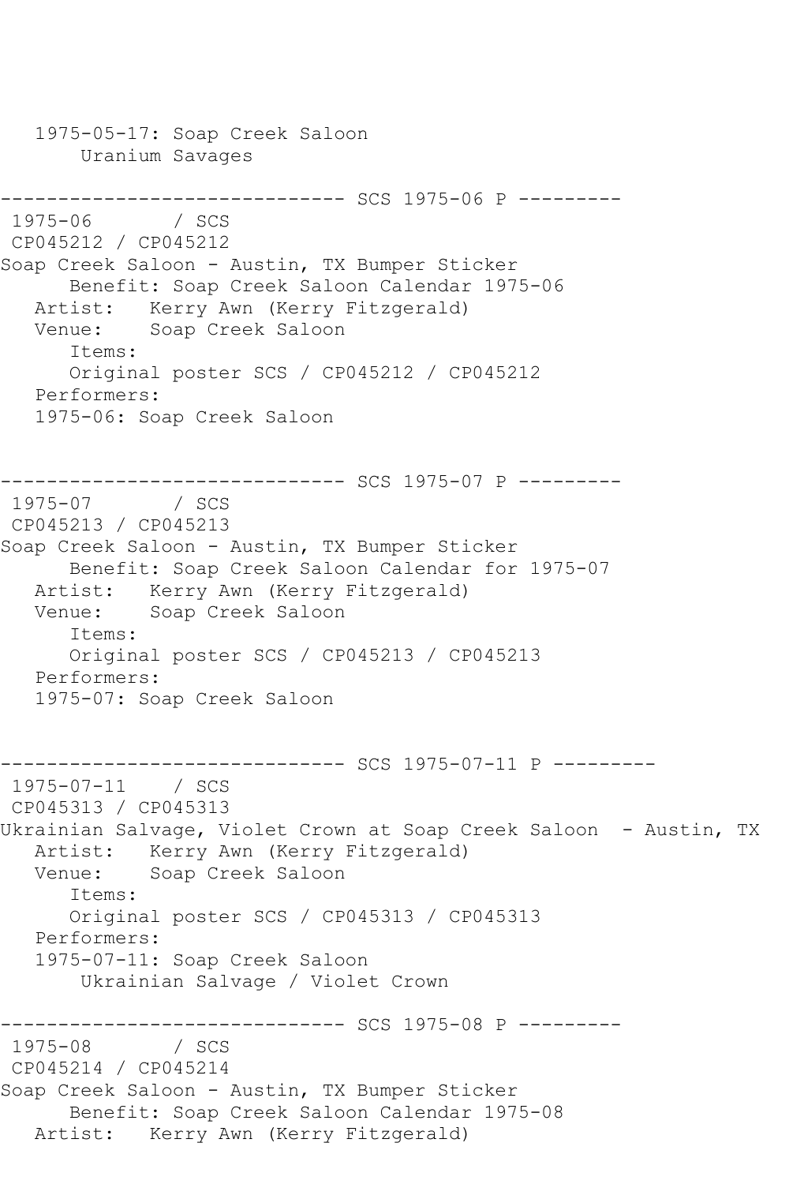```
   1975-05-17: Soap Creek Saloon
       Uranium Savages

------------------------------ SCS 1975-06 P ---------
 1975-06       / SCS
 CP045212 / CP045212
Soap Creek Saloon - Austin, TX Bumper Sticker
      Benefit: Soap Creek Saloon Calendar 1975-06
   Artist:   Kerry Awn (Kerry Fitzgerald)
   Venue:    Soap Creek Saloon
      Items:
      Original poster SCS / CP045212 / CP045212
   Performers:
   1975-06: Soap Creek Saloon


------------------------------ SCS 1975-07 P ---------
 1975-07       / SCS
 CP045213 / CP045213
Soap Creek Saloon - Austin, TX Bumper Sticker
      Benefit: Soap Creek Saloon Calendar for 1975-07
   Artist:   Kerry Awn (Kerry Fitzgerald)
   Venue:    Soap Creek Saloon
      Items:
      Original poster SCS / CP045213 / CP045213
   Performers:
   1975-07: Soap Creek Saloon


------------------------------ SCS 1975-07-11 P ---------
 1975-07-11    / SCS
 CP045313 / CP045313
Ukrainian Salvage, Violet Crown at Soap Creek Saloon  - Austin, TX
   Artist:   Kerry Awn (Kerry Fitzgerald)
   Venue:    Soap Creek Saloon
      Items:
      Original poster SCS / CP045313 / CP045313
   Performers:
   1975-07-11: Soap Creek Saloon
       Ukrainian Salvage / Violet Crown

------------------------------ SCS 1975-08 P ---------
 1975-08       / SCS
 CP045214 / CP045214
Soap Creek Saloon - Austin, TX Bumper Sticker
      Benefit: Soap Creek Saloon Calendar 1975-08
   Artist:   Kerry Awn (Kerry Fitzgerald)
```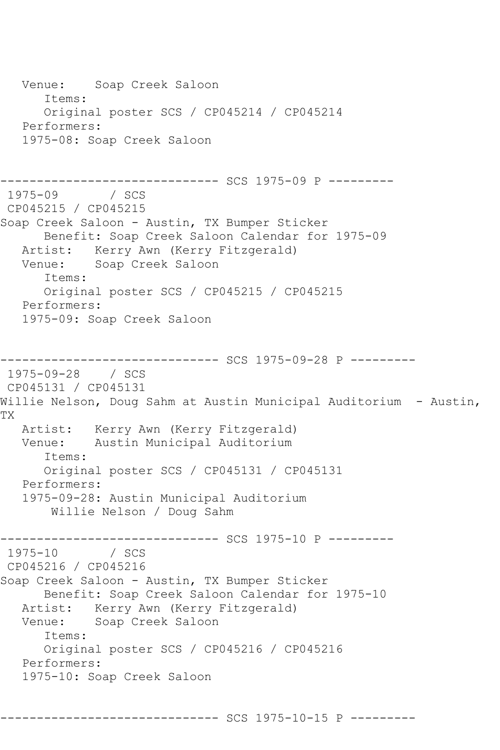```
   Venue:    Soap Creek Saloon
      Items:
      Original poster SCS / CP045214 / CP045214
   Performers:
   1975-08: Soap Creek Saloon


------------------------------ SCS 1975-09 P ---------
 1975-09       / SCS 
 CP045215 / CP045215
Soap Creek Saloon - Austin, TX Bumper Sticker
      Benefit: Soap Creek Saloon Calendar for 1975-09
   Artist:   Kerry Awn (Kerry Fitzgerald)
   Venue:    Soap Creek Saloon
      Items:
      Original poster SCS / CP045215 / CP045215
   Performers:
   1975-09: Soap Creek Saloon


------------------------------ SCS 1975-09-28 P ---------
 1975-09-28    / SCS 
 CP045131 / CP045131
Willie Nelson, Doug Sahm at Austin Municipal Auditorium  - Austin, 
TX
   Artist:   Kerry Awn (Kerry Fitzgerald)
   Venue:    Austin Municipal Auditorium
      Items:
      Original poster SCS / CP045131 / CP045131
   Performers:
   1975-09-28: Austin Municipal Auditorium
       Willie Nelson / Doug Sahm

------------------------------ SCS 1975-10 P ---------
 1975-10       / SCS 
 CP045216 / CP045216
Soap Creek Saloon - Austin, TX Bumper Sticker
      Benefit: Soap Creek Saloon Calendar for 1975-10
   Artist:   Kerry Awn (Kerry Fitzgerald)
   Venue:    Soap Creek Saloon
      Items:
      Original poster SCS / CP045216 / CP045216
   Performers:
   1975-10: Soap Creek Saloon


------------------------------ SCS 1975-10-15 P ---------
```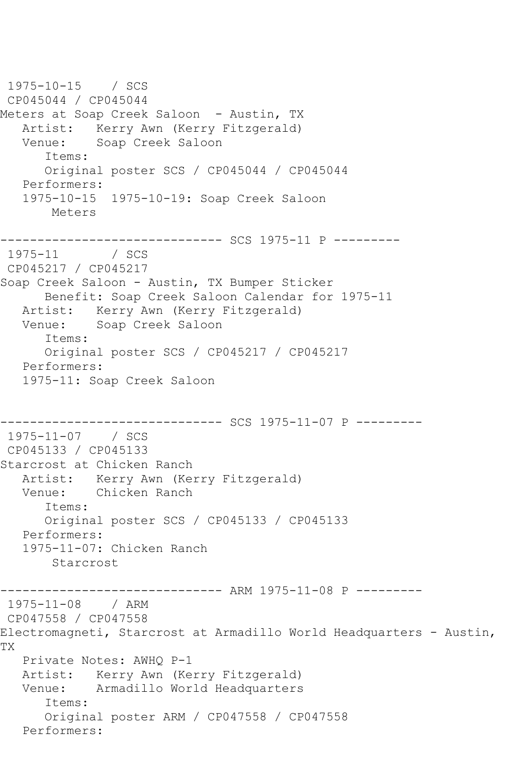```
 1975-10-15    / SCS
 CP045044 / CP045044
Meters at Soap Creek Saloon  - Austin, TX
   Artist:   Kerry Awn (Kerry Fitzgerald)
   Venue:    Soap Creek Saloon
      Items:
      Original poster SCS / CP045044 / CP045044
   Performers:
   1975-10-15  1975-10-19: Soap Creek Saloon
       Meters

------------------------------ SCS 1975-11 P ---------
 1975-11       / SCS
 CP045217 / CP045217
Soap Creek Saloon - Austin, TX Bumper Sticker
      Benefit: Soap Creek Saloon Calendar for 1975-11
   Artist:   Kerry Awn (Kerry Fitzgerald)
   Venue:    Soap Creek Saloon
      Items:
      Original poster SCS / CP045217 / CP045217
   Performers:
   1975-11: Soap Creek Saloon


------------------------------ SCS 1975-11-07 P ---------
 1975-11-07    / SCS
 CP045133 / CP045133
Starcrost at Chicken Ranch
   Artist:   Kerry Awn (Kerry Fitzgerald)
   Venue:    Chicken Ranch
      Items:
      Original poster SCS / CP045133 / CP045133
   Performers:
   1975-11-07: Chicken Ranch
       Starcrost

------------------------------ ARM 1975-11-08 P ---------
 1975-11-08    / ARM
 CP047558 / CP047558
Electromagneti, Starcrost at Armadillo World Headquarters - Austin,
TX
   Private Notes: AWHQ P-1
   Artist:   Kerry Awn (Kerry Fitzgerald)
   Venue:    Armadillo World Headquarters
      Items:
      Original poster ARM / CP047558 / CP047558
   Performers:
```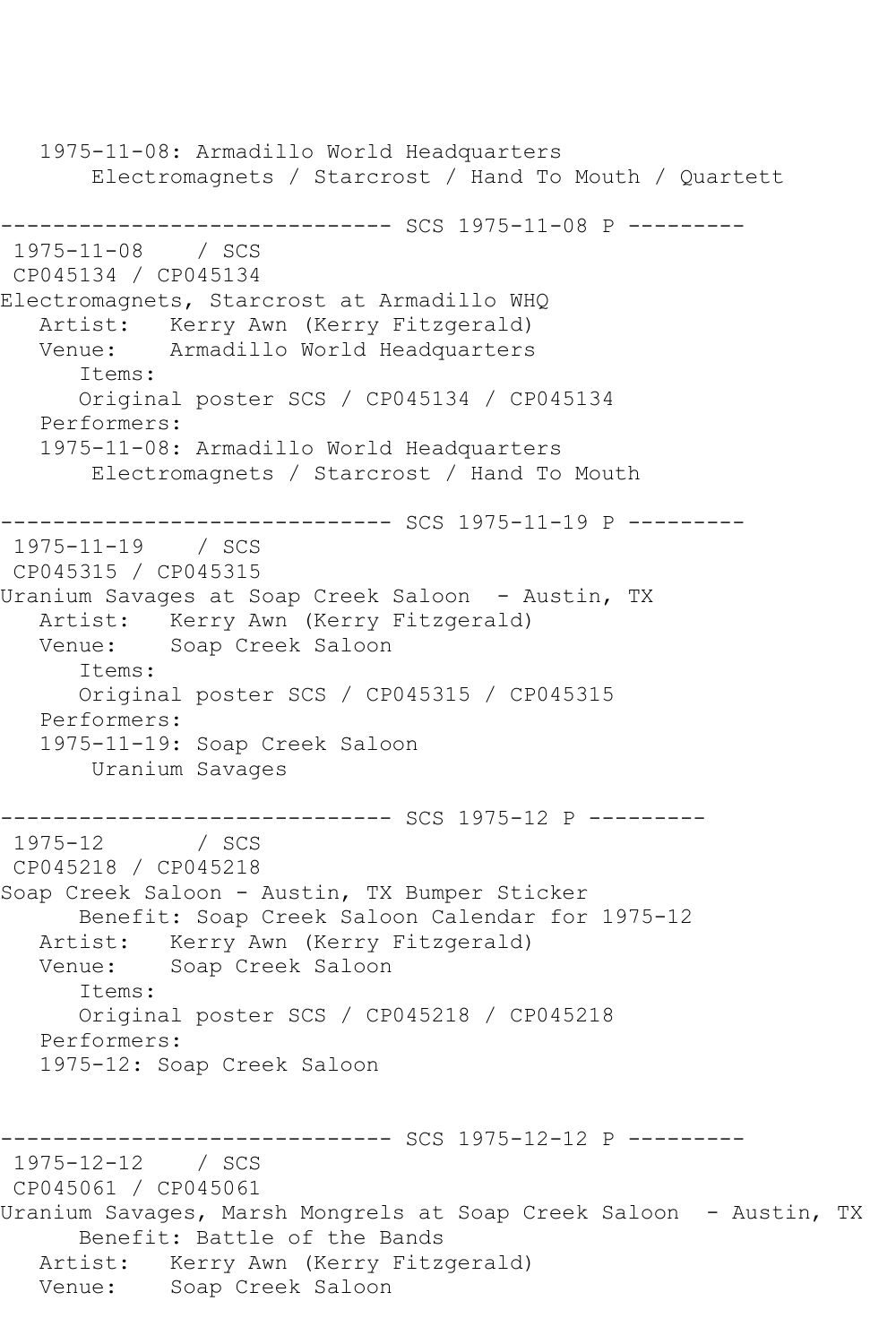```
   1975-11-08: Armadillo World Headquarters
       Electromagnets / Starcrost / Hand To Mouth / Quartett

------------------------------ SCS 1975-11-08 P ---------
 1975-11-08    / SCS
 CP045134 / CP045134
Electromagnets, Starcrost at Armadillo WHQ
   Artist:   Kerry Awn (Kerry Fitzgerald)
   Venue:    Armadillo World Headquarters
      Items:
      Original poster SCS / CP045134 / CP045134
   Performers:
   1975-11-08: Armadillo World Headquarters
       Electromagnets / Starcrost / Hand To Mouth

------------------------------ SCS 1975-11-19 P ---------
 1975-11-19    / SCS
 CP045315 / CP045315
Uranium Savages at Soap Creek Saloon  - Austin, TX
   Artist:   Kerry Awn (Kerry Fitzgerald)
   Venue:    Soap Creek Saloon
      Items:
      Original poster SCS / CP045315 / CP045315
   Performers:
   1975-11-19: Soap Creek Saloon
       Uranium Savages

------------------------------ SCS 1975-12 P ---------
 1975-12       / SCS
 CP045218 / CP045218
Soap Creek Saloon - Austin, TX Bumper Sticker
      Benefit: Soap Creek Saloon Calendar for 1975-12
   Artist:   Kerry Awn (Kerry Fitzgerald)
   Venue:    Soap Creek Saloon
      Items:
      Original poster SCS / CP045218 / CP045218
   Performers:
   1975-12: Soap Creek Saloon


------------------------------ SCS 1975-12-12 P ---------
 1975-12-12    / SCS
 CP045061 / CP045061
Uranium Savages, Marsh Mongrels at Soap Creek Saloon  - Austin, TX
      Benefit: Battle of the Bands
   Artist:   Kerry Awn (Kerry Fitzgerald)
   Venue:    Soap Creek Saloon
```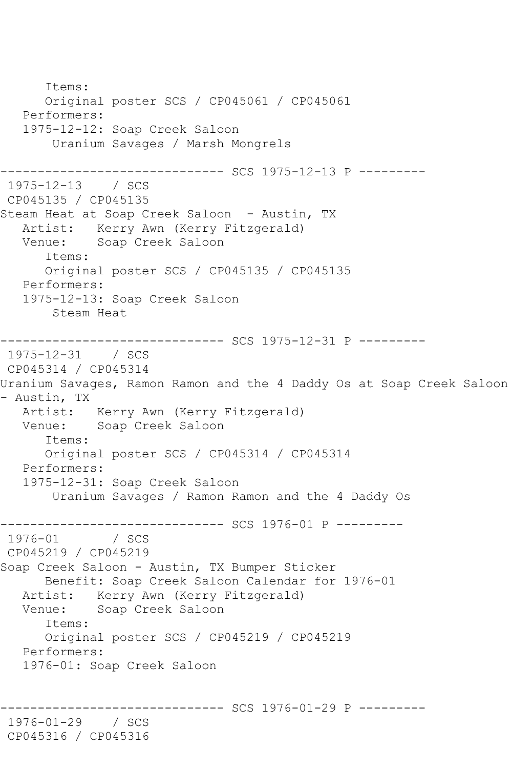```
      Items:
      Original poster SCS / CP045061 / CP045061
   Performers:
   1975-12-12: Soap Creek Saloon
       Uranium Savages / Marsh Mongrels

------------------------------ SCS 1975-12-13 P ---------
 1975-12-13    / SCS
 CP045135 / CP045135
Steam Heat at Soap Creek Saloon  - Austin, TX
   Artist:   Kerry Awn (Kerry Fitzgerald)
   Venue:    Soap Creek Saloon
      Items:
      Original poster SCS / CP045135 / CP045135
   Performers:
   1975-12-13: Soap Creek Saloon
       Steam Heat

------------------------------ SCS 1975-12-31 P ---------
 1975-12-31    / SCS
 CP045314 / CP045314
Uranium Savages, Ramon Ramon and the 4 Daddy Os at Soap Creek Saloon
- Austin, TX
   Artist:   Kerry Awn (Kerry Fitzgerald)
   Venue:    Soap Creek Saloon
      Items:
      Original poster SCS / CP045314 / CP045314
   Performers:
   1975-12-31: Soap Creek Saloon
       Uranium Savages / Ramon Ramon and the 4 Daddy Os

------------------------------ SCS 1976-01 P ---------
 1976-01       / SCS
 CP045219 / CP045219
Soap Creek Saloon - Austin, TX Bumper Sticker
      Benefit: Soap Creek Saloon Calendar for 1976-01
   Artist:   Kerry Awn (Kerry Fitzgerald)
   Venue:    Soap Creek Saloon
      Items:
      Original poster SCS / CP045219 / CP045219
   Performers:
   1976-01: Soap Creek Saloon


------------------------------ SCS 1976-01-29 P ---------
 1976-01-29    / SCS
 CP045316 / CP045316
```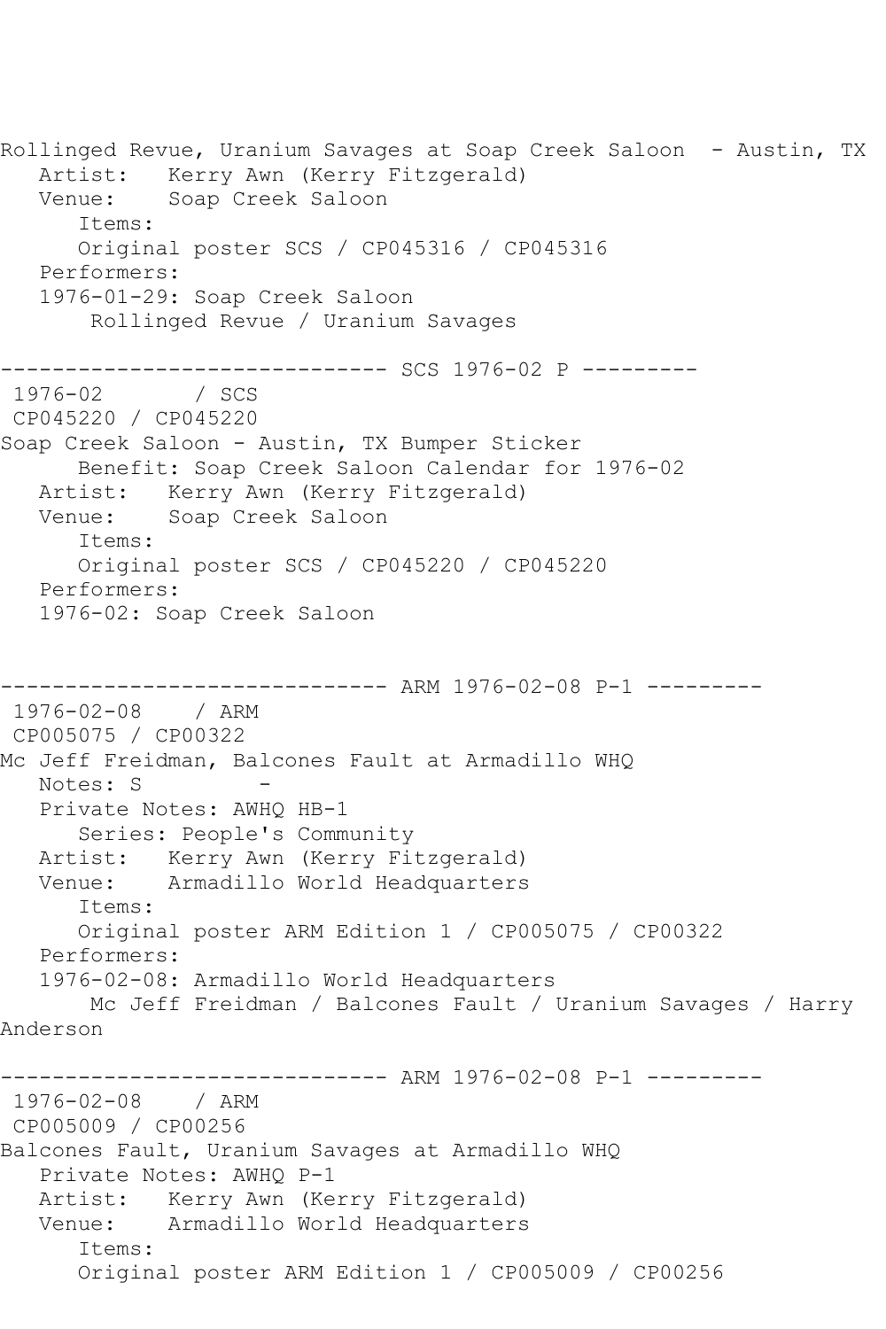Rollinged Revue, Uranium Savages at Soap Creek Saloon - Austin, TX
   Artist: Kerry Awn (Kerry Fitzgerald)
   Venue: Soap Creek Saloon
      Items:
      Original poster SCS / CP045316 / CP045316
   Performers:
   1976-01-29: Soap Creek Saloon
       Rollinged Revue / Uranium Savages

------------------------------ SCS 1976-02 P ---------

1976-02 / SCS
CP045220 / CP045220
Soap Creek Saloon - Austin, TX Bumper Sticker
      Benefit: Soap Creek Saloon Calendar for 1976-02
   Artist: Kerry Awn (Kerry Fitzgerald)
   Venue: Soap Creek Saloon
      Items:
      Original poster SCS / CP045220 / CP045220
   Performers:
   1976-02: Soap Creek Saloon

------------------------------ ARM 1976-02-08 P-1 ---------

1976-02-08 / ARM
CP005075 / CP00322
Mc Jeff Freidman, Balcones Fault at Armadillo WHQ
   Notes: S -
   Private Notes: AWHQ HB-1
      Series: People's Community
   Artist: Kerry Awn (Kerry Fitzgerald)
   Venue: Armadillo World Headquarters
      Items:
      Original poster ARM Edition 1 / CP005075 / CP00322
   Performers:
   1976-02-08: Armadillo World Headquarters
       Mc Jeff Freidman / Balcones Fault / Uranium Savages / Harry Anderson

------------------------------ ARM 1976-02-08 P-1 ---------

1976-02-08 / ARM
CP005009 / CP00256
Balcones Fault, Uranium Savages at Armadillo WHQ
   Private Notes: AWHQ P-1
   Artist: Kerry Awn (Kerry Fitzgerald)
   Venue: Armadillo World Headquarters
      Items:
      Original poster ARM Edition 1 / CP005009 / CP00256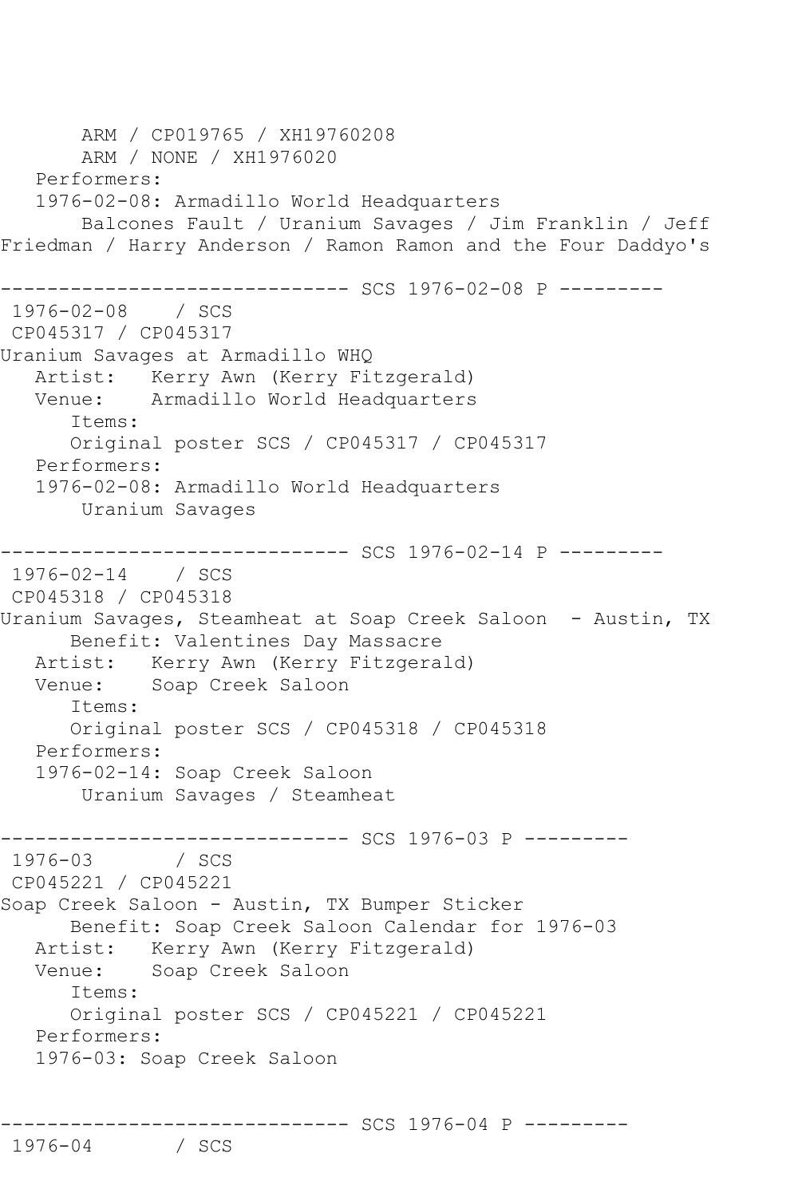```
       ARM / CP019765 / XH19760208
       ARM / NONE / XH1976020
   Performers:
   1976-02-08: Armadillo World Headquarters
       Balcones Fault / Uranium Savages / Jim Franklin / Jeff 
Friedman / Harry Anderson / Ramon Ramon and the Four Daddyo's

------------------------------ SCS 1976-02-08 P ---------
 1976-02-08    / SCS 
 CP045317 / CP045317
Uranium Savages at Armadillo WHQ
   Artist:   Kerry Awn (Kerry Fitzgerald)
   Venue:    Armadillo World Headquarters
      Items:
      Original poster SCS / CP045317 / CP045317
   Performers:
   1976-02-08: Armadillo World Headquarters
       Uranium Savages

------------------------------ SCS 1976-02-14 P ---------
 1976-02-14    / SCS 
 CP045318 / CP045318
Uranium Savages, Steamheat at Soap Creek Saloon  - Austin, TX
      Benefit: Valentines Day Massacre
   Artist:   Kerry Awn (Kerry Fitzgerald)
   Venue:    Soap Creek Saloon
      Items:
      Original poster SCS / CP045318 / CP045318
   Performers:
   1976-02-14: Soap Creek Saloon
       Uranium Savages / Steamheat

------------------------------ SCS 1976-03 P ---------
 1976-03       / SCS 
 CP045221 / CP045221
Soap Creek Saloon - Austin, TX Bumper Sticker
      Benefit: Soap Creek Saloon Calendar for 1976-03
   Artist:   Kerry Awn (Kerry Fitzgerald)
   Venue:    Soap Creek Saloon
      Items:
      Original poster SCS / CP045221 / CP045221
   Performers:
   1976-03: Soap Creek Saloon


------------------------------ SCS 1976-04 P ---------
 1976-04       / SCS
```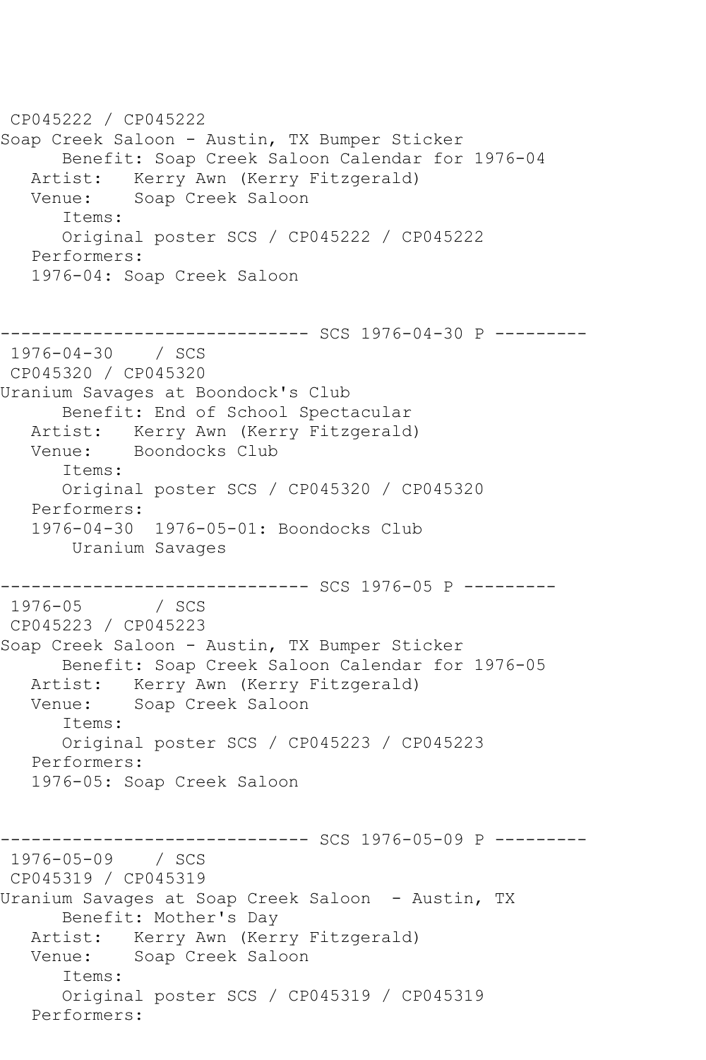```
CP045222 / CP045222
Soap Creek Saloon - Austin, TX Bumper Sticker
      Benefit: Soap Creek Saloon Calendar for 1976-04
   Artist:   Kerry Awn (Kerry Fitzgerald)
   Venue:    Soap Creek Saloon
      Items:
      Original poster SCS / CP045222 / CP045222
   Performers:
   1976-04: Soap Creek Saloon


------------------------------ SCS 1976-04-30 P ---------
 1976-04-30    / SCS
 CP045320 / CP045320
Uranium Savages at Boondock's Club
      Benefit: End of School Spectacular
   Artist:   Kerry Awn (Kerry Fitzgerald)
   Venue:    Boondocks Club
      Items:
      Original poster SCS / CP045320 / CP045320
   Performers:
   1976-04-30  1976-05-01: Boondocks Club
       Uranium Savages

------------------------------ SCS 1976-05 P ---------
 1976-05       / SCS
 CP045223 / CP045223
Soap Creek Saloon - Austin, TX Bumper Sticker
      Benefit: Soap Creek Saloon Calendar for 1976-05
   Artist:   Kerry Awn (Kerry Fitzgerald)
   Venue:    Soap Creek Saloon
      Items:
      Original poster SCS / CP045223 / CP045223
   Performers:
   1976-05: Soap Creek Saloon


------------------------------ SCS 1976-05-09 P ---------
 1976-05-09    / SCS
 CP045319 / CP045319
Uranium Savages at Soap Creek Saloon  - Austin, TX
      Benefit: Mother's Day
   Artist:   Kerry Awn (Kerry Fitzgerald)
   Venue:    Soap Creek Saloon
      Items:
      Original poster SCS / CP045319 / CP045319
   Performers:
```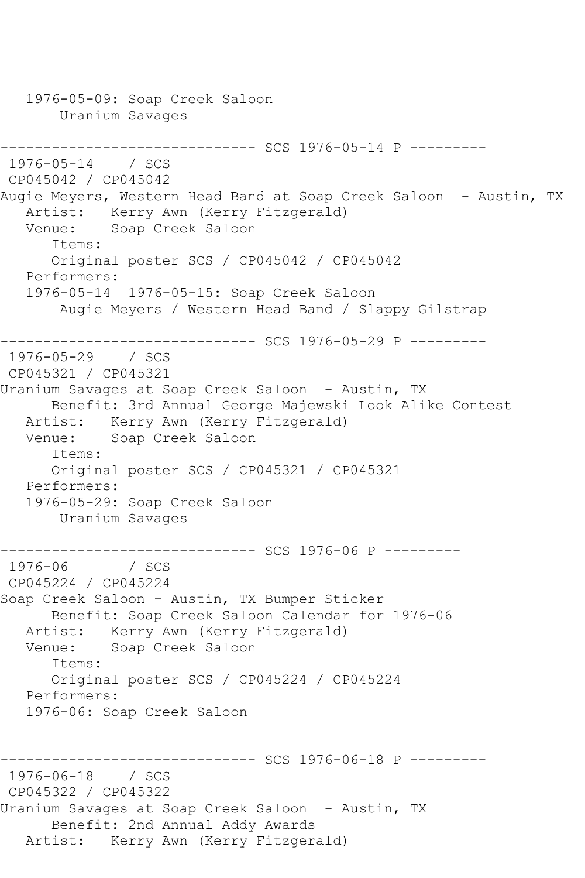```
   1976-05-09: Soap Creek Saloon
       Uranium Savages

------------------------------ SCS 1976-05-14 P ---------
 1976-05-14    / SCS
 CP045042 / CP045042
Augie Meyers, Western Head Band at Soap Creek Saloon  - Austin, TX
   Artist:   Kerry Awn (Kerry Fitzgerald)
   Venue:    Soap Creek Saloon
      Items:
      Original poster SCS / CP045042 / CP045042
   Performers:
   1976-05-14  1976-05-15: Soap Creek Saloon
       Augie Meyers / Western Head Band / Slappy Gilstrap

------------------------------ SCS 1976-05-29 P ---------
 1976-05-29    / SCS
 CP045321 / CP045321
Uranium Savages at Soap Creek Saloon  - Austin, TX
      Benefit: 3rd Annual George Majewski Look Alike Contest
   Artist:   Kerry Awn (Kerry Fitzgerald)
   Venue:    Soap Creek Saloon
      Items:
      Original poster SCS / CP045321 / CP045321
   Performers:
   1976-05-29: Soap Creek Saloon
       Uranium Savages

------------------------------ SCS 1976-06 P ---------
 1976-06       / SCS
 CP045224 / CP045224
Soap Creek Saloon - Austin, TX Bumper Sticker
      Benefit: Soap Creek Saloon Calendar for 1976-06
   Artist:   Kerry Awn (Kerry Fitzgerald)
   Venue:    Soap Creek Saloon
      Items:
      Original poster SCS / CP045224 / CP045224
   Performers:
   1976-06: Soap Creek Saloon


------------------------------ SCS 1976-06-18 P ---------
 1976-06-18    / SCS
 CP045322 / CP045322
Uranium Savages at Soap Creek Saloon  - Austin, TX
      Benefit: 2nd Annual Addy Awards
   Artist:   Kerry Awn (Kerry Fitzgerald)
```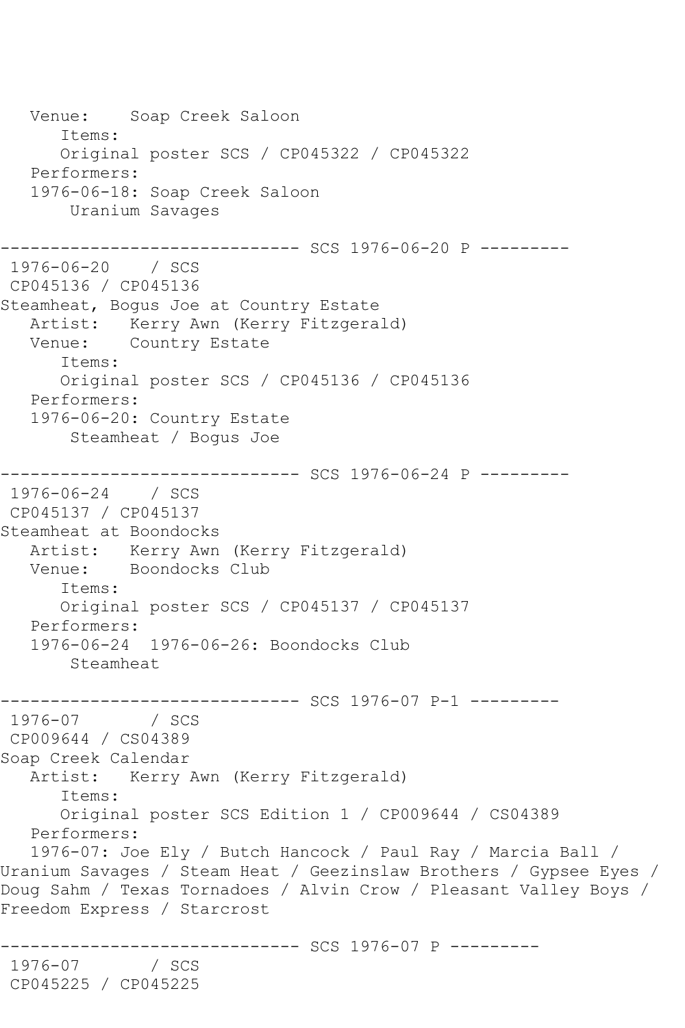```
   Venue:    Soap Creek Saloon
      Items:
      Original poster SCS / CP045322 / CP045322
   Performers:
   1976-06-18: Soap Creek Saloon
       Uranium Savages

------------------------------ SCS 1976-06-20 P ---------
 1976-06-20    / SCS
 CP045136 / CP045136
Steamheat, Bogus Joe at Country Estate
   Artist:   Kerry Awn (Kerry Fitzgerald)
   Venue:    Country Estate
      Items:
      Original poster SCS / CP045136 / CP045136
   Performers:
   1976-06-20: Country Estate
       Steamheat / Bogus Joe

------------------------------ SCS 1976-06-24 P ---------
 1976-06-24    / SCS
 CP045137 / CP045137
Steamheat at Boondocks
   Artist:   Kerry Awn (Kerry Fitzgerald)
   Venue:    Boondocks Club
      Items:
      Original poster SCS / CP045137 / CP045137
   Performers:
   1976-06-24  1976-06-26: Boondocks Club
       Steamheat

------------------------------ SCS 1976-07 P-1 ---------
 1976-07       / SCS
 CP009644 / CS04389
Soap Creek Calendar
   Artist:   Kerry Awn (Kerry Fitzgerald)
      Items:
      Original poster SCS Edition 1 / CP009644 / CS04389
   Performers:
   1976-07: Joe Ely / Butch Hancock / Paul Ray / Marcia Ball /
Uranium Savages / Steam Heat / Geezinslaw Brothers / Gypsee Eyes /
Doug Sahm / Texas Tornadoes / Alvin Crow / Pleasant Valley Boys /
Freedom Express / Starcrost

------------------------------ SCS 1976-07 P ---------
 1976-07       / SCS
 CP045225 / CP045225
```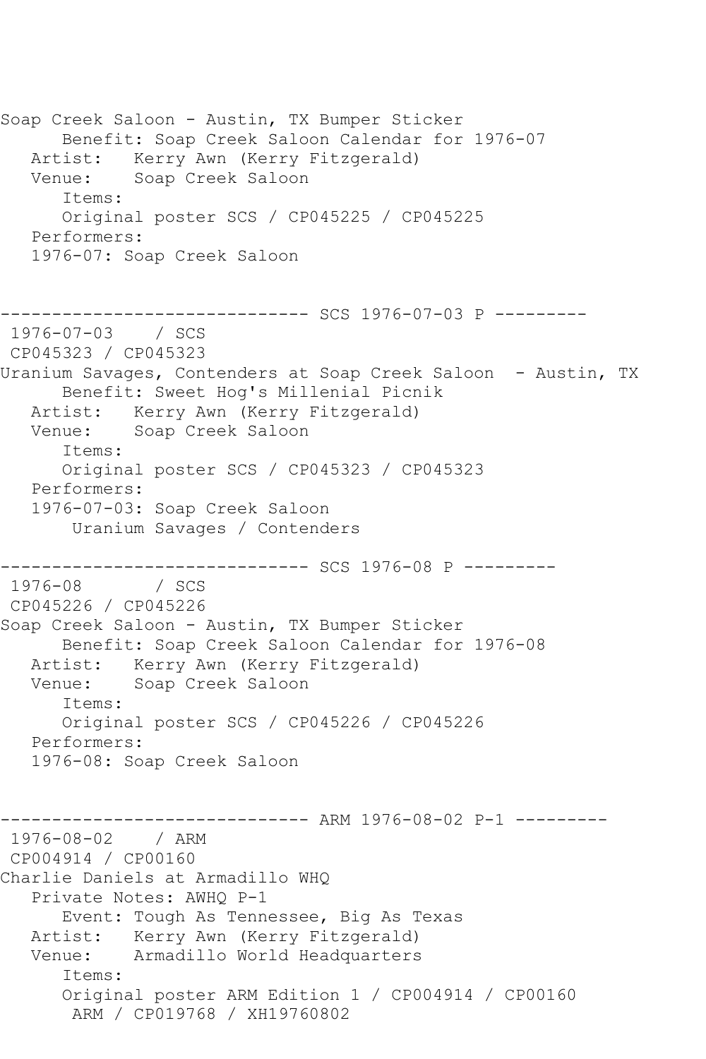Soap Creek Saloon - Austin, TX Bumper Sticker
      Benefit: Soap Creek Saloon Calendar for 1976-07
   Artist:   Kerry Awn (Kerry Fitzgerald)
   Venue:    Soap Creek Saloon
      Items:
      Original poster SCS / CP045225 / CP045225
   Performers:
   1976-07: Soap Creek Saloon

------------------------------ SCS 1976-07-03 P ---------
 1976-07-03    / SCS
 CP045323 / CP045323
Uranium Savages, Contenders at Soap Creek Saloon  - Austin, TX
      Benefit: Sweet Hog's Millenial Picnik
   Artist:   Kerry Awn (Kerry Fitzgerald)
   Venue:    Soap Creek Saloon
      Items:
      Original poster SCS / CP045323 / CP045323
   Performers:
   1976-07-03: Soap Creek Saloon
       Uranium Savages / Contenders

------------------------------ SCS 1976-08 P ---------
 1976-08       / SCS
 CP045226 / CP045226
Soap Creek Saloon - Austin, TX Bumper Sticker
      Benefit: Soap Creek Saloon Calendar for 1976-08
   Artist:   Kerry Awn (Kerry Fitzgerald)
   Venue:    Soap Creek Saloon
      Items:
      Original poster SCS / CP045226 / CP045226
   Performers:
   1976-08: Soap Creek Saloon

------------------------------ ARM 1976-08-02 P-1 ---------
 1976-08-02    / ARM
 CP004914 / CP00160
Charlie Daniels at Armadillo WHQ
   Private Notes: AWHQ P-1
      Event: Tough As Tennessee, Big As Texas
   Artist:   Kerry Awn (Kerry Fitzgerald)
   Venue:    Armadillo World Headquarters
      Items:
      Original poster ARM Edition 1 / CP004914 / CP00160
       ARM / CP019768 / XH19760802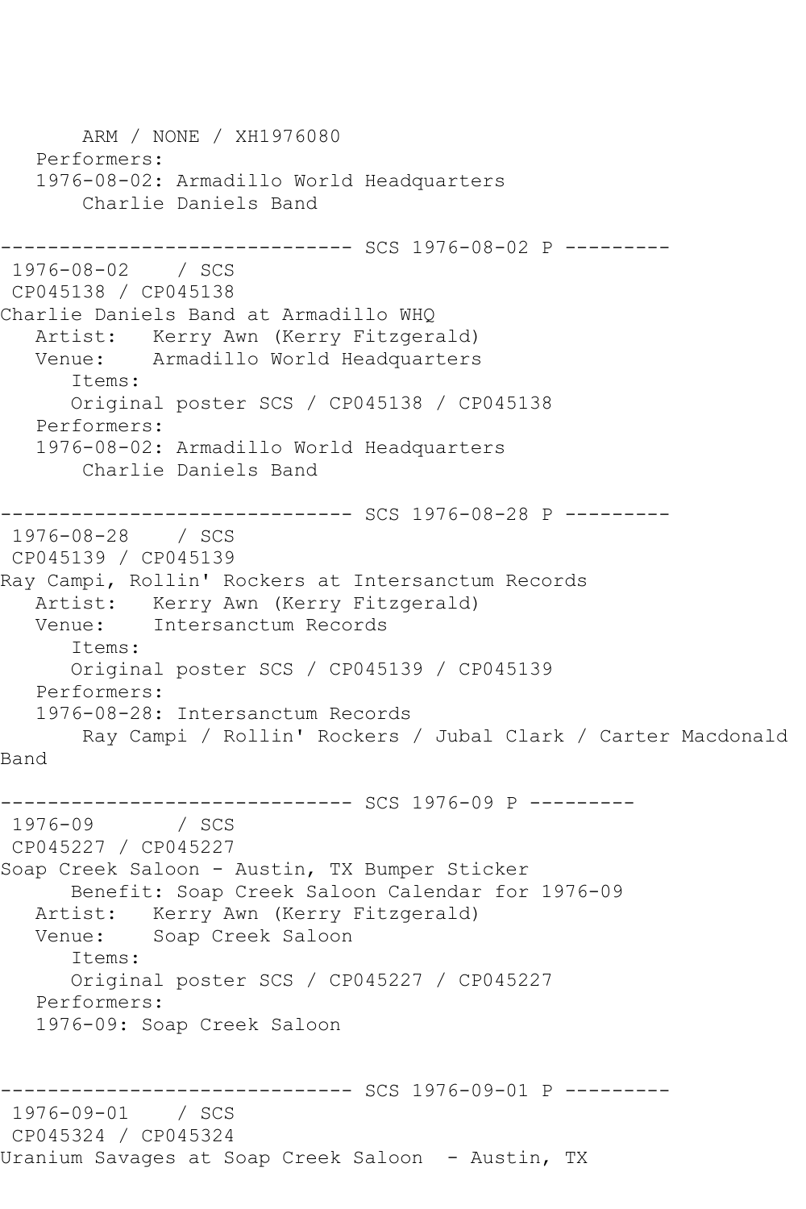```
       ARM / NONE / XH1976080
   Performers:
   1976-08-02: Armadillo World Headquarters
       Charlie Daniels Band

------------------------------ SCS 1976-08-02 P ---------
 1976-08-02    / SCS
 CP045138 / CP045138
Charlie Daniels Band at Armadillo WHQ
   Artist:   Kerry Awn (Kerry Fitzgerald)
   Venue:    Armadillo World Headquarters
      Items:
      Original poster SCS / CP045138 / CP045138
   Performers:
   1976-08-02: Armadillo World Headquarters
       Charlie Daniels Band

------------------------------ SCS 1976-08-28 P ---------
 1976-08-28    / SCS
 CP045139 / CP045139
Ray Campi, Rollin' Rockers at Intersanctum Records
   Artist:   Kerry Awn (Kerry Fitzgerald)
   Venue:    Intersanctum Records
      Items:
      Original poster SCS / CP045139 / CP045139
   Performers:
   1976-08-28: Intersanctum Records
       Ray Campi / Rollin' Rockers / Jubal Clark / Carter Macdonald
Band

------------------------------ SCS 1976-09 P ---------
 1976-09       / SCS
 CP045227 / CP045227
Soap Creek Saloon - Austin, TX Bumper Sticker
      Benefit: Soap Creek Saloon Calendar for 1976-09
   Artist:   Kerry Awn (Kerry Fitzgerald)
   Venue:    Soap Creek Saloon
      Items:
      Original poster SCS / CP045227 / CP045227
   Performers:
   1976-09: Soap Creek Saloon


------------------------------ SCS 1976-09-01 P ---------
 1976-09-01    / SCS
 CP045324 / CP045324
Uranium Savages at Soap Creek Saloon  - Austin, TX
```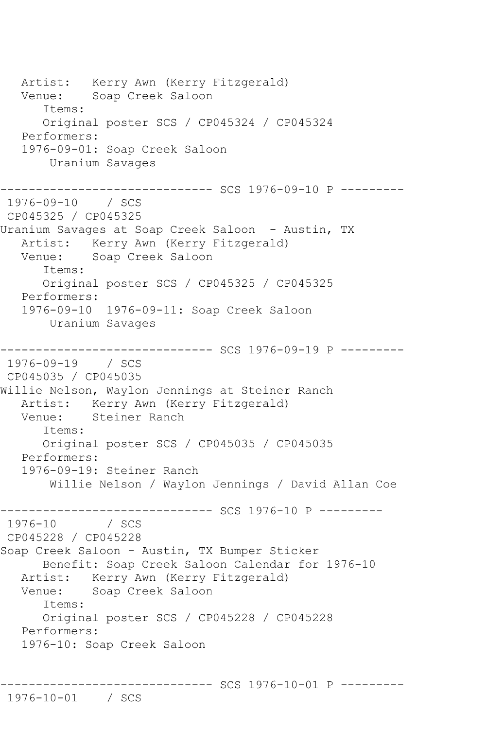```
   Artist:   Kerry Awn (Kerry Fitzgerald)
   Venue:    Soap Creek Saloon
      Items:
      Original poster SCS / CP045324 / CP045324
   Performers:
   1976-09-01: Soap Creek Saloon
       Uranium Savages

------------------------------ SCS 1976-09-10 P ---------
 1976-09-10    / SCS
 CP045325 / CP045325
Uranium Savages at Soap Creek Saloon  - Austin, TX
   Artist:   Kerry Awn (Kerry Fitzgerald)
   Venue:    Soap Creek Saloon
      Items:
      Original poster SCS / CP045325 / CP045325
   Performers:
   1976-09-10  1976-09-11: Soap Creek Saloon
       Uranium Savages

------------------------------ SCS 1976-09-19 P ---------
 1976-09-19    / SCS
 CP045035 / CP045035
Willie Nelson, Waylon Jennings at Steiner Ranch
   Artist:   Kerry Awn (Kerry Fitzgerald)
   Venue:    Steiner Ranch
      Items:
      Original poster SCS / CP045035 / CP045035
   Performers:
   1976-09-19: Steiner Ranch
       Willie Nelson / Waylon Jennings / David Allan Coe

------------------------------ SCS 1976-10 P ---------
 1976-10       / SCS
 CP045228 / CP045228
Soap Creek Saloon - Austin, TX Bumper Sticker
      Benefit: Soap Creek Saloon Calendar for 1976-10
   Artist:   Kerry Awn (Kerry Fitzgerald)
   Venue:    Soap Creek Saloon
      Items:
      Original poster SCS / CP045228 / CP045228
   Performers:
   1976-10: Soap Creek Saloon


------------------------------ SCS 1976-10-01 P ---------
 1976-10-01    / SCS
```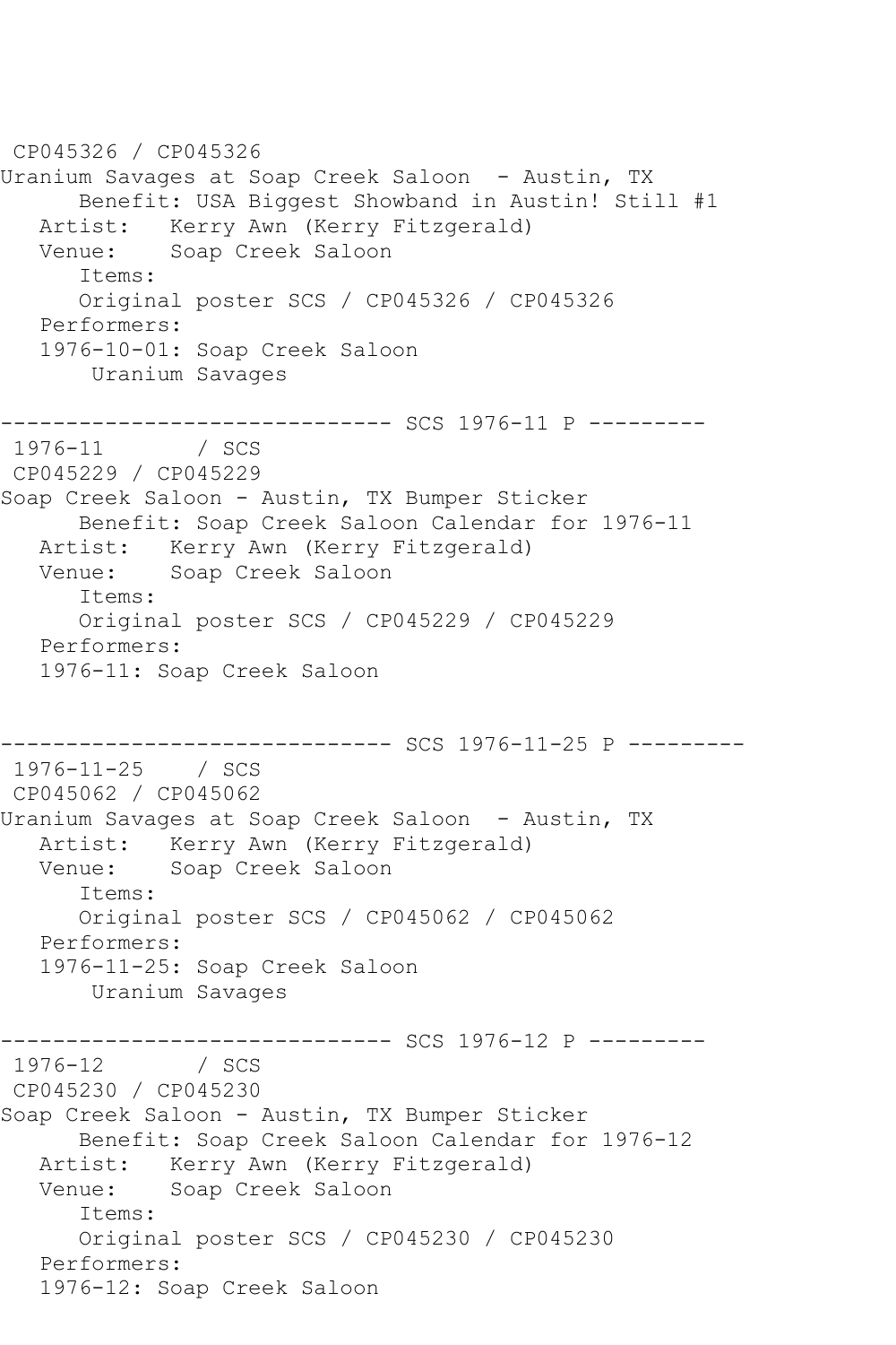CP045326 / CP045326
Uranium Savages at Soap Creek Saloon - Austin, TX
Benefit: USA Biggest Showband in Austin! Still #1
Artist: Kerry Awn (Kerry Fitzgerald)
Venue: Soap Creek Saloon
Items:
Original poster SCS / CP045326 / CP045326
Performers:
1976-10-01: Soap Creek Saloon
Uranium Savages

------------------------------ SCS 1976-11 P ---------
1976-11 / SCS
CP045229 / CP045229
Soap Creek Saloon - Austin, TX Bumper Sticker
Benefit: Soap Creek Saloon Calendar for 1976-11
Artist: Kerry Awn (Kerry Fitzgerald)
Venue: Soap Creek Saloon
Items:
Original poster SCS / CP045229 / CP045229
Performers:
1976-11: Soap Creek Saloon

------------------------------ SCS 1976-11-25 P ---------
1976-11-25 / SCS
CP045062 / CP045062
Uranium Savages at Soap Creek Saloon - Austin, TX
Artist: Kerry Awn (Kerry Fitzgerald)
Venue: Soap Creek Saloon
Items:
Original poster SCS / CP045062 / CP045062
Performers:
1976-11-25: Soap Creek Saloon
Uranium Savages

------------------------------ SCS 1976-12 P ---------
1976-12 / SCS
CP045230 / CP045230
Soap Creek Saloon - Austin, TX Bumper Sticker
Benefit: Soap Creek Saloon Calendar for 1976-12
Artist: Kerry Awn (Kerry Fitzgerald)
Venue: Soap Creek Saloon
Items:
Original poster SCS / CP045230 / CP045230
Performers:
1976-12: Soap Creek Saloon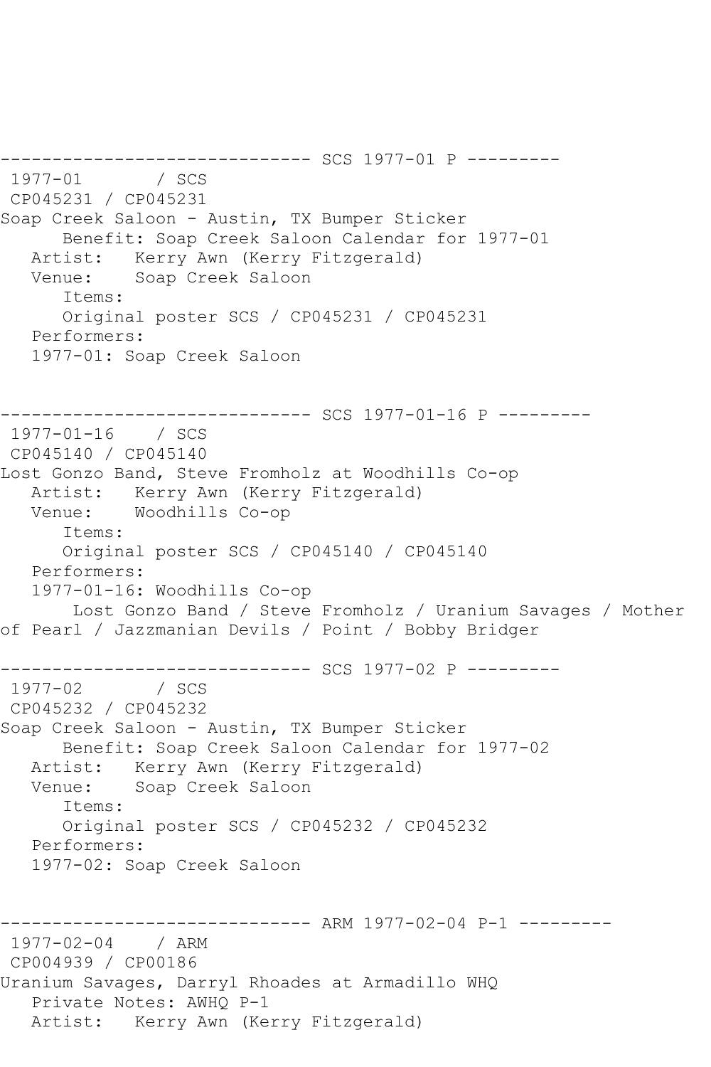------------------------------ SCS 1977-01 P ---------
1977-01 / SCS
CP045231 / CP045231
Soap Creek Saloon - Austin, TX Bumper Sticker
Benefit: Soap Creek Saloon Calendar for 1977-01
Artist: Kerry Awn (Kerry Fitzgerald)
Venue: Soap Creek Saloon
Items:
Original poster SCS / CP045231 / CP045231
Performers:
1977-01: Soap Creek Saloon

------------------------------ SCS 1977-01-16 P ---------
1977-01-16 / SCS
CP045140 / CP045140
Lost Gonzo Band, Steve Fromholz at Woodhills Co-op
Artist: Kerry Awn (Kerry Fitzgerald)
Venue: Woodhills Co-op
Items:
Original poster SCS / CP045140 / CP045140
Performers:
1977-01-16: Woodhills Co-op
Lost Gonzo Band / Steve Fromholz / Uranium Savages / Mother of Pearl / Jazzmanian Devils / Point / Bobby Bridger

------------------------------ SCS 1977-02 P ---------
1977-02 / SCS
CP045232 / CP045232
Soap Creek Saloon - Austin, TX Bumper Sticker
Benefit: Soap Creek Saloon Calendar for 1977-02
Artist: Kerry Awn (Kerry Fitzgerald)
Venue: Soap Creek Saloon
Items:
Original poster SCS / CP045232 / CP045232
Performers:
1977-02: Soap Creek Saloon

------------------------------ ARM 1977-02-04 P-1 ---------
1977-02-04 / ARM
CP004939 / CP00186
Uranium Savages, Darryl Rhoades at Armadillo WHQ
Private Notes: AWHQ P-1
Artist: Kerry Awn (Kerry Fitzgerald)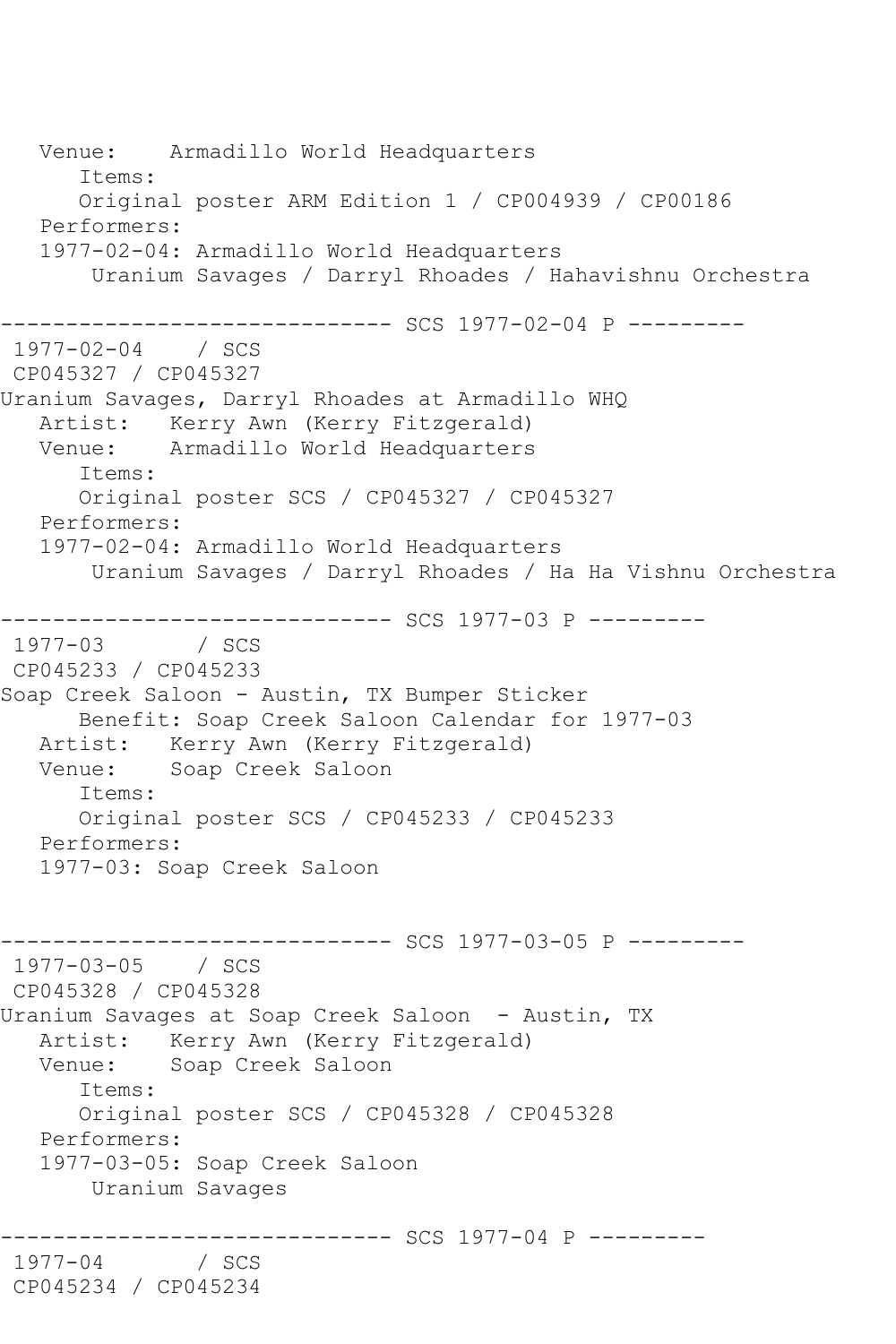```
   Venue:    Armadillo World Headquarters
      Items:
      Original poster ARM Edition 1 / CP004939 / CP00186
   Performers:
   1977-02-04: Armadillo World Headquarters
       Uranium Savages / Darryl Rhoades / Hahavishnu Orchestra

------------------------------ SCS 1977-02-04 P ---------
 1977-02-04    / SCS
 CP045327 / CP045327
Uranium Savages, Darryl Rhoades at Armadillo WHQ
   Artist:   Kerry Awn (Kerry Fitzgerald)
   Venue:    Armadillo World Headquarters
      Items:
      Original poster SCS / CP045327 / CP045327
   Performers:
   1977-02-04: Armadillo World Headquarters
       Uranium Savages / Darryl Rhoades / Ha Ha Vishnu Orchestra

------------------------------ SCS 1977-03 P ---------
 1977-03       / SCS
 CP045233 / CP045233
Soap Creek Saloon - Austin, TX Bumper Sticker
      Benefit: Soap Creek Saloon Calendar for 1977-03
   Artist:   Kerry Awn (Kerry Fitzgerald)
   Venue:    Soap Creek Saloon
      Items:
      Original poster SCS / CP045233 / CP045233
   Performers:
   1977-03: Soap Creek Saloon


------------------------------ SCS 1977-03-05 P ---------
 1977-03-05    / SCS
 CP045328 / CP045328
Uranium Savages at Soap Creek Saloon  - Austin, TX
   Artist:   Kerry Awn (Kerry Fitzgerald)
   Venue:    Soap Creek Saloon
      Items:
      Original poster SCS / CP045328 / CP045328
   Performers:
   1977-03-05: Soap Creek Saloon
       Uranium Savages

------------------------------ SCS 1977-04 P ---------
 1977-04       / SCS
 CP045234 / CP045234
```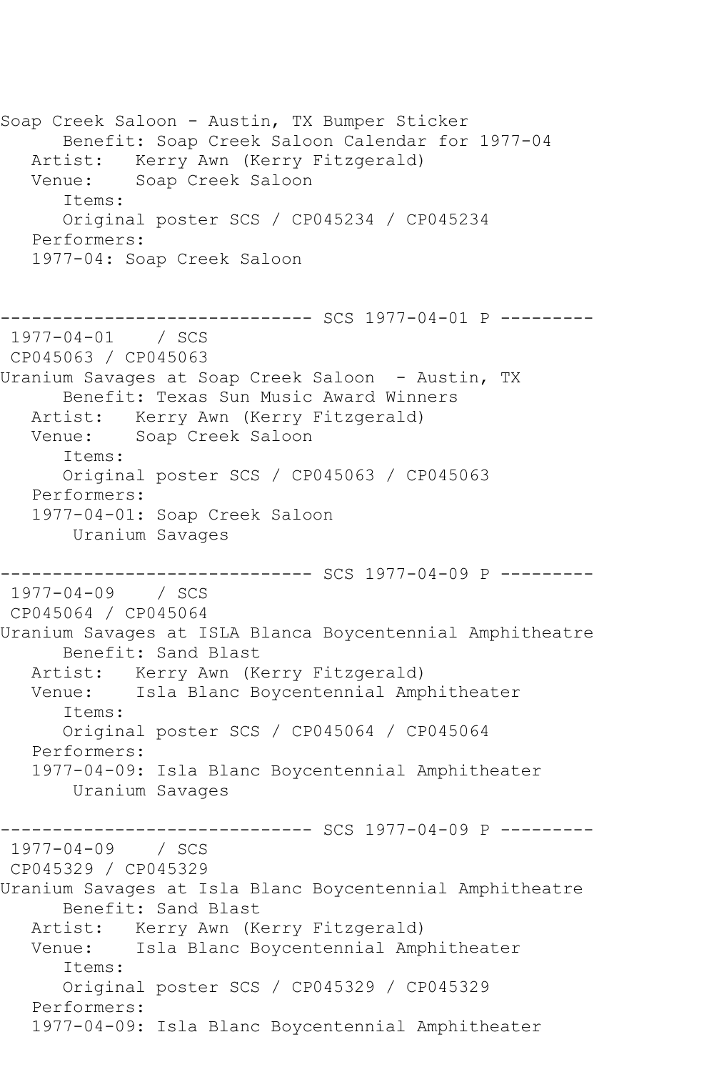```
Soap Creek Saloon - Austin, TX Bumper Sticker
      Benefit: Soap Creek Saloon Calendar for 1977-04
   Artist:   Kerry Awn (Kerry Fitzgerald)
   Venue:    Soap Creek Saloon
      Items:
      Original poster SCS / CP045234 / CP045234
   Performers:
   1977-04: Soap Creek Saloon


------------------------------ SCS 1977-04-01 P ---------
 1977-04-01    / SCS
 CP045063 / CP045063
Uranium Savages at Soap Creek Saloon  - Austin, TX
      Benefit: Texas Sun Music Award Winners
   Artist:   Kerry Awn (Kerry Fitzgerald)
   Venue:    Soap Creek Saloon
      Items:
      Original poster SCS / CP045063 / CP045063
   Performers:
   1977-04-01: Soap Creek Saloon
       Uranium Savages

------------------------------ SCS 1977-04-09 P ---------
 1977-04-09    / SCS
 CP045064 / CP045064
Uranium Savages at ISLA Blanca Boycentennial Amphitheatre
      Benefit: Sand Blast
   Artist:   Kerry Awn (Kerry Fitzgerald)
   Venue:    Isla Blanc Boycentennial Amphitheater
      Items:
      Original poster SCS / CP045064 / CP045064
   Performers:
   1977-04-09: Isla Blanc Boycentennial Amphitheater
       Uranium Savages

------------------------------ SCS 1977-04-09 P ---------
 1977-04-09    / SCS
 CP045329 / CP045329
Uranium Savages at Isla Blanc Boycentennial Amphitheatre
      Benefit: Sand Blast
   Artist:   Kerry Awn (Kerry Fitzgerald)
   Venue:    Isla Blanc Boycentennial Amphitheater
      Items:
      Original poster SCS / CP045329 / CP045329
   Performers:
   1977-04-09: Isla Blanc Boycentennial Amphitheater
```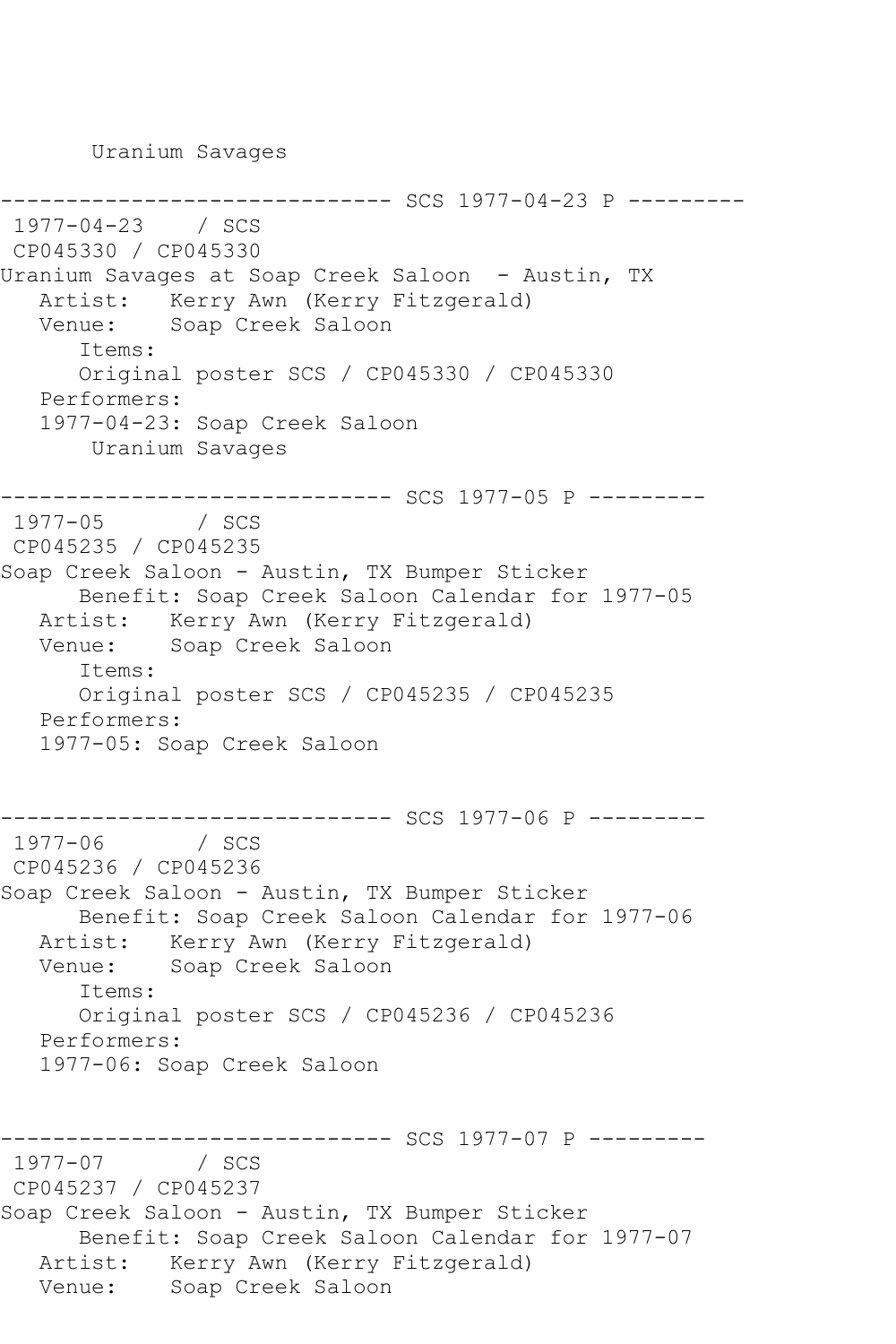Uranium Savages

------------------------------ SCS 1977-04-23 P ---------

1977-04-23 / SCS

CP045330 / CP045330

Uranium Savages at Soap Creek Saloon - Austin, TX

Artist: Kerry Awn (Kerry Fitzgerald)

Venue: Soap Creek Saloon

Items:

Original poster SCS / CP045330 / CP045330

Performers:

1977-04-23: Soap Creek Saloon

Uranium Savages

------------------------------ SCS 1977-05 P ---------

1977-05 / SCS

CP045235 / CP045235

Soap Creek Saloon - Austin, TX Bumper Sticker

Benefit: Soap Creek Saloon Calendar for 1977-05

Artist: Kerry Awn (Kerry Fitzgerald)

Venue: Soap Creek Saloon

Items:

Original poster SCS / CP045235 / CP045235

Performers:

1977-05: Soap Creek Saloon

------------------------------ SCS 1977-06 P ---------

1977-06 / SCS

CP045236 / CP045236

Soap Creek Saloon - Austin, TX Bumper Sticker

Benefit: Soap Creek Saloon Calendar for 1977-06

Artist: Kerry Awn (Kerry Fitzgerald)

Venue: Soap Creek Saloon

Items:

Original poster SCS / CP045236 / CP045236

Performers:

1977-06: Soap Creek Saloon

------------------------------ SCS 1977-07 P ---------

1977-07 / SCS

CP045237 / CP045237

Soap Creek Saloon - Austin, TX Bumper Sticker

Benefit: Soap Creek Saloon Calendar for 1977-07

Artist: Kerry Awn (Kerry Fitzgerald)

Venue: Soap Creek Saloon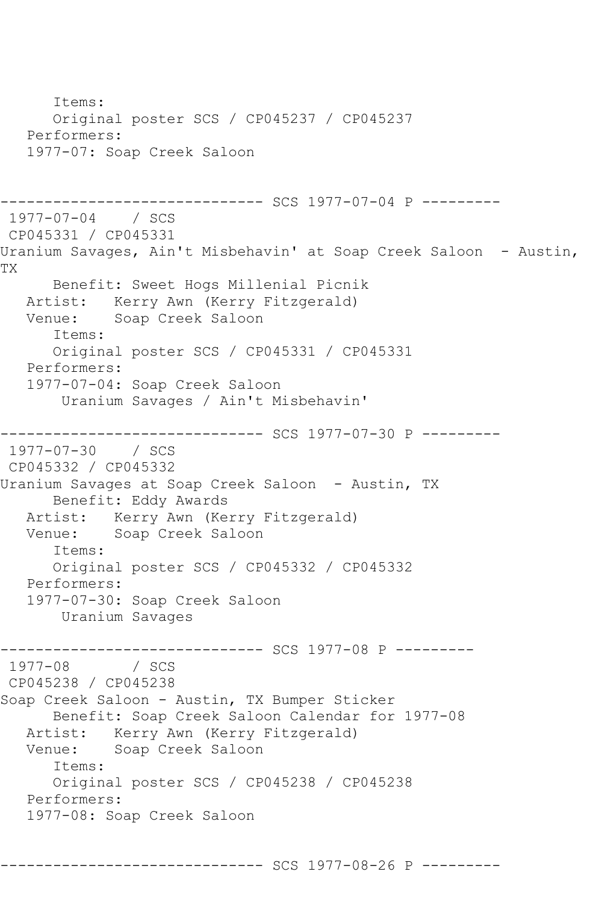```
      Items:
      Original poster SCS / CP045237 / CP045237
   Performers:
   1977-07: Soap Creek Saloon


------------------------------ SCS 1977-07-04 P ---------
 1977-07-04    / SCS
 CP045331 / CP045331
Uranium Savages, Ain't Misbehavin' at Soap Creek Saloon  - Austin, TX
      Benefit: Sweet Hogs Millenial Picnik
   Artist:   Kerry Awn (Kerry Fitzgerald)
   Venue:    Soap Creek Saloon
      Items:
      Original poster SCS / CP045331 / CP045331
   Performers:
   1977-07-04: Soap Creek Saloon
       Uranium Savages / Ain't Misbehavin'

------------------------------ SCS 1977-07-30 P ---------
 1977-07-30    / SCS
 CP045332 / CP045332
Uranium Savages at Soap Creek Saloon  - Austin, TX
      Benefit: Eddy Awards
   Artist:   Kerry Awn (Kerry Fitzgerald)
   Venue:    Soap Creek Saloon
      Items:
      Original poster SCS / CP045332 / CP045332
   Performers:
   1977-07-30: Soap Creek Saloon
       Uranium Savages

------------------------------ SCS 1977-08 P ---------
 1977-08       / SCS
 CP045238 / CP045238
Soap Creek Saloon - Austin, TX Bumper Sticker
      Benefit: Soap Creek Saloon Calendar for 1977-08
   Artist:   Kerry Awn (Kerry Fitzgerald)
   Venue:    Soap Creek Saloon
      Items:
      Original poster SCS / CP045238 / CP045238
   Performers:
   1977-08: Soap Creek Saloon


------------------------------ SCS 1977-08-26 P ---------
```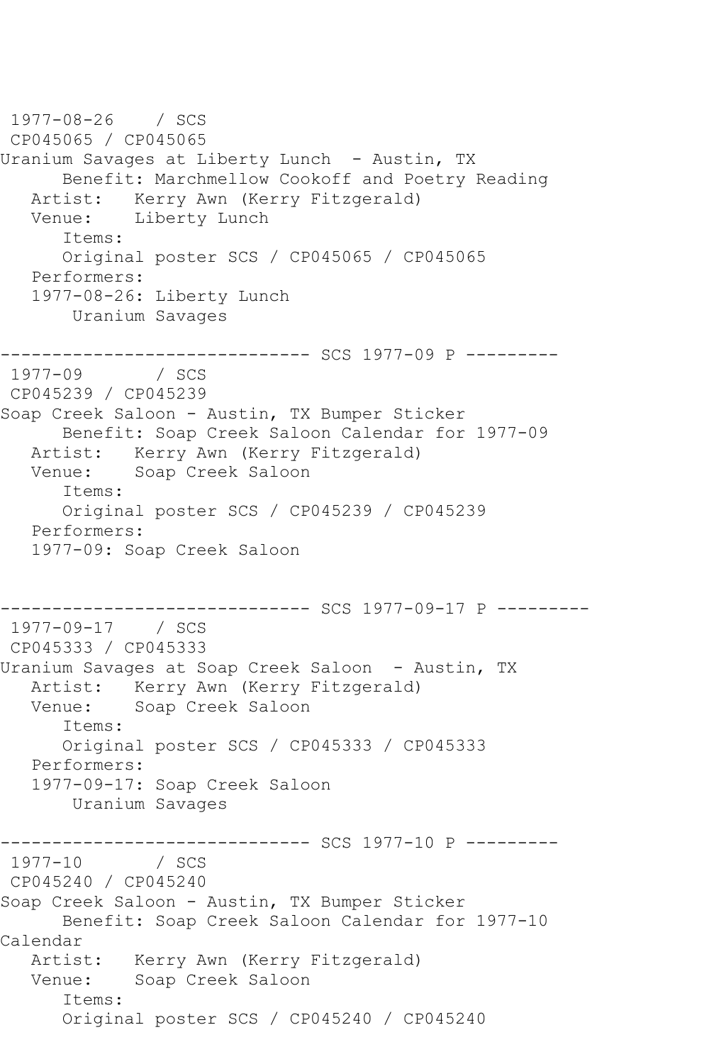1977-08-26 / SCS
CP045065 / CP045065
Uranium Savages at Liberty Lunch - Austin, TX
Benefit: Marchmellow Cookoff and Poetry Reading
Artist: Kerry Awn (Kerry Fitzgerald)
Venue: Liberty Lunch
Items:
Original poster SCS / CP045065 / CP045065
Performers:
1977-08-26: Liberty Lunch
Uranium Savages

------------------------------ SCS 1977-09 P ---------
1977-09 / SCS
CP045239 / CP045239
Soap Creek Saloon - Austin, TX Bumper Sticker
Benefit: Soap Creek Saloon Calendar for 1977-09
Artist: Kerry Awn (Kerry Fitzgerald)
Venue: Soap Creek Saloon
Items:
Original poster SCS / CP045239 / CP045239
Performers:
1977-09: Soap Creek Saloon

------------------------------ SCS 1977-09-17 P ---------
1977-09-17 / SCS
CP045333 / CP045333
Uranium Savages at Soap Creek Saloon - Austin, TX
Artist: Kerry Awn (Kerry Fitzgerald)
Venue: Soap Creek Saloon
Items:
Original poster SCS / CP045333 / CP045333
Performers:
1977-09-17: Soap Creek Saloon
Uranium Savages

------------------------------ SCS 1977-10 P ---------
1977-10 / SCS
CP045240 / CP045240
Soap Creek Saloon - Austin, TX Bumper Sticker
Benefit: Soap Creek Saloon Calendar for 1977-10
Calendar
Artist: Kerry Awn (Kerry Fitzgerald)
Venue: Soap Creek Saloon
Items:
Original poster SCS / CP045240 / CP045240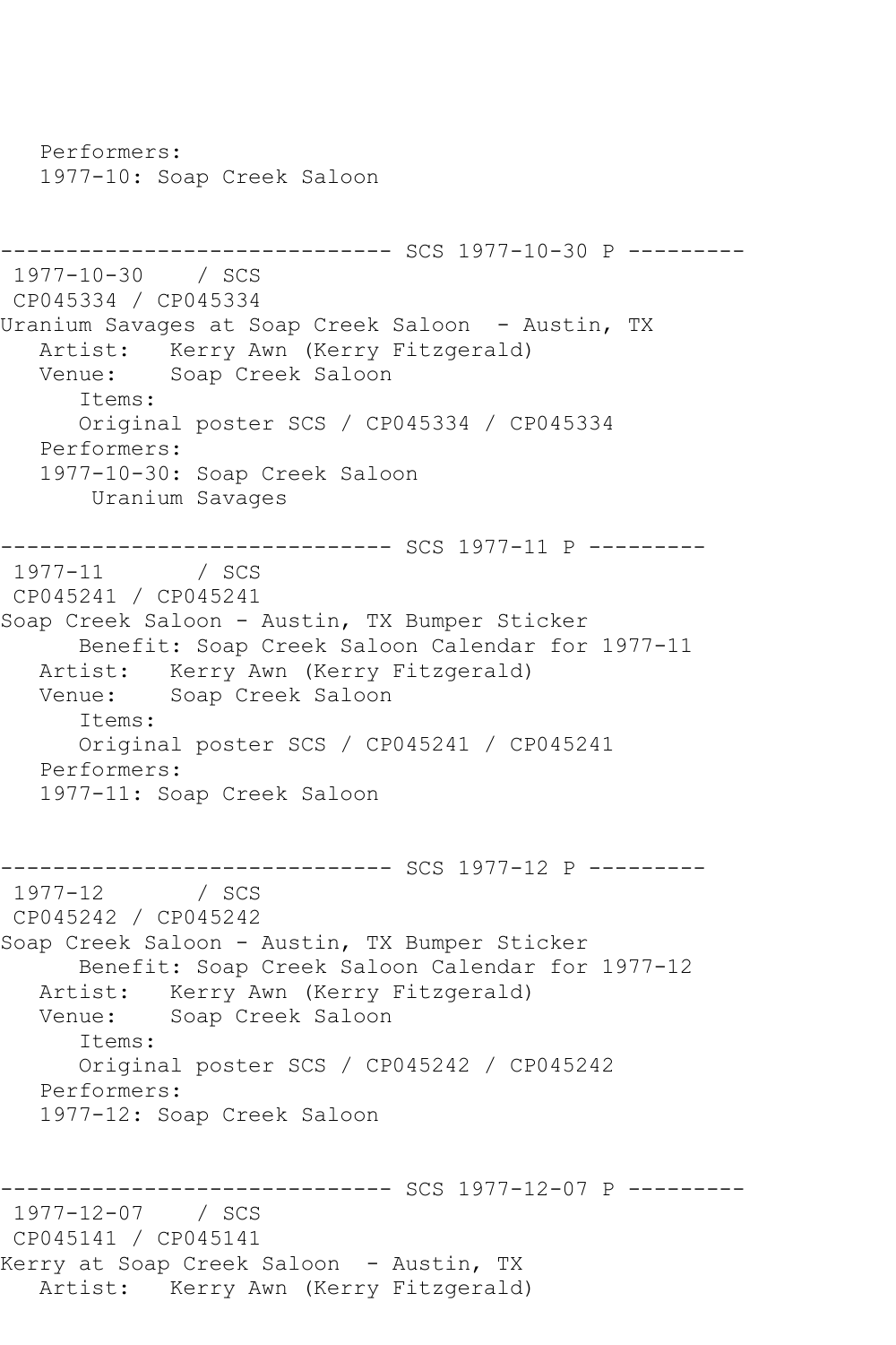```
   Performers:
   1977-10: Soap Creek Saloon


------------------------------ SCS 1977-10-30 P ---------
 1977-10-30    / SCS
 CP045334 / CP045334
Uranium Savages at Soap Creek Saloon  - Austin, TX
   Artist:   Kerry Awn (Kerry Fitzgerald)
   Venue:    Soap Creek Saloon
      Items:
      Original poster SCS / CP045334 / CP045334
   Performers:
   1977-10-30: Soap Creek Saloon
       Uranium Savages

------------------------------ SCS 1977-11 P ---------
 1977-11       / SCS
 CP045241 / CP045241
Soap Creek Saloon - Austin, TX Bumper Sticker
      Benefit: Soap Creek Saloon Calendar for 1977-11
   Artist:   Kerry Awn (Kerry Fitzgerald)
   Venue:    Soap Creek Saloon
      Items:
      Original poster SCS / CP045241 / CP045241
   Performers:
   1977-11: Soap Creek Saloon


------------------------------ SCS 1977-12 P ---------
 1977-12       / SCS
 CP045242 / CP045242
Soap Creek Saloon - Austin, TX Bumper Sticker
      Benefit: Soap Creek Saloon Calendar for 1977-12
   Artist:   Kerry Awn (Kerry Fitzgerald)
   Venue:    Soap Creek Saloon
      Items:
      Original poster SCS / CP045242 / CP045242
   Performers:
   1977-12: Soap Creek Saloon


------------------------------ SCS 1977-12-07 P ---------
 1977-12-07    / SCS
 CP045141 / CP045141
Kerry at Soap Creek Saloon  - Austin, TX
   Artist:   Kerry Awn (Kerry Fitzgerald)
```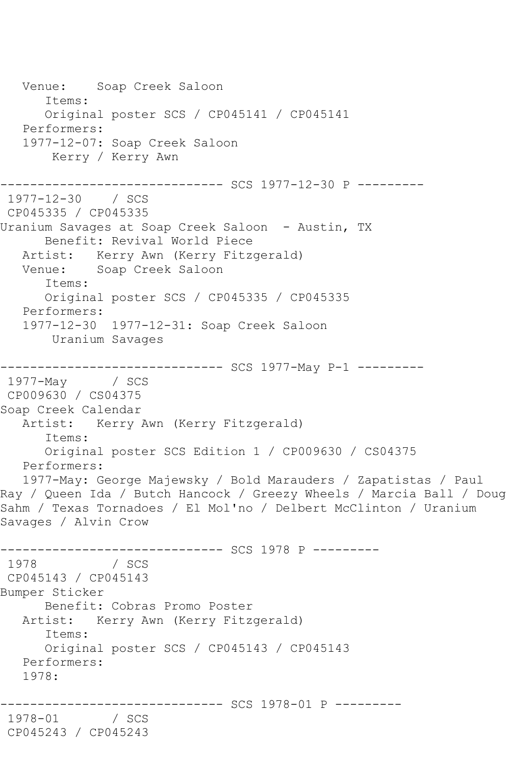```
   Venue:    Soap Creek Saloon
      Items:
      Original poster SCS / CP045141 / CP045141
   Performers:
   1977-12-07: Soap Creek Saloon
       Kerry / Kerry Awn

------------------------------ SCS 1977-12-30 P ---------
 1977-12-30    / SCS
 CP045335 / CP045335
Uranium Savages at Soap Creek Saloon  - Austin, TX
      Benefit: Revival World Piece
   Artist:   Kerry Awn (Kerry Fitzgerald)
   Venue:    Soap Creek Saloon
      Items:
      Original poster SCS / CP045335 / CP045335
   Performers:
   1977-12-30  1977-12-31: Soap Creek Saloon
       Uranium Savages

------------------------------ SCS 1977-May P-1 ---------
 1977-May      / SCS
 CP009630 / CS04375
Soap Creek Calendar
   Artist:   Kerry Awn (Kerry Fitzgerald)
      Items:
      Original poster SCS Edition 1 / CP009630 / CS04375
   Performers:
   1977-May: George Majewsky / Bold Marauders / Zapatistas / Paul
Ray / Queen Ida / Butch Hancock / Greezy Wheels / Marcia Ball / Doug
Sahm / Texas Tornadoes / El Mol'no / Delbert McClinton / Uranium
Savages / Alvin Crow

------------------------------ SCS 1978 P ---------
 1978          / SCS
 CP045143 / CP045143
Bumper Sticker
      Benefit: Cobras Promo Poster
   Artist:   Kerry Awn (Kerry Fitzgerald)
      Items:
      Original poster SCS / CP045143 / CP045143
   Performers:
   1978:

------------------------------ SCS 1978-01 P ---------
 1978-01       / SCS
 CP045243 / CP045243
```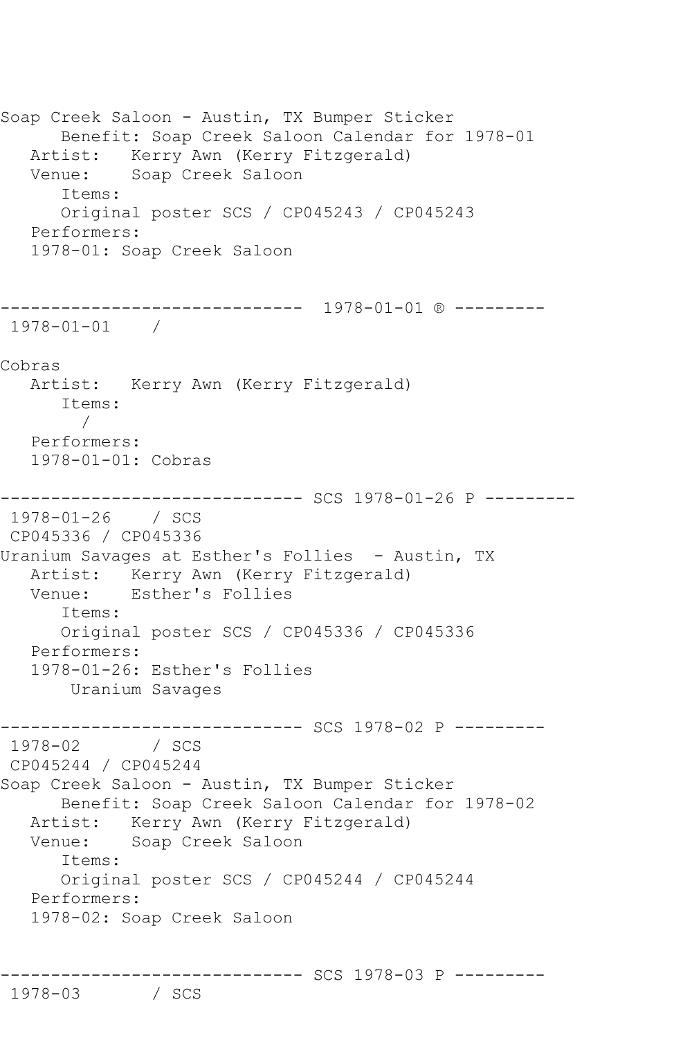```
Soap Creek Saloon - Austin, TX Bumper Sticker
      Benefit: Soap Creek Saloon Calendar for 1978-01
   Artist:   Kerry Awn (Kerry Fitzgerald)
   Venue:    Soap Creek Saloon
      Items:
      Original poster SCS / CP045243 / CP045243
   Performers:
   1978-01: Soap Creek Saloon


------------------------------  1978-01-01 ® ---------
 1978-01-01    /

Cobras
   Artist:   Kerry Awn (Kerry Fitzgerald)
      Items:
        /
   Performers:
   1978-01-01: Cobras

------------------------------ SCS 1978-01-26 P ---------
 1978-01-26    / SCS
 CP045336 / CP045336
Uranium Savages at Esther's Follies  - Austin, TX
   Artist:   Kerry Awn (Kerry Fitzgerald)
   Venue:    Esther's Follies
      Items:
      Original poster SCS / CP045336 / CP045336
   Performers:
   1978-01-26: Esther's Follies
       Uranium Savages

------------------------------ SCS 1978-02 P ---------
 1978-02       / SCS
 CP045244 / CP045244
Soap Creek Saloon - Austin, TX Bumper Sticker
      Benefit: Soap Creek Saloon Calendar for 1978-02
   Artist:   Kerry Awn (Kerry Fitzgerald)
   Venue:    Soap Creek Saloon
      Items:
      Original poster SCS / CP045244 / CP045244
   Performers:
   1978-02: Soap Creek Saloon


------------------------------ SCS 1978-03 P ---------
 1978-03       / SCS
```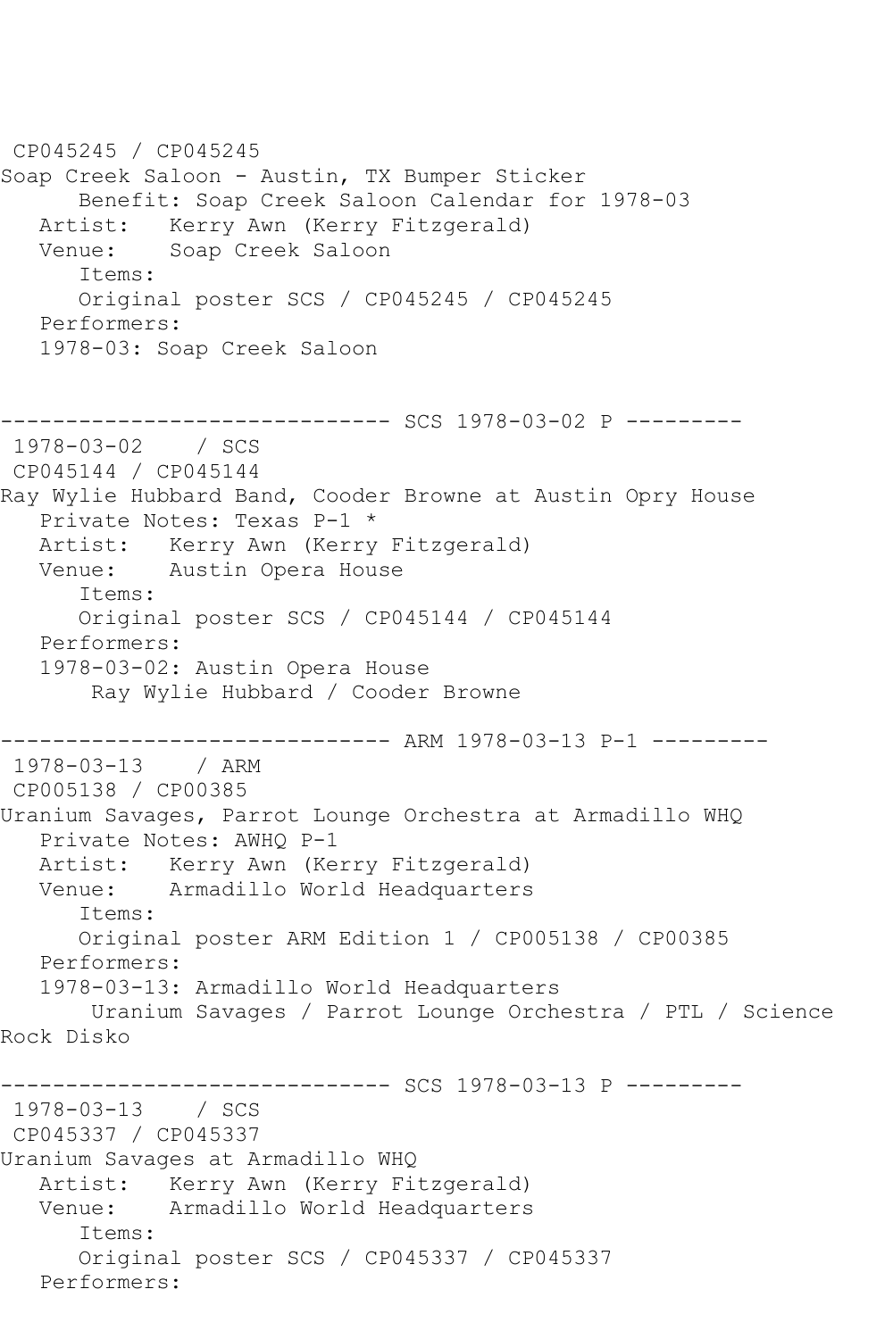CP045245 / CP045245
Soap Creek Saloon - Austin, TX Bumper Sticker
Benefit: Soap Creek Saloon Calendar for 1978-03
Artist: Kerry Awn (Kerry Fitzgerald)
Venue: Soap Creek Saloon
Items:
Original poster SCS / CP045245 / CP045245
Performers:
1978-03: Soap Creek Saloon

------------------------------ SCS 1978-03-02 P ---------
1978-03-02 / SCS
CP045144 / CP045144
Ray Wylie Hubbard Band, Cooder Browne at Austin Opry House
Private Notes: Texas P-1 *
Artist: Kerry Awn (Kerry Fitzgerald)
Venue: Austin Opera House
Items:
Original poster SCS / CP045144 / CP045144
Performers:
1978-03-02: Austin Opera House
Ray Wylie Hubbard / Cooder Browne

------------------------------ ARM 1978-03-13 P-1 ---------
1978-03-13 / ARM
CP005138 / CP00385
Uranium Savages, Parrot Lounge Orchestra at Armadillo WHQ
Private Notes: AWHQ P-1
Artist: Kerry Awn (Kerry Fitzgerald)
Venue: Armadillo World Headquarters
Items:
Original poster ARM Edition 1 / CP005138 / CP00385
Performers:
1978-03-13: Armadillo World Headquarters
Uranium Savages / Parrot Lounge Orchestra / PTL / Science Rock Disko

------------------------------ SCS 1978-03-13 P ---------
1978-03-13 / SCS
CP045337 / CP045337
Uranium Savages at Armadillo WHQ
Artist: Kerry Awn (Kerry Fitzgerald)
Venue: Armadillo World Headquarters
Items:
Original poster SCS / CP045337 / CP045337
Performers: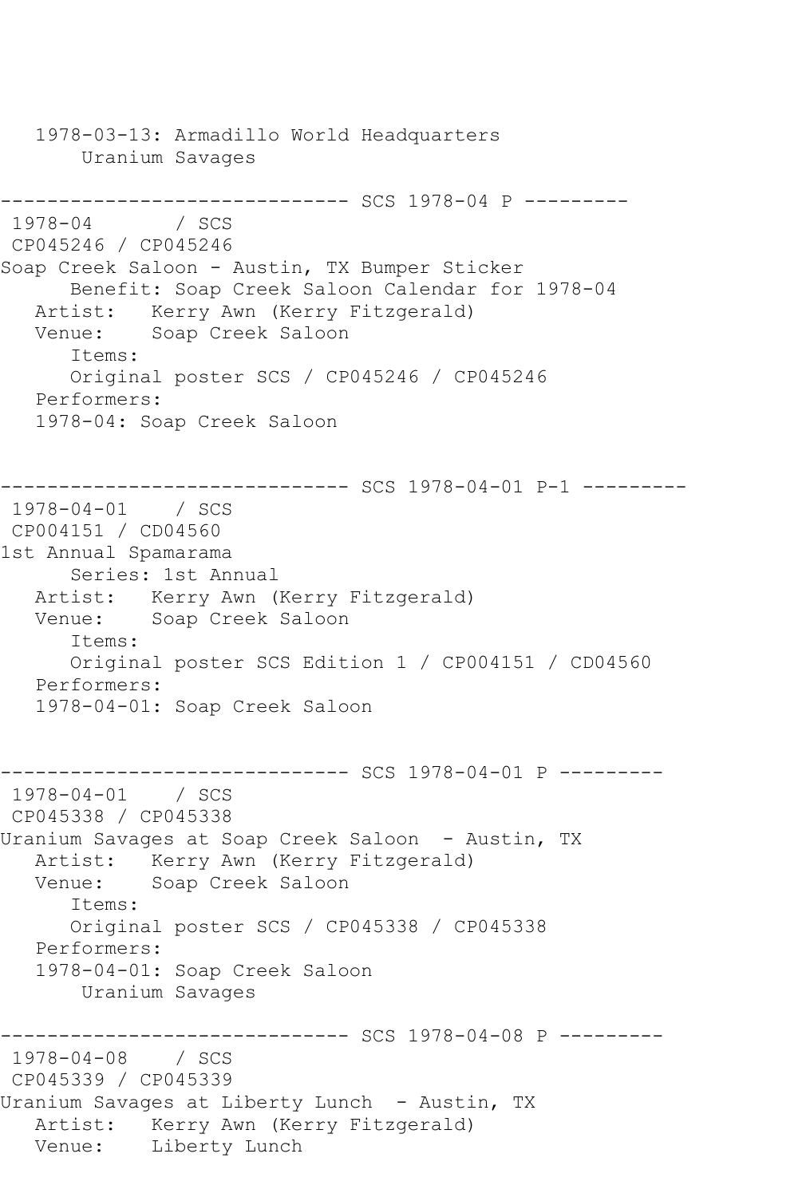1978-03-13: Armadillo World Headquarters
    Uranium Savages

------------------------------ SCS 1978-04 P ---------
1978-04 / SCS
CP045246 / CP045246
Soap Creek Saloon - Austin, TX Bumper Sticker
    Benefit: Soap Creek Saloon Calendar for 1978-04
  Artist: Kerry Awn (Kerry Fitzgerald)
  Venue: Soap Creek Saloon
    Items:
    Original poster SCS / CP045246 / CP045246
  Performers:
  1978-04: Soap Creek Saloon

------------------------------ SCS 1978-04-01 P-1 ---------
1978-04-01 / SCS
CP004151 / CD04560
1st Annual Spamarama
    Series: 1st Annual
  Artist: Kerry Awn (Kerry Fitzgerald)
  Venue: Soap Creek Saloon
    Items:
    Original poster SCS Edition 1 / CP004151 / CD04560
  Performers:
  1978-04-01: Soap Creek Saloon

------------------------------ SCS 1978-04-01 P ---------
1978-04-01 / SCS
CP045338 / CP045338
Uranium Savages at Soap Creek Saloon - Austin, TX
  Artist: Kerry Awn (Kerry Fitzgerald)
  Venue: Soap Creek Saloon
    Items:
    Original poster SCS / CP045338 / CP045338
  Performers:
  1978-04-01: Soap Creek Saloon
    Uranium Savages

------------------------------ SCS 1978-04-08 P ---------
1978-04-08 / SCS
CP045339 / CP045339
Uranium Savages at Liberty Lunch - Austin, TX
  Artist: Kerry Awn (Kerry Fitzgerald)
  Venue: Liberty Lunch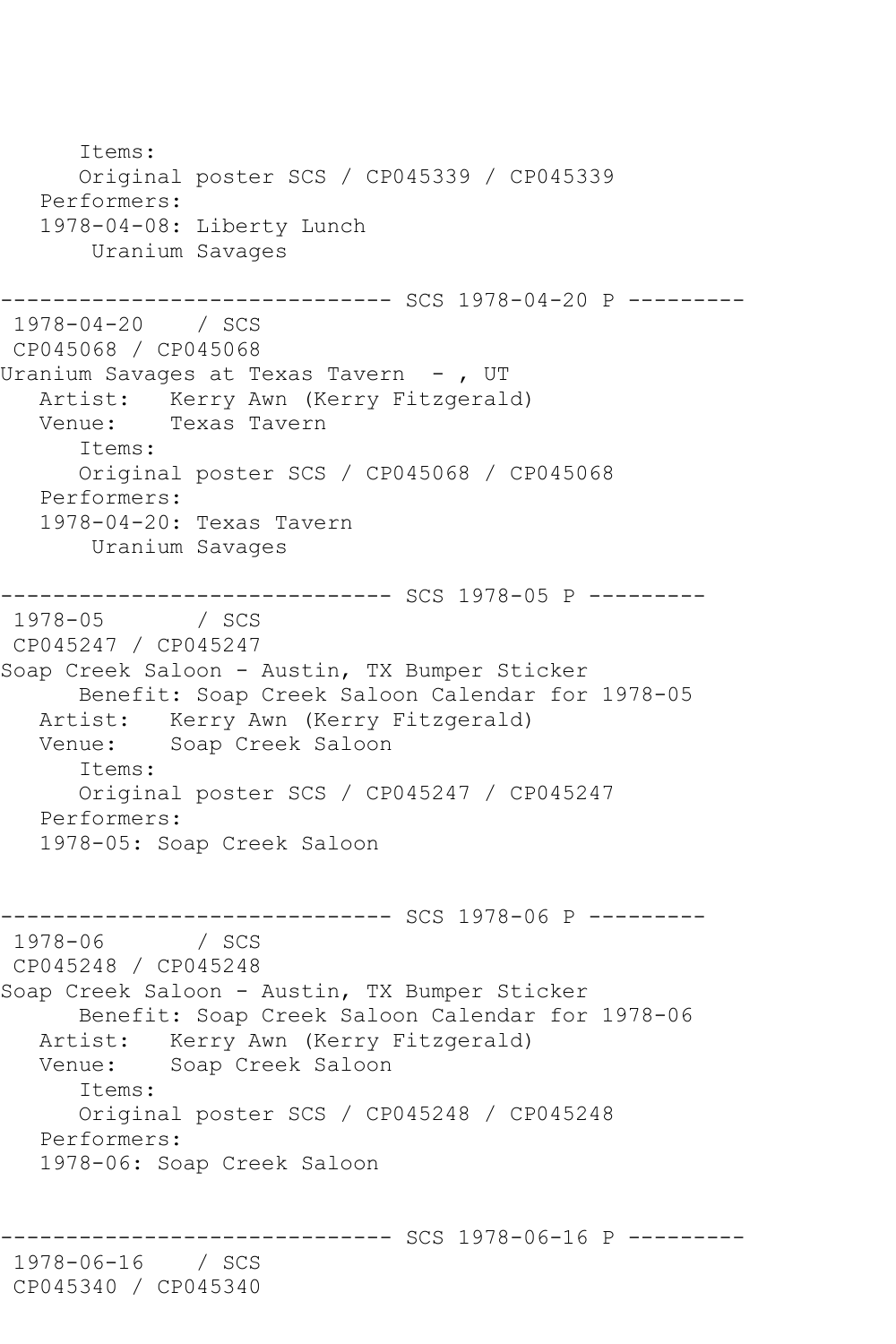```
      Items:
      Original poster SCS / CP045339 / CP045339
   Performers:
   1978-04-08: Liberty Lunch
       Uranium Savages

------------------------------ SCS 1978-04-20 P ---------
 1978-04-20    / SCS
 CP045068 / CP045068
Uranium Savages at Texas Tavern  - , UT
   Artist:   Kerry Awn (Kerry Fitzgerald)
   Venue:    Texas Tavern
      Items:
      Original poster SCS / CP045068 / CP045068
   Performers:
   1978-04-20: Texas Tavern
       Uranium Savages

------------------------------ SCS 1978-05 P ---------
 1978-05       / SCS
 CP045247 / CP045247
Soap Creek Saloon - Austin, TX Bumper Sticker
      Benefit: Soap Creek Saloon Calendar for 1978-05
   Artist:   Kerry Awn (Kerry Fitzgerald)
   Venue:    Soap Creek Saloon
      Items:
      Original poster SCS / CP045247 / CP045247
   Performers:
   1978-05: Soap Creek Saloon


------------------------------ SCS 1978-06 P ---------
 1978-06       / SCS
 CP045248 / CP045248
Soap Creek Saloon - Austin, TX Bumper Sticker
      Benefit: Soap Creek Saloon Calendar for 1978-06
   Artist:   Kerry Awn (Kerry Fitzgerald)
   Venue:    Soap Creek Saloon
      Items:
      Original poster SCS / CP045248 / CP045248
   Performers:
   1978-06: Soap Creek Saloon


------------------------------ SCS 1978-06-16 P ---------
 1978-06-16    / SCS
 CP045340 / CP045340
```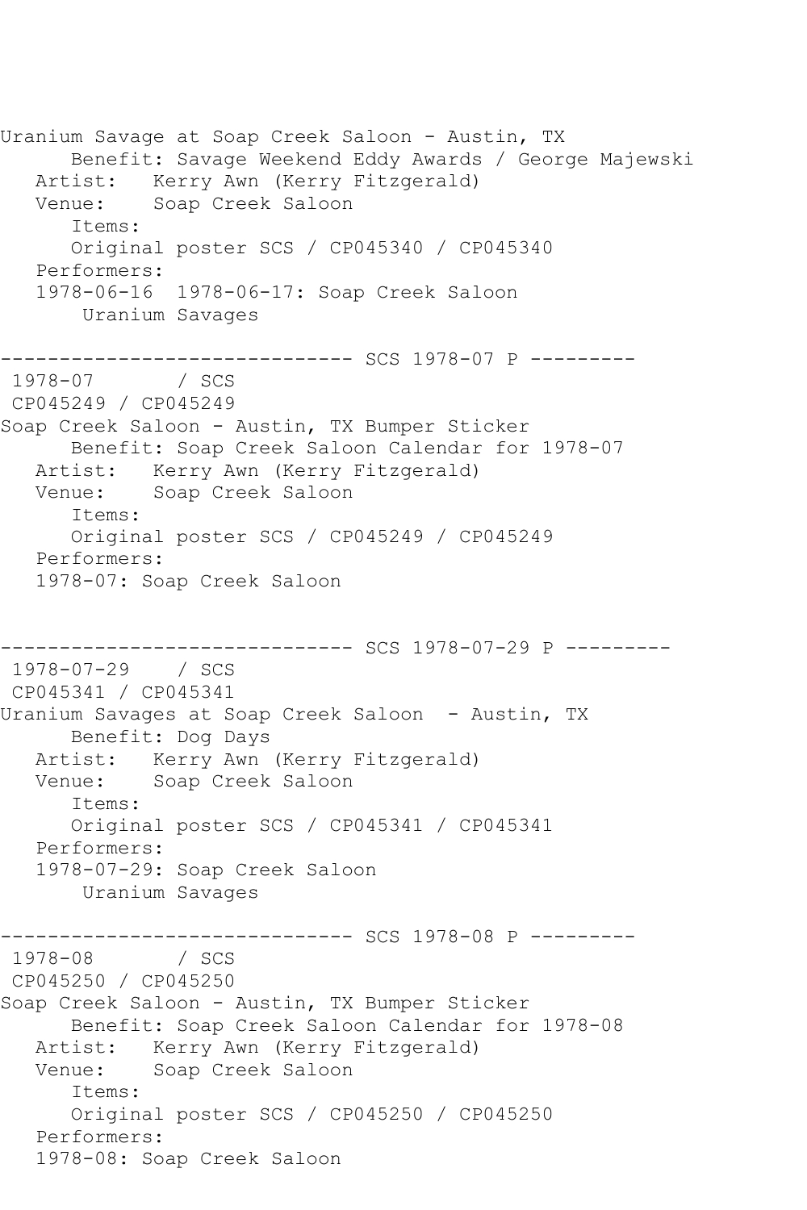Uranium Savage at Soap Creek Saloon - Austin, TX
      Benefit: Savage Weekend Eddy Awards / George Majewski
   Artist:   Kerry Awn (Kerry Fitzgerald)
   Venue:    Soap Creek Saloon
      Items:
      Original poster SCS / CP045340 / CP045340
   Performers:
   1978-06-16  1978-06-17: Soap Creek Saloon
       Uranium Savages

------------------------------ SCS 1978-07 P ---------
 1978-07       / SCS
 CP045249 / CP045249
Soap Creek Saloon - Austin, TX Bumper Sticker
      Benefit: Soap Creek Saloon Calendar for 1978-07
   Artist:   Kerry Awn (Kerry Fitzgerald)
   Venue:    Soap Creek Saloon
      Items:
      Original poster SCS / CP045249 / CP045249
   Performers:
   1978-07: Soap Creek Saloon

------------------------------ SCS 1978-07-29 P ---------
 1978-07-29    / SCS
 CP045341 / CP045341
Uranium Savages at Soap Creek Saloon  - Austin, TX
      Benefit: Dog Days
   Artist:   Kerry Awn (Kerry Fitzgerald)
   Venue:    Soap Creek Saloon
      Items:
      Original poster SCS / CP045341 / CP045341
   Performers:
   1978-07-29: Soap Creek Saloon
       Uranium Savages

------------------------------ SCS 1978-08 P ---------
 1978-08       / SCS
 CP045250 / CP045250
Soap Creek Saloon - Austin, TX Bumper Sticker
      Benefit: Soap Creek Saloon Calendar for 1978-08
   Artist:   Kerry Awn (Kerry Fitzgerald)
   Venue:    Soap Creek Saloon
      Items:
      Original poster SCS / CP045250 / CP045250
   Performers:
   1978-08: Soap Creek Saloon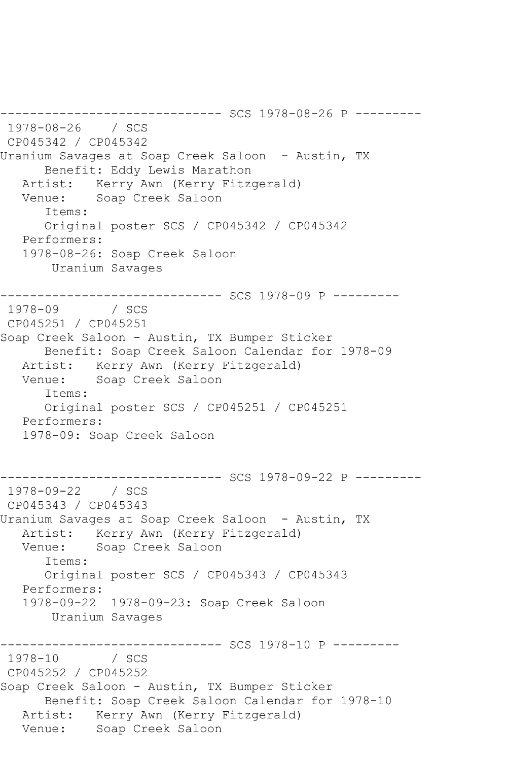```
------------------------------ SCS 1978-08-26 P ---------
 1978-08-26    / SCS
 CP045342 / CP045342
Uranium Savages at Soap Creek Saloon  - Austin, TX
      Benefit: Eddy Lewis Marathon
   Artist:   Kerry Awn (Kerry Fitzgerald)
   Venue:    Soap Creek Saloon
      Items:
      Original poster SCS / CP045342 / CP045342
   Performers:
   1978-08-26: Soap Creek Saloon
       Uranium Savages

------------------------------ SCS 1978-09 P ---------
 1978-09       / SCS
 CP045251 / CP045251
Soap Creek Saloon - Austin, TX Bumper Sticker
      Benefit: Soap Creek Saloon Calendar for 1978-09
   Artist:   Kerry Awn (Kerry Fitzgerald)
   Venue:    Soap Creek Saloon
      Items:
      Original poster SCS / CP045251 / CP045251
   Performers:
   1978-09: Soap Creek Saloon


------------------------------ SCS 1978-09-22 P ---------
 1978-09-22    / SCS
 CP045343 / CP045343
Uranium Savages at Soap Creek Saloon  - Austin, TX
   Artist:   Kerry Awn (Kerry Fitzgerald)
   Venue:    Soap Creek Saloon
      Items:
      Original poster SCS / CP045343 / CP045343
   Performers:
   1978-09-22  1978-09-23: Soap Creek Saloon
       Uranium Savages

------------------------------ SCS 1978-10 P ---------
 1978-10       / SCS
 CP045252 / CP045252
Soap Creek Saloon - Austin, TX Bumper Sticker
      Benefit: Soap Creek Saloon Calendar for 1978-10
   Artist:   Kerry Awn (Kerry Fitzgerald)
   Venue:    Soap Creek Saloon
```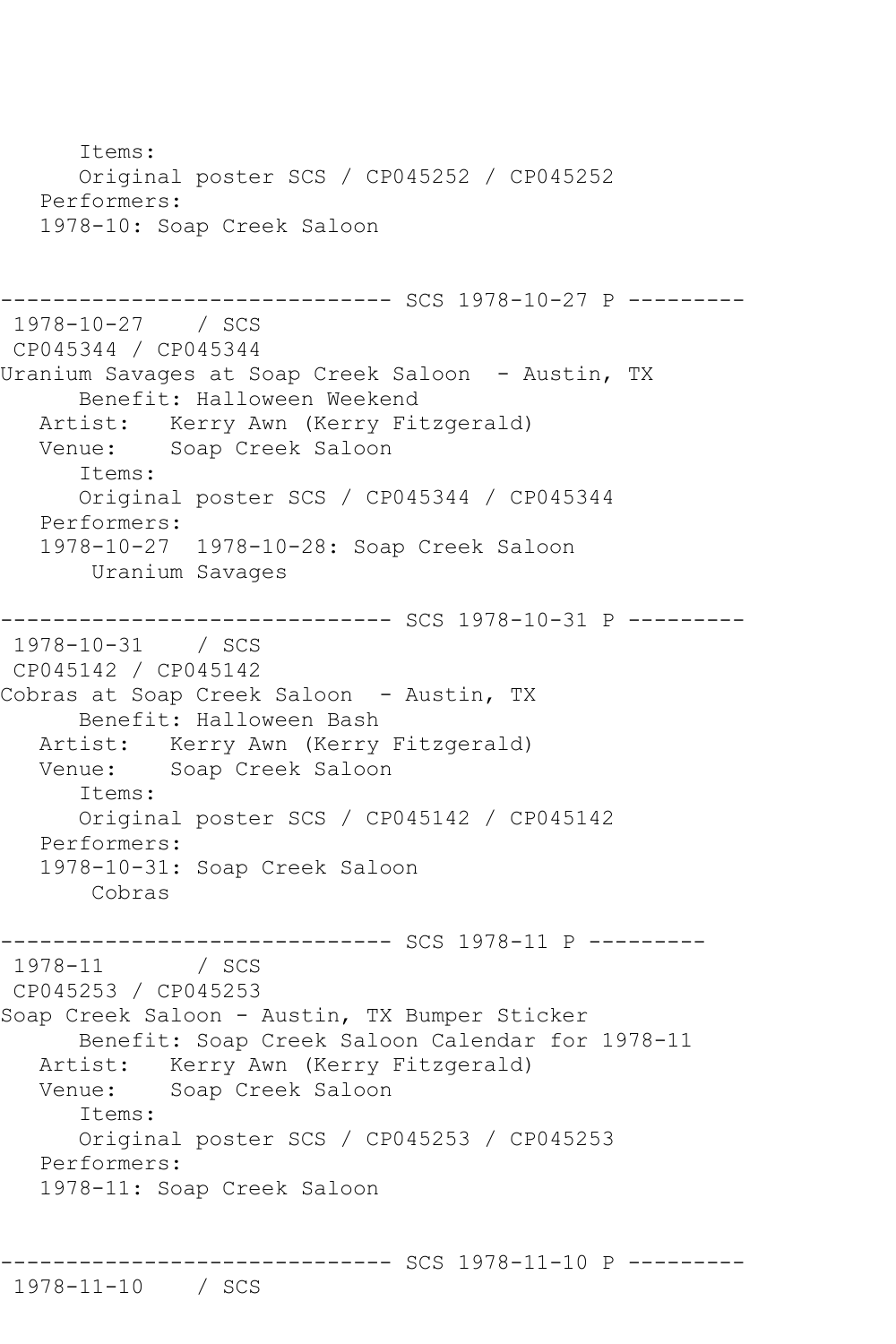```
      Items:
      Original poster SCS / CP045252 / CP045252
   Performers:
   1978-10: Soap Creek Saloon


------------------------------ SCS 1978-10-27 P ---------
 1978-10-27    / SCS
 CP045344 / CP045344
Uranium Savages at Soap Creek Saloon  - Austin, TX
      Benefit: Halloween Weekend
   Artist:   Kerry Awn (Kerry Fitzgerald)
   Venue:    Soap Creek Saloon
      Items:
      Original poster SCS / CP045344 / CP045344
   Performers:
   1978-10-27  1978-10-28: Soap Creek Saloon
       Uranium Savages

------------------------------ SCS 1978-10-31 P ---------
 1978-10-31    / SCS
 CP045142 / CP045142
Cobras at Soap Creek Saloon  - Austin, TX
      Benefit: Halloween Bash
   Artist:   Kerry Awn (Kerry Fitzgerald)
   Venue:    Soap Creek Saloon
      Items:
      Original poster SCS / CP045142 / CP045142
   Performers:
   1978-10-31: Soap Creek Saloon
       Cobras

------------------------------ SCS 1978-11 P ---------
 1978-11       / SCS
 CP045253 / CP045253
Soap Creek Saloon - Austin, TX Bumper Sticker
      Benefit: Soap Creek Saloon Calendar for 1978-11
   Artist:   Kerry Awn (Kerry Fitzgerald)
   Venue:    Soap Creek Saloon
      Items:
      Original poster SCS / CP045253 / CP045253
   Performers:
   1978-11: Soap Creek Saloon


------------------------------ SCS 1978-11-10 P ---------
 1978-11-10    / SCS
```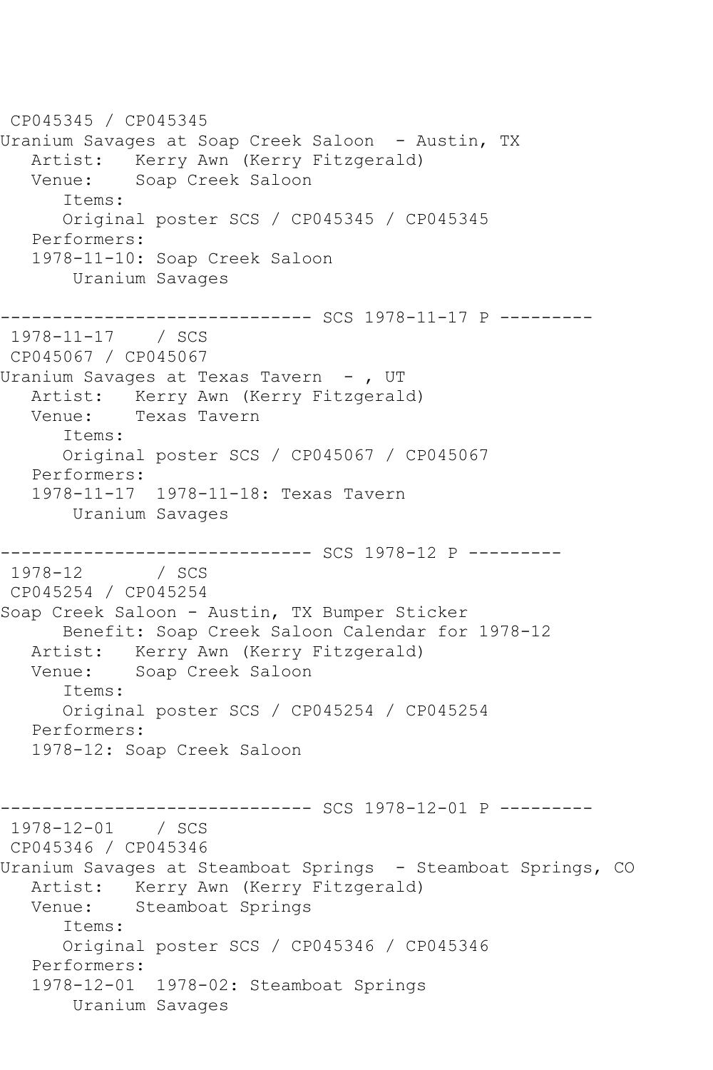CP045345 / CP045345
Uranium Savages at Soap Creek Saloon - Austin, TX
   Artist: Kerry Awn (Kerry Fitzgerald)
   Venue: Soap Creek Saloon
      Items:
      Original poster SCS / CP045345 / CP045345
   Performers:
   1978-11-10: Soap Creek Saloon
       Uranium Savages

------------------------------ SCS 1978-11-17 P ---------
1978-11-17 / SCS
CP045067 / CP045067
Uranium Savages at Texas Tavern - , UT
   Artist: Kerry Awn (Kerry Fitzgerald)
   Venue: Texas Tavern
      Items:
      Original poster SCS / CP045067 / CP045067
   Performers:
   1978-11-17 1978-11-18: Texas Tavern
       Uranium Savages

------------------------------ SCS 1978-12 P ---------
1978-12 / SCS
CP045254 / CP045254
Soap Creek Saloon - Austin, TX Bumper Sticker
      Benefit: Soap Creek Saloon Calendar for 1978-12
   Artist: Kerry Awn (Kerry Fitzgerald)
   Venue: Soap Creek Saloon
      Items:
      Original poster SCS / CP045254 / CP045254
   Performers:
   1978-12: Soap Creek Saloon

------------------------------ SCS 1978-12-01 P ---------
1978-12-01 / SCS
CP045346 / CP045346
Uranium Savages at Steamboat Springs - Steamboat Springs, CO
   Artist: Kerry Awn (Kerry Fitzgerald)
   Venue: Steamboat Springs
      Items:
      Original poster SCS / CP045346 / CP045346
   Performers:
   1978-12-01 1978-02: Steamboat Springs
       Uranium Savages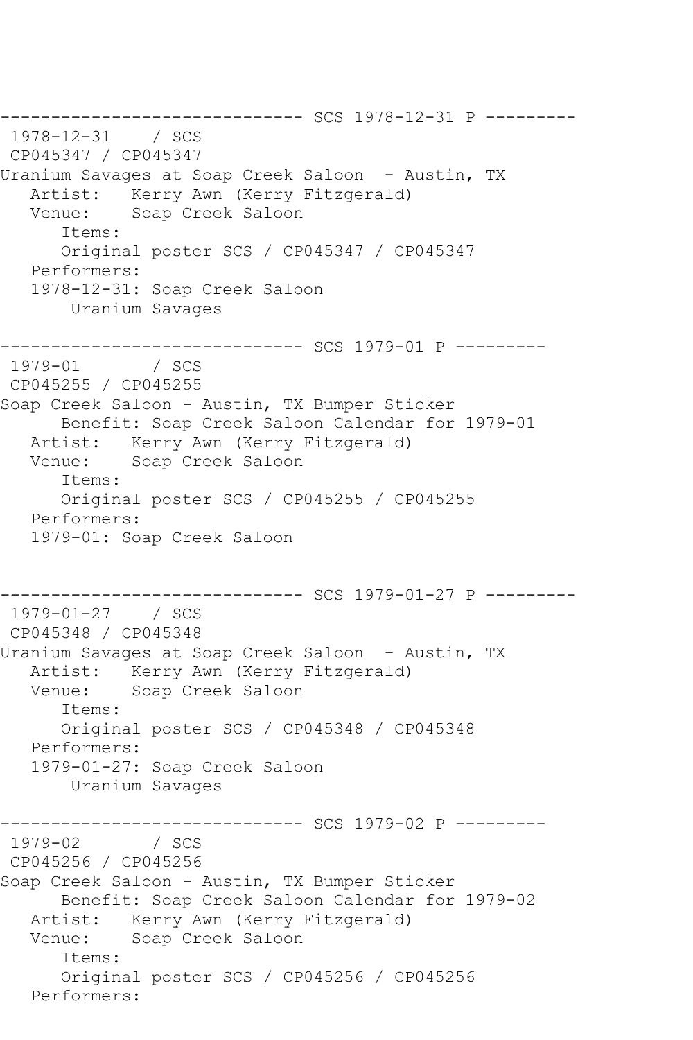```
------------------------------ SCS 1978-12-31 P ---------
 1978-12-31    / SCS
 CP045347 / CP045347
Uranium Savages at Soap Creek Saloon  - Austin, TX
   Artist:   Kerry Awn (Kerry Fitzgerald)
   Venue:    Soap Creek Saloon
      Items:
      Original poster SCS / CP045347 / CP045347
   Performers:
   1978-12-31: Soap Creek Saloon
       Uranium Savages

------------------------------ SCS 1979-01 P ---------
 1979-01       / SCS
 CP045255 / CP045255
Soap Creek Saloon - Austin, TX Bumper Sticker
      Benefit: Soap Creek Saloon Calendar for 1979-01
   Artist:   Kerry Awn (Kerry Fitzgerald)
   Venue:    Soap Creek Saloon
      Items:
      Original poster SCS / CP045255 / CP045255
   Performers:
   1979-01: Soap Creek Saloon


------------------------------ SCS 1979-01-27 P ---------
 1979-01-27    / SCS
 CP045348 / CP045348
Uranium Savages at Soap Creek Saloon  - Austin, TX
   Artist:   Kerry Awn (Kerry Fitzgerald)
   Venue:    Soap Creek Saloon
      Items:
      Original poster SCS / CP045348 / CP045348
   Performers:
   1979-01-27: Soap Creek Saloon
       Uranium Savages

------------------------------ SCS 1979-02 P ---------
 1979-02       / SCS
 CP045256 / CP045256
Soap Creek Saloon - Austin, TX Bumper Sticker
      Benefit: Soap Creek Saloon Calendar for 1979-02
   Artist:   Kerry Awn (Kerry Fitzgerald)
   Venue:    Soap Creek Saloon
      Items:
      Original poster SCS / CP045256 / CP045256
   Performers:
```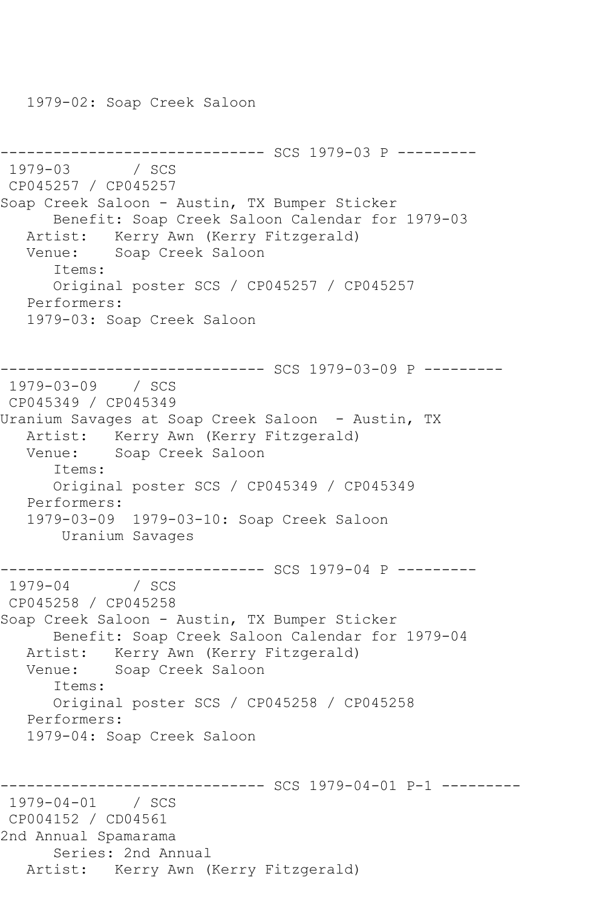1979-02: Soap Creek Saloon

------------------------------ SCS 1979-03 P ---------

1979-03 / SCS
CP045257 / CP045257
Soap Creek Saloon - Austin, TX Bumper Sticker
Benefit: Soap Creek Saloon Calendar for 1979-03
Artist: Kerry Awn (Kerry Fitzgerald)
Venue: Soap Creek Saloon
Items:
Original poster SCS / CP045257 / CP045257
Performers:
1979-03: Soap Creek Saloon

------------------------------ SCS 1979-03-09 P ---------

1979-03-09 / SCS
CP045349 / CP045349
Uranium Savages at Soap Creek Saloon - Austin, TX
Artist: Kerry Awn (Kerry Fitzgerald)
Venue: Soap Creek Saloon
Items:
Original poster SCS / CP045349 / CP045349
Performers:
1979-03-09 1979-03-10: Soap Creek Saloon
Uranium Savages

------------------------------ SCS 1979-04 P ---------

1979-04 / SCS
CP045258 / CP045258
Soap Creek Saloon - Austin, TX Bumper Sticker
Benefit: Soap Creek Saloon Calendar for 1979-04
Artist: Kerry Awn (Kerry Fitzgerald)
Venue: Soap Creek Saloon
Items:
Original poster SCS / CP045258 / CP045258
Performers:
1979-04: Soap Creek Saloon

------------------------------ SCS 1979-04-01 P-1 ---------

1979-04-01 / SCS
CP004152 / CD04561
2nd Annual Spamarama
Series: 2nd Annual
Artist: Kerry Awn (Kerry Fitzgerald)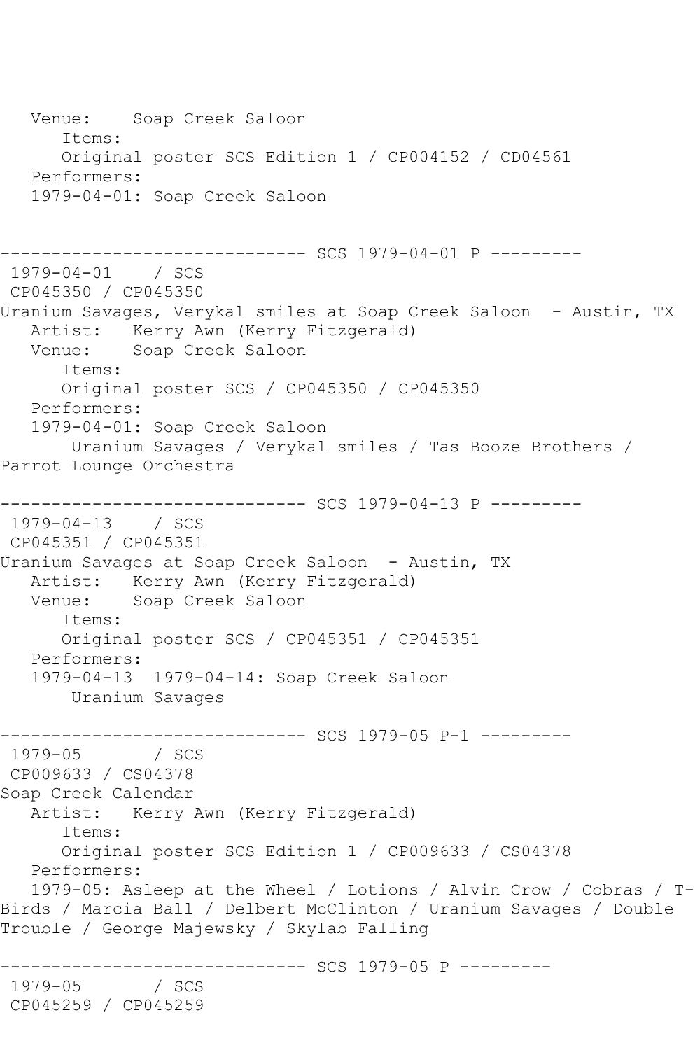```
   Venue:    Soap Creek Saloon
      Items:
      Original poster SCS Edition 1 / CP004152 / CD04561
   Performers:
   1979-04-01: Soap Creek Saloon


------------------------------ SCS 1979-04-01 P ---------
 1979-04-01    / SCS
 CP045350 / CP045350
Uranium Savages, Verykal smiles at Soap Creek Saloon  - Austin, TX
   Artist:   Kerry Awn (Kerry Fitzgerald)
   Venue:    Soap Creek Saloon
      Items:
      Original poster SCS / CP045350 / CP045350
   Performers:
   1979-04-01: Soap Creek Saloon
       Uranium Savages / Verykal smiles / Tas Booze Brothers /
Parrot Lounge Orchestra

------------------------------ SCS 1979-04-13 P ---------
 1979-04-13    / SCS
 CP045351 / CP045351
Uranium Savages at Soap Creek Saloon  - Austin, TX
   Artist:   Kerry Awn (Kerry Fitzgerald)
   Venue:    Soap Creek Saloon
      Items:
      Original poster SCS / CP045351 / CP045351
   Performers:
   1979-04-13  1979-04-14: Soap Creek Saloon
       Uranium Savages

------------------------------ SCS 1979-05 P-1 ---------
 1979-05       / SCS
 CP009633 / CS04378
Soap Creek Calendar
   Artist:   Kerry Awn (Kerry Fitzgerald)
      Items:
      Original poster SCS Edition 1 / CP009633 / CS04378
   Performers:
   1979-05: Asleep at the Wheel / Lotions / Alvin Crow / Cobras / T-
Birds / Marcia Ball / Delbert McClinton / Uranium Savages / Double
Trouble / George Majewsky / Skylab Falling

------------------------------ SCS 1979-05 P ---------
 1979-05       / SCS
 CP045259 / CP045259
```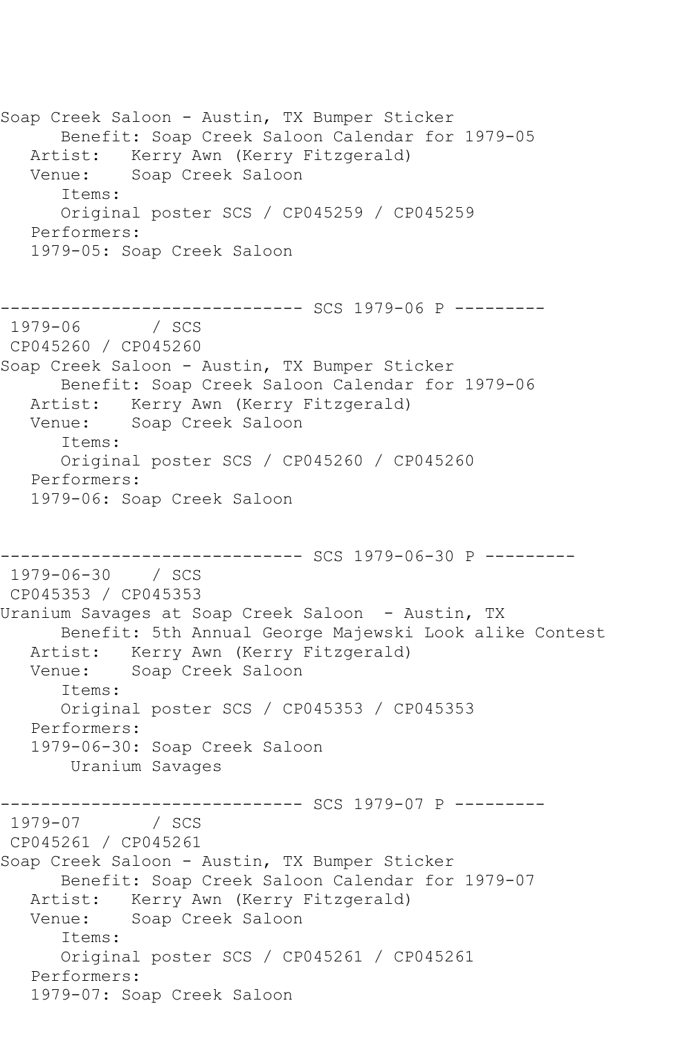```
Soap Creek Saloon - Austin, TX Bumper Sticker
      Benefit: Soap Creek Saloon Calendar for 1979-05
   Artist:   Kerry Awn (Kerry Fitzgerald)
   Venue:    Soap Creek Saloon
      Items:
      Original poster SCS / CP045259 / CP045259
   Performers:
   1979-05: Soap Creek Saloon


------------------------------ SCS 1979-06 P ---------
 1979-06       / SCS
 CP045260 / CP045260
Soap Creek Saloon - Austin, TX Bumper Sticker
      Benefit: Soap Creek Saloon Calendar for 1979-06
   Artist:   Kerry Awn (Kerry Fitzgerald)
   Venue:    Soap Creek Saloon
      Items:
      Original poster SCS / CP045260 / CP045260
   Performers:
   1979-06: Soap Creek Saloon


------------------------------ SCS 1979-06-30 P ---------
 1979-06-30    / SCS
 CP045353 / CP045353
Uranium Savages at Soap Creek Saloon  - Austin, TX
      Benefit: 5th Annual George Majewski Look alike Contest
   Artist:   Kerry Awn (Kerry Fitzgerald)
   Venue:    Soap Creek Saloon
      Items:
      Original poster SCS / CP045353 / CP045353
   Performers:
   1979-06-30: Soap Creek Saloon
        Uranium Savages

------------------------------ SCS 1979-07 P ---------
 1979-07       / SCS
 CP045261 / CP045261
Soap Creek Saloon - Austin, TX Bumper Sticker
      Benefit: Soap Creek Saloon Calendar for 1979-07
   Artist:   Kerry Awn (Kerry Fitzgerald)
   Venue:    Soap Creek Saloon
      Items:
      Original poster SCS / CP045261 / CP045261
   Performers:
   1979-07: Soap Creek Saloon
```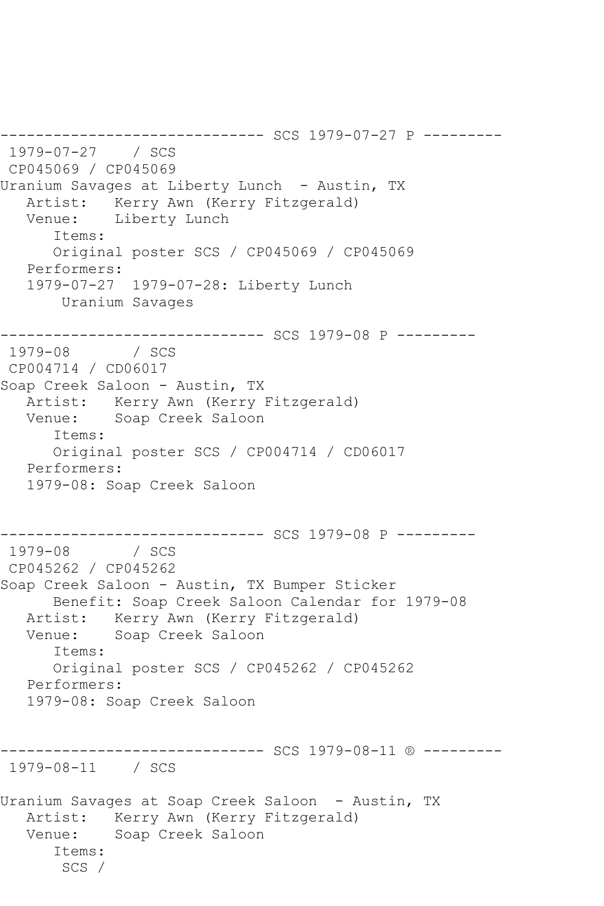------------------------------ SCS 1979-07-27 P ---------
1979-07-27    / SCS
CP045069 / CP045069
Uranium Savages at Liberty Lunch  - Austin, TX
   Artist:   Kerry Awn (Kerry Fitzgerald)
   Venue:    Liberty Lunch
      Items:
      Original poster SCS / CP045069 / CP045069
   Performers:
   1979-07-27  1979-07-28: Liberty Lunch
       Uranium Savages

------------------------------ SCS 1979-08 P ---------
1979-08       / SCS
CP004714 / CD06017
Soap Creek Saloon - Austin, TX
   Artist:   Kerry Awn (Kerry Fitzgerald)
   Venue:    Soap Creek Saloon
      Items:
      Original poster SCS / CP004714 / CD06017
   Performers:
   1979-08: Soap Creek Saloon

------------------------------ SCS 1979-08 P ---------
1979-08       / SCS
CP045262 / CP045262
Soap Creek Saloon - Austin, TX Bumper Sticker
      Benefit: Soap Creek Saloon Calendar for 1979-08
   Artist:   Kerry Awn (Kerry Fitzgerald)
   Venue:    Soap Creek Saloon
      Items:
      Original poster SCS / CP045262 / CP045262
   Performers:
   1979-08: Soap Creek Saloon

------------------------------ SCS 1979-08-11 ® ---------
1979-08-11    / SCS

Uranium Savages at Soap Creek Saloon  - Austin, TX
   Artist:   Kerry Awn (Kerry Fitzgerald)
   Venue:    Soap Creek Saloon
      Items:
       SCS /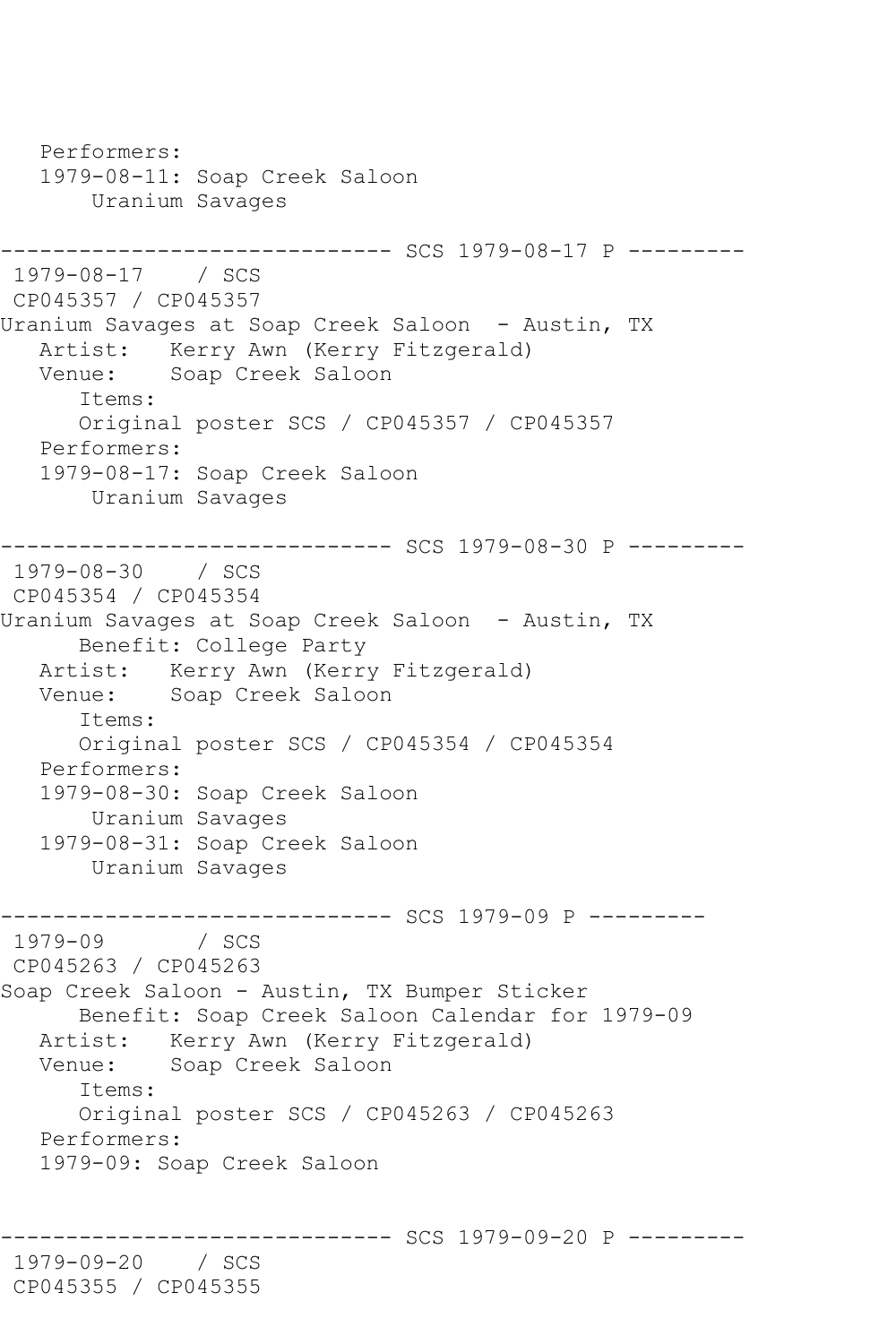```
   Performers:
   1979-08-11: Soap Creek Saloon
       Uranium Savages

------------------------------ SCS 1979-08-17 P ---------
 1979-08-17    / SCS
 CP045357 / CP045357
Uranium Savages at Soap Creek Saloon  - Austin, TX
   Artist:   Kerry Awn (Kerry Fitzgerald)
   Venue:    Soap Creek Saloon
      Items:
      Original poster SCS / CP045357 / CP045357
   Performers:
   1979-08-17: Soap Creek Saloon
       Uranium Savages

------------------------------ SCS 1979-08-30 P ---------
 1979-08-30    / SCS
 CP045354 / CP045354
Uranium Savages at Soap Creek Saloon  - Austin, TX
      Benefit: College Party
   Artist:   Kerry Awn (Kerry Fitzgerald)
   Venue:    Soap Creek Saloon
      Items:
      Original poster SCS / CP045354 / CP045354
   Performers:
   1979-08-30: Soap Creek Saloon
       Uranium Savages
   1979-08-31: Soap Creek Saloon
       Uranium Savages

------------------------------ SCS 1979-09 P ---------
 1979-09       / SCS
 CP045263 / CP045263
Soap Creek Saloon - Austin, TX Bumper Sticker
      Benefit: Soap Creek Saloon Calendar for 1979-09
   Artist:   Kerry Awn (Kerry Fitzgerald)
   Venue:    Soap Creek Saloon
      Items:
      Original poster SCS / CP045263 / CP045263
   Performers:
   1979-09: Soap Creek Saloon


------------------------------ SCS 1979-09-20 P ---------
 1979-09-20    / SCS
 CP045355 / CP045355
```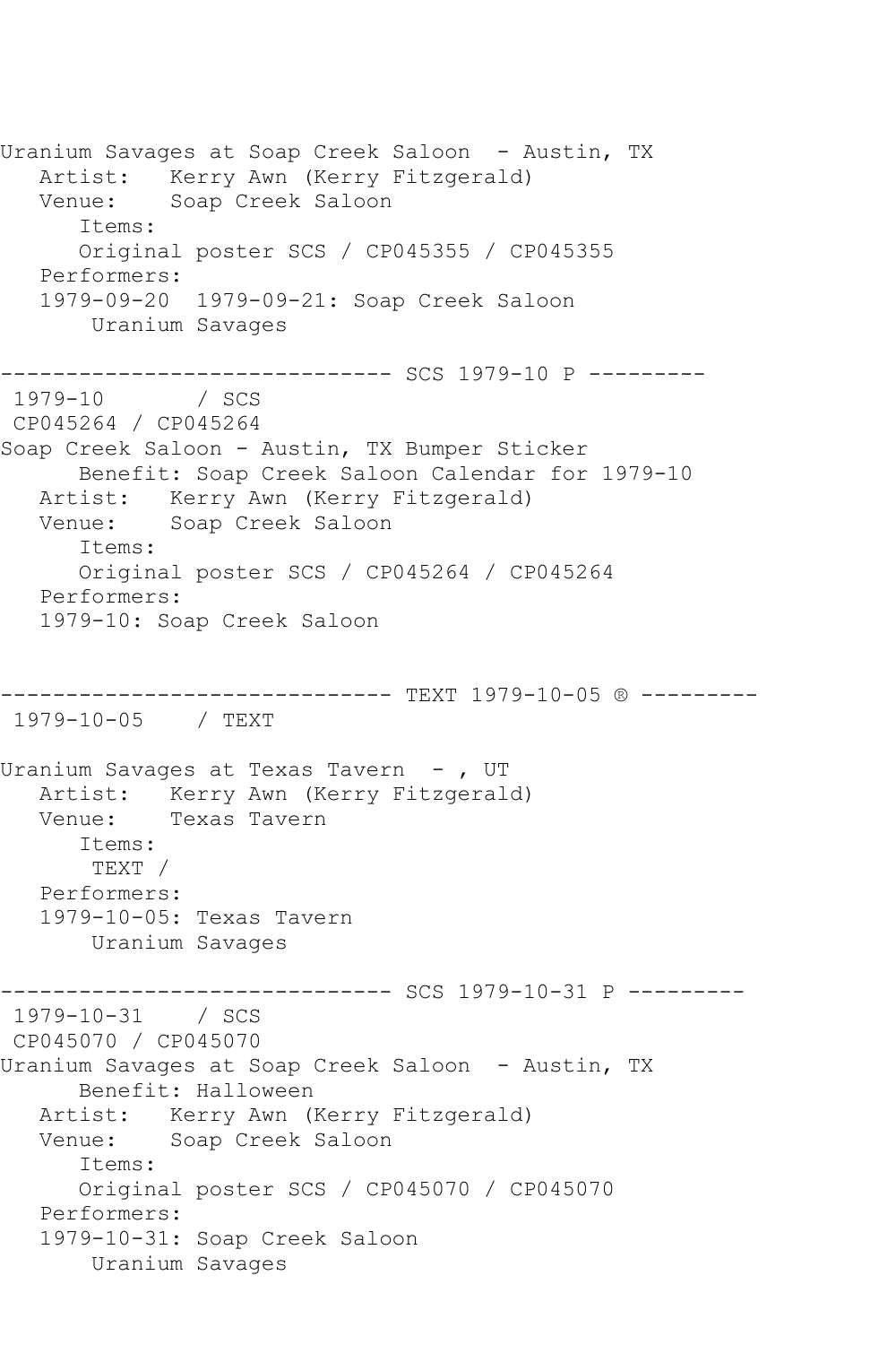Uranium Savages at Soap Creek Saloon - Austin, TX
   Artist: Kerry Awn (Kerry Fitzgerald)
   Venue: Soap Creek Saloon
      Items:
      Original poster SCS / CP045355 / CP045355
   Performers:
   1979-09-20 1979-09-21: Soap Creek Saloon
       Uranium Savages

------------------------------ SCS 1979-10 P ---------
1979-10 / SCS
CP045264 / CP045264
Soap Creek Saloon - Austin, TX Bumper Sticker
      Benefit: Soap Creek Saloon Calendar for 1979-10
   Artist: Kerry Awn (Kerry Fitzgerald)
   Venue: Soap Creek Saloon
      Items:
      Original poster SCS / CP045264 / CP045264
   Performers:
   1979-10: Soap Creek Saloon

------------------------------ TEXT 1979-10-05 ® ---------
1979-10-05 / TEXT

Uranium Savages at Texas Tavern - , UT
   Artist: Kerry Awn (Kerry Fitzgerald)
   Venue: Texas Tavern
      Items:
       TEXT /
   Performers:
   1979-10-05: Texas Tavern
       Uranium Savages

------------------------------ SCS 1979-10-31 P ---------
1979-10-31 / SCS
CP045070 / CP045070
Uranium Savages at Soap Creek Saloon - Austin, TX
      Benefit: Halloween
   Artist: Kerry Awn (Kerry Fitzgerald)
   Venue: Soap Creek Saloon
      Items:
      Original poster SCS / CP045070 / CP045070
   Performers:
   1979-10-31: Soap Creek Saloon
       Uranium Savages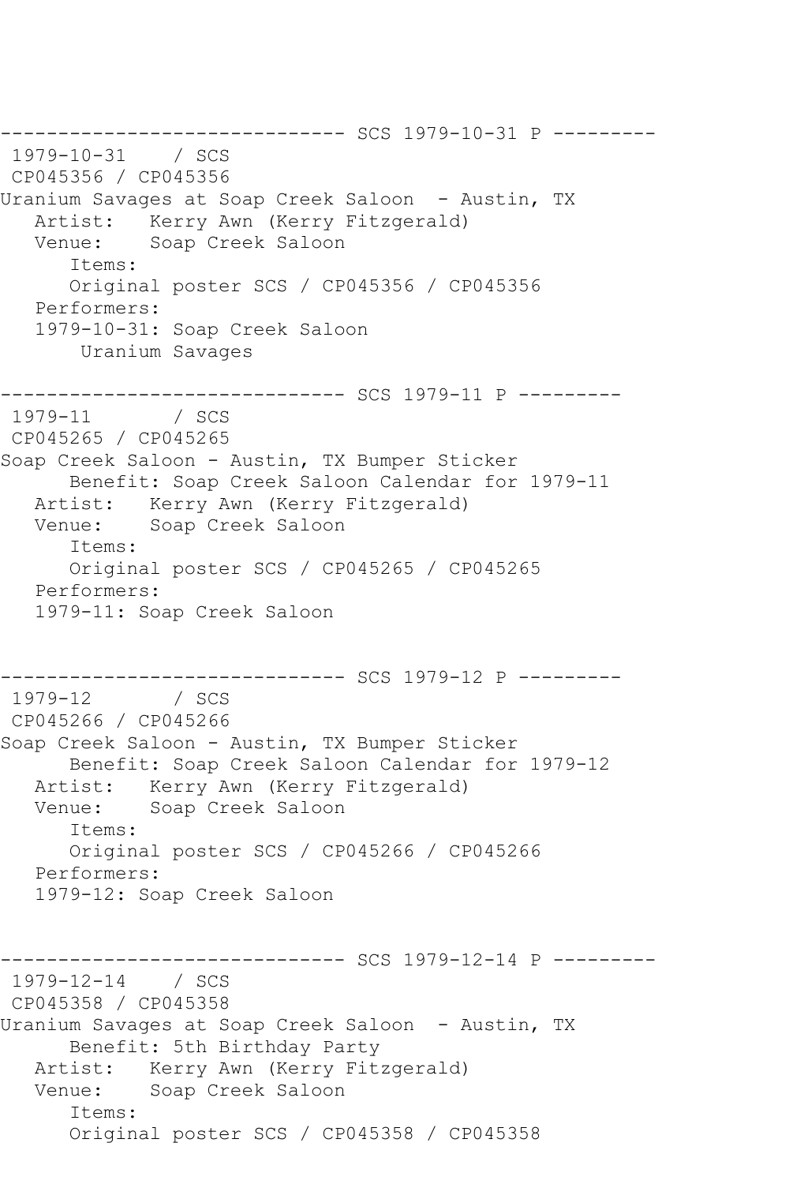------------------------------ SCS 1979-10-31 P ---------
1979-10-31 / SCS
CP045356 / CP045356
Uranium Savages at Soap Creek Saloon - Austin, TX
Artist: Kerry Awn (Kerry Fitzgerald)
Venue: Soap Creek Saloon
Items:
Original poster SCS / CP045356 / CP045356
Performers:
1979-10-31: Soap Creek Saloon
Uranium Savages

------------------------------ SCS 1979-11 P ---------
1979-11 / SCS
CP045265 / CP045265
Soap Creek Saloon - Austin, TX Bumper Sticker
Benefit: Soap Creek Saloon Calendar for 1979-11
Artist: Kerry Awn (Kerry Fitzgerald)
Venue: Soap Creek Saloon
Items:
Original poster SCS / CP045265 / CP045265
Performers:
1979-11: Soap Creek Saloon

------------------------------ SCS 1979-12 P ---------
1979-12 / SCS
CP045266 / CP045266
Soap Creek Saloon - Austin, TX Bumper Sticker
Benefit: Soap Creek Saloon Calendar for 1979-12
Artist: Kerry Awn (Kerry Fitzgerald)
Venue: Soap Creek Saloon
Items:
Original poster SCS / CP045266 / CP045266
Performers:
1979-12: Soap Creek Saloon

------------------------------ SCS 1979-12-14 P ---------
1979-12-14 / SCS
CP045358 / CP045358
Uranium Savages at Soap Creek Saloon - Austin, TX
Benefit: 5th Birthday Party
Artist: Kerry Awn (Kerry Fitzgerald)
Venue: Soap Creek Saloon
Items:
Original poster SCS / CP045358 / CP045358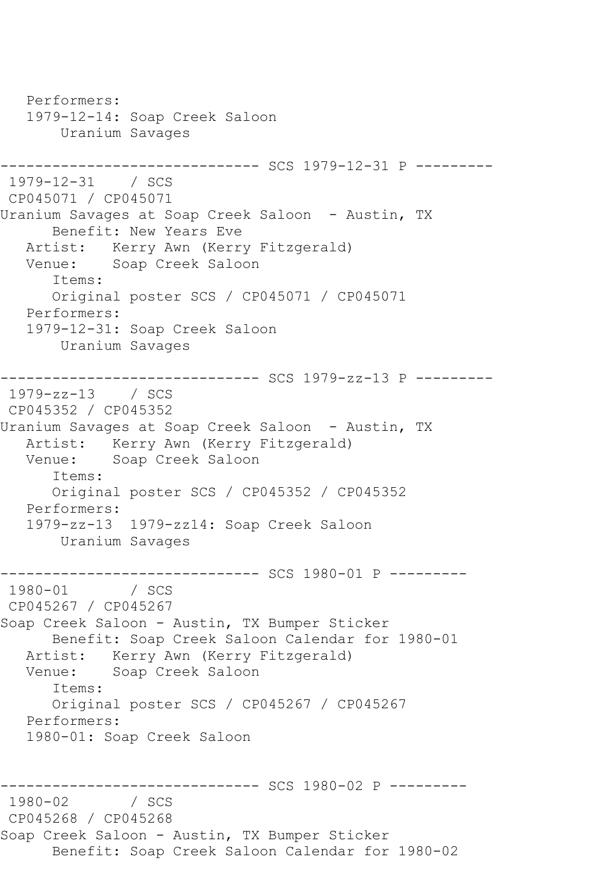```
   Performers:
   1979-12-14: Soap Creek Saloon
       Uranium Savages

------------------------------ SCS 1979-12-31 P ---------
 1979-12-31    / SCS
 CP045071 / CP045071
Uranium Savages at Soap Creek Saloon  - Austin, TX
      Benefit: New Years Eve
   Artist:   Kerry Awn (Kerry Fitzgerald)
   Venue:    Soap Creek Saloon
      Items:
      Original poster SCS / CP045071 / CP045071
   Performers:
   1979-12-31: Soap Creek Saloon
       Uranium Savages

------------------------------ SCS 1979-zz-13 P ---------
 1979-zz-13    / SCS
 CP045352 / CP045352
Uranium Savages at Soap Creek Saloon  - Austin, TX
   Artist:   Kerry Awn (Kerry Fitzgerald)
   Venue:    Soap Creek Saloon
      Items:
      Original poster SCS / CP045352 / CP045352
   Performers:
   1979-zz-13  1979-zz14: Soap Creek Saloon
       Uranium Savages

------------------------------ SCS 1980-01 P ---------
 1980-01       / SCS
 CP045267 / CP045267
Soap Creek Saloon - Austin, TX Bumper Sticker
      Benefit: Soap Creek Saloon Calendar for 1980-01
   Artist:   Kerry Awn (Kerry Fitzgerald)
   Venue:    Soap Creek Saloon
      Items:
      Original poster SCS / CP045267 / CP045267
   Performers:
   1980-01: Soap Creek Saloon


------------------------------ SCS 1980-02 P ---------
 1980-02       / SCS
 CP045268 / CP045268
Soap Creek Saloon - Austin, TX Bumper Sticker
      Benefit: Soap Creek Saloon Calendar for 1980-02
```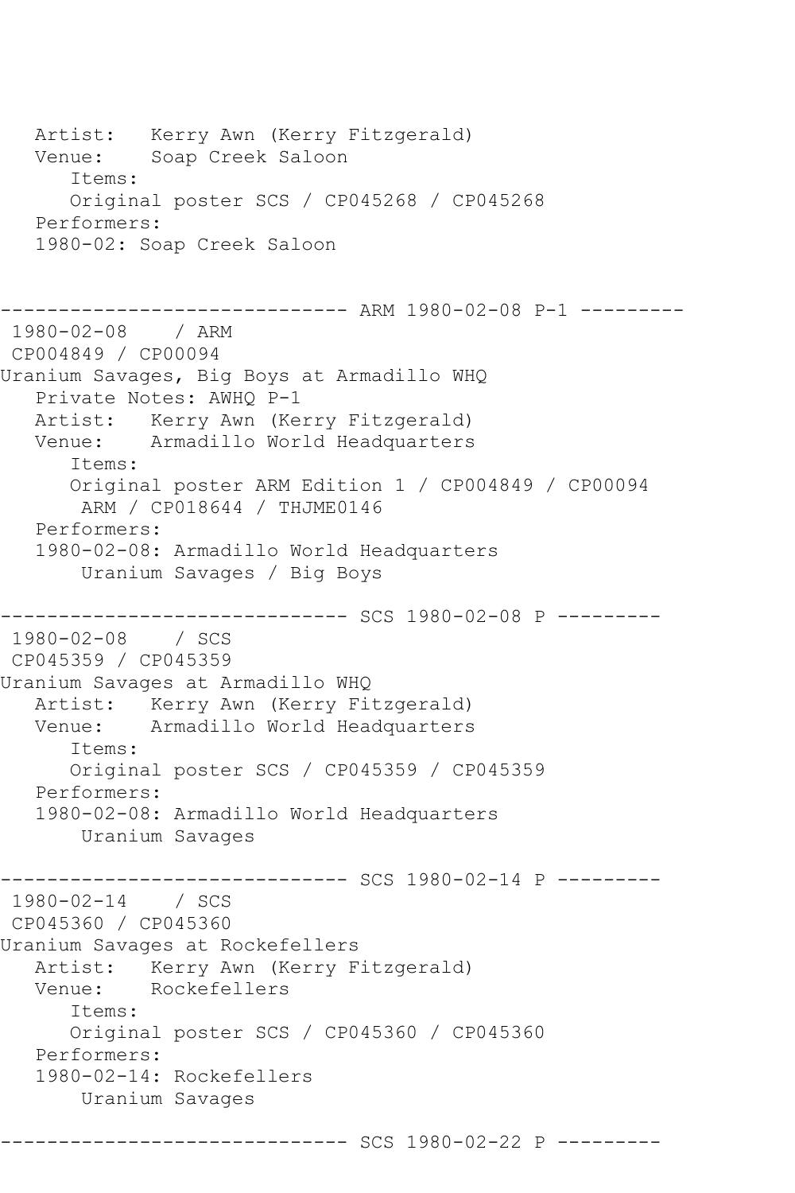```
   Artist:   Kerry Awn (Kerry Fitzgerald)
   Venue:    Soap Creek Saloon
      Items:
      Original poster SCS / CP045268 / CP045268
   Performers:
   1980-02: Soap Creek Saloon


------------------------------ ARM 1980-02-08 P-1 ---------
 1980-02-08    / ARM
 CP004849 / CP00094
Uranium Savages, Big Boys at Armadillo WHQ
   Private Notes: AWHQ P-1
   Artist:   Kerry Awn (Kerry Fitzgerald)
   Venue:    Armadillo World Headquarters
      Items:
      Original poster ARM Edition 1 / CP004849 / CP00094
       ARM / CP018644 / THJME0146
   Performers:
   1980-02-08: Armadillo World Headquarters
       Uranium Savages / Big Boys

------------------------------ SCS 1980-02-08 P ---------
 1980-02-08    / SCS
 CP045359 / CP045359
Uranium Savages at Armadillo WHQ
   Artist:   Kerry Awn (Kerry Fitzgerald)
   Venue:    Armadillo World Headquarters
      Items:
      Original poster SCS / CP045359 / CP045359
   Performers:
   1980-02-08: Armadillo World Headquarters
       Uranium Savages

------------------------------ SCS 1980-02-14 P ---------
 1980-02-14    / SCS
 CP045360 / CP045360
Uranium Savages at Rockefellers
   Artist:   Kerry Awn (Kerry Fitzgerald)
   Venue:    Rockefellers
      Items:
      Original poster SCS / CP045360 / CP045360
   Performers:
   1980-02-14: Rockefellers
       Uranium Savages

------------------------------ SCS 1980-02-22 P ---------
```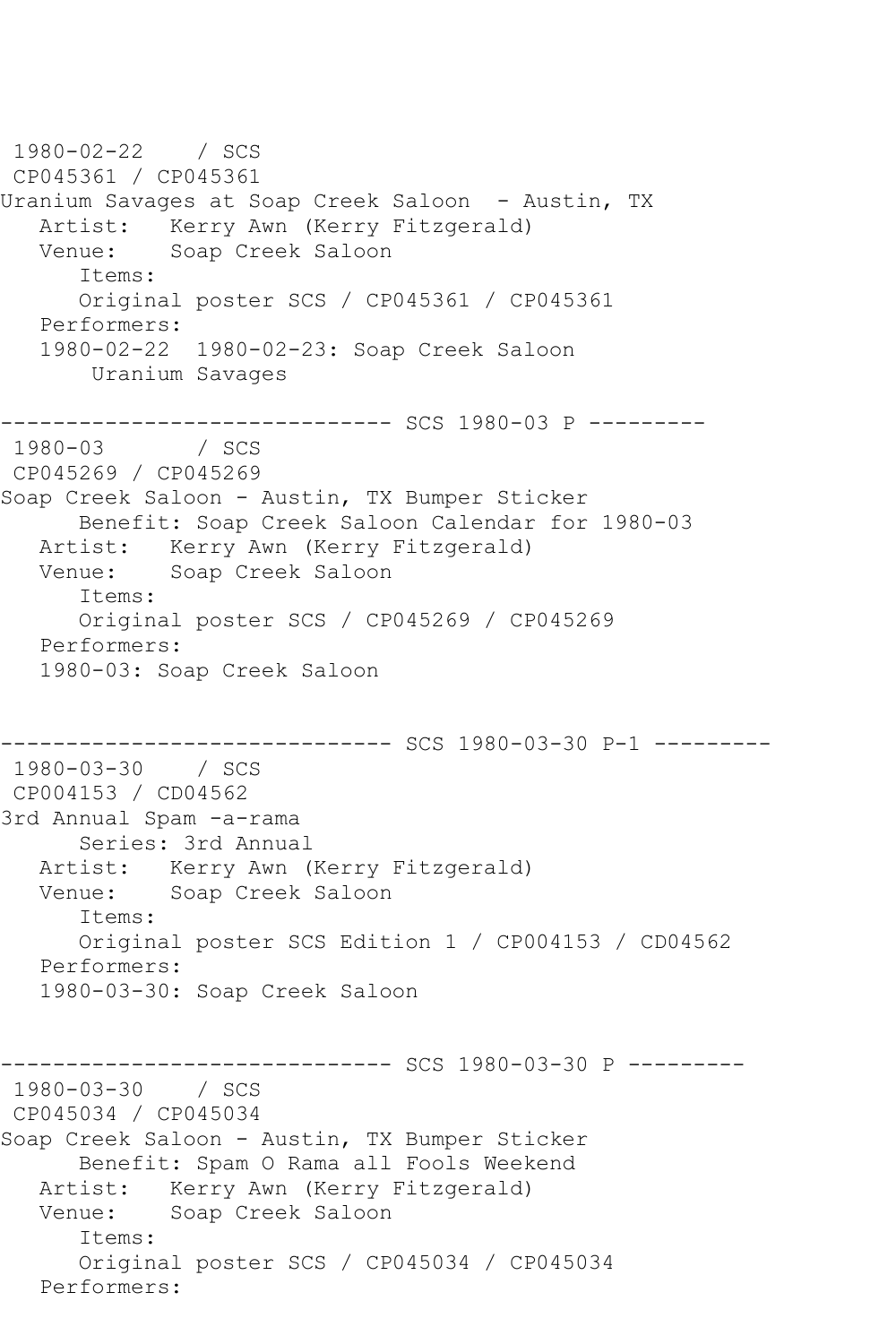```
 1980-02-22    / SCS
 CP045361 / CP045361
Uranium Savages at Soap Creek Saloon  - Austin, TX
   Artist:   Kerry Awn (Kerry Fitzgerald)
   Venue:    Soap Creek Saloon
      Items:
      Original poster SCS / CP045361 / CP045361
   Performers:
   1980-02-22  1980-02-23: Soap Creek Saloon
       Uranium Savages

------------------------------ SCS 1980-03 P ---------
 1980-03       / SCS
 CP045269 / CP045269
Soap Creek Saloon - Austin, TX Bumper Sticker
      Benefit: Soap Creek Saloon Calendar for 1980-03
   Artist:   Kerry Awn (Kerry Fitzgerald)
   Venue:    Soap Creek Saloon
      Items:
      Original poster SCS / CP045269 / CP045269
   Performers:
   1980-03: Soap Creek Saloon


------------------------------ SCS 1980-03-30 P-1 ---------
 1980-03-30    / SCS
 CP004153 / CD04562
3rd Annual Spam -a-rama
      Series: 3rd Annual
   Artist:   Kerry Awn (Kerry Fitzgerald)
   Venue:    Soap Creek Saloon
      Items:
      Original poster SCS Edition 1 / CP004153 / CD04562
   Performers:
   1980-03-30: Soap Creek Saloon


------------------------------ SCS 1980-03-30 P ---------
 1980-03-30    / SCS
 CP045034 / CP045034
Soap Creek Saloon - Austin, TX Bumper Sticker
      Benefit: Spam O Rama all Fools Weekend
   Artist:   Kerry Awn (Kerry Fitzgerald)
   Venue:    Soap Creek Saloon
      Items:
      Original poster SCS / CP045034 / CP045034
   Performers:
```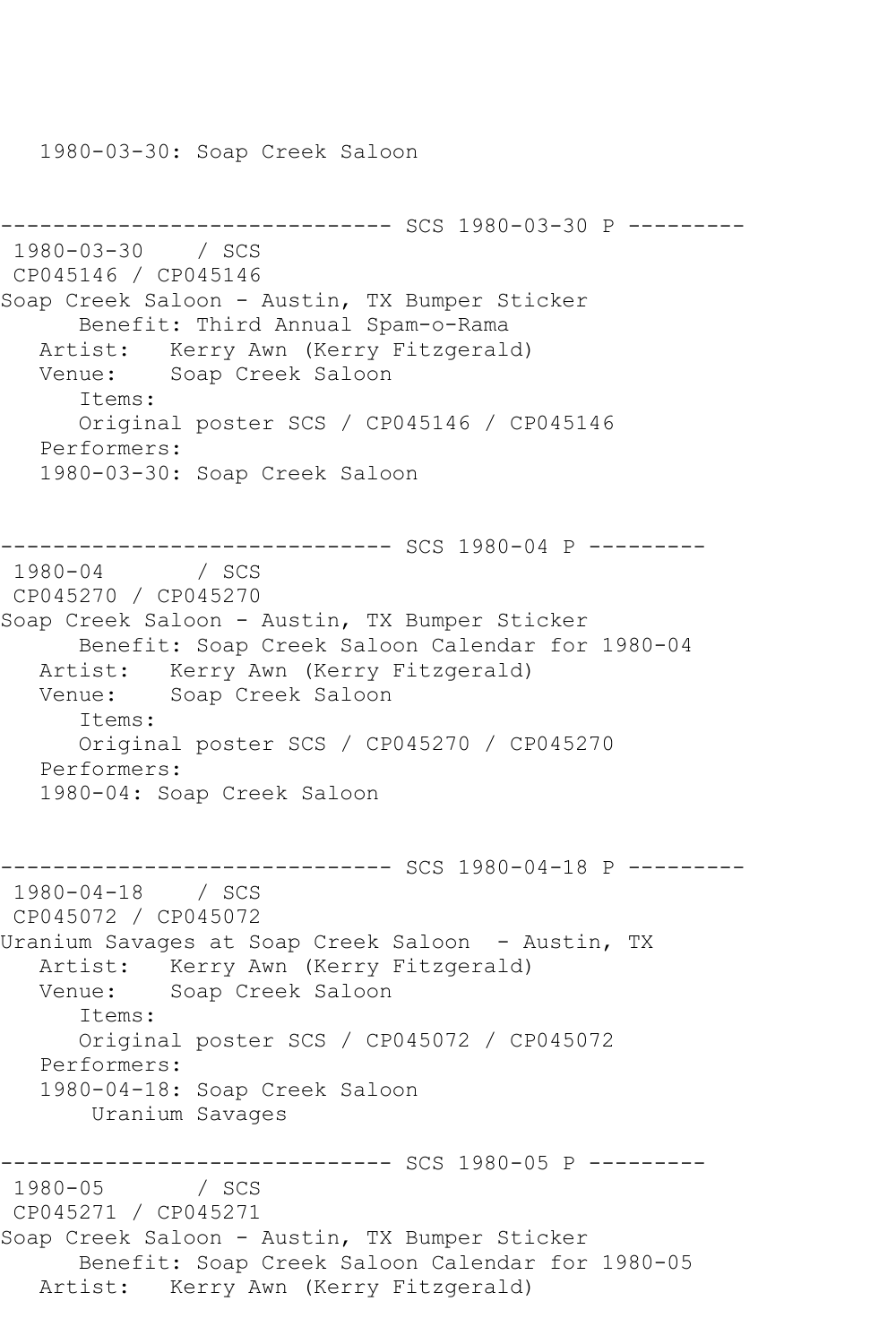1980-03-30: Soap Creek Saloon

------------------------------ SCS 1980-03-30 P ---------
 1980-03-30    / SCS
 CP045146 / CP045146
Soap Creek Saloon - Austin, TX Bumper Sticker
      Benefit: Third Annual Spam-o-Rama
   Artist:   Kerry Awn (Kerry Fitzgerald)
   Venue:    Soap Creek Saloon
      Items:
      Original poster SCS / CP045146 / CP045146
   Performers:
   1980-03-30: Soap Creek Saloon

------------------------------ SCS 1980-04 P ---------
 1980-04       / SCS
 CP045270 / CP045270
Soap Creek Saloon - Austin, TX Bumper Sticker
      Benefit: Soap Creek Saloon Calendar for 1980-04
   Artist:   Kerry Awn (Kerry Fitzgerald)
   Venue:    Soap Creek Saloon
      Items:
      Original poster SCS / CP045270 / CP045270
   Performers:
   1980-04: Soap Creek Saloon

------------------------------ SCS 1980-04-18 P ---------
 1980-04-18    / SCS
 CP045072 / CP045072
Uranium Savages at Soap Creek Saloon  - Austin, TX
   Artist:   Kerry Awn (Kerry Fitzgerald)
   Venue:    Soap Creek Saloon
      Items:
      Original poster SCS / CP045072 / CP045072
   Performers:
   1980-04-18: Soap Creek Saloon
       Uranium Savages

------------------------------ SCS 1980-05 P ---------
 1980-05       / SCS
 CP045271 / CP045271
Soap Creek Saloon - Austin, TX Bumper Sticker
      Benefit: Soap Creek Saloon Calendar for 1980-05
   Artist:   Kerry Awn (Kerry Fitzgerald)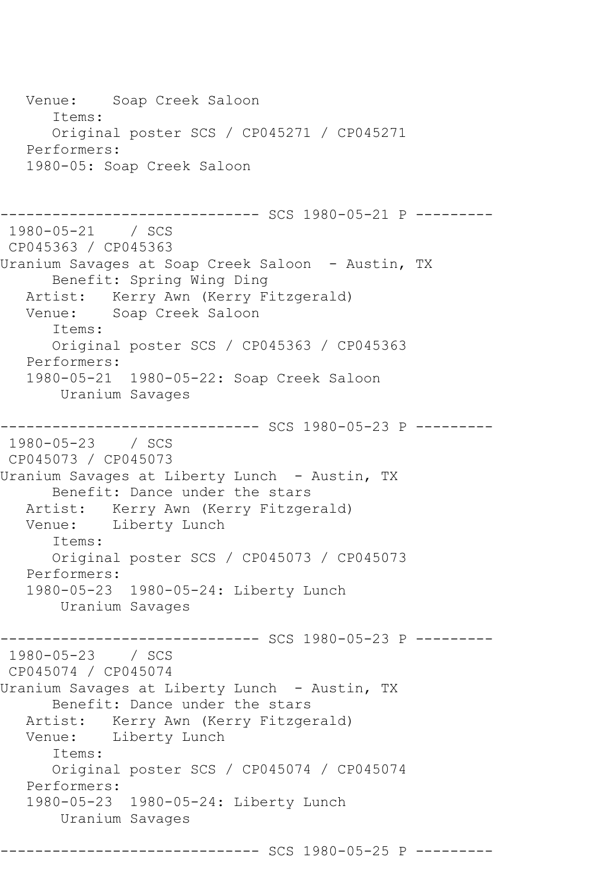```
   Venue:    Soap Creek Saloon
      Items:
      Original poster SCS / CP045271 / CP045271
   Performers:
   1980-05: Soap Creek Saloon


------------------------------ SCS 1980-05-21 P ---------
 1980-05-21    / SCS
 CP045363 / CP045363
Uranium Savages at Soap Creek Saloon  - Austin, TX
      Benefit: Spring Wing Ding
   Artist:   Kerry Awn (Kerry Fitzgerald)
   Venue:    Soap Creek Saloon
      Items:
      Original poster SCS / CP045363 / CP045363
   Performers:
   1980-05-21  1980-05-22: Soap Creek Saloon
       Uranium Savages

------------------------------ SCS 1980-05-23 P ---------
 1980-05-23    / SCS
 CP045073 / CP045073
Uranium Savages at Liberty Lunch  - Austin, TX
      Benefit: Dance under the stars
   Artist:   Kerry Awn (Kerry Fitzgerald)
   Venue:    Liberty Lunch
      Items:
      Original poster SCS / CP045073 / CP045073
   Performers:
   1980-05-23  1980-05-24: Liberty Lunch
       Uranium Savages

------------------------------ SCS 1980-05-23 P ---------
 1980-05-23    / SCS
 CP045074 / CP045074
Uranium Savages at Liberty Lunch  - Austin, TX
      Benefit: Dance under the stars
   Artist:   Kerry Awn (Kerry Fitzgerald)
   Venue:    Liberty Lunch
      Items:
      Original poster SCS / CP045074 / CP045074
   Performers:
   1980-05-23  1980-05-24: Liberty Lunch
       Uranium Savages

------------------------------ SCS 1980-05-25 P ---------
```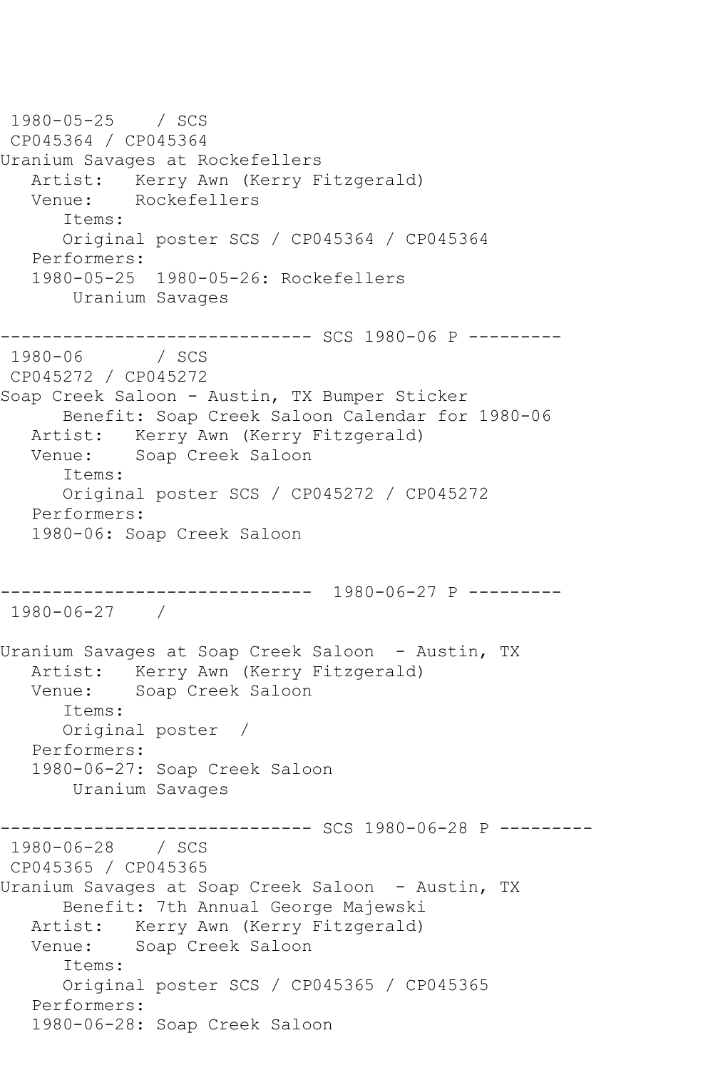1980-05-25 / SCS
CP045364 / CP045364
Uranium Savages at Rockefellers
Artist: Kerry Awn (Kerry Fitzgerald)
Venue: Rockefellers
Items:
Original poster SCS / CP045364 / CP045364
Performers:
1980-05-25 1980-05-26: Rockefellers
Uranium Savages

------------------------------ SCS 1980-06 P ---------
1980-06 / SCS
CP045272 / CP045272
Soap Creek Saloon - Austin, TX Bumper Sticker
Benefit: Soap Creek Saloon Calendar for 1980-06
Artist: Kerry Awn (Kerry Fitzgerald)
Venue: Soap Creek Saloon
Items:
Original poster SCS / CP045272 / CP045272
Performers:
1980-06: Soap Creek Saloon

------------------------------ 1980-06-27 P ---------
1980-06-27 /

Uranium Savages at Soap Creek Saloon - Austin, TX
Artist: Kerry Awn (Kerry Fitzgerald)
Venue: Soap Creek Saloon
Items:
Original poster /
Performers:
1980-06-27: Soap Creek Saloon
Uranium Savages

------------------------------ SCS 1980-06-28 P ---------
1980-06-28 / SCS
CP045365 / CP045365
Uranium Savages at Soap Creek Saloon - Austin, TX
Benefit: 7th Annual George Majewski
Artist: Kerry Awn (Kerry Fitzgerald)
Venue: Soap Creek Saloon
Items:
Original poster SCS / CP045365 / CP045365
Performers:
1980-06-28: Soap Creek Saloon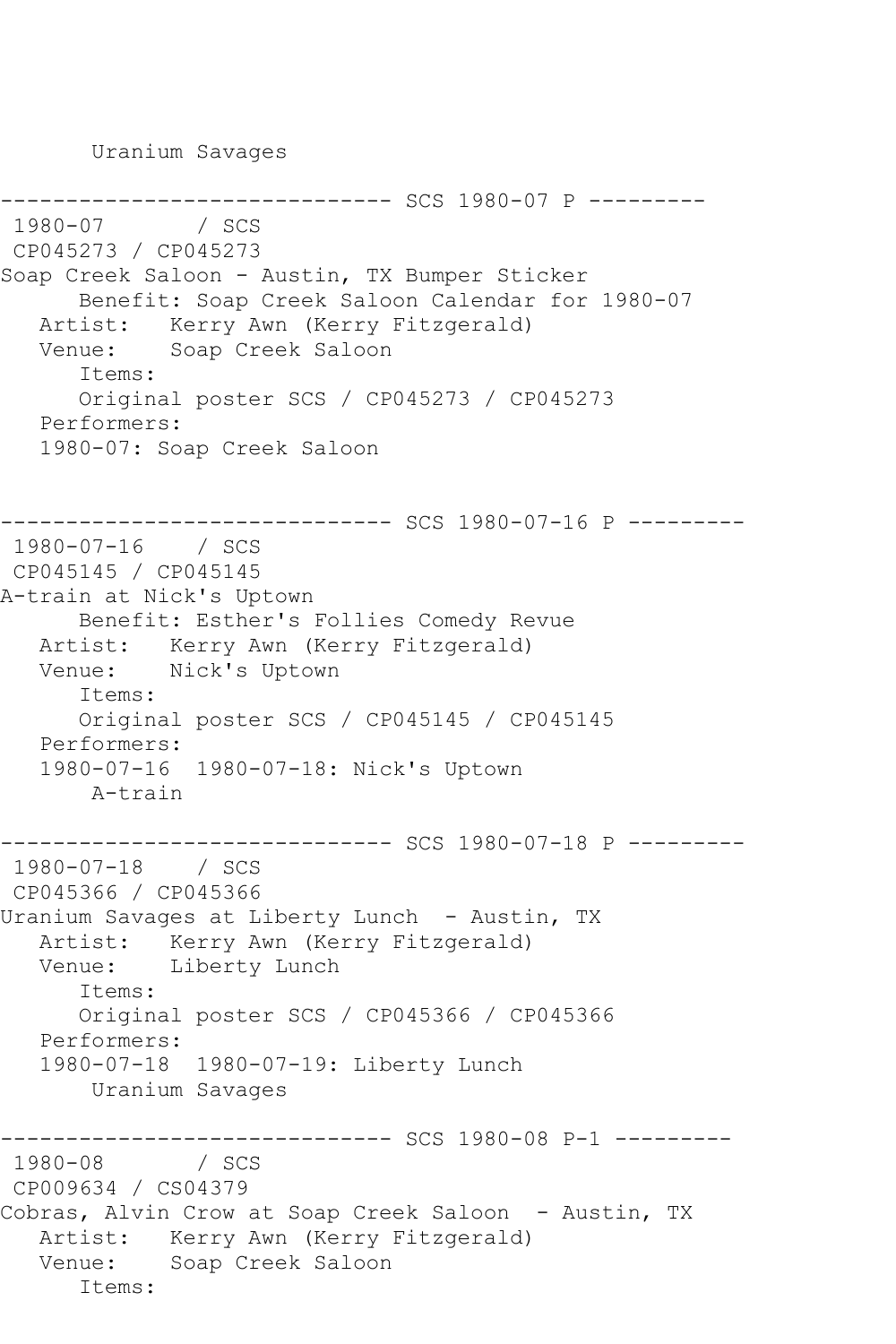```
       Uranium Savages

------------------------------ SCS 1980-07 P ---------
 1980-07       / SCS
 CP045273 / CP045273
Soap Creek Saloon - Austin, TX Bumper Sticker
      Benefit: Soap Creek Saloon Calendar for 1980-07
   Artist:   Kerry Awn (Kerry Fitzgerald)
   Venue:    Soap Creek Saloon
      Items:
      Original poster SCS / CP045273 / CP045273
   Performers:
   1980-07: Soap Creek Saloon


------------------------------ SCS 1980-07-16 P ---------
 1980-07-16    / SCS
 CP045145 / CP045145
A-train at Nick's Uptown
      Benefit: Esther's Follies Comedy Revue
   Artist:   Kerry Awn (Kerry Fitzgerald)
   Venue:    Nick's Uptown
      Items:
      Original poster SCS / CP045145 / CP045145
   Performers:
   1980-07-16  1980-07-18: Nick's Uptown
       A-train

------------------------------ SCS 1980-07-18 P ---------
 1980-07-18    / SCS
 CP045366 / CP045366
Uranium Savages at Liberty Lunch  - Austin, TX
   Artist:   Kerry Awn (Kerry Fitzgerald)
   Venue:    Liberty Lunch
      Items:
      Original poster SCS / CP045366 / CP045366
   Performers:
   1980-07-18  1980-07-19: Liberty Lunch
       Uranium Savages

------------------------------ SCS 1980-08 P-1 ---------
 1980-08       / SCS
 CP009634 / CS04379
Cobras, Alvin Crow at Soap Creek Saloon  - Austin, TX
   Artist:   Kerry Awn (Kerry Fitzgerald)
   Venue:    Soap Creek Saloon
      Items:
```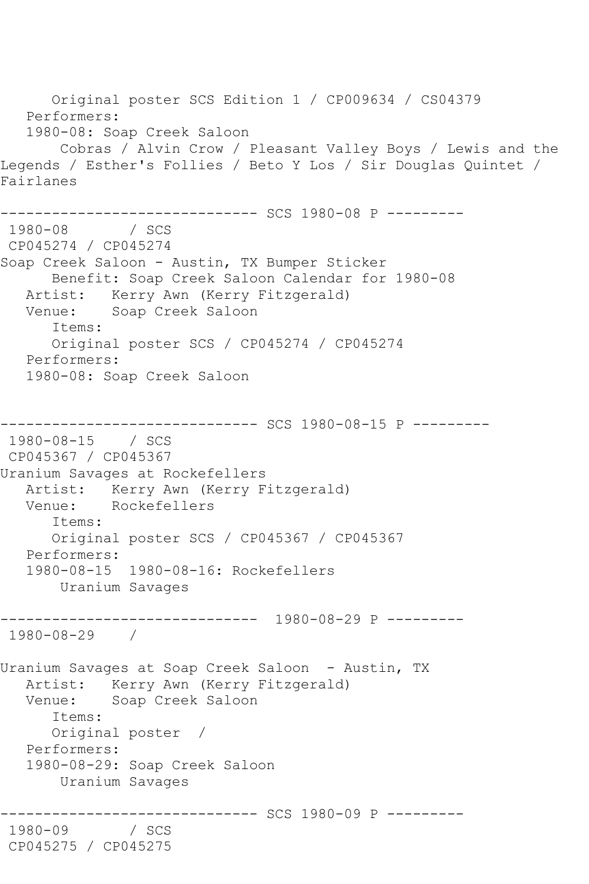Original poster SCS Edition 1 / CP009634 / CS04379
   Performers:
   1980-08: Soap Creek Saloon
       Cobras / Alvin Crow / Pleasant Valley Boys / Lewis and the Legends / Esther's Follies / Beto Y Los / Sir Douglas Quintet / Fairlanes

------------------------------ SCS 1980-08 P ---------

1980-08       / SCS
CP045274 / CP045274
Soap Creek Saloon - Austin, TX Bumper Sticker
      Benefit: Soap Creek Saloon Calendar for 1980-08
   Artist:   Kerry Awn (Kerry Fitzgerald)
   Venue:    Soap Creek Saloon
      Items:
      Original poster SCS / CP045274 / CP045274
   Performers:
   1980-08: Soap Creek Saloon

------------------------------ SCS 1980-08-15 P ---------

1980-08-15    / SCS
CP045367 / CP045367
Uranium Savages at Rockefellers
   Artist:   Kerry Awn (Kerry Fitzgerald)
   Venue:    Rockefellers
      Items:
      Original poster SCS / CP045367 / CP045367
   Performers:
   1980-08-15  1980-08-16: Rockefellers
       Uranium Savages

------------------------------  1980-08-29 P ---------

1980-08-29    /

Uranium Savages at Soap Creek Saloon  - Austin, TX
   Artist:   Kerry Awn (Kerry Fitzgerald)
   Venue:    Soap Creek Saloon
      Items:
      Original poster  /
   Performers:
   1980-08-29: Soap Creek Saloon
       Uranium Savages

------------------------------ SCS 1980-09 P ---------

1980-09       / SCS
CP045275 / CP045275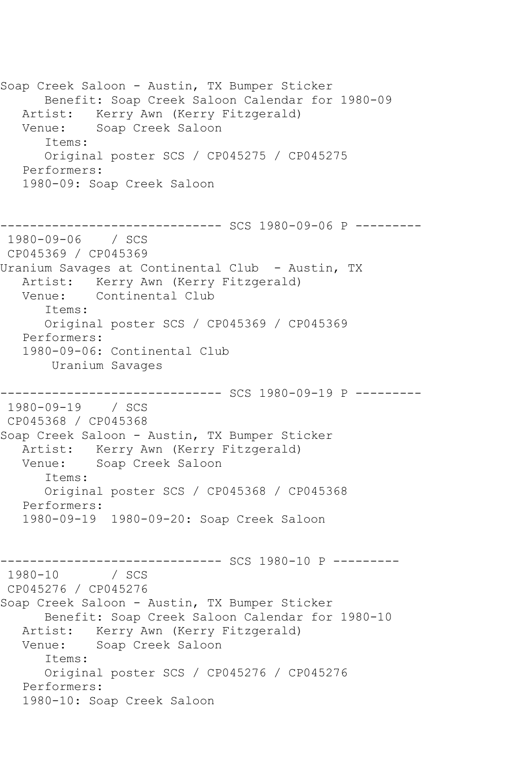```
Soap Creek Saloon - Austin, TX Bumper Sticker
      Benefit: Soap Creek Saloon Calendar for 1980-09
   Artist:   Kerry Awn (Kerry Fitzgerald)
   Venue:    Soap Creek Saloon
      Items:
      Original poster SCS / CP045275 / CP045275
   Performers:
   1980-09: Soap Creek Saloon


------------------------------ SCS 1980-09-06 P ---------
 1980-09-06    / SCS
 CP045369 / CP045369
Uranium Savages at Continental Club  - Austin, TX
   Artist:   Kerry Awn (Kerry Fitzgerald)
   Venue:    Continental Club
      Items:
      Original poster SCS / CP045369 / CP045369
   Performers:
   1980-09-06: Continental Club
       Uranium Savages

------------------------------ SCS 1980-09-19 P ---------
 1980-09-19    / SCS
 CP045368 / CP045368
Soap Creek Saloon - Austin, TX Bumper Sticker
   Artist:   Kerry Awn (Kerry Fitzgerald)
   Venue:    Soap Creek Saloon
      Items:
      Original poster SCS / CP045368 / CP045368
   Performers:
   1980-09-19  1980-09-20: Soap Creek Saloon


------------------------------ SCS 1980-10 P ---------
 1980-10       / SCS
 CP045276 / CP045276
Soap Creek Saloon - Austin, TX Bumper Sticker
      Benefit: Soap Creek Saloon Calendar for 1980-10
   Artist:   Kerry Awn (Kerry Fitzgerald)
   Venue:    Soap Creek Saloon
      Items:
      Original poster SCS / CP045276 / CP045276
   Performers:
   1980-10: Soap Creek Saloon
```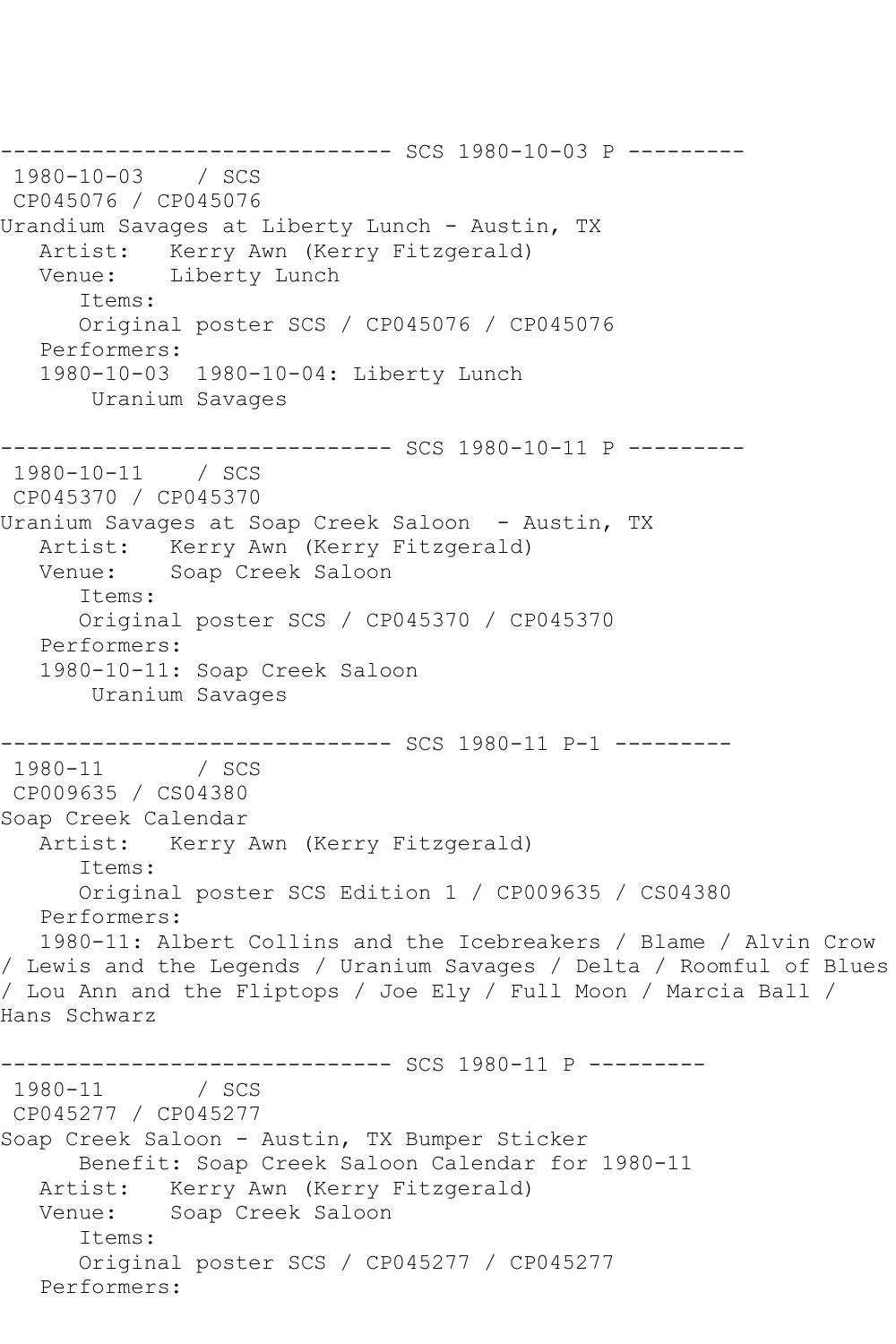------------------------------ SCS 1980-10-03 P ---------

1980-10-03 / SCS

CP045076 / CP045076

Urandium Savages at Liberty Lunch - Austin, TX

Artist: Kerry Awn (Kerry Fitzgerald)

Venue: Liberty Lunch

Items:

Original poster SCS / CP045076 / CP045076

Performers:

1980-10-03 1980-10-04: Liberty Lunch

Uranium Savages

------------------------------ SCS 1980-10-11 P ---------

1980-10-11 / SCS

CP045370 / CP045370

Uranium Savages at Soap Creek Saloon - Austin, TX

Artist: Kerry Awn (Kerry Fitzgerald)

Venue: Soap Creek Saloon

Items:

Original poster SCS / CP045370 / CP045370

Performers:

1980-10-11: Soap Creek Saloon

Uranium Savages

------------------------------ SCS 1980-11 P-1 ---------

1980-11 / SCS

CP009635 / CS04380

Soap Creek Calendar

Artist: Kerry Awn (Kerry Fitzgerald)

Items:

Original poster SCS Edition 1 / CP009635 / CS04380

Performers:

1980-11: Albert Collins and the Icebreakers / Blame / Alvin Crow / Lewis and the Legends / Uranium Savages / Delta / Roomful of Blues / Lou Ann and the Fliptops / Joe Ely / Full Moon / Marcia Ball / Hans Schwarz

------------------------------ SCS 1980-11 P ---------

1980-11 / SCS

CP045277 / CP045277

Soap Creek Saloon - Austin, TX Bumper Sticker

Benefit: Soap Creek Saloon Calendar for 1980-11

Artist: Kerry Awn (Kerry Fitzgerald)

Venue: Soap Creek Saloon

Items:

Original poster SCS / CP045277 / CP045277

Performers: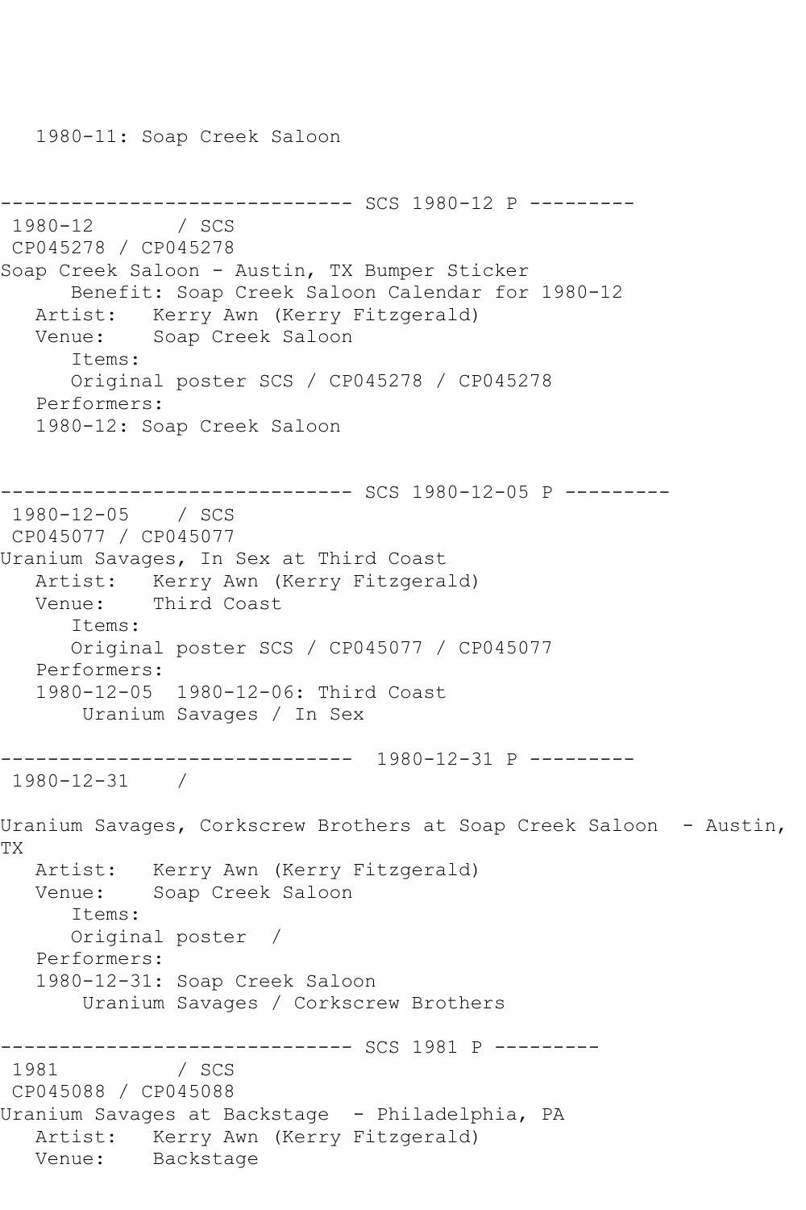1980-11: Soap Creek Saloon

------------------------------ SCS 1980-12 P ---------
1980-12 / SCS
CP045278 / CP045278
Soap Creek Saloon - Austin, TX Bumper Sticker
Benefit: Soap Creek Saloon Calendar for 1980-12
Artist: Kerry Awn (Kerry Fitzgerald)
Venue: Soap Creek Saloon
Items:
Original poster SCS / CP045278 / CP045278
Performers:
1980-12: Soap Creek Saloon

------------------------------ SCS 1980-12-05 P ---------
1980-12-05 / SCS
CP045077 / CP045077
Uranium Savages, In Sex at Third Coast
Artist: Kerry Awn (Kerry Fitzgerald)
Venue: Third Coast
Items:
Original poster SCS / CP045077 / CP045077
Performers:
1980-12-05 1980-12-06: Third Coast
Uranium Savages / In Sex

------------------------------ 1980-12-31 P ---------
1980-12-31 /

Uranium Savages, Corkscrew Brothers at Soap Creek Saloon - Austin, TX
Artist: Kerry Awn (Kerry Fitzgerald)
Venue: Soap Creek Saloon
Items:
Original poster /
Performers:
1980-12-31: Soap Creek Saloon
Uranium Savages / Corkscrew Brothers

------------------------------ SCS 1981 P ---------
1981 / SCS
CP045088 / CP045088
Uranium Savages at Backstage - Philadelphia, PA
Artist: Kerry Awn (Kerry Fitzgerald)
Venue: Backstage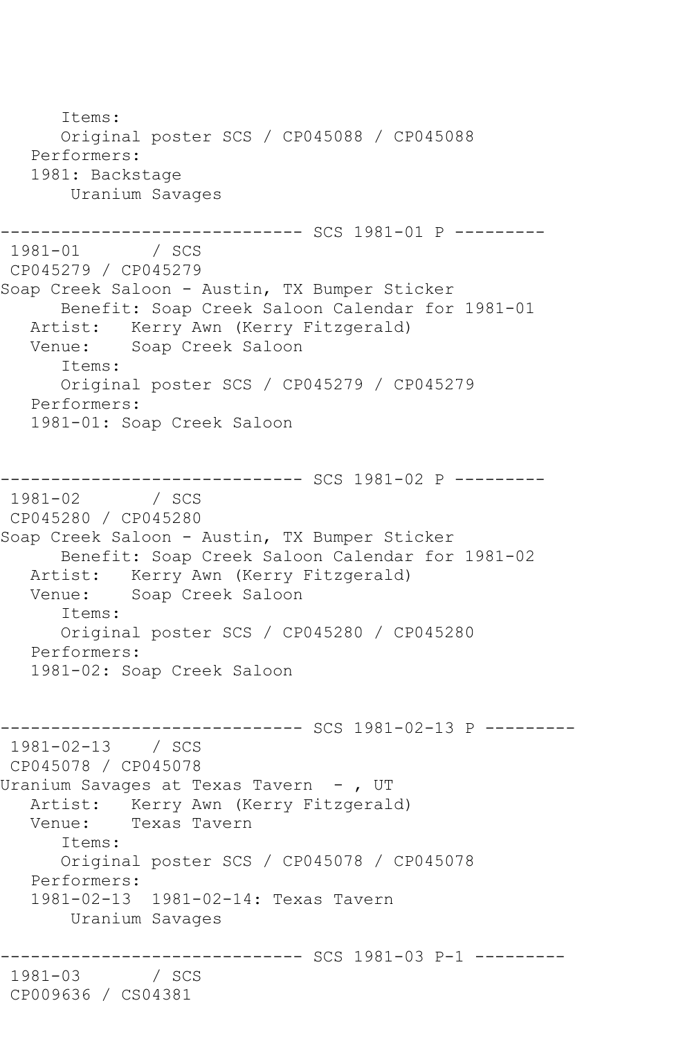```
      Items:
      Original poster SCS / CP045088 / CP045088
   Performers:
   1981: Backstage
       Uranium Savages

------------------------------ SCS 1981-01 P ---------
 1981-01       / SCS
 CP045279 / CP045279
Soap Creek Saloon - Austin, TX Bumper Sticker
      Benefit: Soap Creek Saloon Calendar for 1981-01
   Artist:   Kerry Awn (Kerry Fitzgerald)
   Venue:    Soap Creek Saloon
      Items:
      Original poster SCS / CP045279 / CP045279
   Performers:
   1981-01: Soap Creek Saloon


------------------------------ SCS 1981-02 P ---------
 1981-02       / SCS
 CP045280 / CP045280
Soap Creek Saloon - Austin, TX Bumper Sticker
      Benefit: Soap Creek Saloon Calendar for 1981-02
   Artist:   Kerry Awn (Kerry Fitzgerald)
   Venue:    Soap Creek Saloon
      Items:
      Original poster SCS / CP045280 / CP045280
   Performers:
   1981-02: Soap Creek Saloon


------------------------------ SCS 1981-02-13 P ---------
 1981-02-13    / SCS
 CP045078 / CP045078
Uranium Savages at Texas Tavern  - , UT
   Artist:   Kerry Awn (Kerry Fitzgerald)
   Venue:    Texas Tavern
      Items:
      Original poster SCS / CP045078 / CP045078
   Performers:
   1981-02-13  1981-02-14: Texas Tavern
       Uranium Savages

------------------------------ SCS 1981-03 P-1 ---------
 1981-03       / SCS
 CP009636 / CS04381
```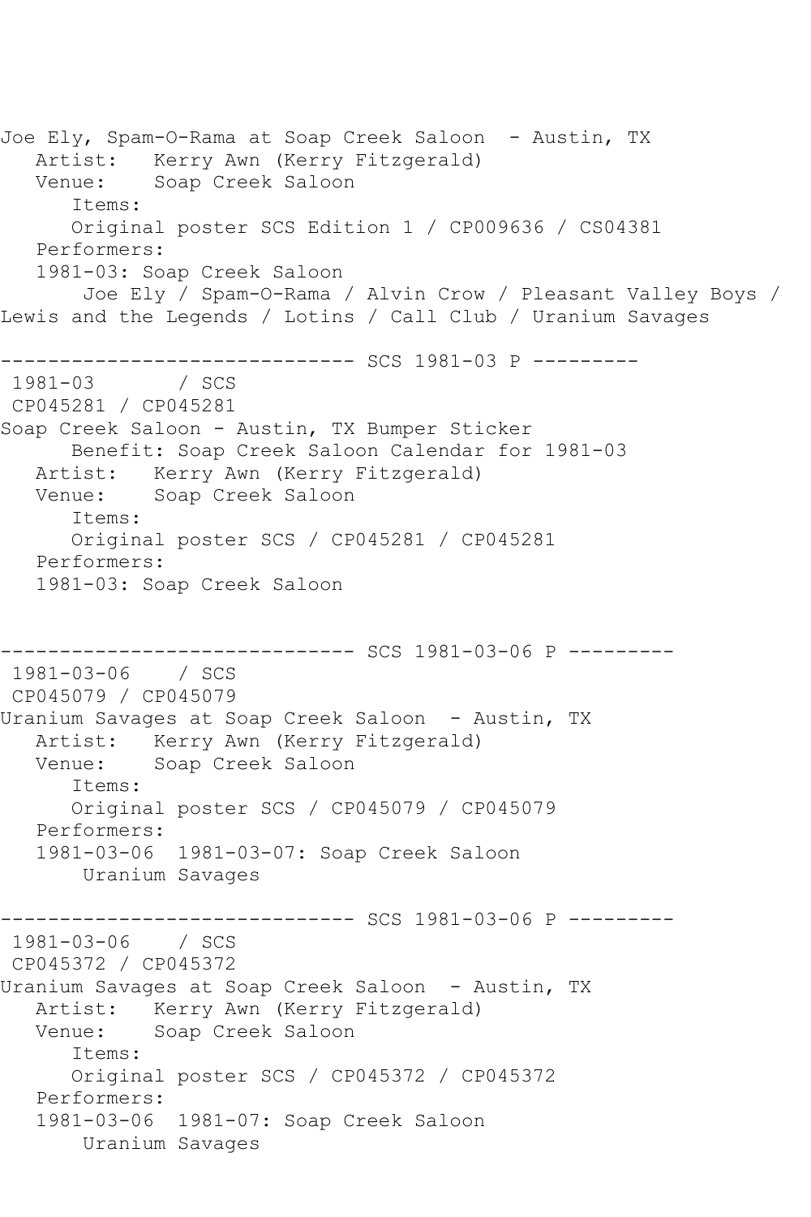Joe Ely, Spam-O-Rama at Soap Creek Saloon - Austin, TX
   Artist: Kerry Awn (Kerry Fitzgerald)
   Venue: Soap Creek Saloon
      Items:
      Original poster SCS Edition 1 / CP009636 / CS04381
   Performers:
   1981-03: Soap Creek Saloon
      Joe Ely / Spam-O-Rama / Alvin Crow / Pleasant Valley Boys / Lewis and the Legends / Lotins / Call Club / Uranium Savages

------------------------------ SCS 1981-03 P ---------

1981-03 / SCS
CP045281 / CP045281
Soap Creek Saloon - Austin, TX Bumper Sticker
      Benefit: Soap Creek Saloon Calendar for 1981-03
   Artist: Kerry Awn (Kerry Fitzgerald)
   Venue: Soap Creek Saloon
      Items:
      Original poster SCS / CP045281 / CP045281
   Performers:
   1981-03: Soap Creek Saloon

------------------------------ SCS 1981-03-06 P ---------

1981-03-06 / SCS
CP045079 / CP045079
Uranium Savages at Soap Creek Saloon - Austin, TX
   Artist: Kerry Awn (Kerry Fitzgerald)
   Venue: Soap Creek Saloon
      Items:
      Original poster SCS / CP045079 / CP045079
   Performers:
   1981-03-06 1981-03-07: Soap Creek Saloon
      Uranium Savages

------------------------------ SCS 1981-03-06 P ---------

1981-03-06 / SCS
CP045372 / CP045372
Uranium Savages at Soap Creek Saloon - Austin, TX
   Artist: Kerry Awn (Kerry Fitzgerald)
   Venue: Soap Creek Saloon
      Items:
      Original poster SCS / CP045372 / CP045372
   Performers:
   1981-03-06 1981-07: Soap Creek Saloon
      Uranium Savages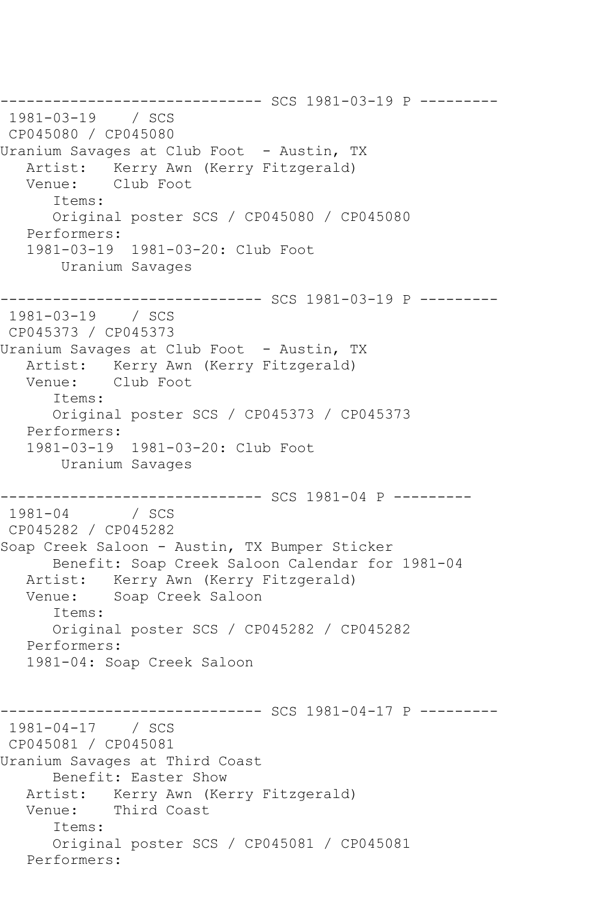```
------------------------------ SCS 1981-03-19 P ---------
 1981-03-19    / SCS
 CP045080 / CP045080
Uranium Savages at Club Foot  - Austin, TX
   Artist:   Kerry Awn (Kerry Fitzgerald)
   Venue:    Club Foot
      Items:
      Original poster SCS / CP045080 / CP045080
   Performers:
   1981-03-19  1981-03-20: Club Foot
       Uranium Savages

------------------------------ SCS 1981-03-19 P ---------
 1981-03-19    / SCS
 CP045373 / CP045373
Uranium Savages at Club Foot  - Austin, TX
   Artist:   Kerry Awn (Kerry Fitzgerald)
   Venue:    Club Foot
      Items:
      Original poster SCS / CP045373 / CP045373
   Performers:
   1981-03-19  1981-03-20: Club Foot
       Uranium Savages

------------------------------ SCS 1981-04 P ---------
 1981-04       / SCS
 CP045282 / CP045282
Soap Creek Saloon - Austin, TX Bumper Sticker
      Benefit: Soap Creek Saloon Calendar for 1981-04
   Artist:   Kerry Awn (Kerry Fitzgerald)
   Venue:    Soap Creek Saloon
      Items:
      Original poster SCS / CP045282 / CP045282
   Performers:
   1981-04: Soap Creek Saloon


------------------------------ SCS 1981-04-17 P ---------
 1981-04-17    / SCS
 CP045081 / CP045081
Uranium Savages at Third Coast
      Benefit: Easter Show
   Artist:   Kerry Awn (Kerry Fitzgerald)
   Venue:    Third Coast
      Items:
      Original poster SCS / CP045081 / CP045081
   Performers:
```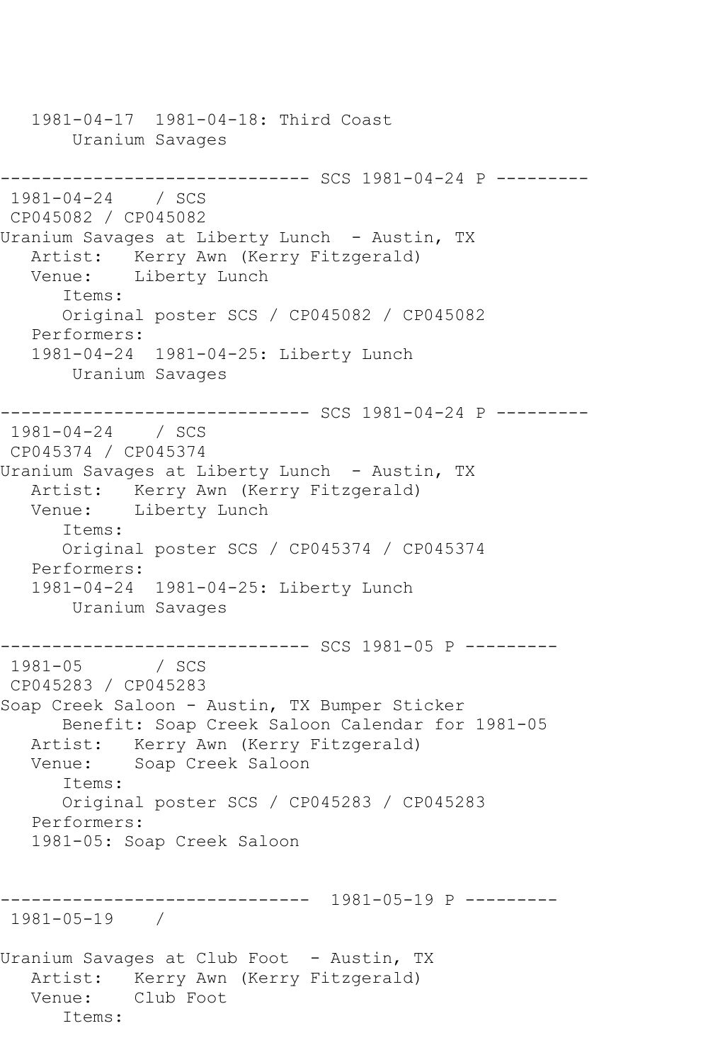```
   1981-04-17  1981-04-18: Third Coast
       Uranium Savages

------------------------------ SCS 1981-04-24 P ---------
 1981-04-24    / SCS
 CP045082 / CP045082
Uranium Savages at Liberty Lunch  - Austin, TX
   Artist:   Kerry Awn (Kerry Fitzgerald)
   Venue:    Liberty Lunch
      Items:
      Original poster SCS / CP045082 / CP045082
   Performers:
   1981-04-24  1981-04-25: Liberty Lunch
       Uranium Savages

------------------------------ SCS 1981-04-24 P ---------
 1981-04-24    / SCS
 CP045374 / CP045374
Uranium Savages at Liberty Lunch  - Austin, TX
   Artist:   Kerry Awn (Kerry Fitzgerald)
   Venue:    Liberty Lunch
      Items:
      Original poster SCS / CP045374 / CP045374
   Performers:
   1981-04-24  1981-04-25: Liberty Lunch
       Uranium Savages

------------------------------ SCS 1981-05 P ---------
 1981-05       / SCS
 CP045283 / CP045283
Soap Creek Saloon - Austin, TX Bumper Sticker
      Benefit: Soap Creek Saloon Calendar for 1981-05
   Artist:   Kerry Awn (Kerry Fitzgerald)
   Venue:    Soap Creek Saloon
      Items:
      Original poster SCS / CP045283 / CP045283
   Performers:
   1981-05: Soap Creek Saloon


------------------------------  1981-05-19 P ---------
 1981-05-19    /

Uranium Savages at Club Foot  - Austin, TX
   Artist:   Kerry Awn (Kerry Fitzgerald)
   Venue:    Club Foot
      Items:
```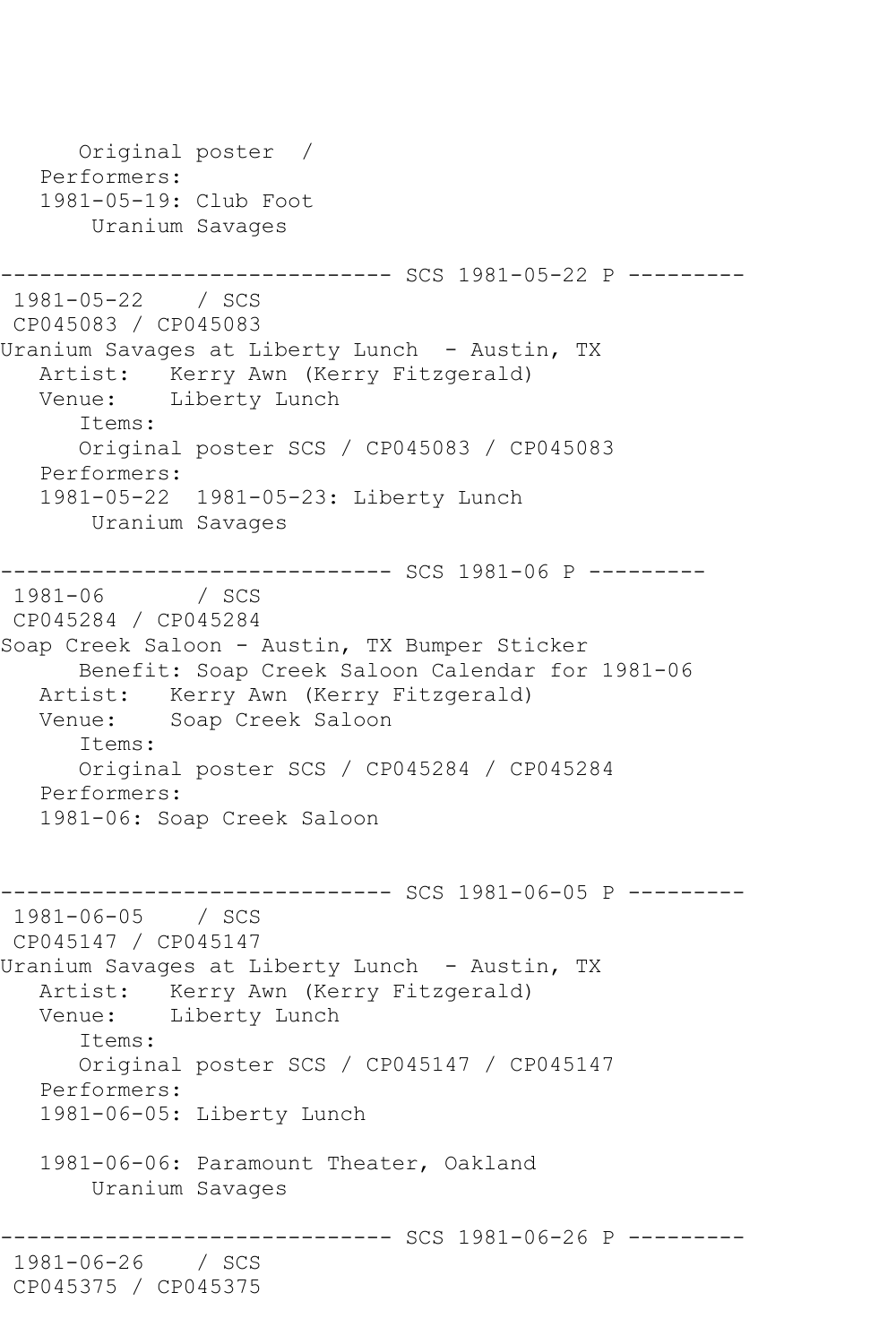```
      Original poster  /
   Performers:
   1981-05-19: Club Foot
       Uranium Savages

------------------------------ SCS 1981-05-22 P ---------
 1981-05-22    / SCS
 CP045083 / CP045083
Uranium Savages at Liberty Lunch  - Austin, TX
   Artist:   Kerry Awn (Kerry Fitzgerald)
   Venue:    Liberty Lunch
      Items:
      Original poster SCS / CP045083 / CP045083
   Performers:
   1981-05-22  1981-05-23: Liberty Lunch
       Uranium Savages

------------------------------ SCS 1981-06 P ---------
 1981-06       / SCS
 CP045284 / CP045284
Soap Creek Saloon - Austin, TX Bumper Sticker
      Benefit: Soap Creek Saloon Calendar for 1981-06
   Artist:   Kerry Awn (Kerry Fitzgerald)
   Venue:    Soap Creek Saloon
      Items:
      Original poster SCS / CP045284 / CP045284
   Performers:
   1981-06: Soap Creek Saloon


------------------------------ SCS 1981-06-05 P ---------
 1981-06-05    / SCS
 CP045147 / CP045147
Uranium Savages at Liberty Lunch  - Austin, TX
   Artist:   Kerry Awn (Kerry Fitzgerald)
   Venue:    Liberty Lunch
      Items:
      Original poster SCS / CP045147 / CP045147
   Performers:
   1981-06-05: Liberty Lunch

   1981-06-06: Paramount Theater, Oakland
       Uranium Savages

------------------------------ SCS 1981-06-26 P ---------
 1981-06-26    / SCS
 CP045375 / CP045375
```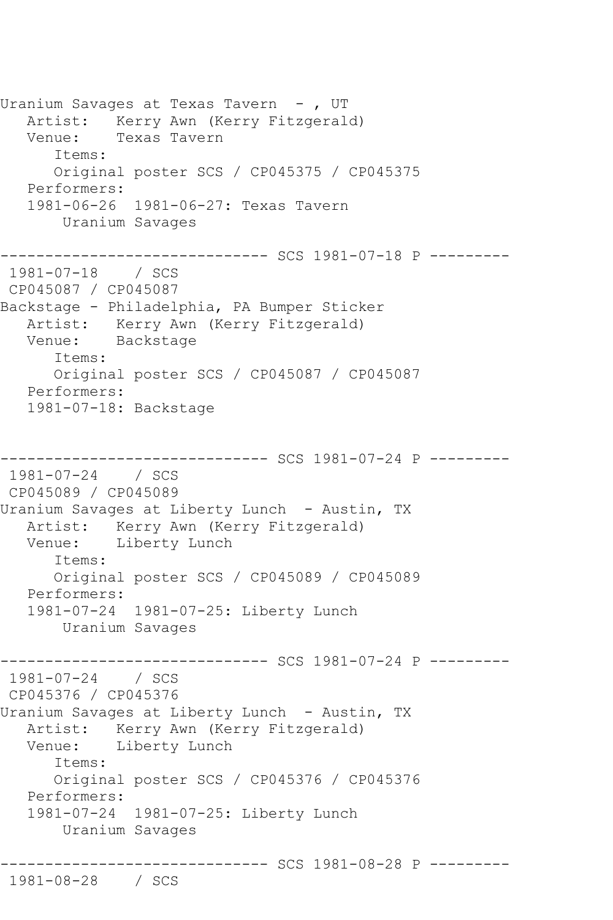```
Uranium Savages at Texas Tavern  - , UT
   Artist:   Kerry Awn (Kerry Fitzgerald)
   Venue:    Texas Tavern
      Items:
      Original poster SCS / CP045375 / CP045375
   Performers:
   1981-06-26  1981-06-27: Texas Tavern
       Uranium Savages

------------------------------ SCS 1981-07-18 P ---------
 1981-07-18    / SCS
 CP045087 / CP045087
Backstage - Philadelphia, PA Bumper Sticker
   Artist:   Kerry Awn (Kerry Fitzgerald)
   Venue:    Backstage
      Items:
      Original poster SCS / CP045087 / CP045087
   Performers:
   1981-07-18: Backstage


------------------------------ SCS 1981-07-24 P ---------
 1981-07-24    / SCS
 CP045089 / CP045089
Uranium Savages at Liberty Lunch  - Austin, TX
   Artist:   Kerry Awn (Kerry Fitzgerald)
   Venue:    Liberty Lunch
      Items:
      Original poster SCS / CP045089 / CP045089
   Performers:
   1981-07-24  1981-07-25: Liberty Lunch
       Uranium Savages

------------------------------ SCS 1981-07-24 P ---------
 1981-07-24    / SCS
 CP045376 / CP045376
Uranium Savages at Liberty Lunch  - Austin, TX
   Artist:   Kerry Awn (Kerry Fitzgerald)
   Venue:    Liberty Lunch
      Items:
      Original poster SCS / CP045376 / CP045376
   Performers:
   1981-07-24  1981-07-25: Liberty Lunch
       Uranium Savages

------------------------------ SCS 1981-08-28 P ---------
 1981-08-28    / SCS
```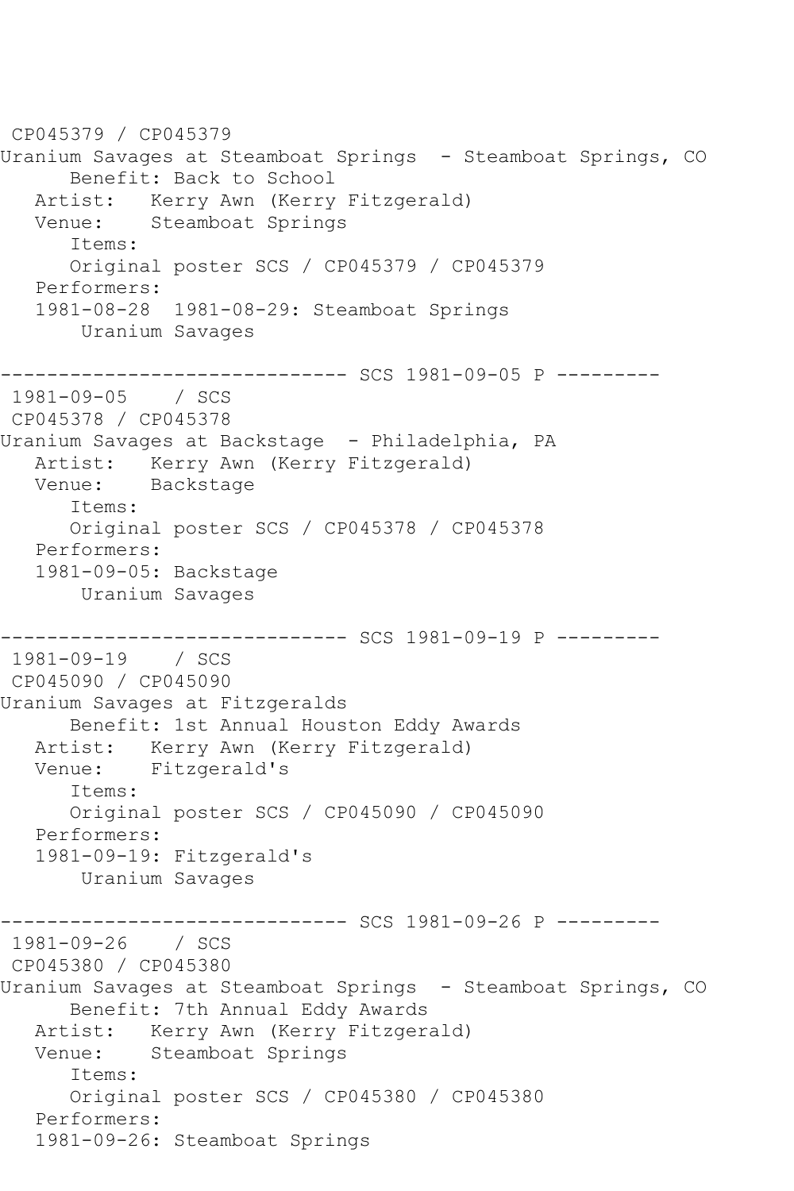```
CP045379 / CP045379
Uranium Savages at Steamboat Springs  - Steamboat Springs, CO
      Benefit: Back to School
   Artist:   Kerry Awn (Kerry Fitzgerald)
   Venue:    Steamboat Springs
      Items:
      Original poster SCS / CP045379 / CP045379
   Performers:
   1981-08-28  1981-08-29: Steamboat Springs
       Uranium Savages

------------------------------ SCS 1981-09-05 P ---------
 1981-09-05    / SCS
 CP045378 / CP045378
Uranium Savages at Backstage  - Philadelphia, PA
   Artist:   Kerry Awn (Kerry Fitzgerald)
   Venue:    Backstage
      Items:
      Original poster SCS / CP045378 / CP045378
   Performers:
   1981-09-05: Backstage
       Uranium Savages

------------------------------ SCS 1981-09-19 P ---------
 1981-09-19    / SCS
 CP045090 / CP045090
Uranium Savages at Fitzgeralds
      Benefit: 1st Annual Houston Eddy Awards
   Artist:   Kerry Awn (Kerry Fitzgerald)
   Venue:    Fitzgerald's
      Items:
      Original poster SCS / CP045090 / CP045090
   Performers:
   1981-09-19: Fitzgerald's
       Uranium Savages

------------------------------ SCS 1981-09-26 P ---------
 1981-09-26    / SCS
 CP045380 / CP045380
Uranium Savages at Steamboat Springs  - Steamboat Springs, CO
      Benefit: 7th Annual Eddy Awards
   Artist:   Kerry Awn (Kerry Fitzgerald)
   Venue:    Steamboat Springs
      Items:
      Original poster SCS / CP045380 / CP045380
   Performers:
   1981-09-26: Steamboat Springs
```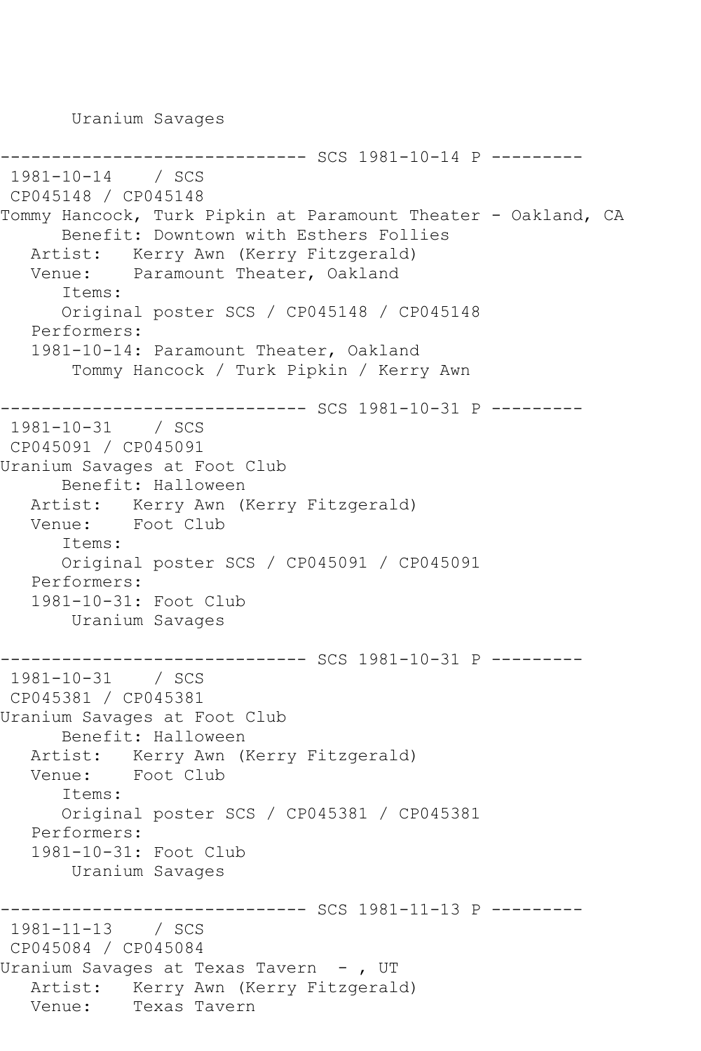```
       Uranium Savages

------------------------------ SCS 1981-10-14 P ---------
 1981-10-14    / SCS
 CP045148 / CP045148
Tommy Hancock, Turk Pipkin at Paramount Theater - Oakland, CA
      Benefit: Downtown with Esthers Follies
   Artist:   Kerry Awn (Kerry Fitzgerald)
   Venue:    Paramount Theater, Oakland
      Items:
      Original poster SCS / CP045148 / CP045148
   Performers:
   1981-10-14: Paramount Theater, Oakland
       Tommy Hancock / Turk Pipkin / Kerry Awn

------------------------------ SCS 1981-10-31 P ---------
 1981-10-31    / SCS
 CP045091 / CP045091
Uranium Savages at Foot Club
      Benefit: Halloween
   Artist:   Kerry Awn (Kerry Fitzgerald)
   Venue:    Foot Club
      Items:
      Original poster SCS / CP045091 / CP045091
   Performers:
   1981-10-31: Foot Club
       Uranium Savages

------------------------------ SCS 1981-10-31 P ---------
 1981-10-31    / SCS
 CP045381 / CP045381
Uranium Savages at Foot Club
      Benefit: Halloween
   Artist:   Kerry Awn (Kerry Fitzgerald)
   Venue:    Foot Club
      Items:
      Original poster SCS / CP045381 / CP045381
   Performers:
   1981-10-31: Foot Club
       Uranium Savages

------------------------------ SCS 1981-11-13 P ---------
 1981-11-13    / SCS
 CP045084 / CP045084
Uranium Savages at Texas Tavern  - , UT
   Artist:   Kerry Awn (Kerry Fitzgerald)
   Venue:    Texas Tavern
```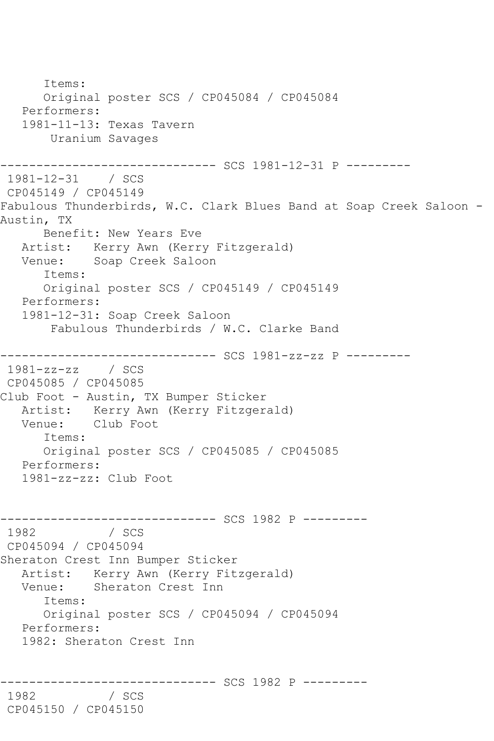```
      Items:
      Original poster SCS / CP045084 / CP045084
   Performers:
   1981-11-13: Texas Tavern
       Uranium Savages

------------------------------ SCS 1981-12-31 P ---------
 1981-12-31    / SCS
 CP045149 / CP045149
Fabulous Thunderbirds, W.C. Clark Blues Band at Soap Creek Saloon -
Austin, TX
      Benefit: New Years Eve
   Artist:   Kerry Awn (Kerry Fitzgerald)
   Venue:    Soap Creek Saloon
      Items:
      Original poster SCS / CP045149 / CP045149
   Performers:
   1981-12-31: Soap Creek Saloon
       Fabulous Thunderbirds / W.C. Clarke Band

------------------------------ SCS 1981-zz-zz P ---------
 1981-zz-zz    / SCS
 CP045085 / CP045085
Club Foot - Austin, TX Bumper Sticker
   Artist:   Kerry Awn (Kerry Fitzgerald)
   Venue:    Club Foot
      Items:
      Original poster SCS / CP045085 / CP045085
   Performers:
   1981-zz-zz: Club Foot


------------------------------ SCS 1982 P ---------
 1982          / SCS
 CP045094 / CP045094
Sheraton Crest Inn Bumper Sticker
   Artist:   Kerry Awn (Kerry Fitzgerald)
   Venue:    Sheraton Crest Inn
      Items:
      Original poster SCS / CP045094 / CP045094
   Performers:
   1982: Sheraton Crest Inn


------------------------------ SCS 1982 P ---------
 1982          / SCS
 CP045150 / CP045150
```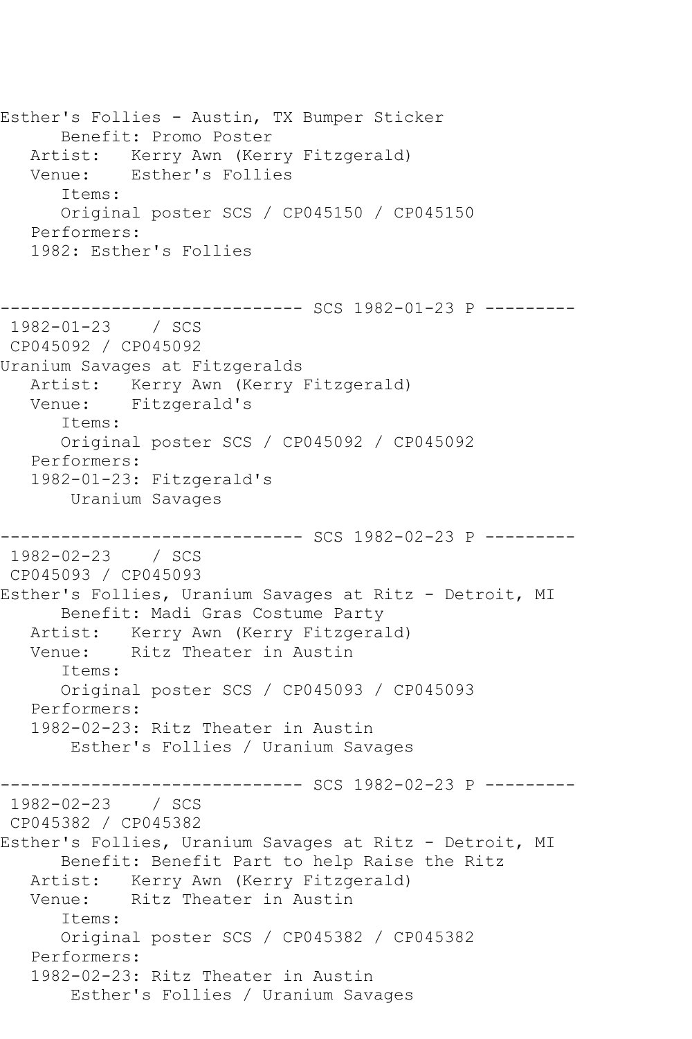```
Esther's Follies - Austin, TX Bumper Sticker
      Benefit: Promo Poster
   Artist:   Kerry Awn (Kerry Fitzgerald)
   Venue:    Esther's Follies
      Items:
      Original poster SCS / CP045150 / CP045150
   Performers:
   1982: Esther's Follies


------------------------------ SCS 1982-01-23 P ---------
 1982-01-23    / SCS
 CP045092 / CP045092
Uranium Savages at Fitzgeralds
   Artist:   Kerry Awn (Kerry Fitzgerald)
   Venue:    Fitzgerald's
      Items:
      Original poster SCS / CP045092 / CP045092
   Performers:
   1982-01-23: Fitzgerald's
       Uranium Savages

------------------------------ SCS 1982-02-23 P ---------
 1982-02-23    / SCS
 CP045093 / CP045093
Esther's Follies, Uranium Savages at Ritz - Detroit, MI
      Benefit: Madi Gras Costume Party
   Artist:   Kerry Awn (Kerry Fitzgerald)
   Venue:    Ritz Theater in Austin
      Items:
      Original poster SCS / CP045093 / CP045093
   Performers:
   1982-02-23: Ritz Theater in Austin
       Esther's Follies / Uranium Savages

------------------------------ SCS 1982-02-23 P ---------
 1982-02-23    / SCS
 CP045382 / CP045382
Esther's Follies, Uranium Savages at Ritz - Detroit, MI
      Benefit: Benefit Part to help Raise the Ritz
   Artist:   Kerry Awn (Kerry Fitzgerald)
   Venue:    Ritz Theater in Austin
      Items:
      Original poster SCS / CP045382 / CP045382
   Performers:
   1982-02-23: Ritz Theater in Austin
       Esther's Follies / Uranium Savages
```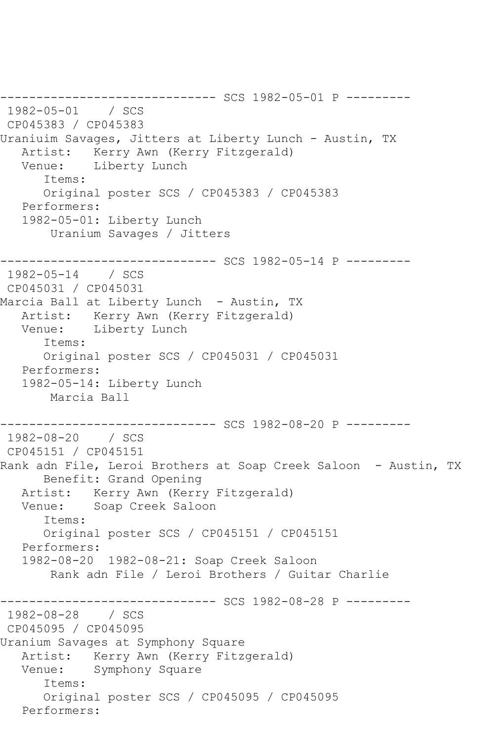```
------------------------------ SCS 1982-05-01 P ---------
 1982-05-01    / SCS
 CP045383 / CP045383
Uraniuim Savages, Jitters at Liberty Lunch - Austin, TX
   Artist:   Kerry Awn (Kerry Fitzgerald)
   Venue:    Liberty Lunch
      Items:
      Original poster SCS / CP045383 / CP045383
   Performers:
   1982-05-01: Liberty Lunch
       Uranium Savages / Jitters

------------------------------ SCS 1982-05-14 P ---------
 1982-05-14    / SCS
 CP045031 / CP045031
Marcia Ball at Liberty Lunch  - Austin, TX
   Artist:   Kerry Awn (Kerry Fitzgerald)
   Venue:    Liberty Lunch
      Items:
      Original poster SCS / CP045031 / CP045031
   Performers:
   1982-05-14: Liberty Lunch
       Marcia Ball

------------------------------ SCS 1982-08-20 P ---------
 1982-08-20    / SCS
 CP045151 / CP045151
Rank adn File, Leroi Brothers at Soap Creek Saloon  - Austin, TX
      Benefit: Grand Opening
   Artist:   Kerry Awn (Kerry Fitzgerald)
   Venue:    Soap Creek Saloon
      Items:
      Original poster SCS / CP045151 / CP045151
   Performers:
   1982-08-20  1982-08-21: Soap Creek Saloon
       Rank adn File / Leroi Brothers / Guitar Charlie

------------------------------ SCS 1982-08-28 P ---------
 1982-08-28    / SCS
 CP045095 / CP045095
Uranium Savages at Symphony Square
   Artist:   Kerry Awn (Kerry Fitzgerald)
   Venue:    Symphony Square
      Items:
      Original poster SCS / CP045095 / CP045095
   Performers:
```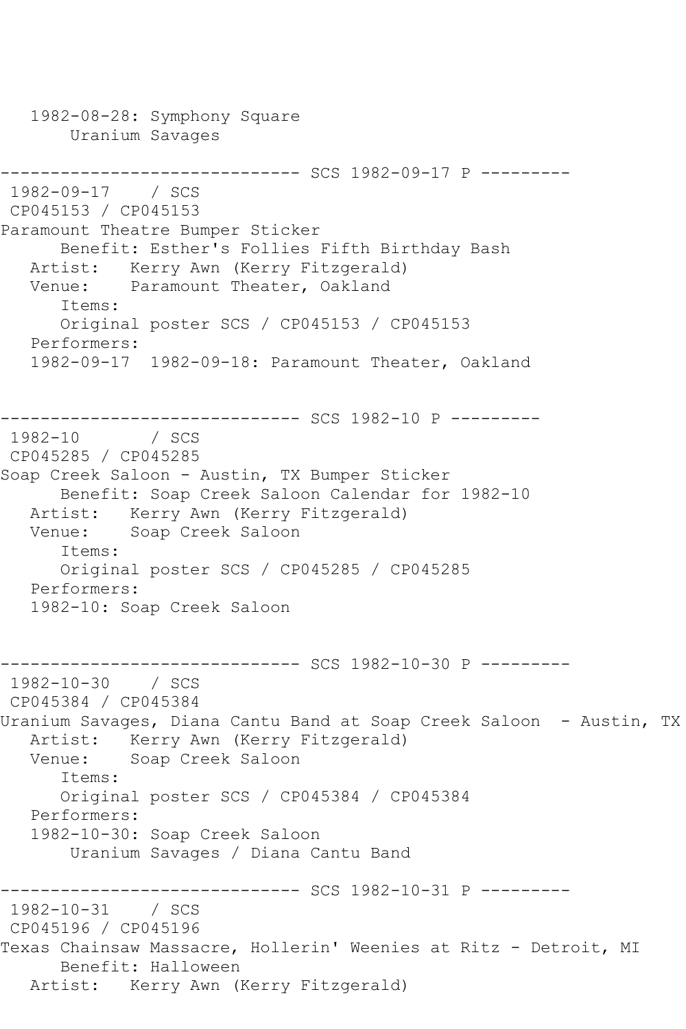```
   1982-08-28: Symphony Square
       Uranium Savages

------------------------------ SCS 1982-09-17 P ---------
 1982-09-17    / SCS
 CP045153 / CP045153
Paramount Theatre Bumper Sticker
      Benefit: Esther's Follies Fifth Birthday Bash
   Artist:   Kerry Awn (Kerry Fitzgerald)
   Venue:    Paramount Theater, Oakland
      Items:
      Original poster SCS / CP045153 / CP045153
   Performers:
   1982-09-17  1982-09-18: Paramount Theater, Oakland


------------------------------ SCS 1982-10 P ---------
 1982-10       / SCS
 CP045285 / CP045285
Soap Creek Saloon - Austin, TX Bumper Sticker
      Benefit: Soap Creek Saloon Calendar for 1982-10
   Artist:   Kerry Awn (Kerry Fitzgerald)
   Venue:    Soap Creek Saloon
      Items:
      Original poster SCS / CP045285 / CP045285
   Performers:
   1982-10: Soap Creek Saloon


------------------------------ SCS 1982-10-30 P ---------
 1982-10-30    / SCS
 CP045384 / CP045384
Uranium Savages, Diana Cantu Band at Soap Creek Saloon  - Austin, TX
   Artist:   Kerry Awn (Kerry Fitzgerald)
   Venue:    Soap Creek Saloon
      Items:
      Original poster SCS / CP045384 / CP045384
   Performers:
   1982-10-30: Soap Creek Saloon
       Uranium Savages / Diana Cantu Band

------------------------------ SCS 1982-10-31 P ---------
 1982-10-31    / SCS
 CP045196 / CP045196
Texas Chainsaw Massacre, Hollerin' Weenies at Ritz - Detroit, MI
      Benefit: Halloween
   Artist:   Kerry Awn (Kerry Fitzgerald)
```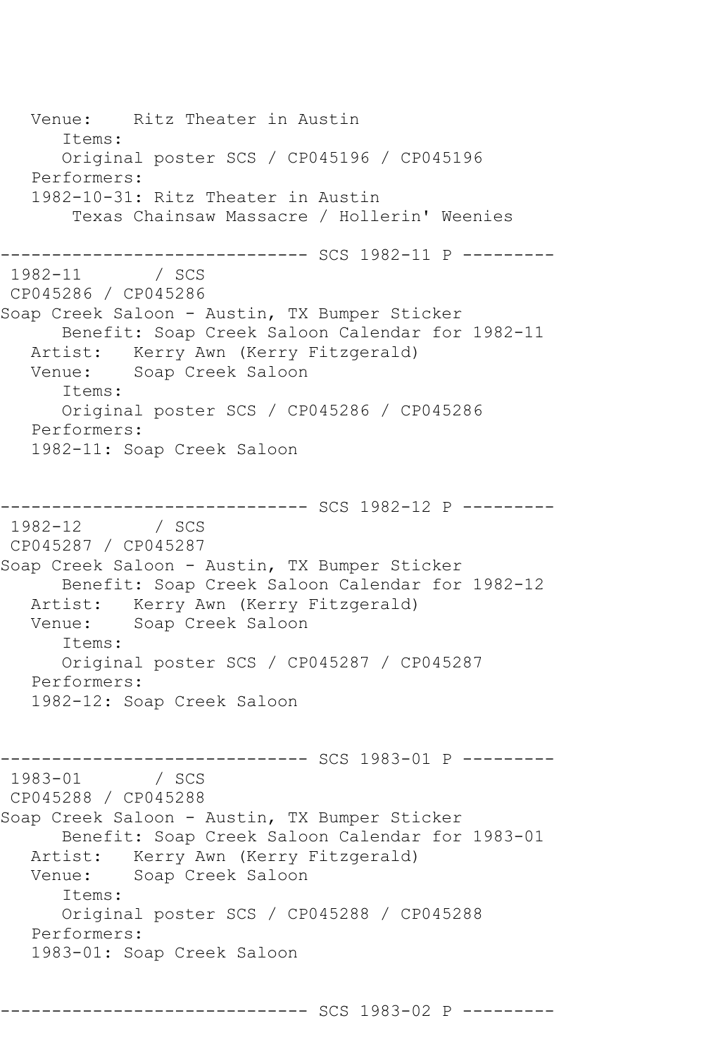```
   Venue:    Ritz Theater in Austin
      Items:
      Original poster SCS / CP045196 / CP045196
   Performers:
   1982-10-31: Ritz Theater in Austin
       Texas Chainsaw Massacre / Hollerin' Weenies

------------------------------ SCS 1982-11 P ---------
 1982-11       / SCS
 CP045286 / CP045286
Soap Creek Saloon - Austin, TX Bumper Sticker
      Benefit: Soap Creek Saloon Calendar for 1982-11
   Artist:   Kerry Awn (Kerry Fitzgerald)
   Venue:    Soap Creek Saloon
      Items:
      Original poster SCS / CP045286 / CP045286
   Performers:
   1982-11: Soap Creek Saloon


------------------------------ SCS 1982-12 P ---------
 1982-12       / SCS
 CP045287 / CP045287
Soap Creek Saloon - Austin, TX Bumper Sticker
      Benefit: Soap Creek Saloon Calendar for 1982-12
   Artist:   Kerry Awn (Kerry Fitzgerald)
   Venue:    Soap Creek Saloon
      Items:
      Original poster SCS / CP045287 / CP045287
   Performers:
   1982-12: Soap Creek Saloon


------------------------------ SCS 1983-01 P ---------
 1983-01       / SCS
 CP045288 / CP045288
Soap Creek Saloon - Austin, TX Bumper Sticker
      Benefit: Soap Creek Saloon Calendar for 1983-01
   Artist:   Kerry Awn (Kerry Fitzgerald)
   Venue:    Soap Creek Saloon
      Items:
      Original poster SCS / CP045288 / CP045288
   Performers:
   1983-01: Soap Creek Saloon


------------------------------ SCS 1983-02 P ---------
```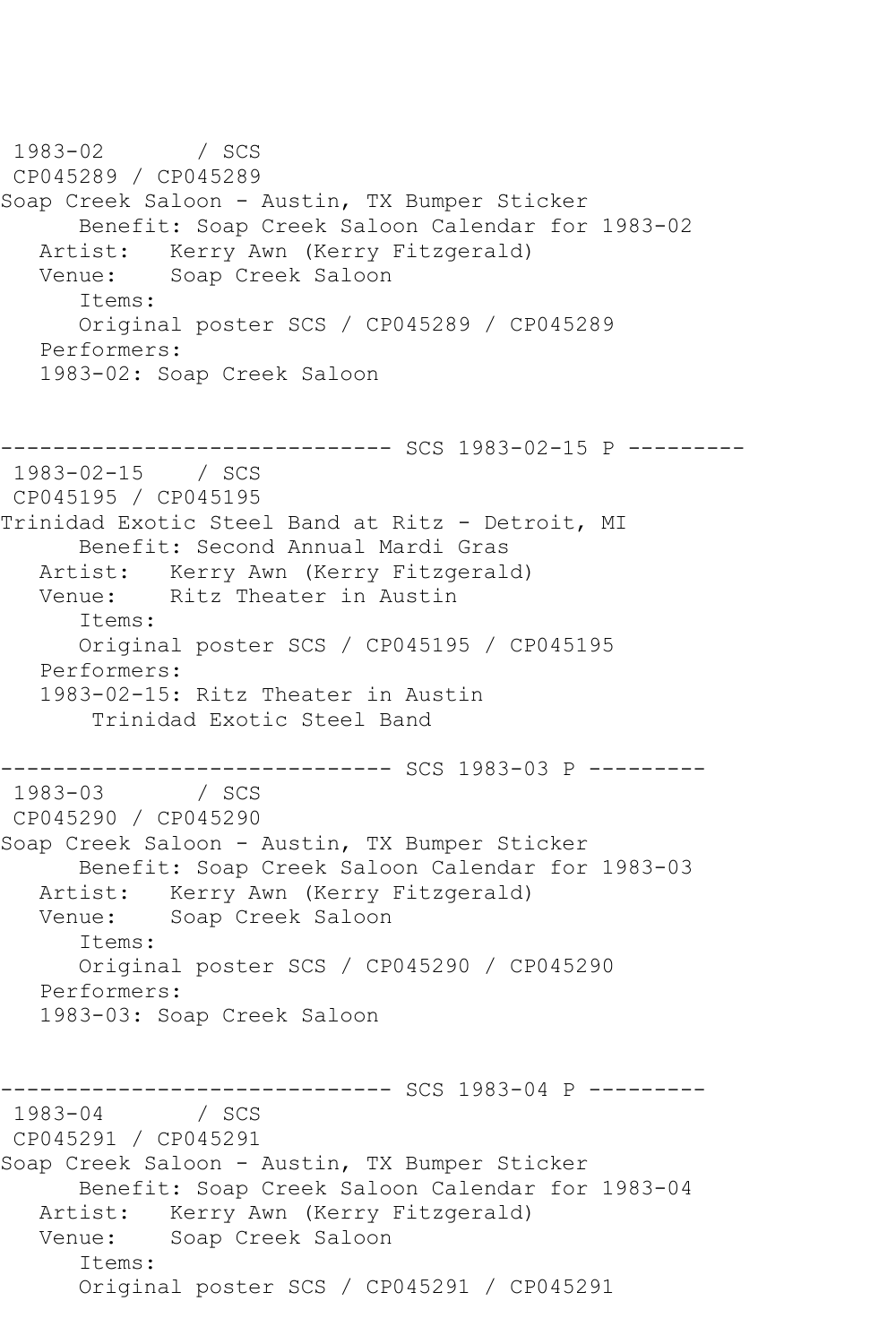```
1983-02       / SCS
 CP045289 / CP045289
Soap Creek Saloon - Austin, TX Bumper Sticker
      Benefit: Soap Creek Saloon Calendar for 1983-02
   Artist:   Kerry Awn (Kerry Fitzgerald)
   Venue:    Soap Creek Saloon
      Items:
      Original poster SCS / CP045289 / CP045289
   Performers:
   1983-02: Soap Creek Saloon


------------------------------ SCS 1983-02-15 P ---------
 1983-02-15    / SCS
 CP045195 / CP045195
Trinidad Exotic Steel Band at Ritz - Detroit, MI
      Benefit: Second Annual Mardi Gras
   Artist:   Kerry Awn (Kerry Fitzgerald)
   Venue:    Ritz Theater in Austin
      Items:
      Original poster SCS / CP045195 / CP045195
   Performers:
   1983-02-15: Ritz Theater in Austin
       Trinidad Exotic Steel Band

------------------------------ SCS 1983-03 P ---------
 1983-03       / SCS
 CP045290 / CP045290
Soap Creek Saloon - Austin, TX Bumper Sticker
      Benefit: Soap Creek Saloon Calendar for 1983-03
   Artist:   Kerry Awn (Kerry Fitzgerald)
   Venue:    Soap Creek Saloon
      Items:
      Original poster SCS / CP045290 / CP045290
   Performers:
   1983-03: Soap Creek Saloon


------------------------------ SCS 1983-04 P ---------
 1983-04       / SCS
 CP045291 / CP045291
Soap Creek Saloon - Austin, TX Bumper Sticker
      Benefit: Soap Creek Saloon Calendar for 1983-04
   Artist:   Kerry Awn (Kerry Fitzgerald)
   Venue:    Soap Creek Saloon
      Items:
      Original poster SCS / CP045291 / CP045291
```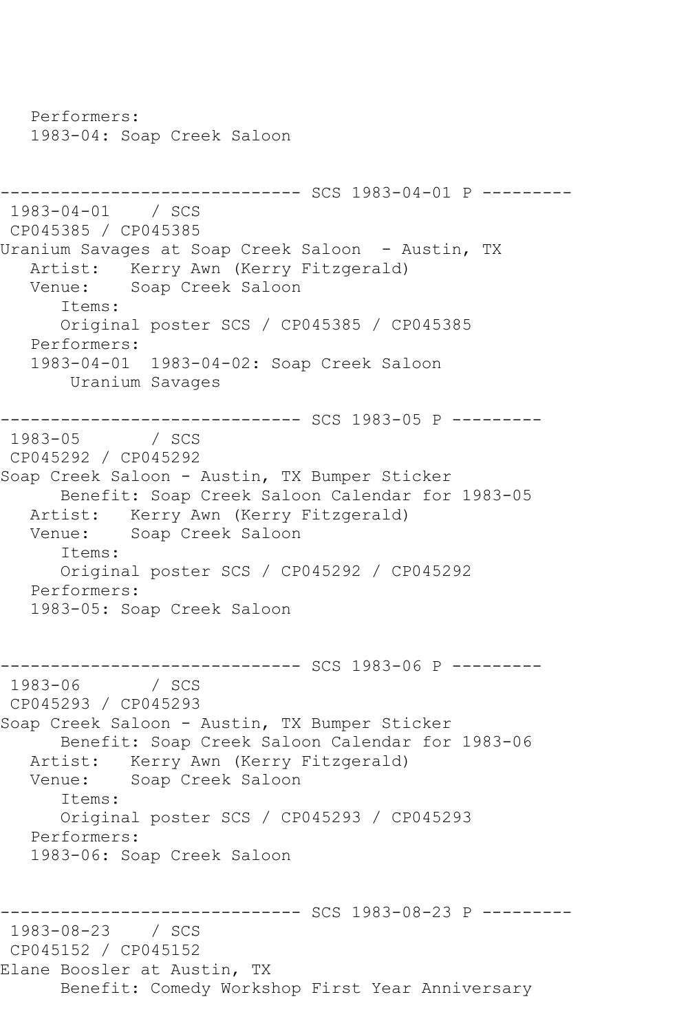```
   Performers:
   1983-04: Soap Creek Saloon


------------------------------ SCS 1983-04-01 P ---------
 1983-04-01    / SCS
 CP045385 / CP045385
Uranium Savages at Soap Creek Saloon  - Austin, TX
   Artist:   Kerry Awn (Kerry Fitzgerald)
   Venue:    Soap Creek Saloon
      Items:
      Original poster SCS / CP045385 / CP045385
   Performers:
   1983-04-01  1983-04-02: Soap Creek Saloon
       Uranium Savages

------------------------------ SCS 1983-05 P ---------
 1983-05       / SCS
 CP045292 / CP045292
Soap Creek Saloon - Austin, TX Bumper Sticker
      Benefit: Soap Creek Saloon Calendar for 1983-05
   Artist:   Kerry Awn (Kerry Fitzgerald)
   Venue:    Soap Creek Saloon
      Items:
      Original poster SCS / CP045292 / CP045292
   Performers:
   1983-05: Soap Creek Saloon


------------------------------ SCS 1983-06 P ---------
 1983-06       / SCS
 CP045293 / CP045293
Soap Creek Saloon - Austin, TX Bumper Sticker
      Benefit: Soap Creek Saloon Calendar for 1983-06
   Artist:   Kerry Awn (Kerry Fitzgerald)
   Venue:    Soap Creek Saloon
      Items:
      Original poster SCS / CP045293 / CP045293
   Performers:
   1983-06: Soap Creek Saloon


------------------------------ SCS 1983-08-23 P ---------
 1983-08-23    / SCS
 CP045152 / CP045152
Elane Boosler at Austin, TX
      Benefit: Comedy Workshop First Year Anniversary
```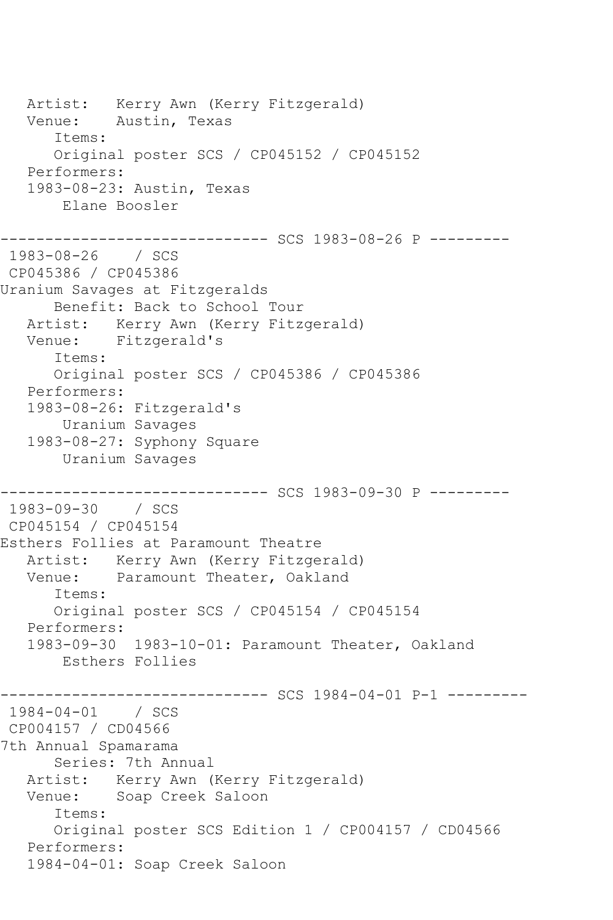```
   Artist:   Kerry Awn (Kerry Fitzgerald)
   Venue:    Austin, Texas
      Items:
      Original poster SCS / CP045152 / CP045152
   Performers:
   1983-08-23: Austin, Texas
       Elane Boosler

------------------------------ SCS 1983-08-26 P ---------
 1983-08-26    / SCS
 CP045386 / CP045386
Uranium Savages at Fitzgeralds
      Benefit: Back to School Tour
   Artist:   Kerry Awn (Kerry Fitzgerald)
   Venue:    Fitzgerald's
      Items:
      Original poster SCS / CP045386 / CP045386
   Performers:
   1983-08-26: Fitzgerald's
       Uranium Savages
   1983-08-27: Syphony Square
       Uranium Savages

------------------------------ SCS 1983-09-30 P ---------
 1983-09-30    / SCS
 CP045154 / CP045154
Esthers Follies at Paramount Theatre
   Artist:   Kerry Awn (Kerry Fitzgerald)
   Venue:    Paramount Theater, Oakland
      Items:
      Original poster SCS / CP045154 / CP045154
   Performers:
   1983-09-30  1983-10-01: Paramount Theater, Oakland
       Esthers Follies

------------------------------ SCS 1984-04-01 P-1 ---------
 1984-04-01    / SCS
 CP004157 / CD04566
7th Annual Spamarama
      Series: 7th Annual
   Artist:   Kerry Awn (Kerry Fitzgerald)
   Venue:    Soap Creek Saloon
      Items:
      Original poster SCS Edition 1 / CP004157 / CD04566
   Performers:
   1984-04-01: Soap Creek Saloon
```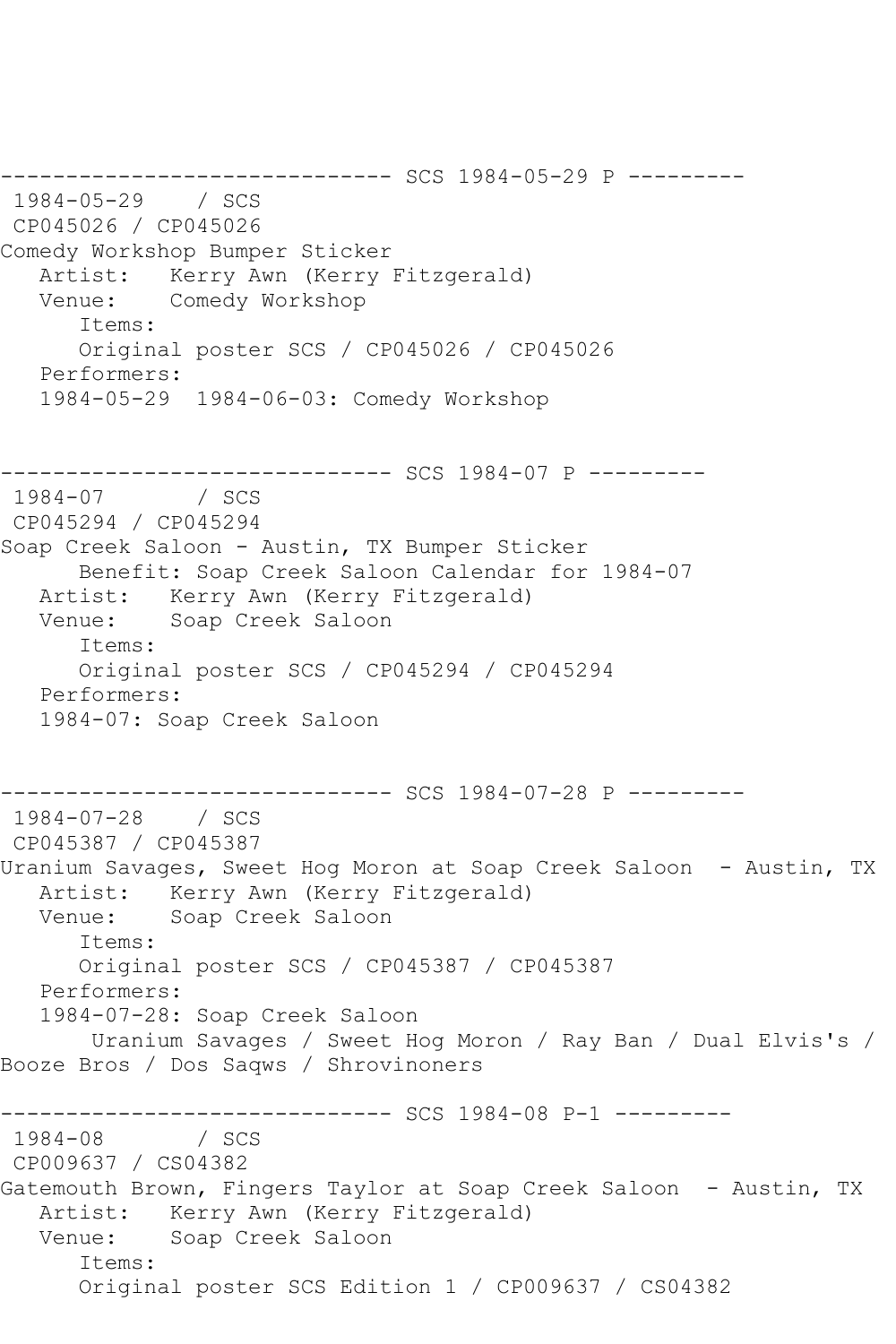------------------------------ SCS 1984-05-29 P ---------
1984-05-29 / SCS
CP045026 / CP045026
Comedy Workshop Bumper Sticker
Artist: Kerry Awn (Kerry Fitzgerald)
Venue: Comedy Workshop
Items:
Original poster SCS / CP045026 / CP045026
Performers:
1984-05-29 1984-06-03: Comedy Workshop

------------------------------ SCS 1984-07 P ---------
1984-07 / SCS
CP045294 / CP045294
Soap Creek Saloon - Austin, TX Bumper Sticker
Benefit: Soap Creek Saloon Calendar for 1984-07
Artist: Kerry Awn (Kerry Fitzgerald)
Venue: Soap Creek Saloon
Items:
Original poster SCS / CP045294 / CP045294
Performers:
1984-07: Soap Creek Saloon

------------------------------ SCS 1984-07-28 P ---------
1984-07-28 / SCS
CP045387 / CP045387
Uranium Savages, Sweet Hog Moron at Soap Creek Saloon - Austin, TX
Artist: Kerry Awn (Kerry Fitzgerald)
Venue: Soap Creek Saloon
Items:
Original poster SCS / CP045387 / CP045387
Performers:
1984-07-28: Soap Creek Saloon
Uranium Savages / Sweet Hog Moron / Ray Ban / Dual Elvis's / Booze Bros / Dos Saqws / Shrovinoners

------------------------------ SCS 1984-08 P-1 ---------
1984-08 / SCS
CP009637 / CS04382
Gatemouth Brown, Fingers Taylor at Soap Creek Saloon - Austin, TX
Artist: Kerry Awn (Kerry Fitzgerald)
Venue: Soap Creek Saloon
Items:
Original poster SCS Edition 1 / CP009637 / CS04382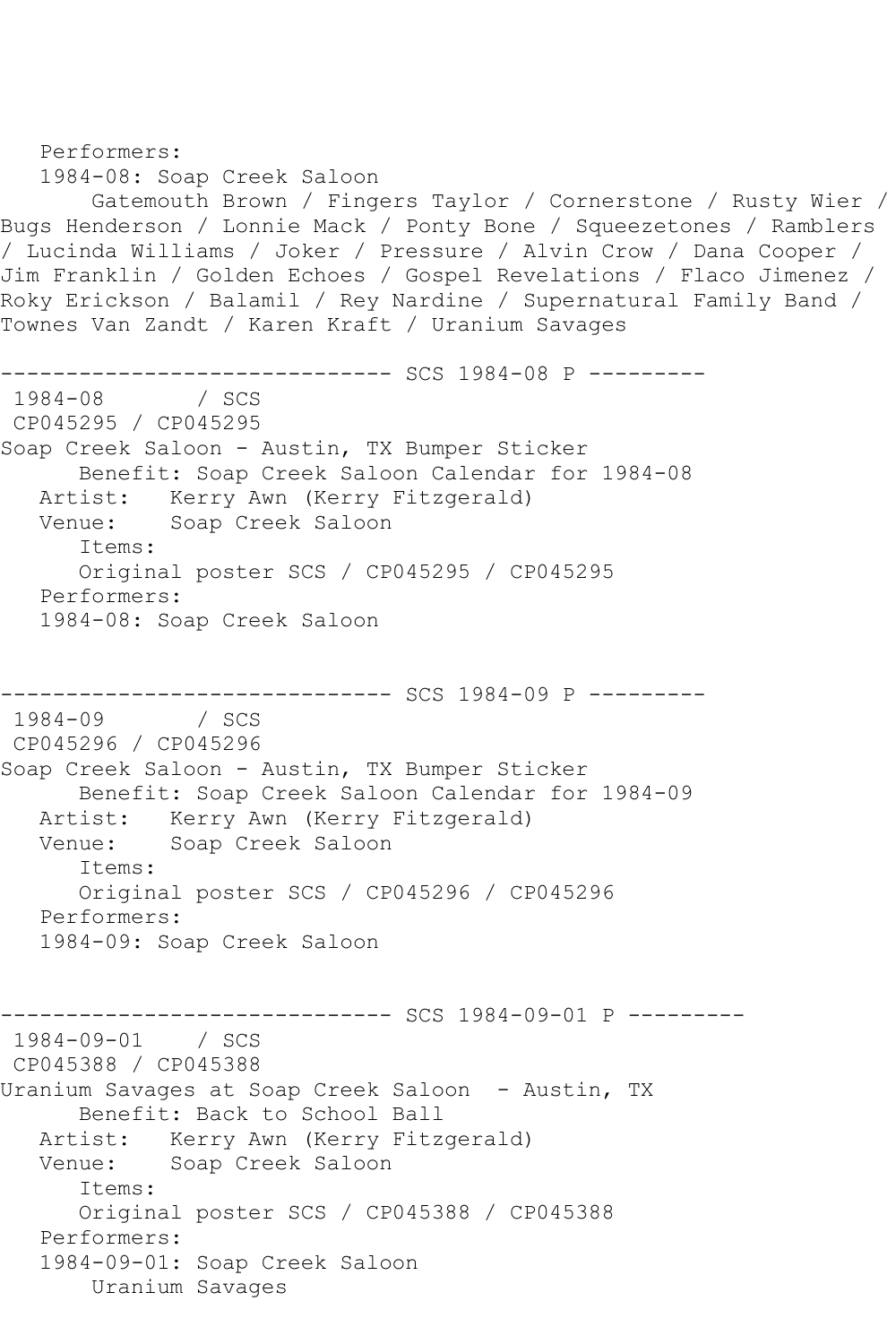Performers:
1984-08: Soap Creek Saloon
Gatemouth Brown / Fingers Taylor / Cornerstone / Rusty Wier / Bugs Henderson / Lonnie Mack / Ponty Bone / Squeezetones / Ramblers / Lucinda Williams / Joker / Pressure / Alvin Crow / Dana Cooper / Jim Franklin / Golden Echoes / Gospel Revelations / Flaco Jimenez / Roky Erickson / Balamil / Rey Nardine / Supernatural Family Band / Townes Van Zandt / Karen Kraft / Uranium Savages

------------------------------ SCS 1984-08 P ---------

1984-08 / SCS
CP045295 / CP045295
Soap Creek Saloon - Austin, TX Bumper Sticker
Benefit: Soap Creek Saloon Calendar for 1984-08
Artist: Kerry Awn (Kerry Fitzgerald)
Venue: Soap Creek Saloon
Items:
Original poster SCS / CP045295 / CP045295
Performers:
1984-08: Soap Creek Saloon

------------------------------ SCS 1984-09 P ---------

1984-09 / SCS
CP045296 / CP045296
Soap Creek Saloon - Austin, TX Bumper Sticker
Benefit: Soap Creek Saloon Calendar for 1984-09
Artist: Kerry Awn (Kerry Fitzgerald)
Venue: Soap Creek Saloon
Items:
Original poster SCS / CP045296 / CP045296
Performers:
1984-09: Soap Creek Saloon

------------------------------ SCS 1984-09-01 P ---------

1984-09-01 / SCS
CP045388 / CP045388
Uranium Savages at Soap Creek Saloon - Austin, TX
Benefit: Back to School Ball
Artist: Kerry Awn (Kerry Fitzgerald)
Venue: Soap Creek Saloon
Items:
Original poster SCS / CP045388 / CP045388
Performers:
1984-09-01: Soap Creek Saloon
Uranium Savages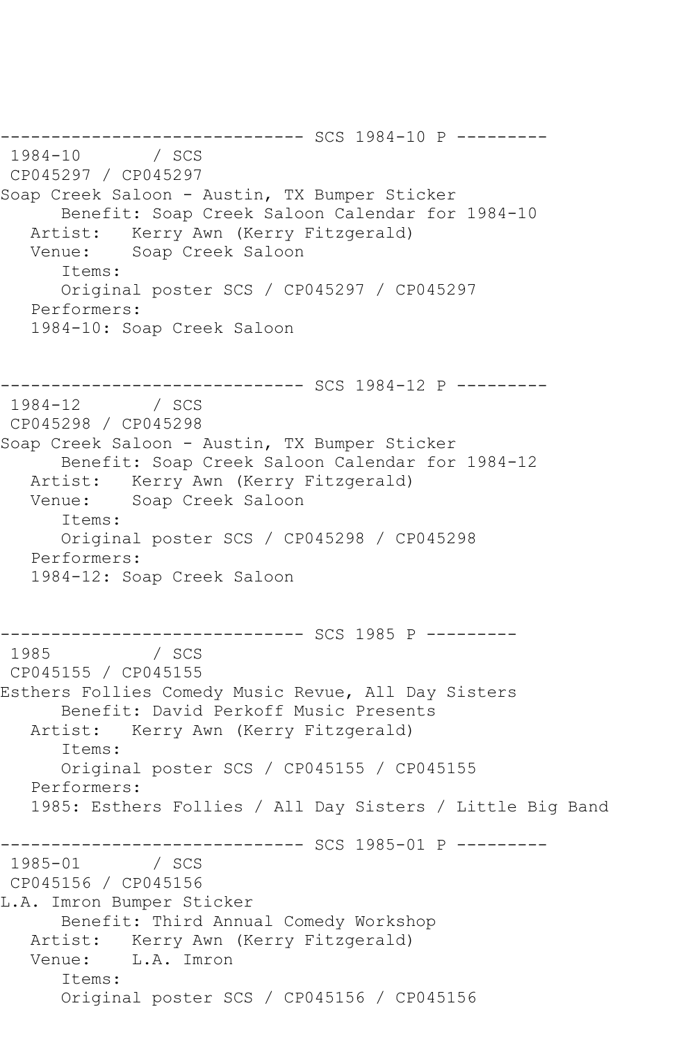```
------------------------------ SCS 1984-10 P ---------
 1984-10       / SCS
 CP045297 / CP045297
Soap Creek Saloon - Austin, TX Bumper Sticker
      Benefit: Soap Creek Saloon Calendar for 1984-10
   Artist:   Kerry Awn (Kerry Fitzgerald)
   Venue:    Soap Creek Saloon
      Items:
      Original poster SCS / CP045297 / CP045297
   Performers:
   1984-10: Soap Creek Saloon


------------------------------ SCS 1984-12 P ---------
 1984-12       / SCS
 CP045298 / CP045298
Soap Creek Saloon - Austin, TX Bumper Sticker
      Benefit: Soap Creek Saloon Calendar for 1984-12
   Artist:   Kerry Awn (Kerry Fitzgerald)
   Venue:    Soap Creek Saloon
      Items:
      Original poster SCS / CP045298 / CP045298
   Performers:
   1984-12: Soap Creek Saloon


------------------------------ SCS 1985 P ---------
 1985          / SCS
 CP045155 / CP045155
Esthers Follies Comedy Music Revue, All Day Sisters
      Benefit: David Perkoff Music Presents
   Artist:   Kerry Awn (Kerry Fitzgerald)
      Items:
      Original poster SCS / CP045155 / CP045155
   Performers:
   1985: Esthers Follies / All Day Sisters / Little Big Band

------------------------------ SCS 1985-01 P ---------
 1985-01       / SCS
 CP045156 / CP045156
L.A. Imron Bumper Sticker
      Benefit: Third Annual Comedy Workshop
   Artist:   Kerry Awn (Kerry Fitzgerald)
   Venue:    L.A. Imron
      Items:
      Original poster SCS / CP045156 / CP045156
```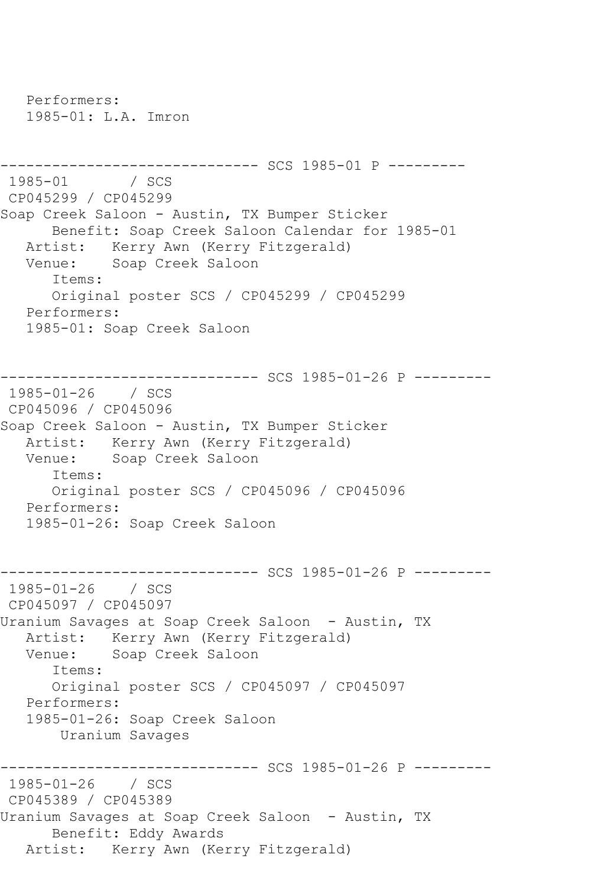```
   Performers:
   1985-01: L.A. Imron


------------------------------ SCS 1985-01 P ---------
 1985-01       / SCS
 CP045299 / CP045299
Soap Creek Saloon - Austin, TX Bumper Sticker
      Benefit: Soap Creek Saloon Calendar for 1985-01
   Artist:   Kerry Awn (Kerry Fitzgerald)
   Venue:    Soap Creek Saloon
      Items:
      Original poster SCS / CP045299 / CP045299
   Performers:
   1985-01: Soap Creek Saloon


------------------------------ SCS 1985-01-26 P ---------
 1985-01-26    / SCS
 CP045096 / CP045096
Soap Creek Saloon - Austin, TX Bumper Sticker
   Artist:   Kerry Awn (Kerry Fitzgerald)
   Venue:    Soap Creek Saloon
      Items:
      Original poster SCS / CP045096 / CP045096
   Performers:
   1985-01-26: Soap Creek Saloon


------------------------------ SCS 1985-01-26 P ---------
 1985-01-26    / SCS
 CP045097 / CP045097
Uranium Savages at Soap Creek Saloon  - Austin, TX
   Artist:   Kerry Awn (Kerry Fitzgerald)
   Venue:    Soap Creek Saloon
      Items:
      Original poster SCS / CP045097 / CP045097
   Performers:
   1985-01-26: Soap Creek Saloon
        Uranium Savages
------------------------------ SCS 1985-01-26 P ---------
 1985-01-26    / SCS
 CP045389 / CP045389
Uranium Savages at Soap Creek Saloon  - Austin, TX
      Benefit: Eddy Awards
   Artist:   Kerry Awn (Kerry Fitzgerald)
```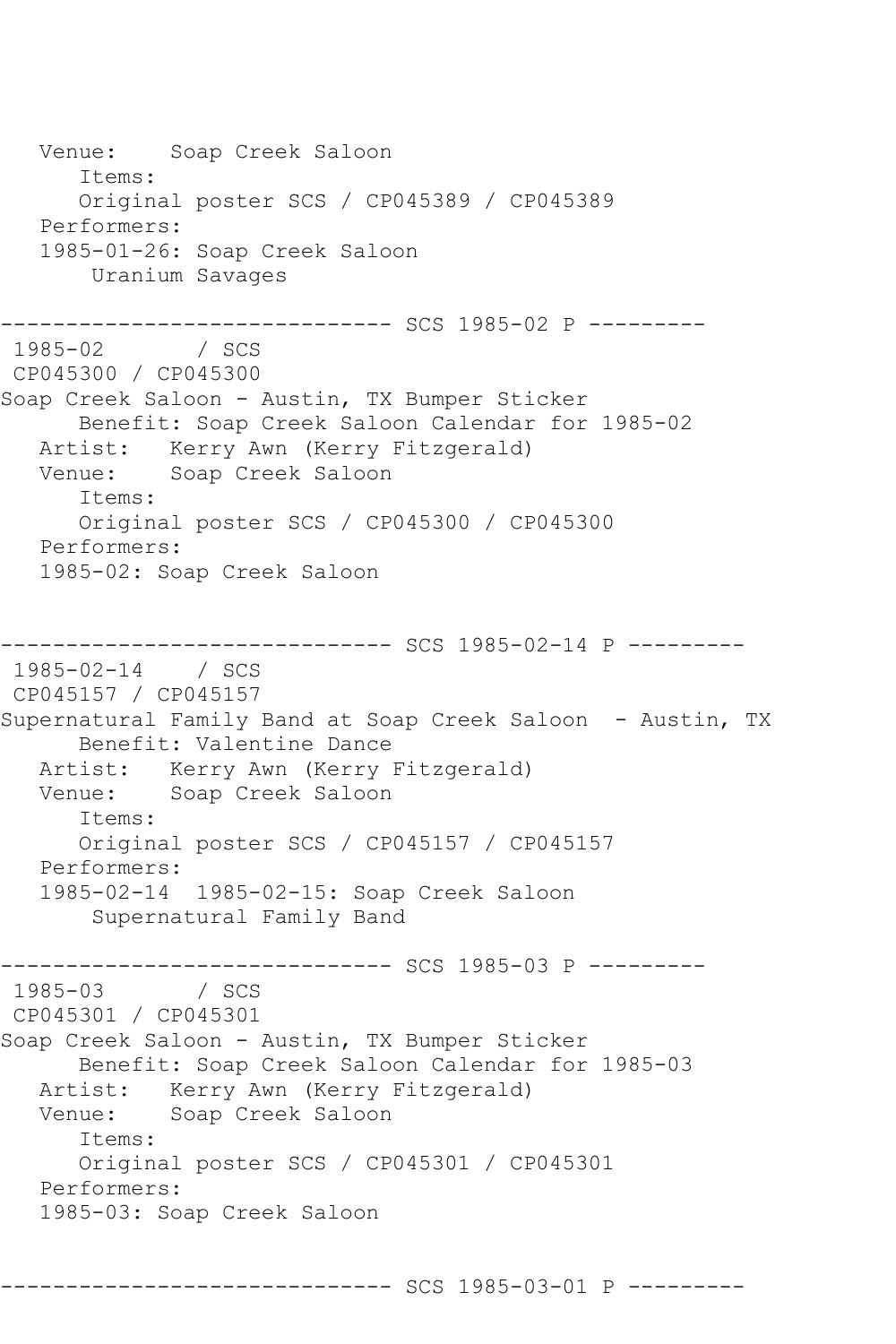```
   Venue:    Soap Creek Saloon
      Items:
      Original poster SCS / CP045389 / CP045389
   Performers:
   1985-01-26: Soap Creek Saloon
       Uranium Savages

------------------------------ SCS 1985-02 P ---------
 1985-02       / SCS
 CP045300 / CP045300
Soap Creek Saloon - Austin, TX Bumper Sticker
      Benefit: Soap Creek Saloon Calendar for 1985-02
   Artist:   Kerry Awn (Kerry Fitzgerald)
   Venue:    Soap Creek Saloon
      Items:
      Original poster SCS / CP045300 / CP045300
   Performers:
   1985-02: Soap Creek Saloon


------------------------------ SCS 1985-02-14 P ---------
 1985-02-14    / SCS
 CP045157 / CP045157
Supernatural Family Band at Soap Creek Saloon  - Austin, TX
      Benefit: Valentine Dance
   Artist:   Kerry Awn (Kerry Fitzgerald)
   Venue:    Soap Creek Saloon
      Items:
      Original poster SCS / CP045157 / CP045157
   Performers:
   1985-02-14  1985-02-15: Soap Creek Saloon
       Supernatural Family Band

------------------------------ SCS 1985-03 P ---------
 1985-03       / SCS
 CP045301 / CP045301
Soap Creek Saloon - Austin, TX Bumper Sticker
      Benefit: Soap Creek Saloon Calendar for 1985-03
   Artist:   Kerry Awn (Kerry Fitzgerald)
   Venue:    Soap Creek Saloon
      Items:
      Original poster SCS / CP045301 / CP045301
   Performers:
   1985-03: Soap Creek Saloon


------------------------------ SCS 1985-03-01 P ---------
```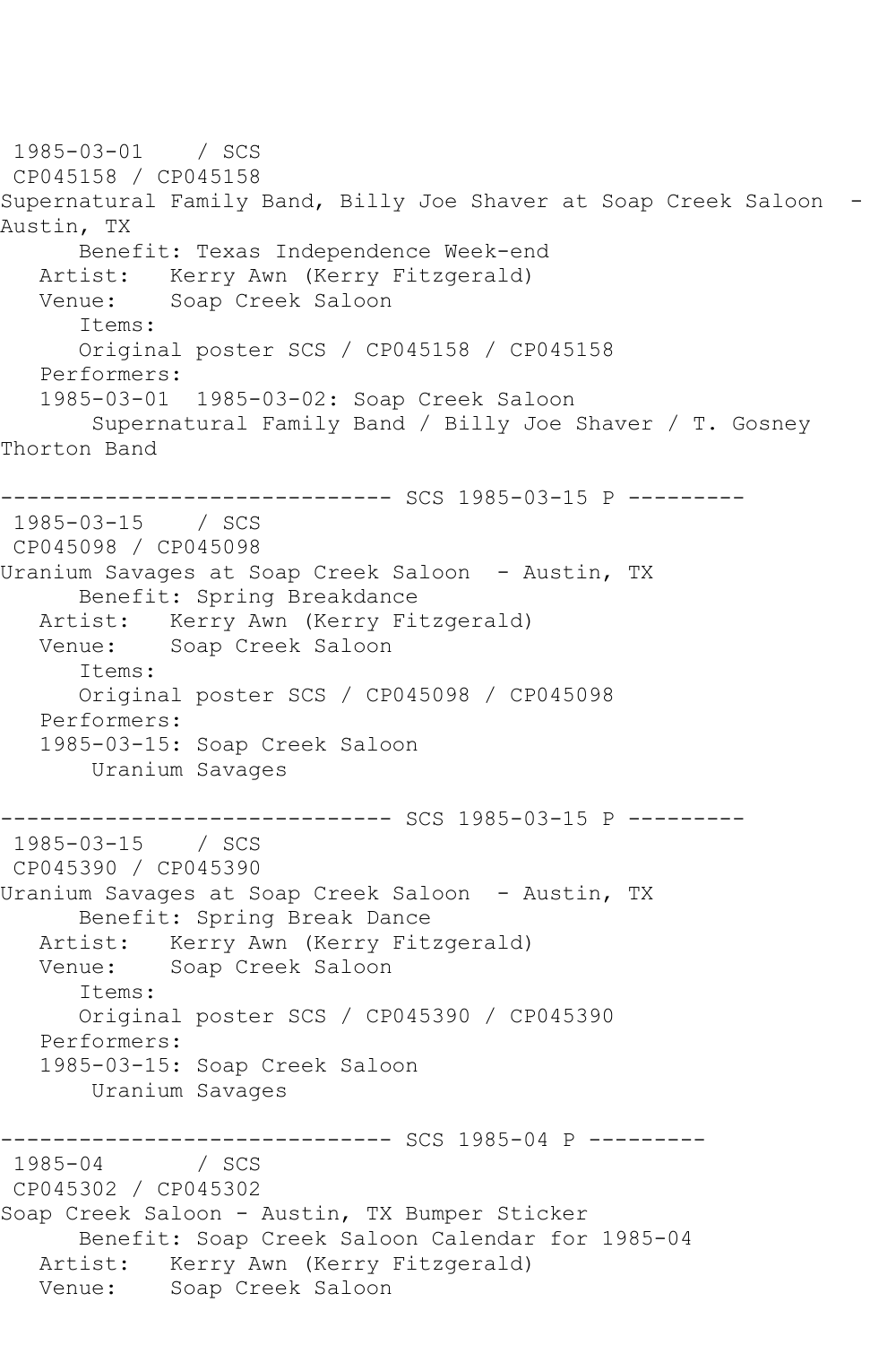1985-03-01 / SCS
CP045158 / CP045158
Supernatural Family Band, Billy Joe Shaver at Soap Creek Saloon - Austin, TX
Benefit: Texas Independence Week-end
Artist: Kerry Awn (Kerry Fitzgerald)
Venue: Soap Creek Saloon
Items:
Original poster SCS / CP045158 / CP045158
Performers:
1985-03-01 1985-03-02: Soap Creek Saloon
Supernatural Family Band / Billy Joe Shaver / T. Gosney Thorton Band

------------------------------ SCS 1985-03-15 P ---------
1985-03-15 / SCS
CP045098 / CP045098
Uranium Savages at Soap Creek Saloon - Austin, TX
Benefit: Spring Breakdance
Artist: Kerry Awn (Kerry Fitzgerald)
Venue: Soap Creek Saloon
Items:
Original poster SCS / CP045098 / CP045098
Performers:
1985-03-15: Soap Creek Saloon
Uranium Savages

------------------------------ SCS 1985-03-15 P ---------
1985-03-15 / SCS
CP045390 / CP045390
Uranium Savages at Soap Creek Saloon - Austin, TX
Benefit: Spring Break Dance
Artist: Kerry Awn (Kerry Fitzgerald)
Venue: Soap Creek Saloon
Items:
Original poster SCS / CP045390 / CP045390
Performers:
1985-03-15: Soap Creek Saloon
Uranium Savages

------------------------------ SCS 1985-04 P ---------
1985-04 / SCS
CP045302 / CP045302
Soap Creek Saloon - Austin, TX Bumper Sticker
Benefit: Soap Creek Saloon Calendar for 1985-04
Artist: Kerry Awn (Kerry Fitzgerald)
Venue: Soap Creek Saloon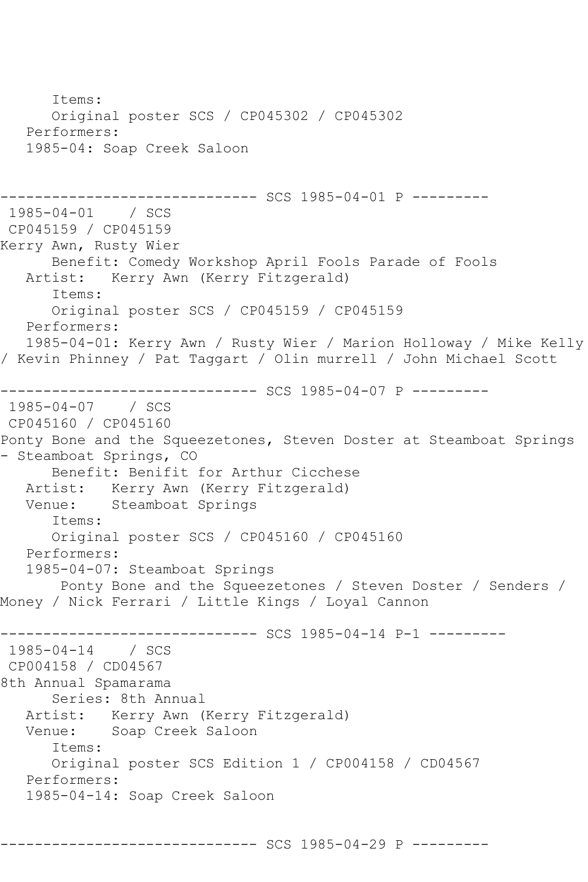Items:
Original poster SCS / CP045302 / CP045302
Performers:
1985-04: Soap Creek Saloon

------------------------------ SCS 1985-04-01 P ---------
1985-04-01 / SCS
CP045159 / CP045159
Kerry Awn, Rusty Wier
Benefit: Comedy Workshop April Fools Parade of Fools
Artist: Kerry Awn (Kerry Fitzgerald)
Items:
Original poster SCS / CP045159 / CP045159
Performers:
1985-04-01: Kerry Awn / Rusty Wier / Marion Holloway / Mike Kelly / Kevin Phinney / Pat Taggart / Olin murrell / John Michael Scott

------------------------------ SCS 1985-04-07 P ---------
1985-04-07 / SCS
CP045160 / CP045160
Ponty Bone and the Squeezetones, Steven Doster at Steamboat Springs - Steamboat Springs, CO
Benefit: Benifit for Arthur Cicchese
Artist: Kerry Awn (Kerry Fitzgerald)
Venue: Steamboat Springs
Items:
Original poster SCS / CP045160 / CP045160
Performers:
1985-04-07: Steamboat Springs
Ponty Bone and the Squeezetones / Steven Doster / Senders / Money / Nick Ferrari / Little Kings / Loyal Cannon

------------------------------ SCS 1985-04-14 P-1 ---------
1985-04-14 / SCS
CP004158 / CD04567
8th Annual Spamarama
Series: 8th Annual
Artist: Kerry Awn (Kerry Fitzgerald)
Venue: Soap Creek Saloon
Items:
Original poster SCS Edition 1 / CP004158 / CD04567
Performers:
1985-04-14: Soap Creek Saloon

------------------------------ SCS 1985-04-29 P ---------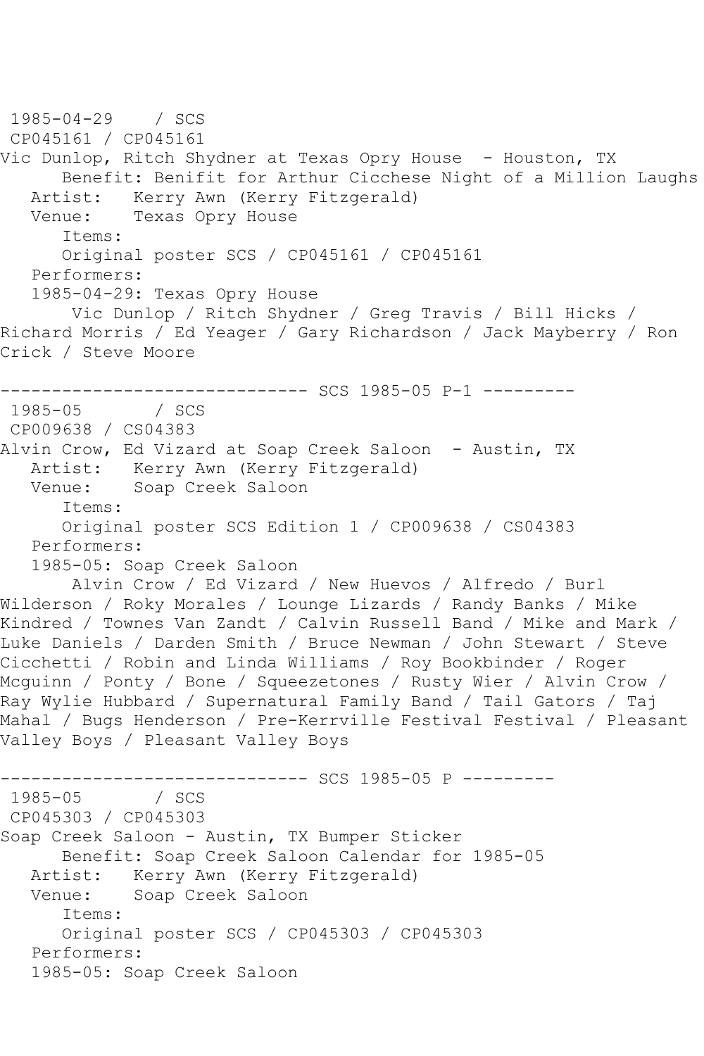1985-04-29 / SCS
CP045161 / CP045161
Vic Dunlop, Ritch Shydner at Texas Opry House - Houston, TX
Benefit: Benifit for Arthur Cicchese Night of a Million Laughs
Artist: Kerry Awn (Kerry Fitzgerald)
Venue: Texas Opry House
Items:
Original poster SCS / CP045161 / CP045161
Performers:
1985-04-29: Texas Opry House
Vic Dunlop / Ritch Shydner / Greg Travis / Bill Hicks / Richard Morris / Ed Yeager / Gary Richardson / Jack Mayberry / Ron Crick / Steve Moore

------------------------------ SCS 1985-05 P-1 ---------

1985-05 / SCS
CP009638 / CS04383
Alvin Crow, Ed Vizard at Soap Creek Saloon - Austin, TX
Artist: Kerry Awn (Kerry Fitzgerald)
Venue: Soap Creek Saloon
Items:
Original poster SCS Edition 1 / CP009638 / CS04383
Performers:
1985-05: Soap Creek Saloon
Alvin Crow / Ed Vizard / New Huevos / Alfredo / Burl Wilderson / Roky Morales / Lounge Lizards / Randy Banks / Mike Kindred / Townes Van Zandt / Calvin Russell Band / Mike and Mark / Luke Daniels / Darden Smith / Bruce Newman / John Stewart / Steve Cicchetti / Robin and Linda Williams / Roy Bookbinder / Roger Mcguinn / Ponty / Bone / Squeezetones / Rusty Wier / Alvin Crow / Ray Wylie Hubbard / Supernatural Family Band / Tail Gators / Taj Mahal / Bugs Henderson / Pre-Kerrville Festival Festival / Pleasant Valley Boys / Pleasant Valley Boys

------------------------------ SCS 1985-05 P ---------

1985-05 / SCS
CP045303 / CP045303
Soap Creek Saloon - Austin, TX Bumper Sticker
Benefit: Soap Creek Saloon Calendar for 1985-05
Artist: Kerry Awn (Kerry Fitzgerald)
Venue: Soap Creek Saloon
Items:
Original poster SCS / CP045303 / CP045303
Performers:
1985-05: Soap Creek Saloon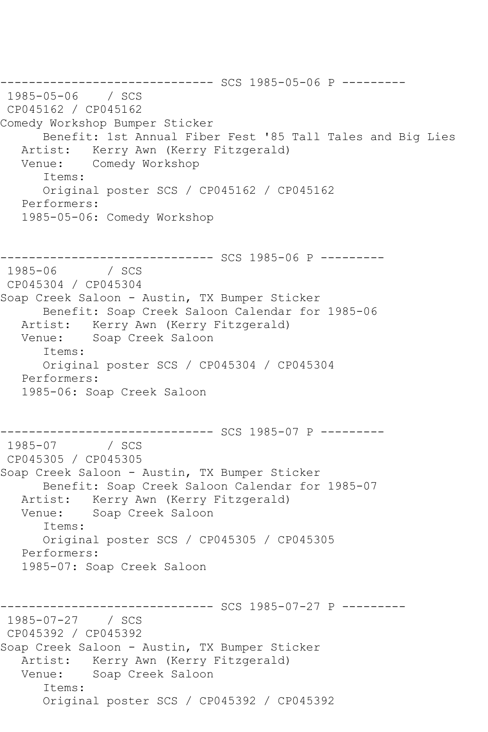------------------------------ SCS 1985-05-06 P ---------

1985-05-06 / SCS

CP045162 / CP045162

Comedy Workshop Bumper Sticker

Benefit: 1st Annual Fiber Fest '85 Tall Tales and Big Lies

Artist: Kerry Awn (Kerry Fitzgerald)

Venue: Comedy Workshop

Items:

Original poster SCS / CP045162 / CP045162

Performers:

1985-05-06: Comedy Workshop

------------------------------ SCS 1985-06 P ---------

1985-06 / SCS

CP045304 / CP045304

Soap Creek Saloon - Austin, TX Bumper Sticker

Benefit: Soap Creek Saloon Calendar for 1985-06

Artist: Kerry Awn (Kerry Fitzgerald)

Venue: Soap Creek Saloon

Items:

Original poster SCS / CP045304 / CP045304

Performers:

1985-06: Soap Creek Saloon

------------------------------ SCS 1985-07 P ---------

1985-07 / SCS

CP045305 / CP045305

Soap Creek Saloon - Austin, TX Bumper Sticker

Benefit: Soap Creek Saloon Calendar for 1985-07

Artist: Kerry Awn (Kerry Fitzgerald)

Venue: Soap Creek Saloon

Items:

Original poster SCS / CP045305 / CP045305

Performers:

1985-07: Soap Creek Saloon

------------------------------ SCS 1985-07-27 P ---------

1985-07-27 / SCS

CP045392 / CP045392

Soap Creek Saloon - Austin, TX Bumper Sticker

Artist: Kerry Awn (Kerry Fitzgerald)

Venue: Soap Creek Saloon

Items:

Original poster SCS / CP045392 / CP045392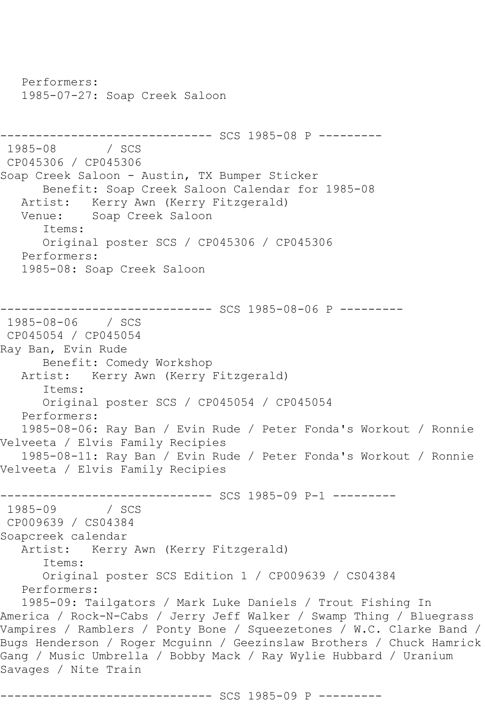Performers:
   1985-07-27: Soap Creek Saloon

------------------------------ SCS 1985-08 P ---------

1985-08       / SCS
CP045306 / CP045306
Soap Creek Saloon - Austin, TX Bumper Sticker
      Benefit: Soap Creek Saloon Calendar for 1985-08
   Artist:   Kerry Awn (Kerry Fitzgerald)
   Venue:    Soap Creek Saloon
      Items:
      Original poster SCS / CP045306 / CP045306
   Performers:
   1985-08: Soap Creek Saloon

------------------------------ SCS 1985-08-06 P ---------

1985-08-06    / SCS
CP045054 / CP045054
Ray Ban, Evin Rude
      Benefit: Comedy Workshop
   Artist:   Kerry Awn (Kerry Fitzgerald)
      Items:
      Original poster SCS / CP045054 / CP045054
   Performers:
   1985-08-06: Ray Ban / Evin Rude / Peter Fonda's Workout / Ronnie Velveeta / Elvis Family Recipies
   1985-08-11: Ray Ban / Evin Rude / Peter Fonda's Workout / Ronnie Velveeta / Elvis Family Recipies

------------------------------ SCS 1985-09 P-1 ---------

1985-09       / SCS
CP009639 / CS04384
Soapcreek calendar
   Artist:   Kerry Awn (Kerry Fitzgerald)
      Items:
      Original poster SCS Edition 1 / CP009639 / CS04384
   Performers:
   1985-09: Tailgators / Mark Luke Daniels / Trout Fishing In America / Rock-N-Cabs / Jerry Jeff Walker / Swamp Thing / Bluegrass Vampires / Ramblers / Ponty Bone / Squeezetones / W.C. Clarke Band / Bugs Henderson / Roger Mcguinn / Geezinslaw Brothers / Chuck Hamrick Gang / Music Umbrella / Bobby Mack / Ray Wylie Hubbard / Uranium Savages / Nite Train

------------------------------ SCS 1985-09 P ---------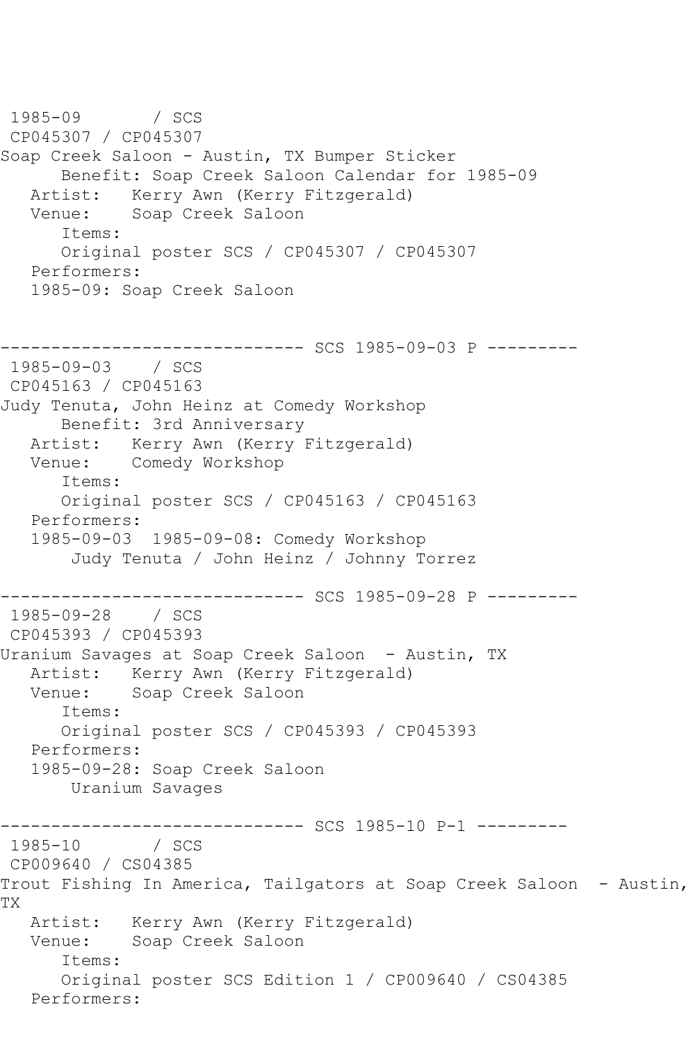```
 1985-09       / SCS
 CP045307 / CP045307
Soap Creek Saloon - Austin, TX Bumper Sticker
      Benefit: Soap Creek Saloon Calendar for 1985-09
   Artist:   Kerry Awn (Kerry Fitzgerald)
   Venue:    Soap Creek Saloon
      Items:
      Original poster SCS / CP045307 / CP045307
   Performers:
   1985-09: Soap Creek Saloon


------------------------------ SCS 1985-09-03 P ---------
 1985-09-03    / SCS
 CP045163 / CP045163
Judy Tenuta, John Heinz at Comedy Workshop
      Benefit: 3rd Anniversary
   Artist:   Kerry Awn (Kerry Fitzgerald)
   Venue:    Comedy Workshop
      Items:
      Original poster SCS / CP045163 / CP045163
   Performers:
   1985-09-03  1985-09-08: Comedy Workshop
       Judy Tenuta / John Heinz / Johnny Torrez

------------------------------ SCS 1985-09-28 P ---------
 1985-09-28    / SCS
 CP045393 / CP045393
Uranium Savages at Soap Creek Saloon  - Austin, TX
   Artist:   Kerry Awn (Kerry Fitzgerald)
   Venue:    Soap Creek Saloon
      Items:
      Original poster SCS / CP045393 / CP045393
   Performers:
   1985-09-28: Soap Creek Saloon
       Uranium Savages

------------------------------ SCS 1985-10 P-1 ---------
 1985-10       / SCS
 CP009640 / CS04385
Trout Fishing In America, Tailgators at Soap Creek Saloon  - Austin,
TX
   Artist:   Kerry Awn (Kerry Fitzgerald)
   Venue:    Soap Creek Saloon
      Items:
      Original poster SCS Edition 1 / CP009640 / CS04385
   Performers:
```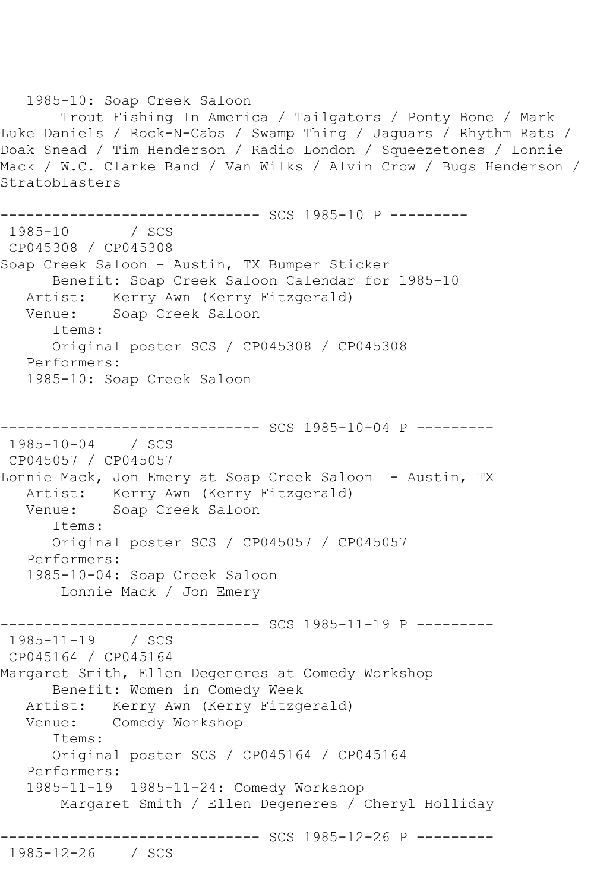1985-10: Soap Creek Saloon
    Trout Fishing In America / Tailgators / Ponty Bone / Mark Luke Daniels / Rock-N-Cabs / Swamp Thing / Jaguars / Rhythm Rats / Doak Snead / Tim Henderson / Radio London / Squeezetones / Lonnie Mack / W.C. Clarke Band / Van Wilks / Alvin Crow / Bugs Henderson / Stratoblasters

------------------------------ SCS 1985-10 P ---------

1985-10 / SCS
CP045308 / CP045308
Soap Creek Saloon - Austin, TX Bumper Sticker
    Benefit: Soap Creek Saloon Calendar for 1985-10
  Artist: Kerry Awn (Kerry Fitzgerald)
  Venue: Soap Creek Saloon
    Items:
    Original poster SCS / CP045308 / CP045308
  Performers:
  1985-10: Soap Creek Saloon

------------------------------ SCS 1985-10-04 P ---------

1985-10-04 / SCS
CP045057 / CP045057
Lonnie Mack, Jon Emery at Soap Creek Saloon - Austin, TX
  Artist: Kerry Awn (Kerry Fitzgerald)
  Venue: Soap Creek Saloon
    Items:
    Original poster SCS / CP045057 / CP045057
  Performers:
  1985-10-04: Soap Creek Saloon
    Lonnie Mack / Jon Emery

------------------------------ SCS 1985-11-19 P ---------

1985-11-19 / SCS
CP045164 / CP045164
Margaret Smith, Ellen Degeneres at Comedy Workshop
    Benefit: Women in Comedy Week
  Artist: Kerry Awn (Kerry Fitzgerald)
  Venue: Comedy Workshop
    Items:
    Original poster SCS / CP045164 / CP045164
  Performers:
  1985-11-19 1985-11-24: Comedy Workshop
    Margaret Smith / Ellen Degeneres / Cheryl Holliday

------------------------------ SCS 1985-12-26 P ---------

1985-12-26 / SCS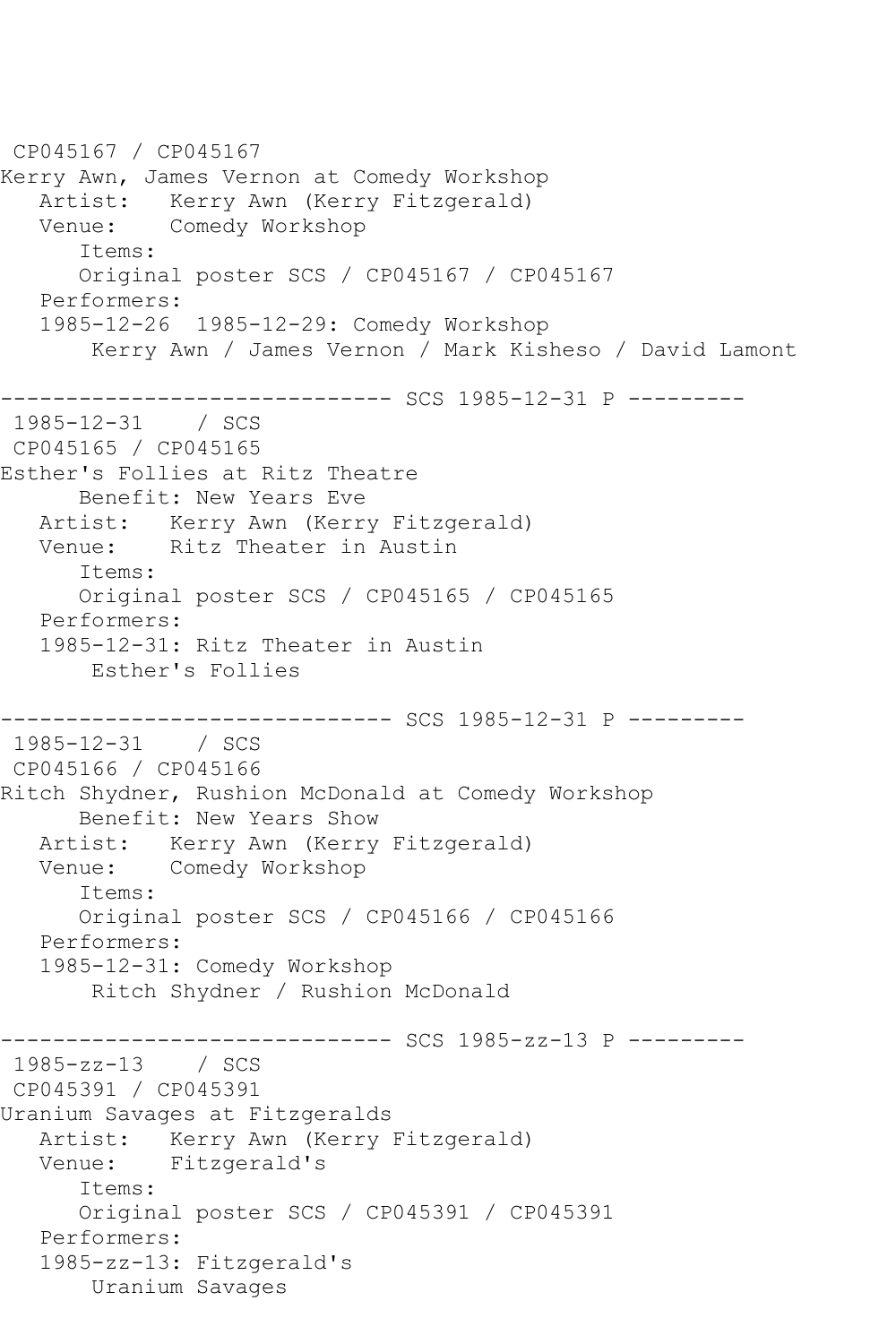CP045167 / CP045167
Kerry Awn, James Vernon at Comedy Workshop
   Artist:   Kerry Awn (Kerry Fitzgerald)
   Venue:    Comedy Workshop
      Items:
      Original poster SCS / CP045167 / CP045167
   Performers:
   1985-12-26  1985-12-29: Comedy Workshop
       Kerry Awn / James Vernon / Mark Kisheso / David Lamont

------------------------------ SCS 1985-12-31 P ---------
 1985-12-31    / SCS
 CP045165 / CP045165
Esther's Follies at Ritz Theatre
      Benefit: New Years Eve
   Artist:   Kerry Awn (Kerry Fitzgerald)
   Venue:    Ritz Theater in Austin
      Items:
      Original poster SCS / CP045165 / CP045165
   Performers:
   1985-12-31: Ritz Theater in Austin
       Esther's Follies

------------------------------ SCS 1985-12-31 P ---------
 1985-12-31    / SCS
 CP045166 / CP045166
Ritch Shydner, Rushion McDonald at Comedy Workshop
      Benefit: New Years Show
   Artist:   Kerry Awn (Kerry Fitzgerald)
   Venue:    Comedy Workshop
      Items:
      Original poster SCS / CP045166 / CP045166
   Performers:
   1985-12-31: Comedy Workshop
       Ritch Shydner / Rushion McDonald

------------------------------ SCS 1985-zz-13 P ---------
 1985-zz-13    / SCS
 CP045391 / CP045391
Uranium Savages at Fitzgeralds
   Artist:   Kerry Awn (Kerry Fitzgerald)
   Venue:    Fitzgerald's
      Items:
      Original poster SCS / CP045391 / CP045391
   Performers:
   1985-zz-13: Fitzgerald's
       Uranium Savages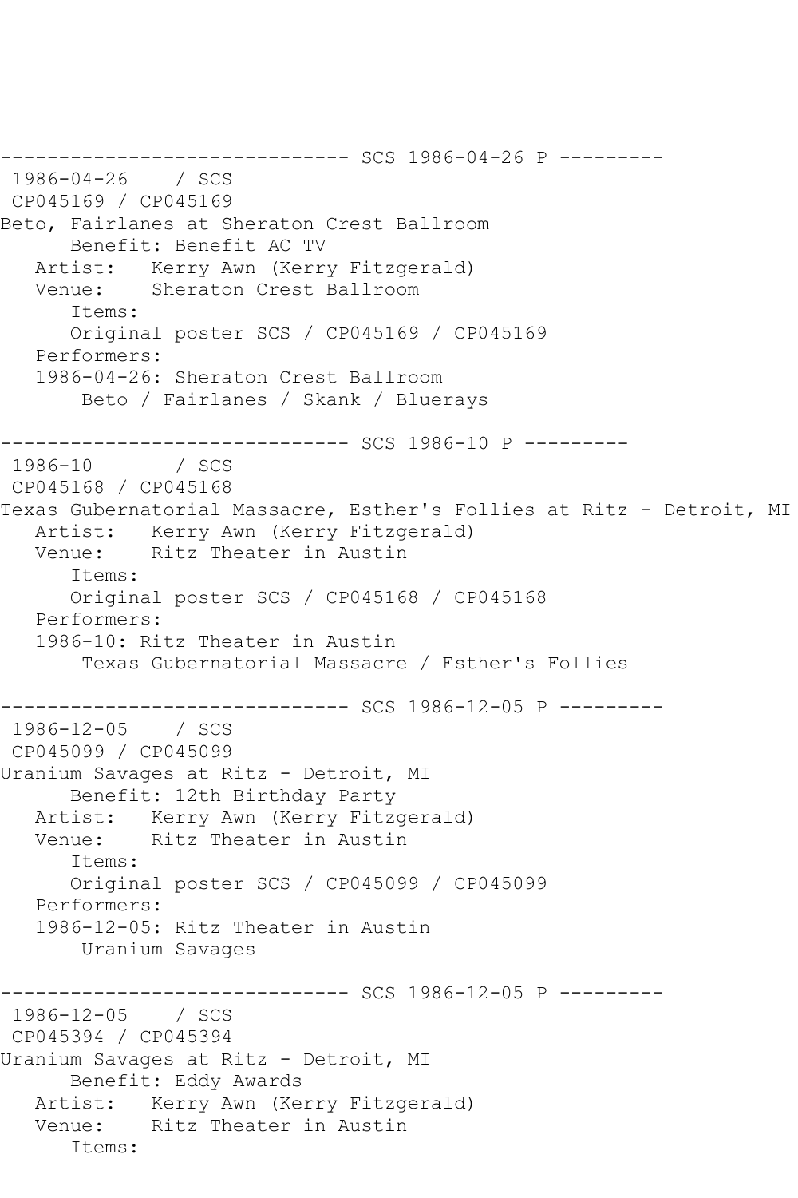```
------------------------------ SCS 1986-04-26 P ---------
 1986-04-26    / SCS
 CP045169 / CP045169
Beto, Fairlanes at Sheraton Crest Ballroom
      Benefit: Benefit AC TV
   Artist:   Kerry Awn (Kerry Fitzgerald)
   Venue:    Sheraton Crest Ballroom
      Items:
      Original poster SCS / CP045169 / CP045169
   Performers:
   1986-04-26: Sheraton Crest Ballroom
       Beto / Fairlanes / Skank / Bluerays

------------------------------ SCS 1986-10 P ---------
 1986-10       / SCS
 CP045168 / CP045168
Texas Gubernatorial Massacre, Esther's Follies at Ritz - Detroit, MI
   Artist:   Kerry Awn (Kerry Fitzgerald)
   Venue:    Ritz Theater in Austin
      Items:
      Original poster SCS / CP045168 / CP045168
   Performers:
   1986-10: Ritz Theater in Austin
       Texas Gubernatorial Massacre / Esther's Follies

------------------------------ SCS 1986-12-05 P ---------
 1986-12-05    / SCS
 CP045099 / CP045099
Uranium Savages at Ritz - Detroit, MI
      Benefit: 12th Birthday Party
   Artist:   Kerry Awn (Kerry Fitzgerald)
   Venue:    Ritz Theater in Austin
      Items:
      Original poster SCS / CP045099 / CP045099
   Performers:
   1986-12-05: Ritz Theater in Austin
       Uranium Savages

------------------------------ SCS 1986-12-05 P ---------
 1986-12-05    / SCS
 CP045394 / CP045394
Uranium Savages at Ritz - Detroit, MI
      Benefit: Eddy Awards
   Artist:   Kerry Awn (Kerry Fitzgerald)
   Venue:    Ritz Theater in Austin
      Items:
```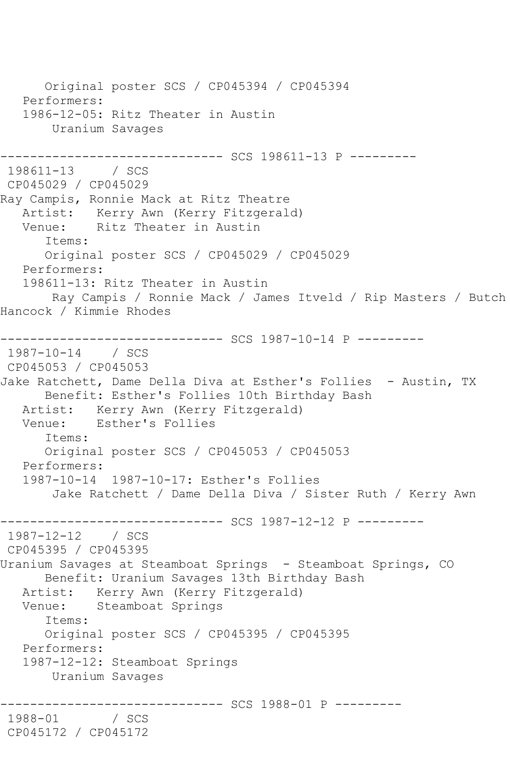Original poster SCS / CP045394 / CP045394
Performers:
1986-12-05: Ritz Theater in Austin
Uranium Savages

------------------------------ SCS 198611-13 P ---------
198611-13 / SCS
CP045029 / CP045029
Ray Campis, Ronnie Mack at Ritz Theatre
Artist: Kerry Awn (Kerry Fitzgerald)
Venue: Ritz Theater in Austin
Items:
Original poster SCS / CP045029 / CP045029
Performers:
198611-13: Ritz Theater in Austin
Ray Campis / Ronnie Mack / James Itveld / Rip Masters / Butch Hancock / Kimmie Rhodes

------------------------------ SCS 1987-10-14 P ---------
1987-10-14 / SCS
CP045053 / CP045053
Jake Ratchett, Dame Della Diva at Esther's Follies - Austin, TX
Benefit: Esther's Follies 10th Birthday Bash
Artist: Kerry Awn (Kerry Fitzgerald)
Venue: Esther's Follies
Items:
Original poster SCS / CP045053 / CP045053
Performers:
1987-10-14 1987-10-17: Esther's Follies
Jake Ratchett / Dame Della Diva / Sister Ruth / Kerry Awn

------------------------------ SCS 1987-12-12 P ---------
1987-12-12 / SCS
CP045395 / CP045395
Uranium Savages at Steamboat Springs - Steamboat Springs, CO
Benefit: Uranium Savages 13th Birthday Bash
Artist: Kerry Awn (Kerry Fitzgerald)
Venue: Steamboat Springs
Items:
Original poster SCS / CP045395 / CP045395
Performers:
1987-12-12: Steamboat Springs
Uranium Savages

------------------------------ SCS 1988-01 P ---------
1988-01 / SCS
CP045172 / CP045172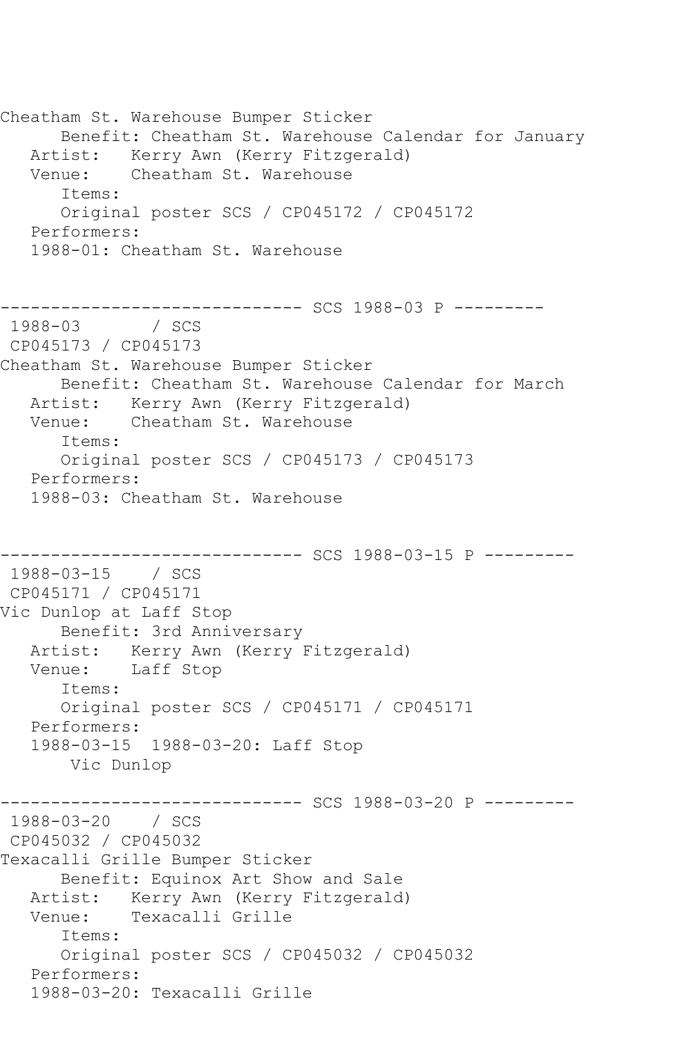Cheatham St. Warehouse Bumper Sticker
      Benefit: Cheatham St. Warehouse Calendar for January
   Artist:   Kerry Awn (Kerry Fitzgerald)
   Venue:    Cheatham St. Warehouse
      Items:
      Original poster SCS / CP045172 / CP045172
   Performers:
   1988-01: Cheatham St. Warehouse

------------------------------ SCS 1988-03 P ---------
 1988-03       / SCS
 CP045173 / CP045173
Cheatham St. Warehouse Bumper Sticker
      Benefit: Cheatham St. Warehouse Calendar for March
   Artist:   Kerry Awn (Kerry Fitzgerald)
   Venue:    Cheatham St. Warehouse
      Items:
      Original poster SCS / CP045173 / CP045173
   Performers:
   1988-03: Cheatham St. Warehouse

------------------------------ SCS 1988-03-15 P ---------
 1988-03-15    / SCS
 CP045171 / CP045171
Vic Dunlop at Laff Stop
      Benefit: 3rd Anniversary
   Artist:   Kerry Awn (Kerry Fitzgerald)
   Venue:    Laff Stop
      Items:
      Original poster SCS / CP045171 / CP045171
   Performers:
   1988-03-15  1988-03-20: Laff Stop
       Vic Dunlop

------------------------------ SCS 1988-03-20 P ---------
 1988-03-20    / SCS
 CP045032 / CP045032
Texacalli Grille Bumper Sticker
      Benefit: Equinox Art Show and Sale
   Artist:   Kerry Awn (Kerry Fitzgerald)
   Venue:    Texacalli Grille
      Items:
      Original poster SCS / CP045032 / CP045032
   Performers:
   1988-03-20: Texacalli Grille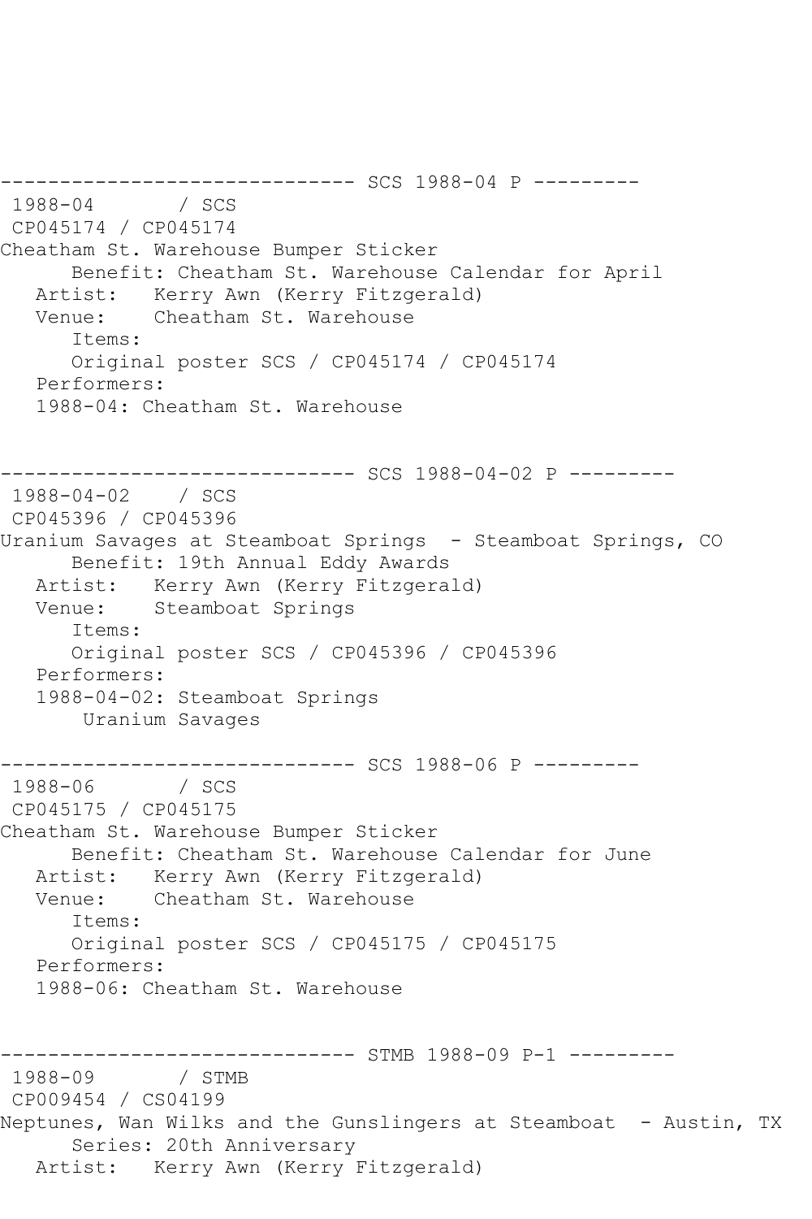------------------------------ SCS 1988-04 P ---------

1988-04 / SCS
CP045174 / CP045174
Cheatham St. Warehouse Bumper Sticker
Benefit: Cheatham St. Warehouse Calendar for April
Artist: Kerry Awn (Kerry Fitzgerald)
Venue: Cheatham St. Warehouse
Items:
Original poster SCS / CP045174 / CP045174
Performers:
1988-04: Cheatham St. Warehouse

------------------------------ SCS 1988-04-02 P ---------

1988-04-02 / SCS
CP045396 / CP045396
Uranium Savages at Steamboat Springs - Steamboat Springs, CO
Benefit: 19th Annual Eddy Awards
Artist: Kerry Awn (Kerry Fitzgerald)
Venue: Steamboat Springs
Items:
Original poster SCS / CP045396 / CP045396
Performers:
1988-04-02: Steamboat Springs
Uranium Savages

------------------------------ SCS 1988-06 P ---------

1988-06 / SCS
CP045175 / CP045175
Cheatham St. Warehouse Bumper Sticker
Benefit: Cheatham St. Warehouse Calendar for June
Artist: Kerry Awn (Kerry Fitzgerald)
Venue: Cheatham St. Warehouse
Items:
Original poster SCS / CP045175 / CP045175
Performers:
1988-06: Cheatham St. Warehouse

------------------------------ STMB 1988-09 P-1 ---------

1988-09 / STMB
CP009454 / CS04199
Neptunes, Wan Wilks and the Gunslingers at Steamboat - Austin, TX
Series: 20th Anniversary
Artist: Kerry Awn (Kerry Fitzgerald)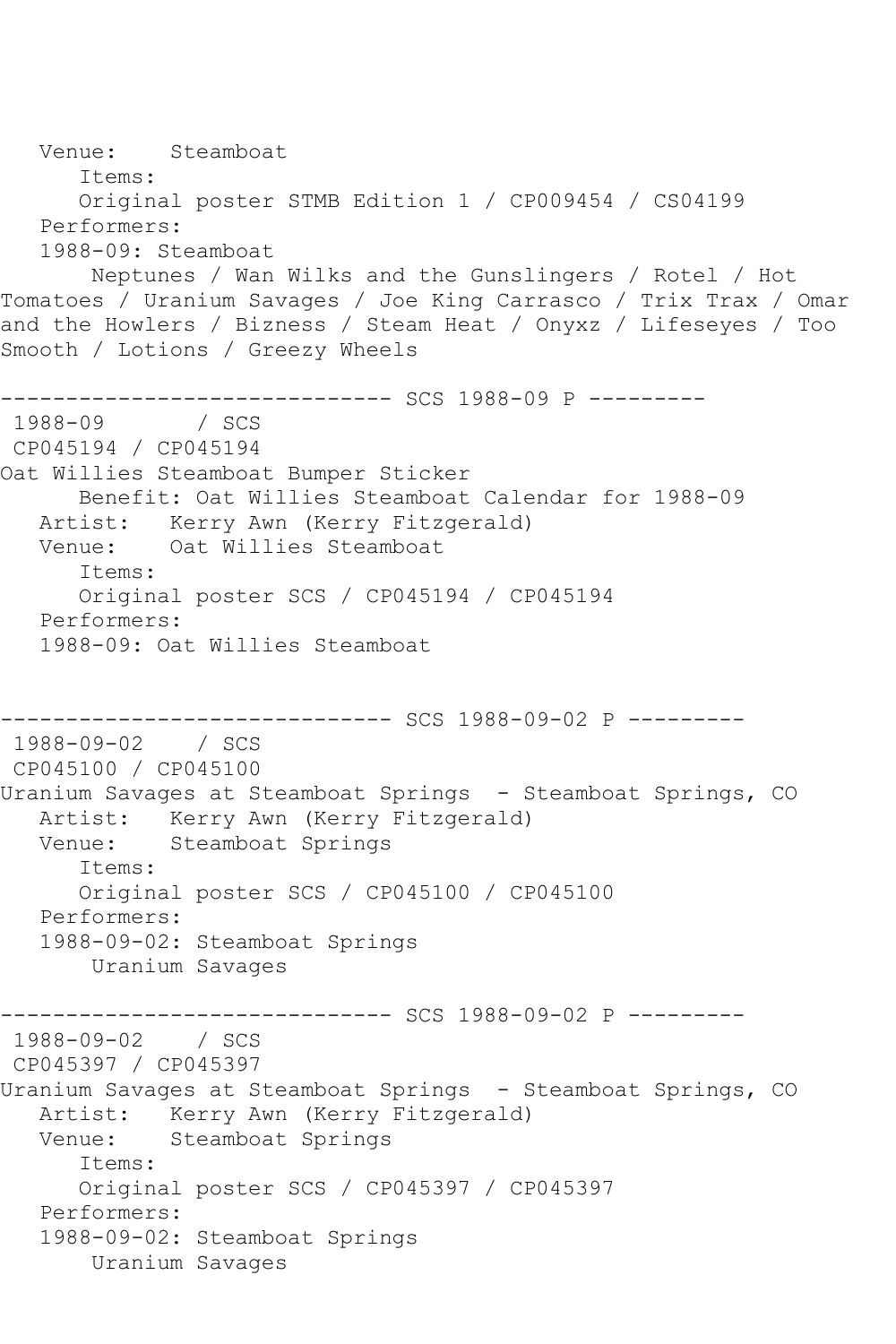```
   Venue:    Steamboat
      Items:
      Original poster STMB Edition 1 / CP009454 / CS04199
   Performers:
   1988-09: Steamboat
       Neptunes / Wan Wilks and the Gunslingers / Rotel / Hot
Tomatoes / Uranium Savages / Joe King Carrasco / Trix Trax / Omar
and the Howlers / Bizness / Steam Heat / Onyxz / Lifeseyes / Too
Smooth / Lotions / Greezy Wheels

------------------------------ SCS 1988-09 P ---------
 1988-09       / SCS
 CP045194 / CP045194
Oat Willies Steamboat Bumper Sticker
      Benefit: Oat Willies Steamboat Calendar for 1988-09
   Artist:   Kerry Awn (Kerry Fitzgerald)
   Venue:    Oat Willies Steamboat
      Items:
      Original poster SCS / CP045194 / CP045194
   Performers:
   1988-09: Oat Willies Steamboat


------------------------------ SCS 1988-09-02 P ---------
 1988-09-02    / SCS
 CP045100 / CP045100
Uranium Savages at Steamboat Springs  - Steamboat Springs, CO
   Artist:   Kerry Awn (Kerry Fitzgerald)
   Venue:    Steamboat Springs
      Items:
      Original poster SCS / CP045100 / CP045100
   Performers:
   1988-09-02: Steamboat Springs
       Uranium Savages

------------------------------ SCS 1988-09-02 P ---------
 1988-09-02    / SCS
 CP045397 / CP045397
Uranium Savages at Steamboat Springs  - Steamboat Springs, CO
   Artist:   Kerry Awn (Kerry Fitzgerald)
   Venue:    Steamboat Springs
      Items:
      Original poster SCS / CP045397 / CP045397
   Performers:
   1988-09-02: Steamboat Springs
       Uranium Savages
```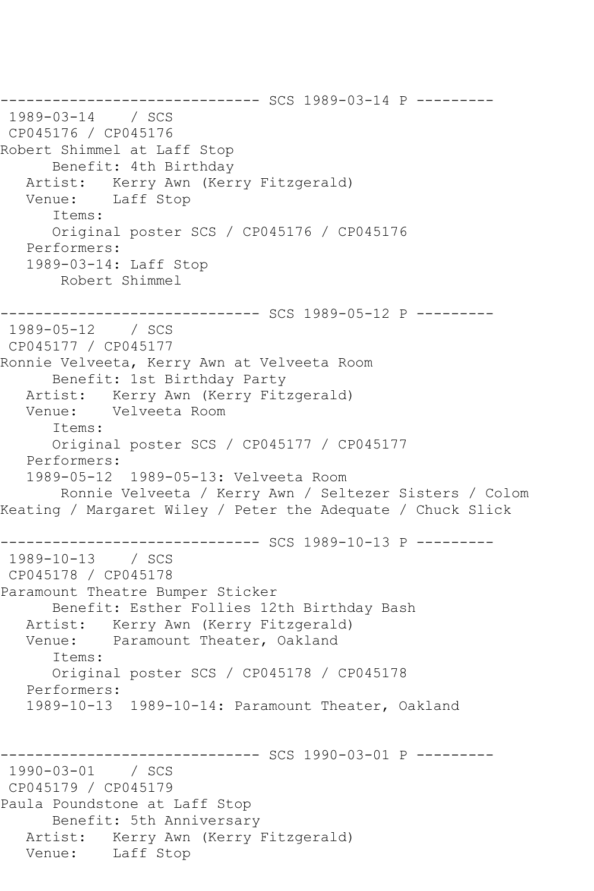------------------------------ SCS 1989-03-14 P ---------
1989-03-14 / SCS
CP045176 / CP045176
Robert Shimmel at Laff Stop
Benefit: 4th Birthday
Artist: Kerry Awn (Kerry Fitzgerald)
Venue: Laff Stop
Items:
Original poster SCS / CP045176 / CP045176
Performers:
1989-03-14: Laff Stop
Robert Shimmel

------------------------------ SCS 1989-05-12 P ---------
1989-05-12 / SCS
CP045177 / CP045177
Ronnie Velveeta, Kerry Awn at Velveeta Room
Benefit: 1st Birthday Party
Artist: Kerry Awn (Kerry Fitzgerald)
Venue: Velveeta Room
Items:
Original poster SCS / CP045177 / CP045177
Performers:
1989-05-12 1989-05-13: Velveeta Room
Ronnie Velveeta / Kerry Awn / Seltezer Sisters / Colom Keating / Margaret Wiley / Peter the Adequate / Chuck Slick

------------------------------ SCS 1989-10-13 P ---------
1989-10-13 / SCS
CP045178 / CP045178
Paramount Theatre Bumper Sticker
Benefit: Esther Follies 12th Birthday Bash
Artist: Kerry Awn (Kerry Fitzgerald)
Venue: Paramount Theater, Oakland
Items:
Original poster SCS / CP045178 / CP045178
Performers:
1989-10-13 1989-10-14: Paramount Theater, Oakland

------------------------------ SCS 1990-03-01 P ---------
1990-03-01 / SCS
CP045179 / CP045179
Paula Poundstone at Laff Stop
Benefit: 5th Anniversary
Artist: Kerry Awn (Kerry Fitzgerald)
Venue: Laff Stop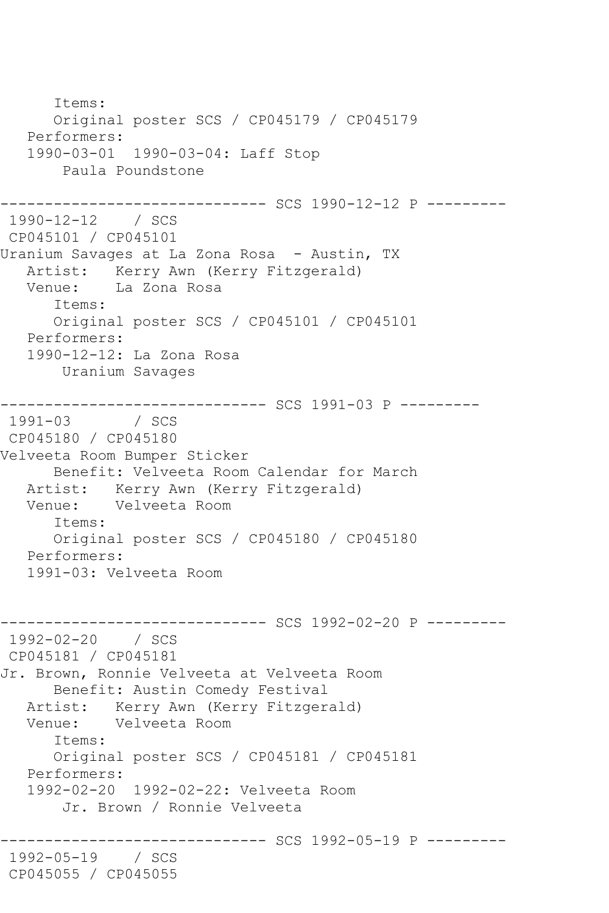```
      Items:
      Original poster SCS / CP045179 / CP045179
   Performers:
   1990-03-01  1990-03-04: Laff Stop
       Paula Poundstone

------------------------------ SCS 1990-12-12 P ---------
 1990-12-12    / SCS
 CP045101 / CP045101
Uranium Savages at La Zona Rosa  - Austin, TX
   Artist:   Kerry Awn (Kerry Fitzgerald)
   Venue:    La Zona Rosa
      Items:
      Original poster SCS / CP045101 / CP045101
   Performers:
   1990-12-12: La Zona Rosa
       Uranium Savages

------------------------------ SCS 1991-03 P ---------
 1991-03       / SCS
 CP045180 / CP045180
Velveeta Room Bumper Sticker
      Benefit: Velveeta Room Calendar for March
   Artist:   Kerry Awn (Kerry Fitzgerald)
   Venue:    Velveeta Room
      Items:
      Original poster SCS / CP045180 / CP045180
   Performers:
   1991-03: Velveeta Room


------------------------------ SCS 1992-02-20 P ---------
 1992-02-20    / SCS
 CP045181 / CP045181
Jr. Brown, Ronnie Velveeta at Velveeta Room
      Benefit: Austin Comedy Festival
   Artist:   Kerry Awn (Kerry Fitzgerald)
   Venue:    Velveeta Room
      Items:
      Original poster SCS / CP045181 / CP045181
   Performers:
   1992-02-20  1992-02-22: Velveeta Room
       Jr. Brown / Ronnie Velveeta

------------------------------ SCS 1992-05-19 P ---------
 1992-05-19    / SCS
 CP045055 / CP045055
```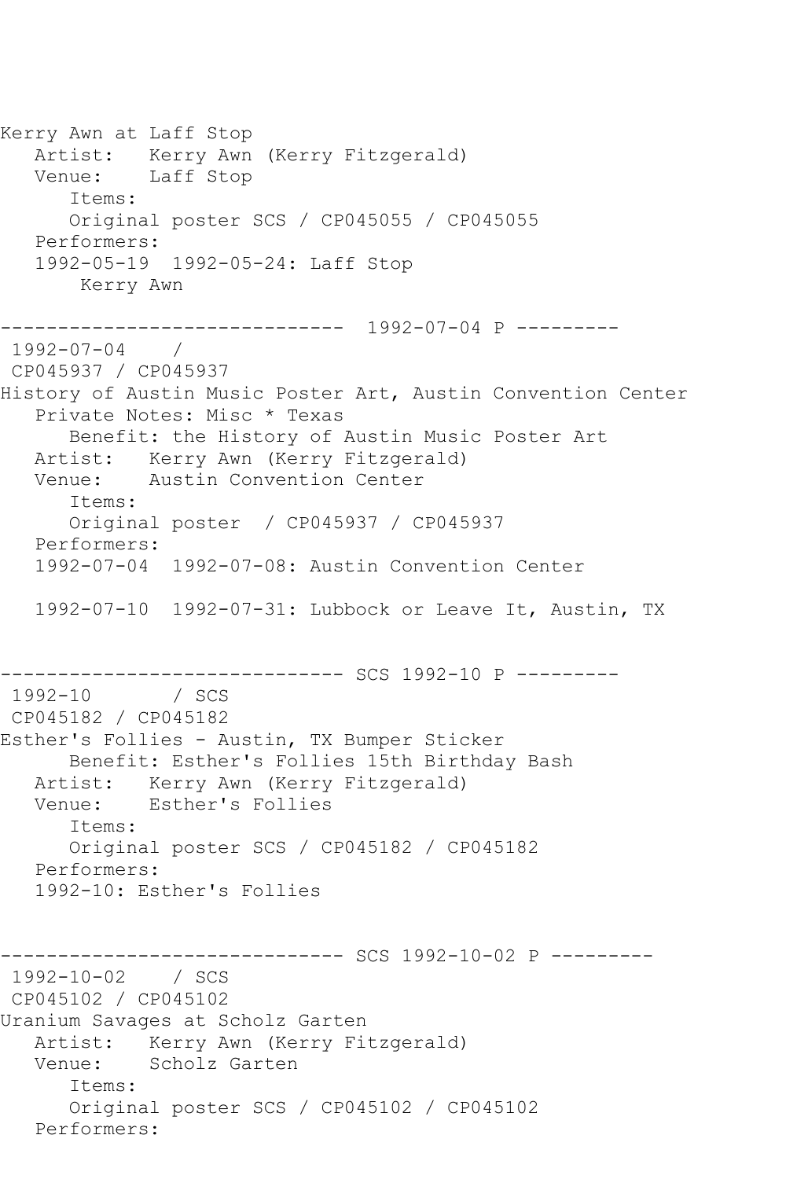```
Kerry Awn at Laff Stop
   Artist:   Kerry Awn (Kerry Fitzgerald)
   Venue:    Laff Stop
      Items:
      Original poster SCS / CP045055 / CP045055
   Performers:
   1992-05-19  1992-05-24: Laff Stop
       Kerry Awn

------------------------------  1992-07-04 P ---------
 1992-07-04    /
 CP045937 / CP045937
History of Austin Music Poster Art, Austin Convention Center
   Private Notes: Misc * Texas
      Benefit: the History of Austin Music Poster Art
   Artist:   Kerry Awn (Kerry Fitzgerald)
   Venue:    Austin Convention Center
      Items:
      Original poster  / CP045937 / CP045937
   Performers:
   1992-07-04  1992-07-08: Austin Convention Center

   1992-07-10  1992-07-31: Lubbock or Leave It, Austin, TX


------------------------------ SCS 1992-10 P ---------
 1992-10       / SCS
 CP045182 / CP045182
Esther's Follies - Austin, TX Bumper Sticker
      Benefit: Esther's Follies 15th Birthday Bash
   Artist:   Kerry Awn (Kerry Fitzgerald)
   Venue:    Esther's Follies
      Items:
      Original poster SCS / CP045182 / CP045182
   Performers:
   1992-10: Esther's Follies


------------------------------ SCS 1992-10-02 P ---------
 1992-10-02    / SCS
 CP045102 / CP045102
Uranium Savages at Scholz Garten
   Artist:   Kerry Awn (Kerry Fitzgerald)
   Venue:    Scholz Garten
      Items:
      Original poster SCS / CP045102 / CP045102
   Performers:
```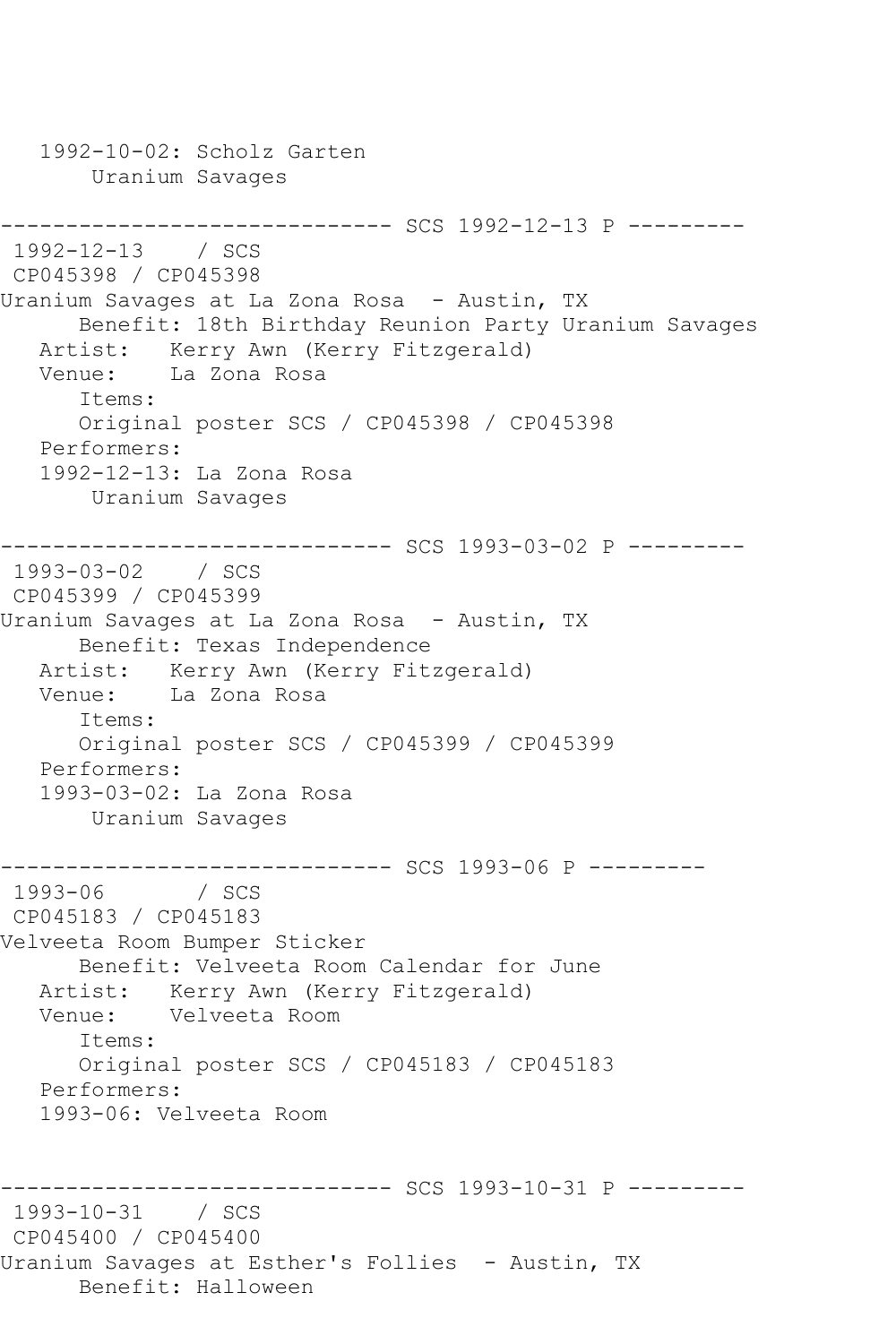```
   1992-10-02: Scholz Garten
       Uranium Savages

------------------------------ SCS 1992-12-13 P ---------
 1992-12-13    / SCS
 CP045398 / CP045398
Uranium Savages at La Zona Rosa  - Austin, TX
      Benefit: 18th Birthday Reunion Party Uranium Savages
   Artist:   Kerry Awn (Kerry Fitzgerald)
   Venue:    La Zona Rosa
      Items:
      Original poster SCS / CP045398 / CP045398
   Performers:
   1992-12-13: La Zona Rosa
       Uranium Savages

------------------------------ SCS 1993-03-02 P ---------
 1993-03-02    / SCS
 CP045399 / CP045399
Uranium Savages at La Zona Rosa  - Austin, TX
      Benefit: Texas Independence
   Artist:   Kerry Awn (Kerry Fitzgerald)
   Venue:    La Zona Rosa
      Items:
      Original poster SCS / CP045399 / CP045399
   Performers:
   1993-03-02: La Zona Rosa
       Uranium Savages

------------------------------ SCS 1993-06 P ---------
 1993-06       / SCS
 CP045183 / CP045183
Velveeta Room Bumper Sticker
      Benefit: Velveeta Room Calendar for June
   Artist:   Kerry Awn (Kerry Fitzgerald)
   Venue:    Velveeta Room
      Items:
      Original poster SCS / CP045183 / CP045183
   Performers:
   1993-06: Velveeta Room


------------------------------ SCS 1993-10-31 P ---------
 1993-10-31    / SCS
 CP045400 / CP045400
Uranium Savages at Esther's Follies  - Austin, TX
      Benefit: Halloween
```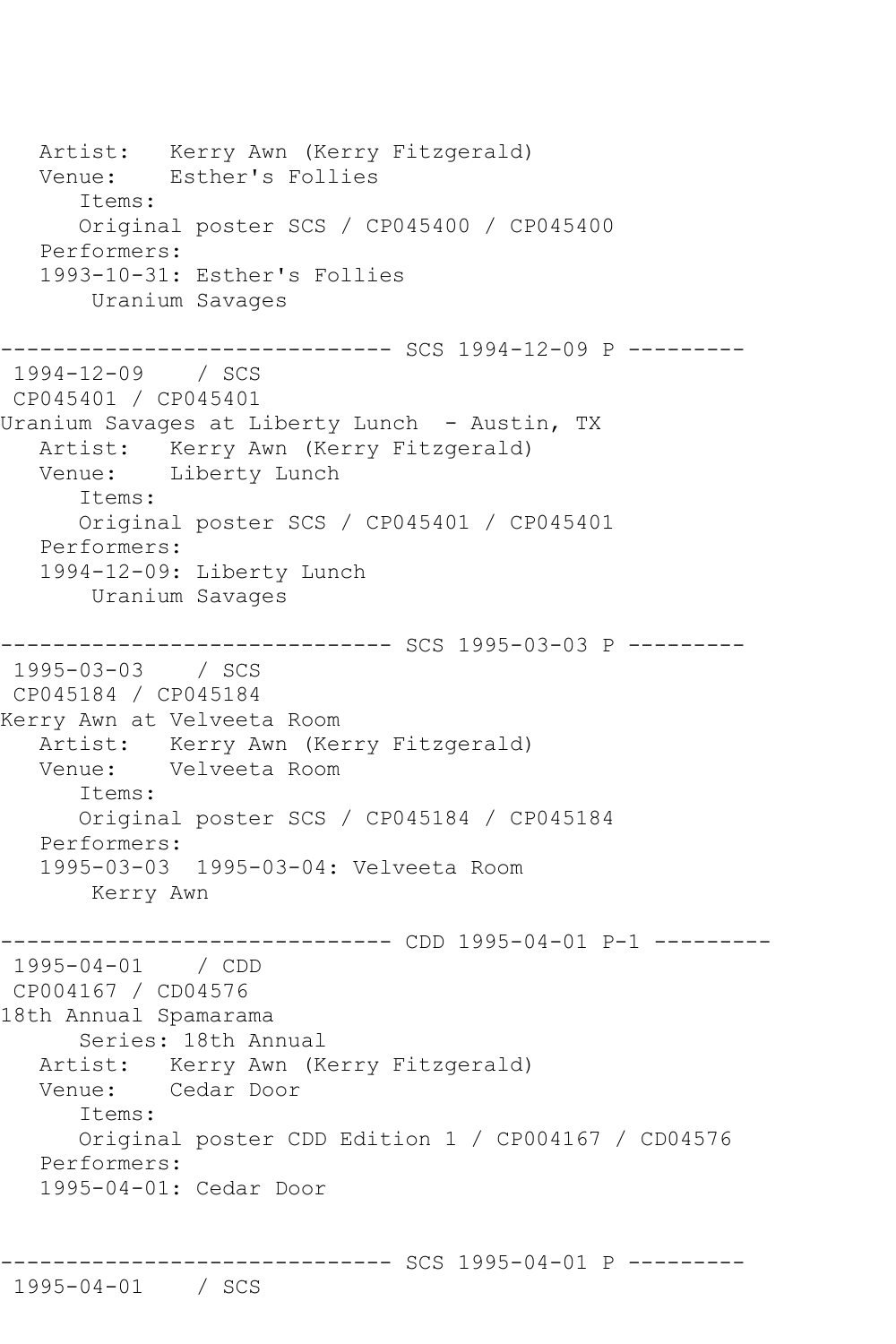```
   Artist:   Kerry Awn (Kerry Fitzgerald)
   Venue:    Esther's Follies
      Items:
      Original poster SCS / CP045400 / CP045400
   Performers:
   1993-10-31: Esther's Follies
       Uranium Savages

------------------------------ SCS 1994-12-09 P ---------
 1994-12-09    / SCS
 CP045401 / CP045401
Uranium Savages at Liberty Lunch  - Austin, TX
   Artist:   Kerry Awn (Kerry Fitzgerald)
   Venue:    Liberty Lunch
      Items:
      Original poster SCS / CP045401 / CP045401
   Performers:
   1994-12-09: Liberty Lunch
       Uranium Savages

------------------------------ SCS 1995-03-03 P ---------
 1995-03-03    / SCS
 CP045184 / CP045184
Kerry Awn at Velveeta Room
   Artist:   Kerry Awn (Kerry Fitzgerald)
   Venue:    Velveeta Room
      Items:
      Original poster SCS / CP045184 / CP045184
   Performers:
   1995-03-03  1995-03-04: Velveeta Room
       Kerry Awn

------------------------------ CDD 1995-04-01 P-1 ---------
 1995-04-01    / CDD
 CP004167 / CD04576
18th Annual Spamarama
      Series: 18th Annual
   Artist:   Kerry Awn (Kerry Fitzgerald)
   Venue:    Cedar Door
      Items:
      Original poster CDD Edition 1 / CP004167 / CD04576
   Performers:
   1995-04-01: Cedar Door


------------------------------ SCS 1995-04-01 P ---------
 1995-04-01    / SCS
```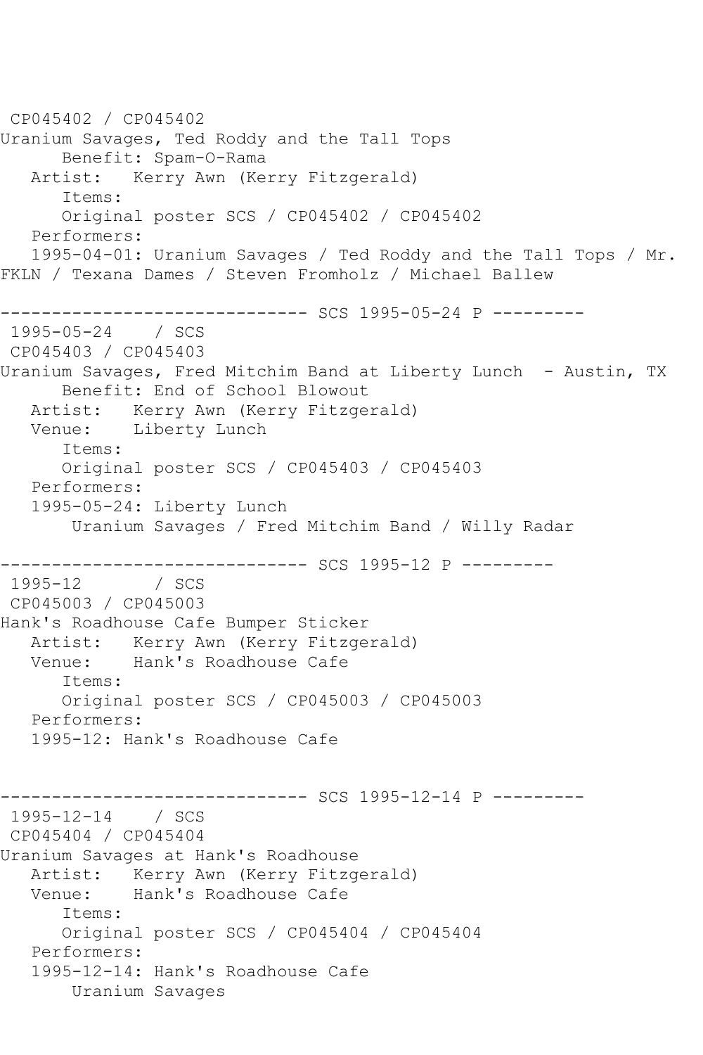CP045402 / CP045402
Uranium Savages, Ted Roddy and the Tall Tops
Benefit: Spam-O-Rama
Artist: Kerry Awn (Kerry Fitzgerald)
Items:
Original poster SCS / CP045402 / CP045402
Performers:
1995-04-01: Uranium Savages / Ted Roddy and the Tall Tops / Mr. FKLN / Texana Dames / Steven Fromholz / Michael Ballew

------------------------------ SCS 1995-05-24 P ---------
1995-05-24 / SCS
CP045403 / CP045403
Uranium Savages, Fred Mitchim Band at Liberty Lunch - Austin, TX
Benefit: End of School Blowout
Artist: Kerry Awn (Kerry Fitzgerald)
Venue: Liberty Lunch
Items:
Original poster SCS / CP045403 / CP045403
Performers:
1995-05-24: Liberty Lunch
Uranium Savages / Fred Mitchim Band / Willy Radar

------------------------------ SCS 1995-12 P ---------
1995-12 / SCS
CP045003 / CP045003
Hank's Roadhouse Cafe Bumper Sticker
Artist: Kerry Awn (Kerry Fitzgerald)
Venue: Hank's Roadhouse Cafe
Items:
Original poster SCS / CP045003 / CP045003
Performers:
1995-12: Hank's Roadhouse Cafe

------------------------------ SCS 1995-12-14 P ---------
1995-12-14 / SCS
CP045404 / CP045404
Uranium Savages at Hank's Roadhouse
Artist: Kerry Awn (Kerry Fitzgerald)
Venue: Hank's Roadhouse Cafe
Items:
Original poster SCS / CP045404 / CP045404
Performers:
1995-12-14: Hank's Roadhouse Cafe
Uranium Savages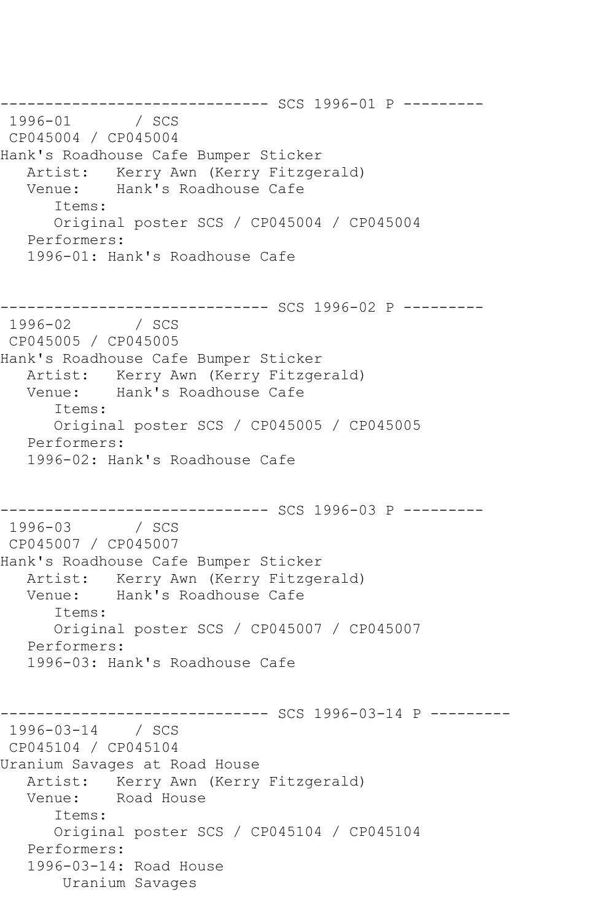```
------------------------------ SCS 1996-01 P ---------
 1996-01       / SCS
 CP045004 / CP045004
Hank's Roadhouse Cafe Bumper Sticker
   Artist:   Kerry Awn (Kerry Fitzgerald)
   Venue:    Hank's Roadhouse Cafe
      Items:
      Original poster SCS / CP045004 / CP045004
   Performers:
   1996-01: Hank's Roadhouse Cafe


------------------------------ SCS 1996-02 P ---------
 1996-02       / SCS
 CP045005 / CP045005
Hank's Roadhouse Cafe Bumper Sticker
   Artist:   Kerry Awn (Kerry Fitzgerald)
   Venue:    Hank's Roadhouse Cafe
      Items:
      Original poster SCS / CP045005 / CP045005
   Performers:
   1996-02: Hank's Roadhouse Cafe


------------------------------ SCS 1996-03 P ---------
 1996-03       / SCS
 CP045007 / CP045007
Hank's Roadhouse Cafe Bumper Sticker
   Artist:   Kerry Awn (Kerry Fitzgerald)
   Venue:    Hank's Roadhouse Cafe
      Items:
      Original poster SCS / CP045007 / CP045007
   Performers:
   1996-03: Hank's Roadhouse Cafe


------------------------------ SCS 1996-03-14 P ---------
 1996-03-14    / SCS
 CP045104 / CP045104
Uranium Savages at Road House
   Artist:   Kerry Awn (Kerry Fitzgerald)
   Venue:    Road House
      Items:
      Original poster SCS / CP045104 / CP045104
   Performers:
   1996-03-14: Road House
       Uranium Savages
```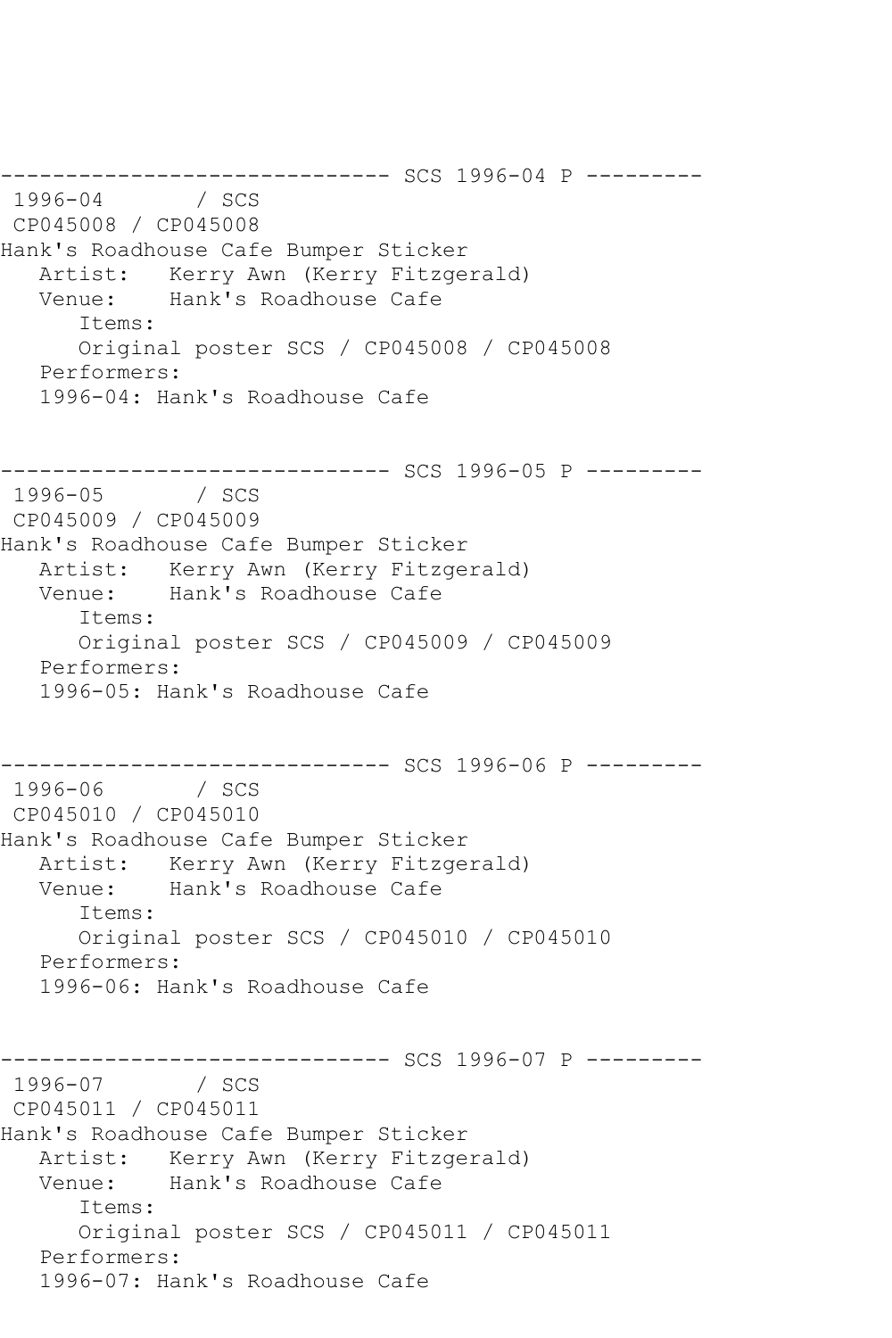```
------------------------------ SCS 1996-04 P ---------
 1996-04       / SCS
 CP045008 / CP045008
Hank's Roadhouse Cafe Bumper Sticker
   Artist:   Kerry Awn (Kerry Fitzgerald)
   Venue:    Hank's Roadhouse Cafe
      Items:
      Original poster SCS / CP045008 / CP045008
   Performers:
   1996-04: Hank's Roadhouse Cafe


------------------------------ SCS 1996-05 P ---------
 1996-05       / SCS
 CP045009 / CP045009
Hank's Roadhouse Cafe Bumper Sticker
   Artist:   Kerry Awn (Kerry Fitzgerald)
   Venue:    Hank's Roadhouse Cafe
      Items:
      Original poster SCS / CP045009 / CP045009
   Performers:
   1996-05: Hank's Roadhouse Cafe


------------------------------ SCS 1996-06 P ---------
 1996-06       / SCS
 CP045010 / CP045010
Hank's Roadhouse Cafe Bumper Sticker
   Artist:   Kerry Awn (Kerry Fitzgerald)
   Venue:    Hank's Roadhouse Cafe
      Items:
      Original poster SCS / CP045010 / CP045010
   Performers:
   1996-06: Hank's Roadhouse Cafe


------------------------------ SCS 1996-07 P ---------
 1996-07       / SCS
 CP045011 / CP045011
Hank's Roadhouse Cafe Bumper Sticker
   Artist:   Kerry Awn (Kerry Fitzgerald)
   Venue:    Hank's Roadhouse Cafe
      Items:
      Original poster SCS / CP045011 / CP045011
   Performers:
   1996-07: Hank's Roadhouse Cafe
```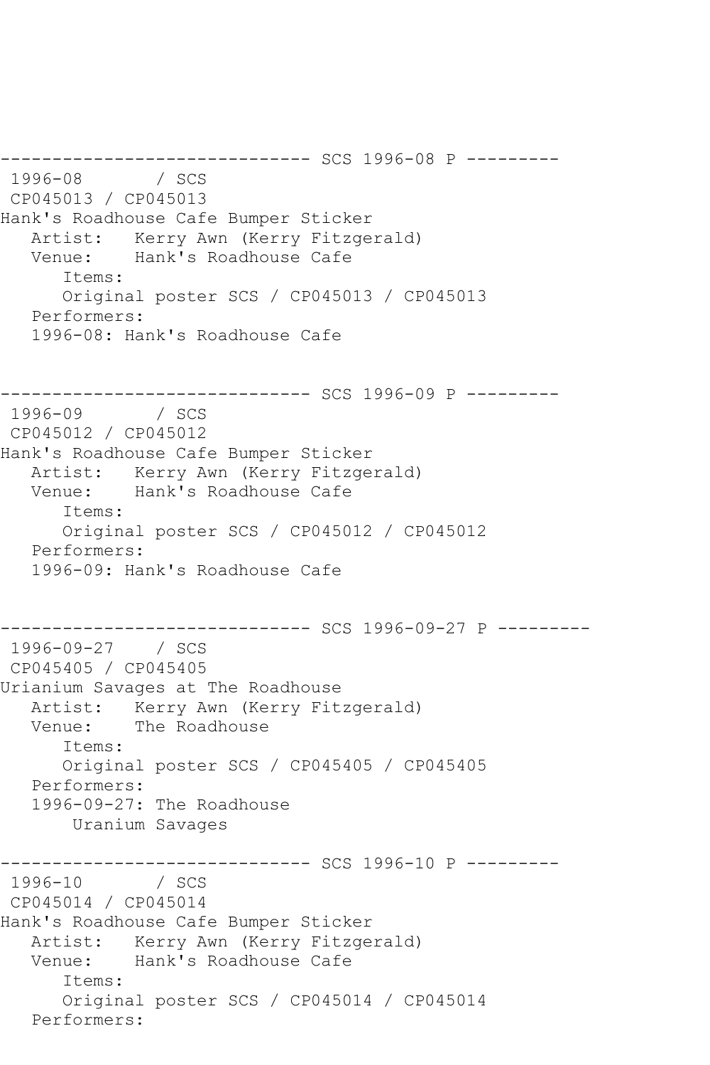```
------------------------------ SCS 1996-08 P ---------
 1996-08       / SCS
 CP045013 / CP045013
Hank's Roadhouse Cafe Bumper Sticker
   Artist:   Kerry Awn (Kerry Fitzgerald)
   Venue:    Hank's Roadhouse Cafe
      Items:
      Original poster SCS / CP045013 / CP045013
   Performers:
   1996-08: Hank's Roadhouse Cafe


------------------------------ SCS 1996-09 P ---------
 1996-09       / SCS
 CP045012 / CP045012
Hank's Roadhouse Cafe Bumper Sticker
   Artist:   Kerry Awn (Kerry Fitzgerald)
   Venue:    Hank's Roadhouse Cafe
      Items:
      Original poster SCS / CP045012 / CP045012
   Performers:
   1996-09: Hank's Roadhouse Cafe


------------------------------ SCS 1996-09-27 P ---------
 1996-09-27    / SCS
 CP045405 / CP045405
Urianium Savages at The Roadhouse
   Artist:   Kerry Awn (Kerry Fitzgerald)
   Venue:    The Roadhouse
      Items:
      Original poster SCS / CP045405 / CP045405
   Performers:
   1996-09-27: The Roadhouse
       Uranium Savages

------------------------------ SCS 1996-10 P ---------
 1996-10       / SCS
 CP045014 / CP045014
Hank's Roadhouse Cafe Bumper Sticker
   Artist:   Kerry Awn (Kerry Fitzgerald)
   Venue:    Hank's Roadhouse Cafe
      Items:
      Original poster SCS / CP045014 / CP045014
   Performers:
```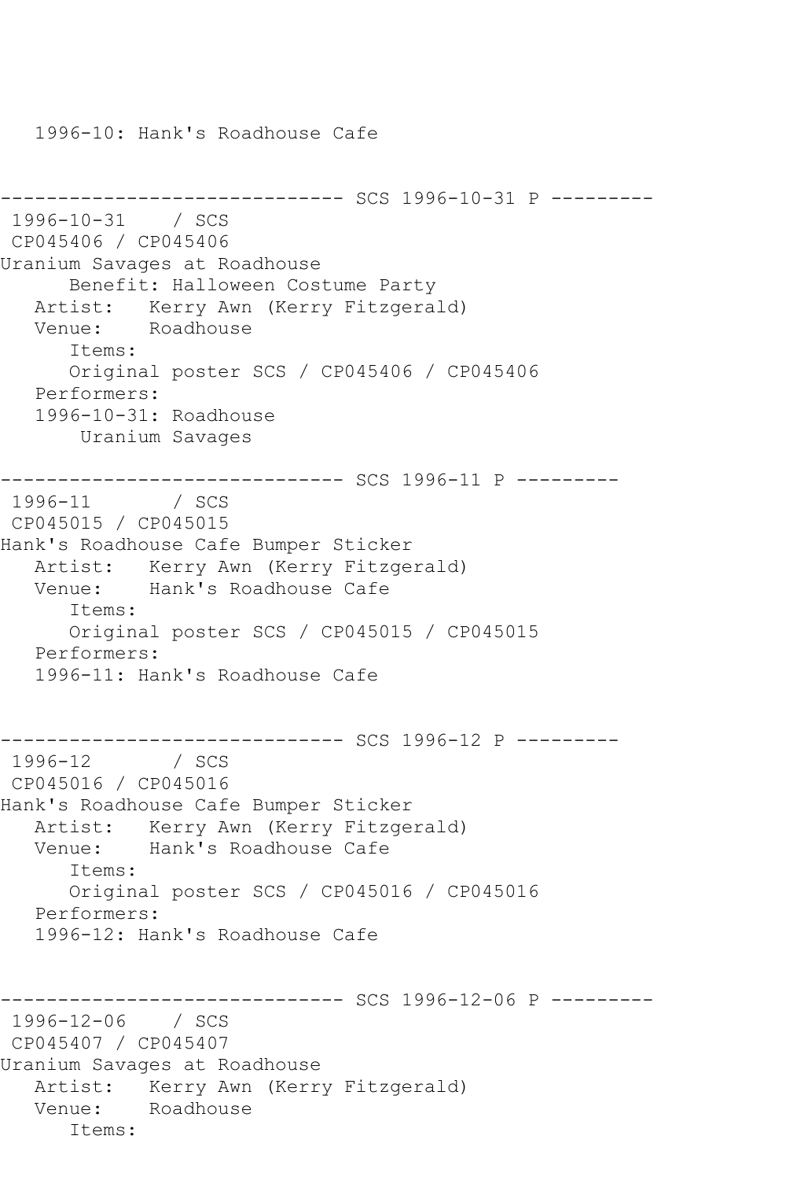1996-10: Hank's Roadhouse Cafe

```
------------------------------ SCS 1996-10-31 P ---------
 1996-10-31    / SCS
 CP045406 / CP045406
Uranium Savages at Roadhouse
      Benefit: Halloween Costume Party
   Artist:   Kerry Awn (Kerry Fitzgerald)
   Venue:    Roadhouse
      Items:
      Original poster SCS / CP045406 / CP045406
   Performers:
   1996-10-31: Roadhouse
       Uranium Savages

------------------------------ SCS 1996-11 P ---------
 1996-11       / SCS
 CP045015 / CP045015
Hank's Roadhouse Cafe Bumper Sticker
   Artist:   Kerry Awn (Kerry Fitzgerald)
   Venue:    Hank's Roadhouse Cafe
      Items:
      Original poster SCS / CP045015 / CP045015
   Performers:
   1996-11: Hank's Roadhouse Cafe


------------------------------ SCS 1996-12 P ---------
 1996-12       / SCS
 CP045016 / CP045016
Hank's Roadhouse Cafe Bumper Sticker
   Artist:   Kerry Awn (Kerry Fitzgerald)
   Venue:    Hank's Roadhouse Cafe
      Items:
      Original poster SCS / CP045016 / CP045016
   Performers:
   1996-12: Hank's Roadhouse Cafe


------------------------------ SCS 1996-12-06 P ---------
 1996-12-06    / SCS
 CP045407 / CP045407
Uranium Savages at Roadhouse
   Artist:   Kerry Awn (Kerry Fitzgerald)
   Venue:    Roadhouse
      Items:
```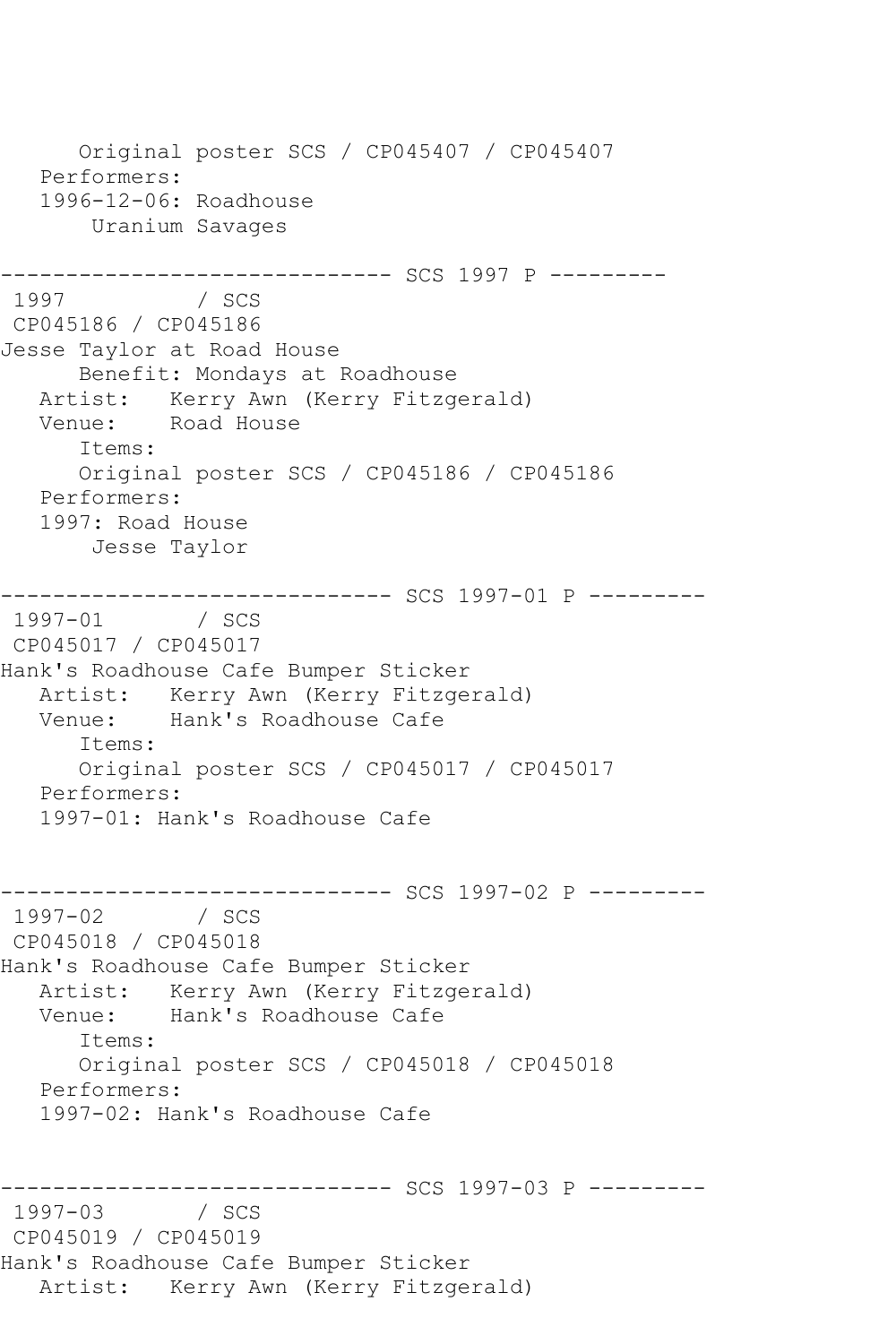```
      Original poster SCS / CP045407 / CP045407
   Performers:
   1996-12-06: Roadhouse
       Uranium Savages

------------------------------ SCS 1997 P ---------
 1997          / SCS
 CP045186 / CP045186
Jesse Taylor at Road House
      Benefit: Mondays at Roadhouse
   Artist:   Kerry Awn (Kerry Fitzgerald)
   Venue:    Road House
      Items:
      Original poster SCS / CP045186 / CP045186
   Performers:
   1997: Road House
       Jesse Taylor

------------------------------ SCS 1997-01 P ---------
 1997-01       / SCS
 CP045017 / CP045017
Hank's Roadhouse Cafe Bumper Sticker
   Artist:   Kerry Awn (Kerry Fitzgerald)
   Venue:    Hank's Roadhouse Cafe
      Items:
      Original poster SCS / CP045017 / CP045017
   Performers:
   1997-01: Hank's Roadhouse Cafe


------------------------------ SCS 1997-02 P ---------
 1997-02       / SCS
 CP045018 / CP045018
Hank's Roadhouse Cafe Bumper Sticker
   Artist:   Kerry Awn (Kerry Fitzgerald)
   Venue:    Hank's Roadhouse Cafe
      Items:
      Original poster SCS / CP045018 / CP045018
   Performers:
   1997-02: Hank's Roadhouse Cafe


------------------------------ SCS 1997-03 P ---------
 1997-03       / SCS
 CP045019 / CP045019
Hank's Roadhouse Cafe Bumper Sticker
   Artist:   Kerry Awn (Kerry Fitzgerald)
```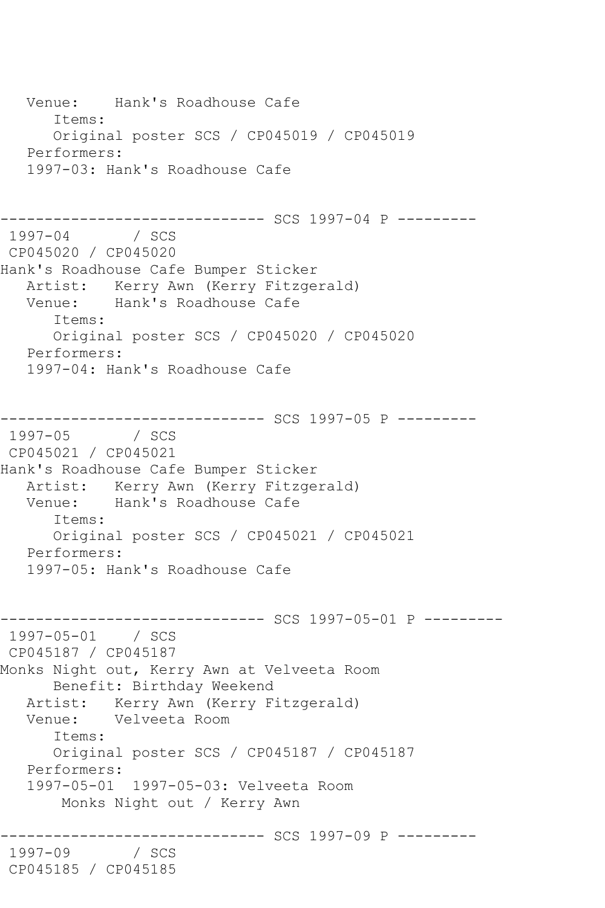```
   Venue:    Hank's Roadhouse Cafe
      Items:
      Original poster SCS / CP045019 / CP045019
   Performers:
   1997-03: Hank's Roadhouse Cafe


------------------------------ SCS 1997-04 P ---------
 1997-04       / SCS
 CP045020 / CP045020
Hank's Roadhouse Cafe Bumper Sticker
   Artist:   Kerry Awn (Kerry Fitzgerald)
   Venue:    Hank's Roadhouse Cafe
      Items:
      Original poster SCS / CP045020 / CP045020
   Performers:
   1997-04: Hank's Roadhouse Cafe


------------------------------ SCS 1997-05 P ---------
 1997-05       / SCS
 CP045021 / CP045021
Hank's Roadhouse Cafe Bumper Sticker
   Artist:   Kerry Awn (Kerry Fitzgerald)
   Venue:    Hank's Roadhouse Cafe
      Items:
      Original poster SCS / CP045021 / CP045021
   Performers:
   1997-05: Hank's Roadhouse Cafe


------------------------------ SCS 1997-05-01 P ---------
 1997-05-01    / SCS
 CP045187 / CP045187
Monks Night out, Kerry Awn at Velveeta Room
      Benefit: Birthday Weekend
   Artist:   Kerry Awn (Kerry Fitzgerald)
   Venue:    Velveeta Room
      Items:
      Original poster SCS / CP045187 / CP045187
   Performers:
   1997-05-01  1997-05-03: Velveeta Room
       Monks Night out / Kerry Awn

------------------------------ SCS 1997-09 P ---------
 1997-09       / SCS
 CP045185 / CP045185
```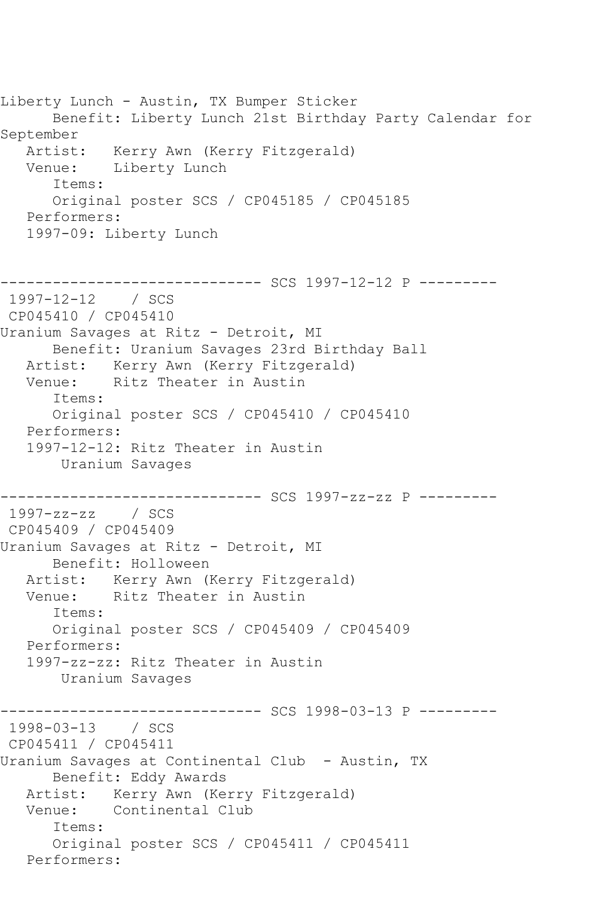```
Liberty Lunch - Austin, TX Bumper Sticker
      Benefit: Liberty Lunch 21st Birthday Party Calendar for
September
   Artist:   Kerry Awn (Kerry Fitzgerald)
   Venue:    Liberty Lunch
      Items:
      Original poster SCS / CP045185 / CP045185
   Performers:
   1997-09: Liberty Lunch


------------------------------ SCS 1997-12-12 P ---------
 1997-12-12    / SCS
 CP045410 / CP045410
Uranium Savages at Ritz - Detroit, MI
      Benefit: Uranium Savages 23rd Birthday Ball
   Artist:   Kerry Awn (Kerry Fitzgerald)
   Venue:    Ritz Theater in Austin
      Items:
      Original poster SCS / CP045410 / CP045410
   Performers:
   1997-12-12: Ritz Theater in Austin
       Uranium Savages

------------------------------ SCS 1997-zz-zz P ---------
 1997-zz-zz    / SCS
 CP045409 / CP045409
Uranium Savages at Ritz - Detroit, MI
      Benefit: Holloween
   Artist:   Kerry Awn (Kerry Fitzgerald)
   Venue:    Ritz Theater in Austin
      Items:
      Original poster SCS / CP045409 / CP045409
   Performers:
   1997-zz-zz: Ritz Theater in Austin
       Uranium Savages

------------------------------ SCS 1998-03-13 P ---------
 1998-03-13    / SCS
 CP045411 / CP045411
Uranium Savages at Continental Club  - Austin, TX
      Benefit: Eddy Awards
   Artist:   Kerry Awn (Kerry Fitzgerald)
   Venue:    Continental Club
      Items:
      Original poster SCS / CP045411 / CP045411
   Performers:
```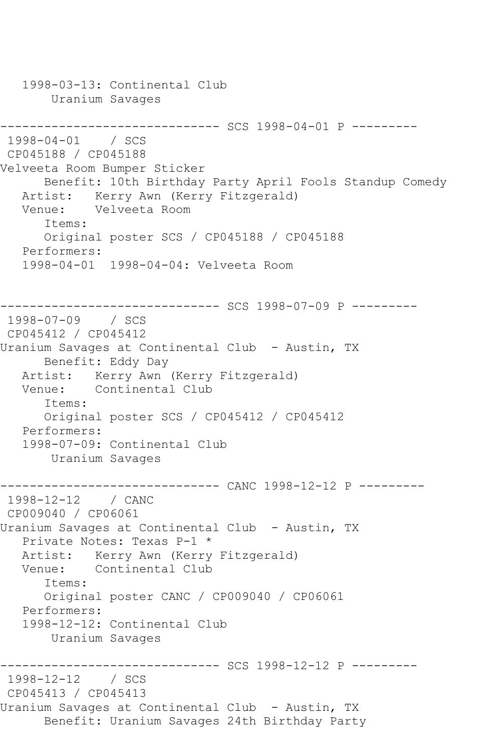1998-03-13: Continental Club
        Uranium Savages

------------------------------ SCS 1998-04-01 P ---------
1998-04-01 / SCS
CP045188 / CP045188
Velveeta Room Bumper Sticker
      Benefit: 10th Birthday Party April Fools Standup Comedy
   Artist: Kerry Awn (Kerry Fitzgerald)
   Venue: Velveeta Room
      Items:
      Original poster SCS / CP045188 / CP045188
   Performers:
   1998-04-01 1998-04-04: Velveeta Room

------------------------------ SCS 1998-07-09 P ---------
1998-07-09 / SCS
CP045412 / CP045412
Uranium Savages at Continental Club - Austin, TX
      Benefit: Eddy Day
   Artist: Kerry Awn (Kerry Fitzgerald)
   Venue: Continental Club
      Items:
      Original poster SCS / CP045412 / CP045412
   Performers:
   1998-07-09: Continental Club
        Uranium Savages

------------------------------ CANC 1998-12-12 P ---------
1998-12-12 / CANC
CP009040 / CP06061
Uranium Savages at Continental Club - Austin, TX
   Private Notes: Texas P-1 *
   Artist: Kerry Awn (Kerry Fitzgerald)
   Venue: Continental Club
      Items:
      Original poster CANC / CP009040 / CP06061
   Performers:
   1998-12-12: Continental Club
        Uranium Savages

------------------------------ SCS 1998-12-12 P ---------
1998-12-12 / SCS
CP045413 / CP045413
Uranium Savages at Continental Club - Austin, TX
      Benefit: Uranium Savages 24th Birthday Party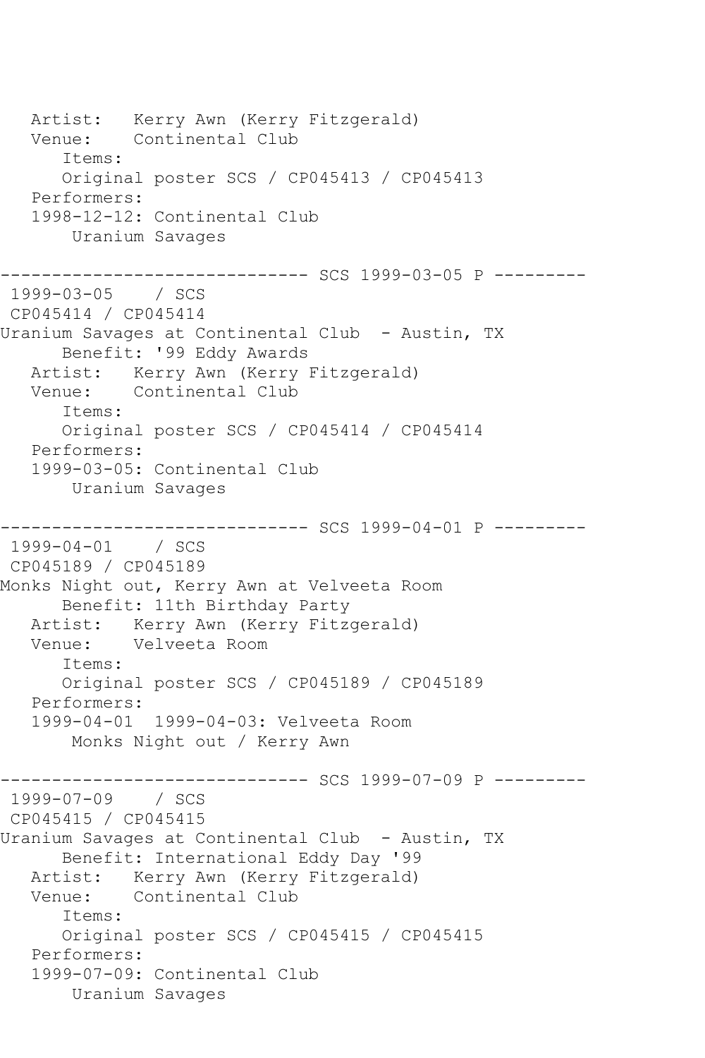Artist: Kerry Awn (Kerry Fitzgerald)
Venue: Continental Club
Items:
Original poster SCS / CP045413 / CP045413
Performers:
1998-12-12: Continental Club
Uranium Savages

------------------------------ SCS 1999-03-05 P ---------

1999-03-05 / SCS
CP045414 / CP045414
Uranium Savages at Continental Club - Austin, TX
Benefit: '99 Eddy Awards
Artist: Kerry Awn (Kerry Fitzgerald)
Venue: Continental Club
Items:
Original poster SCS / CP045414 / CP045414
Performers:
1999-03-05: Continental Club
Uranium Savages

------------------------------ SCS 1999-04-01 P ---------

1999-04-01 / SCS
CP045189 / CP045189
Monks Night out, Kerry Awn at Velveeta Room
Benefit: 11th Birthday Party
Artist: Kerry Awn (Kerry Fitzgerald)
Venue: Velveeta Room
Items:
Original poster SCS / CP045189 / CP045189
Performers:
1999-04-01 1999-04-03: Velveeta Room
Monks Night out / Kerry Awn

------------------------------ SCS 1999-07-09 P ---------

1999-07-09 / SCS
CP045415 / CP045415
Uranium Savages at Continental Club - Austin, TX
Benefit: International Eddy Day '99
Artist: Kerry Awn (Kerry Fitzgerald)
Venue: Continental Club
Items:
Original poster SCS / CP045415 / CP045415
Performers:
1999-07-09: Continental Club
Uranium Savages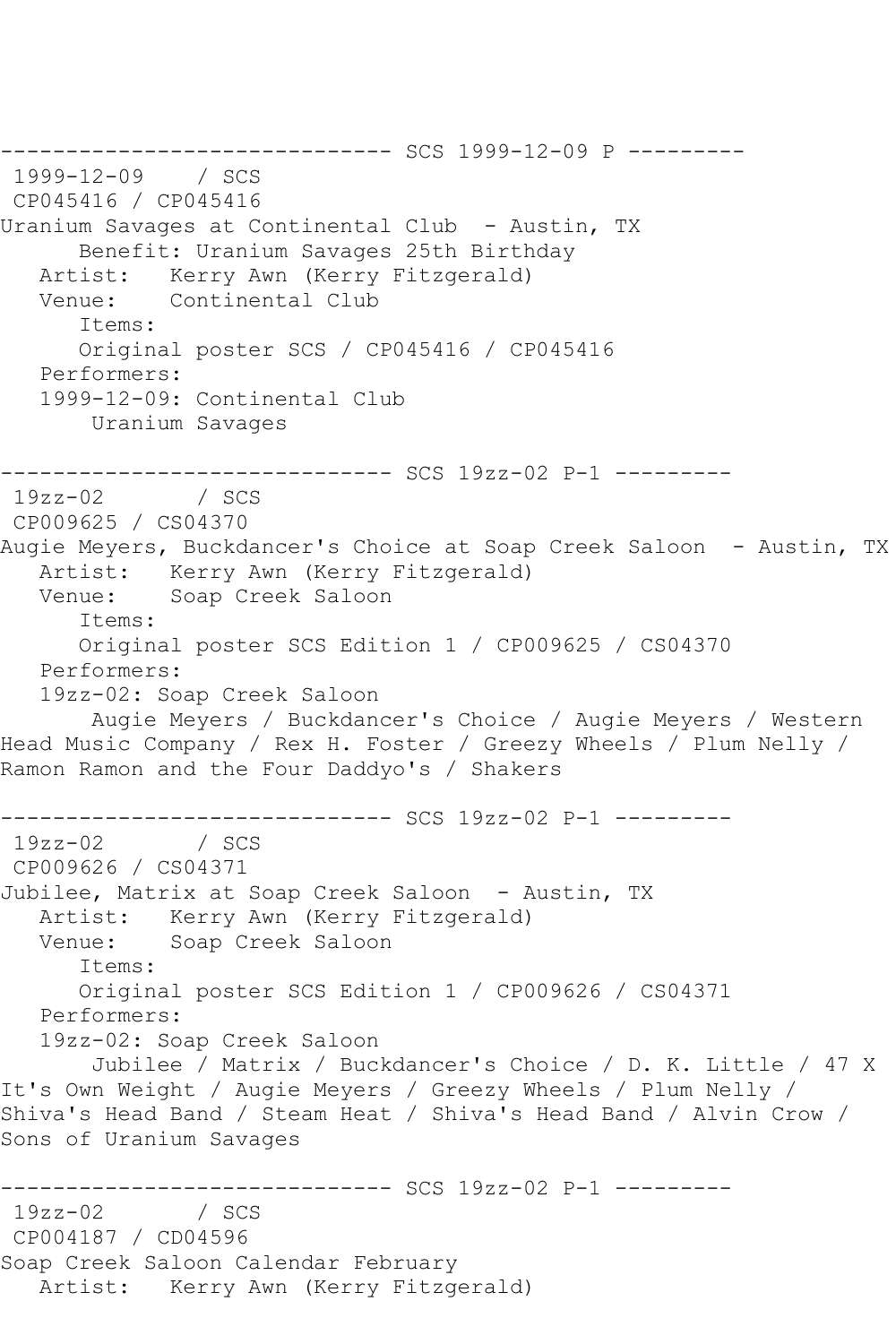------------------------------ SCS 1999-12-09 P ---------

1999-12-09 / SCS
CP045416 / CP045416
Uranium Savages at Continental Club - Austin, TX
Benefit: Uranium Savages 25th Birthday
Artist: Kerry Awn (Kerry Fitzgerald)
Venue: Continental Club
Items:
Original poster SCS / CP045416 / CP045416
Performers:
1999-12-09: Continental Club
Uranium Savages

------------------------------ SCS 19zz-02 P-1 ---------

19zz-02 / SCS
CP009625 / CS04370
Augie Meyers, Buckdancer's Choice at Soap Creek Saloon - Austin, TX
Artist: Kerry Awn (Kerry Fitzgerald)
Venue: Soap Creek Saloon
Items:
Original poster SCS Edition 1 / CP009625 / CS04370
Performers:
19zz-02: Soap Creek Saloon
Augie Meyers / Buckdancer's Choice / Augie Meyers / Western Head Music Company / Rex H. Foster / Greezy Wheels / Plum Nelly / Ramon Ramon and the Four Daddyo's / Shakers

------------------------------ SCS 19zz-02 P-1 ---------

19zz-02 / SCS
CP009626 / CS04371
Jubilee, Matrix at Soap Creek Saloon - Austin, TX
Artist: Kerry Awn (Kerry Fitzgerald)
Venue: Soap Creek Saloon
Items:
Original poster SCS Edition 1 / CP009626 / CS04371
Performers:
19zz-02: Soap Creek Saloon
Jubilee / Matrix / Buckdancer's Choice / D. K. Little / 47 X It's Own Weight / Augie Meyers / Greezy Wheels / Plum Nelly / Shiva's Head Band / Steam Heat / Shiva's Head Band / Alvin Crow / Sons of Uranium Savages

------------------------------ SCS 19zz-02 P-1 ---------

19zz-02 / SCS
CP004187 / CD04596
Soap Creek Saloon Calendar February
Artist: Kerry Awn (Kerry Fitzgerald)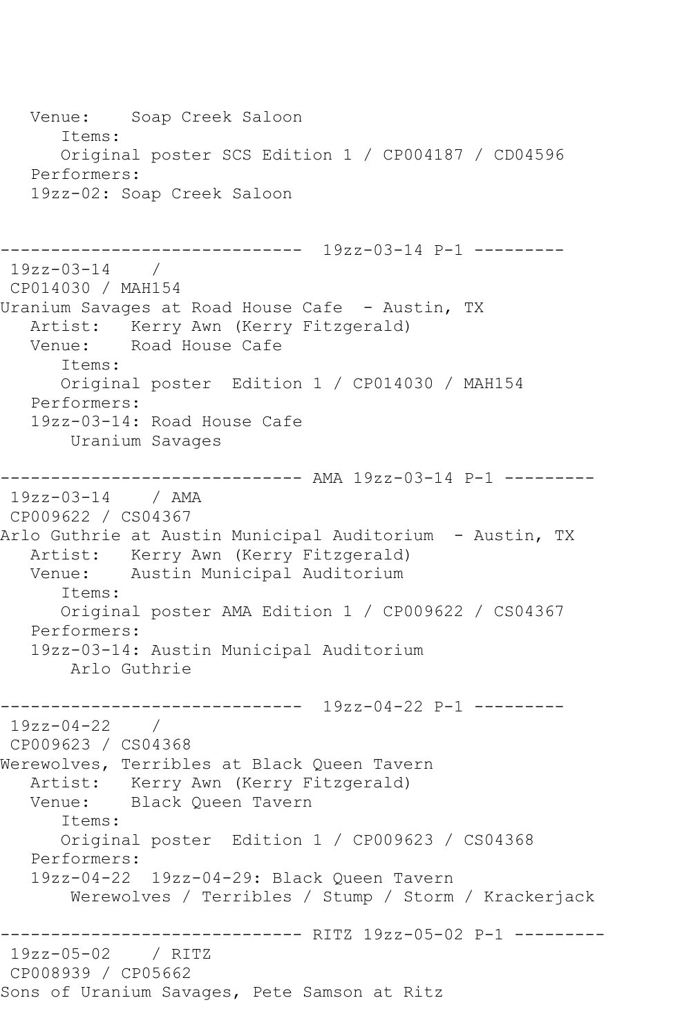```
   Venue:    Soap Creek Saloon
      Items:
      Original poster SCS Edition 1 / CP004187 / CD04596
   Performers:
   19zz-02: Soap Creek Saloon


------------------------------  19zz-03-14 P-1 ---------
 19zz-03-14    /
 CP014030 / MAH154
Uranium Savages at Road House Cafe  - Austin, TX
   Artist:   Kerry Awn (Kerry Fitzgerald)
   Venue:    Road House Cafe
      Items:
      Original poster  Edition 1 / CP014030 / MAH154
   Performers:
   19zz-03-14: Road House Cafe
       Uranium Savages

------------------------------ AMA 19zz-03-14 P-1 ---------
 19zz-03-14    / AMA
 CP009622 / CS04367
Arlo Guthrie at Austin Municipal Auditorium  - Austin, TX
   Artist:   Kerry Awn (Kerry Fitzgerald)
   Venue:    Austin Municipal Auditorium
      Items:
      Original poster AMA Edition 1 / CP009622 / CS04367
   Performers:
   19zz-03-14: Austin Municipal Auditorium
       Arlo Guthrie

------------------------------  19zz-04-22 P-1 ---------
 19zz-04-22    /
 CP009623 / CS04368
Werewolves, Terribles at Black Queen Tavern
   Artist:   Kerry Awn (Kerry Fitzgerald)
   Venue:    Black Queen Tavern
      Items:
      Original poster  Edition 1 / CP009623 / CS04368
   Performers:
   19zz-04-22  19zz-04-29: Black Queen Tavern
       Werewolves / Terribles / Stump / Storm / Krackerjack

------------------------------ RITZ 19zz-05-02 P-1 ---------
 19zz-05-02    / RITZ
 CP008939 / CP05662
Sons of Uranium Savages, Pete Samson at Ritz
```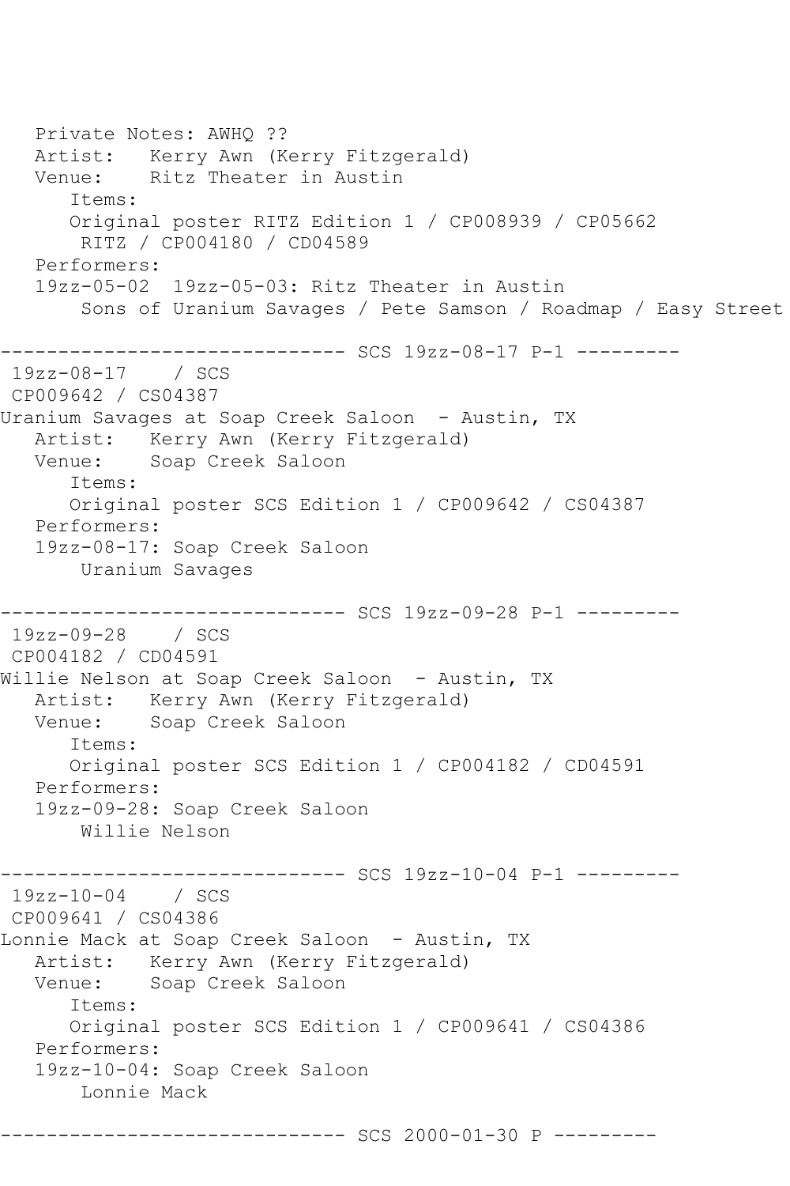```
   Private Notes: AWHQ ??
   Artist:   Kerry Awn (Kerry Fitzgerald)
   Venue:    Ritz Theater in Austin
      Items:
      Original poster RITZ Edition 1 / CP008939 / CP05662
       RITZ / CP004180 / CD04589
   Performers:
   19zz-05-02  19zz-05-03: Ritz Theater in Austin
       Sons of Uranium Savages / Pete Samson / Roadmap / Easy Street

------------------------------ SCS 19zz-08-17 P-1 ---------
 19zz-08-17    / SCS
 CP009642 / CS04387
Uranium Savages at Soap Creek Saloon  - Austin, TX
   Artist:   Kerry Awn (Kerry Fitzgerald)
   Venue:    Soap Creek Saloon
      Items:
      Original poster SCS Edition 1 / CP009642 / CS04387
   Performers:
   19zz-08-17: Soap Creek Saloon
       Uranium Savages

------------------------------ SCS 19zz-09-28 P-1 ---------
 19zz-09-28    / SCS
 CP004182 / CD04591
Willie Nelson at Soap Creek Saloon  - Austin, TX
   Artist:   Kerry Awn (Kerry Fitzgerald)
   Venue:    Soap Creek Saloon
      Items:
      Original poster SCS Edition 1 / CP004182 / CD04591
   Performers:
   19zz-09-28: Soap Creek Saloon
       Willie Nelson

------------------------------ SCS 19zz-10-04 P-1 ---------
 19zz-10-04    / SCS
 CP009641 / CS04386
Lonnie Mack at Soap Creek Saloon  - Austin, TX
   Artist:   Kerry Awn (Kerry Fitzgerald)
   Venue:    Soap Creek Saloon
      Items:
      Original poster SCS Edition 1 / CP009641 / CS04386
   Performers:
   19zz-10-04: Soap Creek Saloon
       Lonnie Mack

------------------------------ SCS 2000-01-30 P ---------
```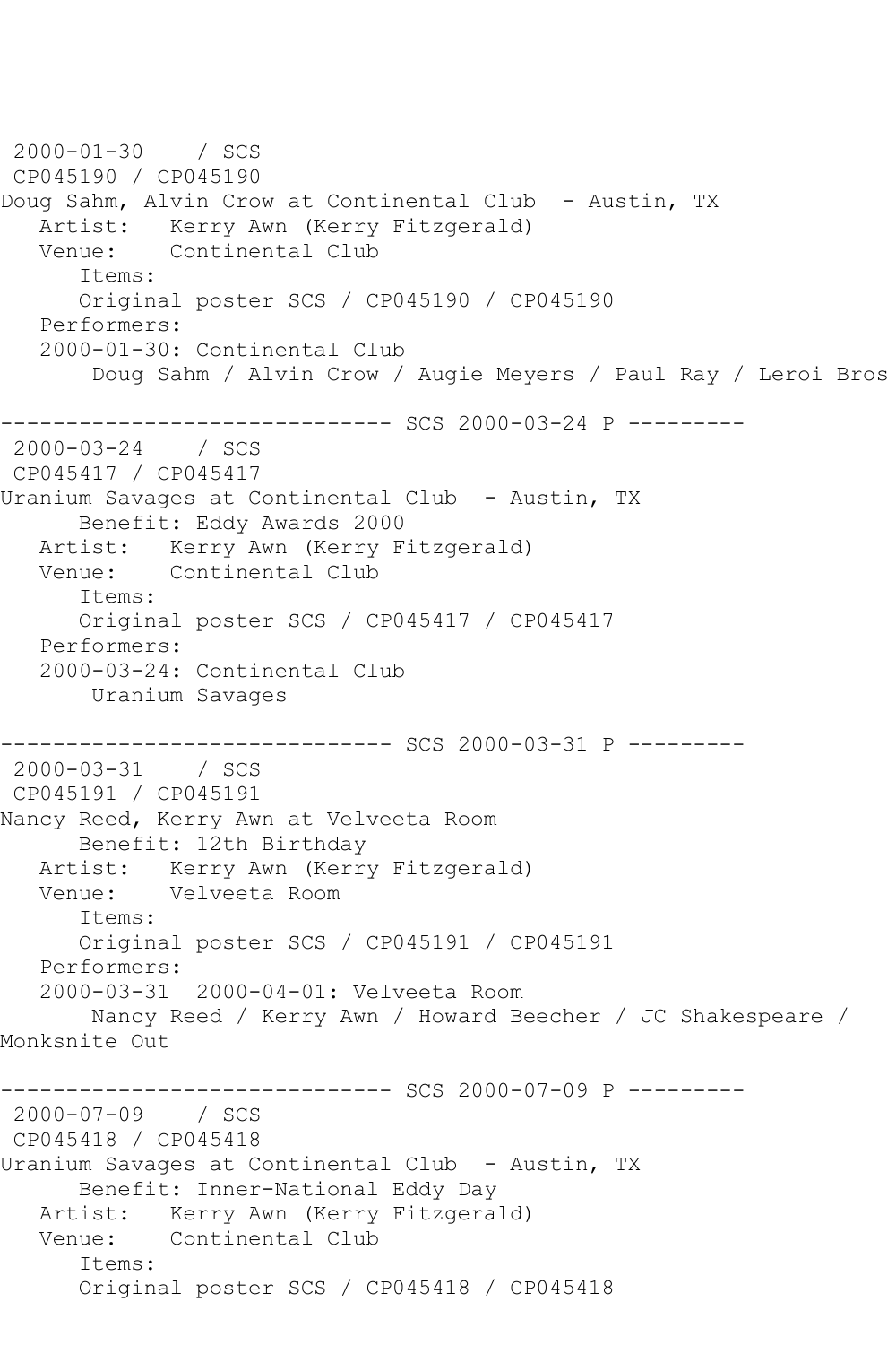```
 2000-01-30    / SCS
 CP045190 / CP045190
Doug Sahm, Alvin Crow at Continental Club  - Austin, TX
   Artist:   Kerry Awn (Kerry Fitzgerald)
   Venue:    Continental Club
      Items:
      Original poster SCS / CP045190 / CP045190
   Performers:
   2000-01-30: Continental Club
       Doug Sahm / Alvin Crow / Augie Meyers / Paul Ray / Leroi Bros

------------------------------ SCS 2000-03-24 P ---------
 2000-03-24    / SCS
 CP045417 / CP045417
Uranium Savages at Continental Club  - Austin, TX
      Benefit: Eddy Awards 2000
   Artist:   Kerry Awn (Kerry Fitzgerald)
   Venue:    Continental Club
      Items:
      Original poster SCS / CP045417 / CP045417
   Performers:
   2000-03-24: Continental Club
       Uranium Savages

------------------------------ SCS 2000-03-31 P ---------
 2000-03-31    / SCS
 CP045191 / CP045191
Nancy Reed, Kerry Awn at Velveeta Room
      Benefit: 12th Birthday
   Artist:   Kerry Awn (Kerry Fitzgerald)
   Venue:    Velveeta Room
      Items:
      Original poster SCS / CP045191 / CP045191
   Performers:
   2000-03-31  2000-04-01: Velveeta Room
       Nancy Reed / Kerry Awn / Howard Beecher / JC Shakespeare /
Monksnite Out

------------------------------ SCS 2000-07-09 P ---------
 2000-07-09    / SCS
 CP045418 / CP045418
Uranium Savages at Continental Club  - Austin, TX
      Benefit: Inner-National Eddy Day
   Artist:   Kerry Awn (Kerry Fitzgerald)
   Venue:    Continental Club
      Items:
      Original poster SCS / CP045418 / CP045418
```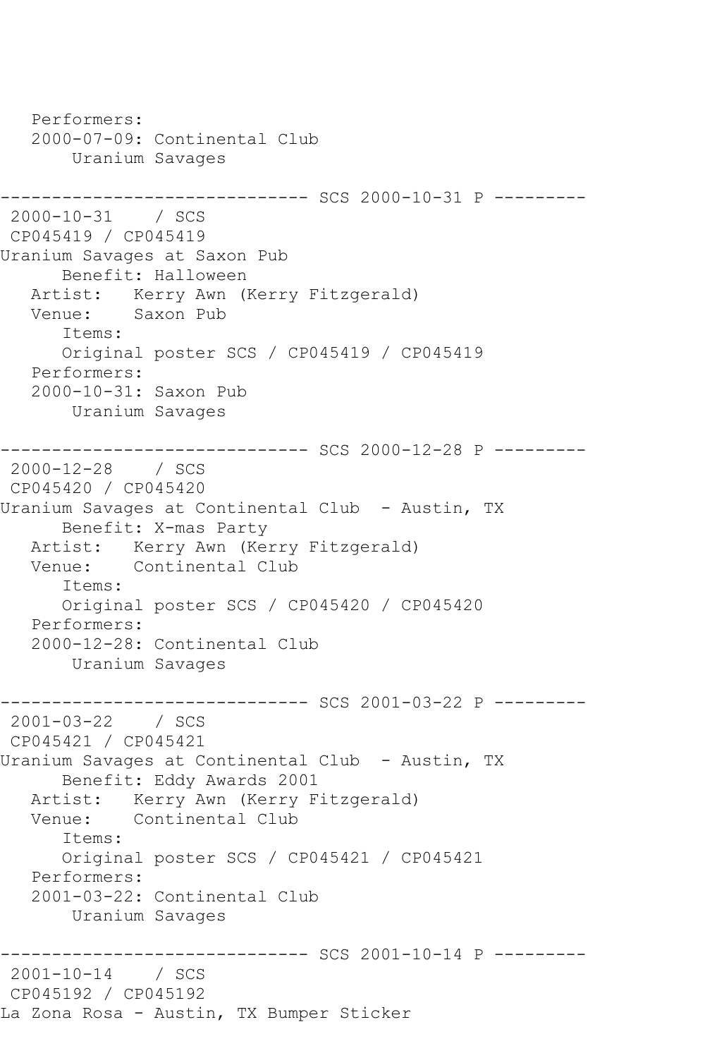```
   Performers:
   2000-07-09: Continental Club
       Uranium Savages

------------------------------ SCS 2000-10-31 P ---------
 2000-10-31    / SCS
 CP045419 / CP045419
Uranium Savages at Saxon Pub
      Benefit: Halloween
   Artist:   Kerry Awn (Kerry Fitzgerald)
   Venue:    Saxon Pub
      Items:
      Original poster SCS / CP045419 / CP045419
   Performers:
   2000-10-31: Saxon Pub
       Uranium Savages

------------------------------ SCS 2000-12-28 P ---------
 2000-12-28    / SCS
 CP045420 / CP045420
Uranium Savages at Continental Club  - Austin, TX
      Benefit: X-mas Party
   Artist:   Kerry Awn (Kerry Fitzgerald)
   Venue:    Continental Club
      Items:
      Original poster SCS / CP045420 / CP045420
   Performers:
   2000-12-28: Continental Club
       Uranium Savages

------------------------------ SCS 2001-03-22 P ---------
 2001-03-22    / SCS
 CP045421 / CP045421
Uranium Savages at Continental Club  - Austin, TX
      Benefit: Eddy Awards 2001
   Artist:   Kerry Awn (Kerry Fitzgerald)
   Venue:    Continental Club
      Items:
      Original poster SCS / CP045421 / CP045421
   Performers:
   2001-03-22: Continental Club
       Uranium Savages

------------------------------ SCS 2001-10-14 P ---------
 2001-10-14    / SCS
 CP045192 / CP045192
La Zona Rosa - Austin, TX Bumper Sticker
```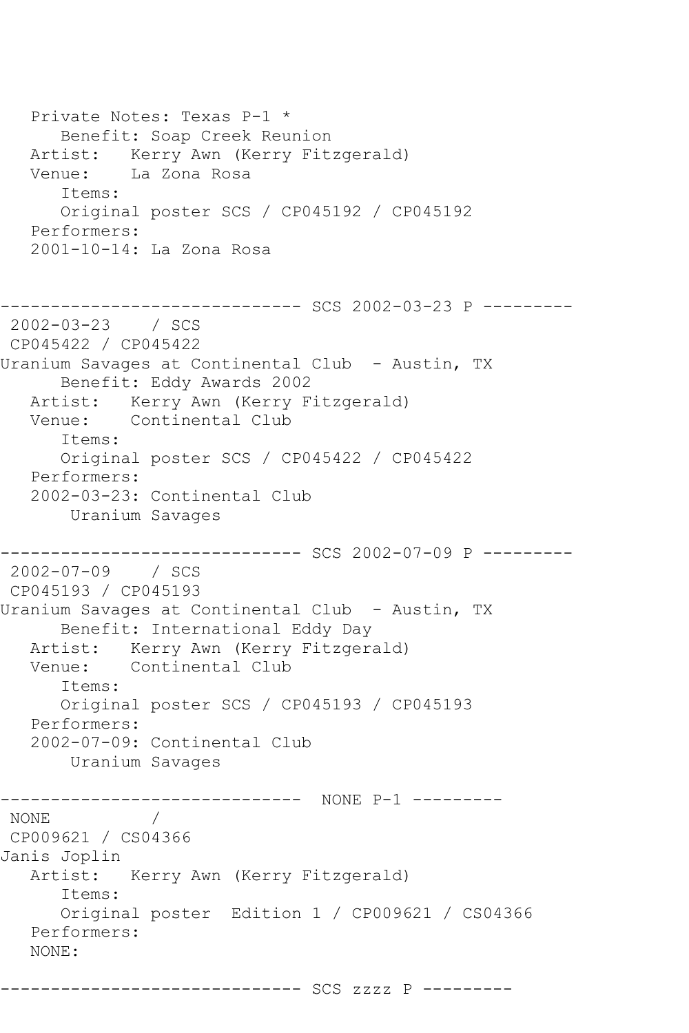```
   Private Notes: Texas P-1 *
      Benefit: Soap Creek Reunion
   Artist:   Kerry Awn (Kerry Fitzgerald)
   Venue:    La Zona Rosa
      Items:
      Original poster SCS / CP045192 / CP045192
   Performers:
   2001-10-14: La Zona Rosa


------------------------------ SCS 2002-03-23 P ---------
 2002-03-23    / SCS
 CP045422 / CP045422
Uranium Savages at Continental Club  - Austin, TX
      Benefit: Eddy Awards 2002
   Artist:   Kerry Awn (Kerry Fitzgerald)
   Venue:    Continental Club
      Items:
      Original poster SCS / CP045422 / CP045422
   Performers:
   2002-03-23: Continental Club
       Uranium Savages

------------------------------ SCS 2002-07-09 P ---------
 2002-07-09    / SCS
 CP045193 / CP045193
Uranium Savages at Continental Club  - Austin, TX
      Benefit: International Eddy Day
   Artist:   Kerry Awn (Kerry Fitzgerald)
   Venue:    Continental Club
      Items:
      Original poster SCS / CP045193 / CP045193
   Performers:
   2002-07-09: Continental Club
       Uranium Savages

------------------------------  NONE P-1 ---------
 NONE          /
 CP009621 / CS04366
Janis Joplin
   Artist:   Kerry Awn (Kerry Fitzgerald)
      Items:
      Original poster  Edition 1 / CP009621 / CS04366
   Performers:
   NONE:

------------------------------ SCS zzzz P ---------
```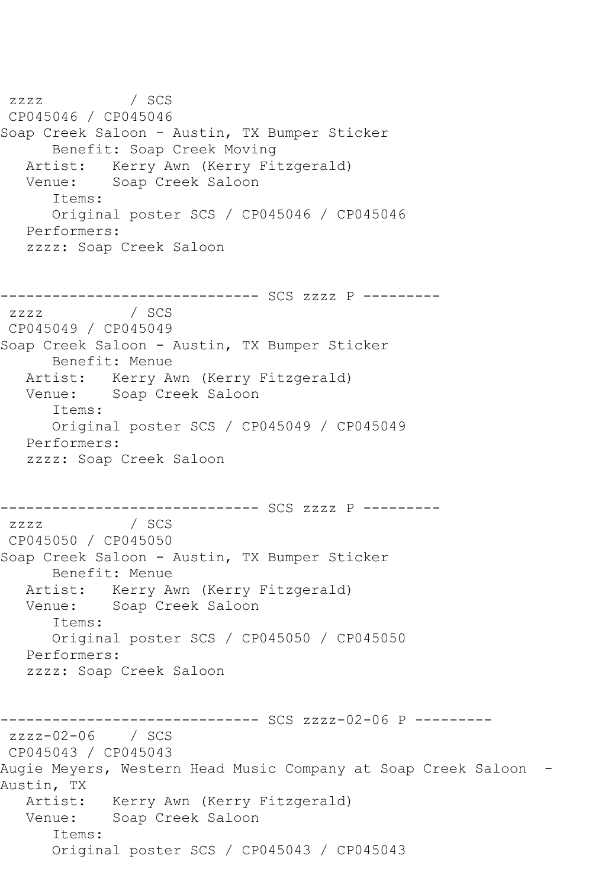```
zzzz          / SCS
 CP045046 / CP045046
Soap Creek Saloon - Austin, TX Bumper Sticker
      Benefit: Soap Creek Moving
   Artist:   Kerry Awn (Kerry Fitzgerald)
   Venue:    Soap Creek Saloon
      Items:
      Original poster SCS / CP045046 / CP045046
   Performers:
   zzzz: Soap Creek Saloon


------------------------------ SCS zzzz P ---------
 zzzz          / SCS
 CP045049 / CP045049
Soap Creek Saloon - Austin, TX Bumper Sticker
      Benefit: Menue
   Artist:   Kerry Awn (Kerry Fitzgerald)
   Venue:    Soap Creek Saloon
      Items:
      Original poster SCS / CP045049 / CP045049
   Performers:
   zzzz: Soap Creek Saloon


------------------------------ SCS zzzz P ---------
 zzzz          / SCS
 CP045050 / CP045050
Soap Creek Saloon - Austin, TX Bumper Sticker
      Benefit: Menue
   Artist:   Kerry Awn (Kerry Fitzgerald)
   Venue:    Soap Creek Saloon
      Items:
      Original poster SCS / CP045050 / CP045050
   Performers:
   zzzz: Soap Creek Saloon


------------------------------ SCS zzzz-02-06 P ---------
 zzzz-02-06    / SCS
 CP045043 / CP045043
Augie Meyers, Western Head Music Company at Soap Creek Saloon  -
Austin, TX
   Artist:   Kerry Awn (Kerry Fitzgerald)
   Venue:    Soap Creek Saloon
      Items:
      Original poster SCS / CP045043 / CP045043
```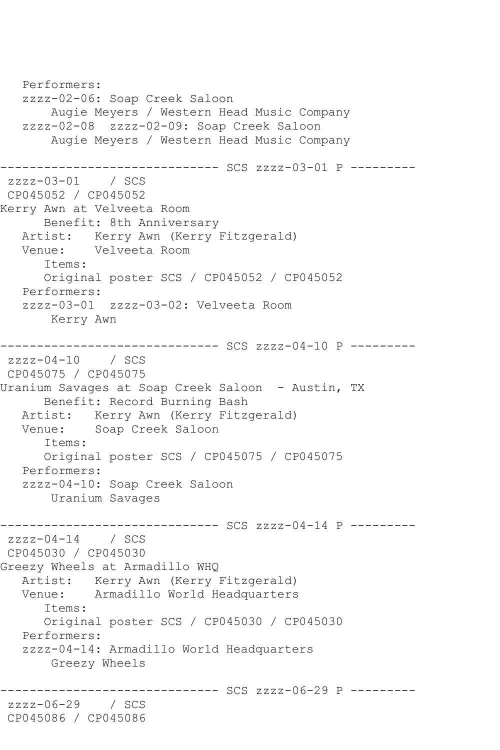```
   Performers:
   zzzz-02-06: Soap Creek Saloon
       Augie Meyers / Western Head Music Company
   zzzz-02-08  zzzz-02-09: Soap Creek Saloon
       Augie Meyers / Western Head Music Company

------------------------------ SCS zzzz-03-01 P ---------
 zzzz-03-01    / SCS
 CP045052 / CP045052
Kerry Awn at Velveeta Room
      Benefit: 8th Anniversary
   Artist:   Kerry Awn (Kerry Fitzgerald)
   Venue:    Velveeta Room
      Items:
      Original poster SCS / CP045052 / CP045052
   Performers:
   zzzz-03-01  zzzz-03-02: Velveeta Room
       Kerry Awn

------------------------------ SCS zzzz-04-10 P ---------
 zzzz-04-10    / SCS
 CP045075 / CP045075
Uranium Savages at Soap Creek Saloon  - Austin, TX
      Benefit: Record Burning Bash
   Artist:   Kerry Awn (Kerry Fitzgerald)
   Venue:    Soap Creek Saloon
      Items:
      Original poster SCS / CP045075 / CP045075
   Performers:
   zzzz-04-10: Soap Creek Saloon
       Uranium Savages

------------------------------ SCS zzzz-04-14 P ---------
 zzzz-04-14    / SCS
 CP045030 / CP045030
Greezy Wheels at Armadillo WHQ
   Artist:   Kerry Awn (Kerry Fitzgerald)
   Venue:    Armadillo World Headquarters
      Items:
      Original poster SCS / CP045030 / CP045030
   Performers:
   zzzz-04-14: Armadillo World Headquarters
       Greezy Wheels

------------------------------ SCS zzzz-06-29 P ---------
 zzzz-06-29    / SCS
 CP045086 / CP045086
```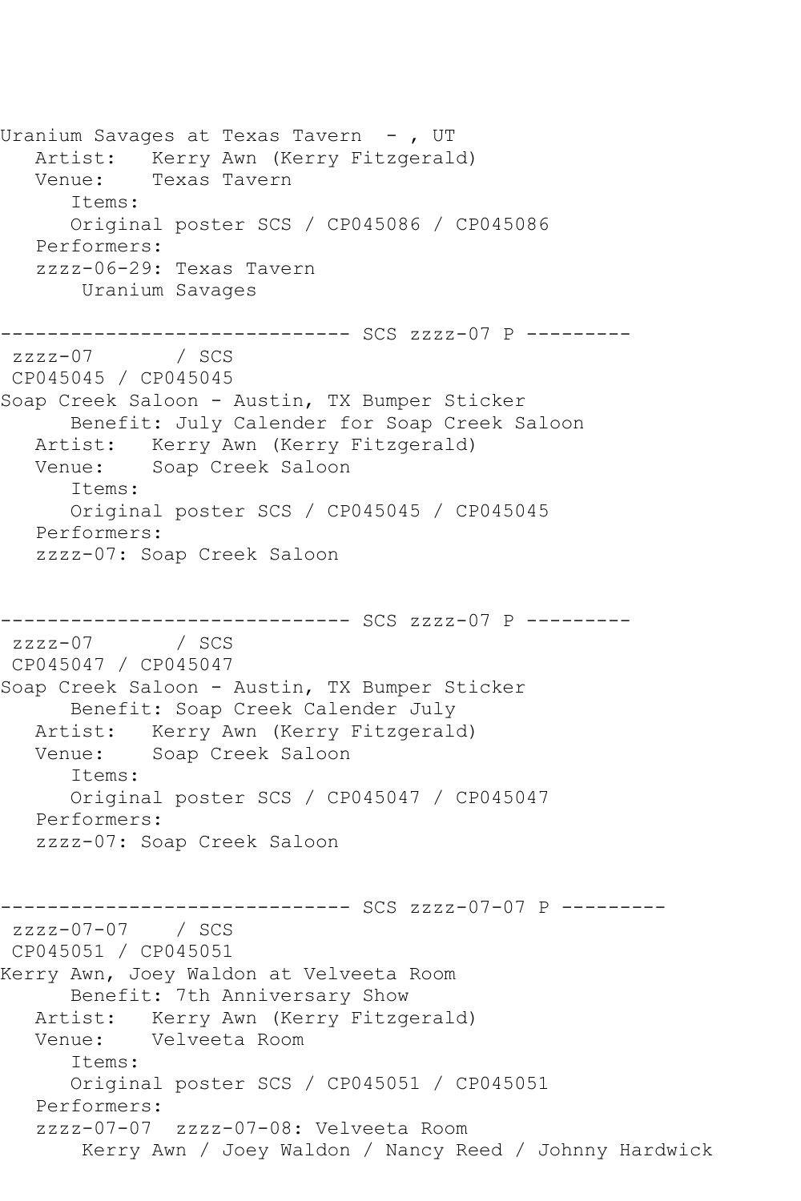```
Uranium Savages at Texas Tavern  - , UT
   Artist:   Kerry Awn (Kerry Fitzgerald)
   Venue:    Texas Tavern
      Items:
      Original poster SCS / CP045086 / CP045086
   Performers:
   zzzz-06-29: Texas Tavern
       Uranium Savages

------------------------------ SCS zzzz-07 P ---------
 zzzz-07       / SCS
 CP045045 / CP045045
Soap Creek Saloon - Austin, TX Bumper Sticker
      Benefit: July Calender for Soap Creek Saloon
   Artist:   Kerry Awn (Kerry Fitzgerald)
   Venue:    Soap Creek Saloon
      Items:
      Original poster SCS / CP045045 / CP045045
   Performers:
   zzzz-07: Soap Creek Saloon


------------------------------ SCS zzzz-07 P ---------
 zzzz-07       / SCS
 CP045047 / CP045047
Soap Creek Saloon - Austin, TX Bumper Sticker
      Benefit: Soap Creek Calender July
   Artist:   Kerry Awn (Kerry Fitzgerald)
   Venue:    Soap Creek Saloon
      Items:
      Original poster SCS / CP045047 / CP045047
   Performers:
   zzzz-07: Soap Creek Saloon


------------------------------ SCS zzzz-07-07 P ---------
 zzzz-07-07    / SCS
 CP045051 / CP045051
Kerry Awn, Joey Waldon at Velveeta Room
      Benefit: 7th Anniversary Show
   Artist:   Kerry Awn (Kerry Fitzgerald)
   Venue:    Velveeta Room
      Items:
      Original poster SCS / CP045051 / CP045051
   Performers:
   zzzz-07-07  zzzz-07-08: Velveeta Room
       Kerry Awn / Joey Waldon / Nancy Reed / Johnny Hardwick
```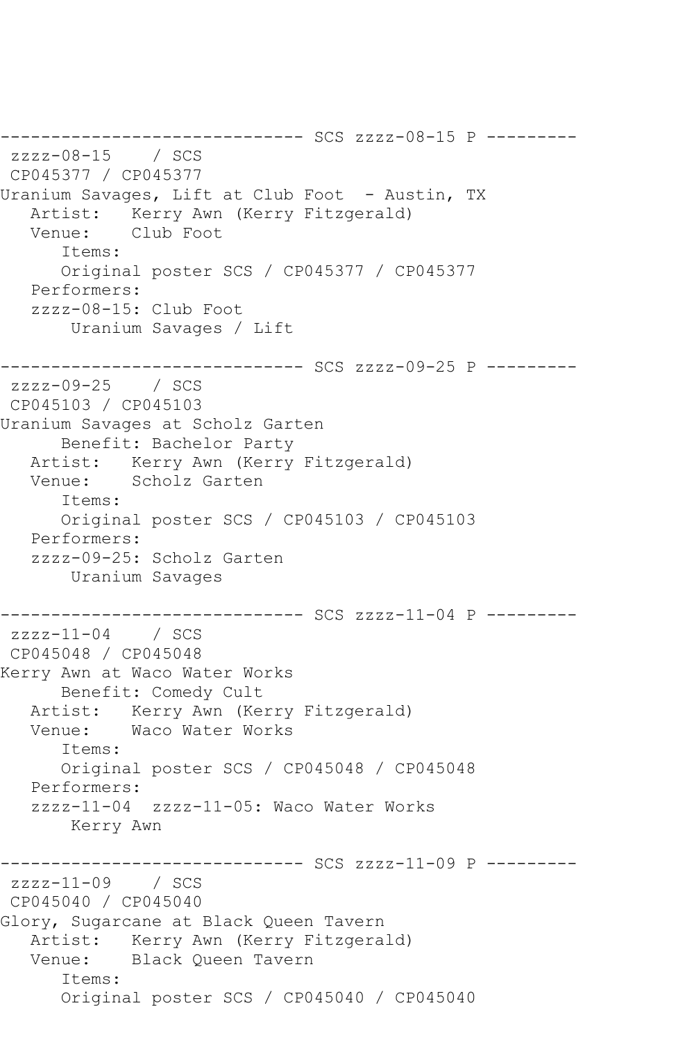```
------------------------------ SCS zzzz-08-15 P ---------
 zzzz-08-15    / SCS
 CP045377 / CP045377
Uranium Savages, Lift at Club Foot  - Austin, TX
   Artist:   Kerry Awn (Kerry Fitzgerald)
   Venue:    Club Foot
      Items:
      Original poster SCS / CP045377 / CP045377
   Performers:
   zzzz-08-15: Club Foot
       Uranium Savages / Lift

------------------------------ SCS zzzz-09-25 P ---------
 zzzz-09-25    / SCS
 CP045103 / CP045103
Uranium Savages at Scholz Garten
      Benefit: Bachelor Party
   Artist:   Kerry Awn (Kerry Fitzgerald)
   Venue:    Scholz Garten
      Items:
      Original poster SCS / CP045103 / CP045103
   Performers:
   zzzz-09-25: Scholz Garten
       Uranium Savages

------------------------------ SCS zzzz-11-04 P ---------
 zzzz-11-04    / SCS
 CP045048 / CP045048
Kerry Awn at Waco Water Works
      Benefit: Comedy Cult
   Artist:   Kerry Awn (Kerry Fitzgerald)
   Venue:    Waco Water Works
      Items:
      Original poster SCS / CP045048 / CP045048
   Performers:
   zzzz-11-04  zzzz-11-05: Waco Water Works
       Kerry Awn

------------------------------ SCS zzzz-11-09 P ---------
 zzzz-11-09    / SCS
 CP045040 / CP045040
Glory, Sugarcane at Black Queen Tavern
   Artist:   Kerry Awn (Kerry Fitzgerald)
   Venue:    Black Queen Tavern
      Items:
      Original poster SCS / CP045040 / CP045040
```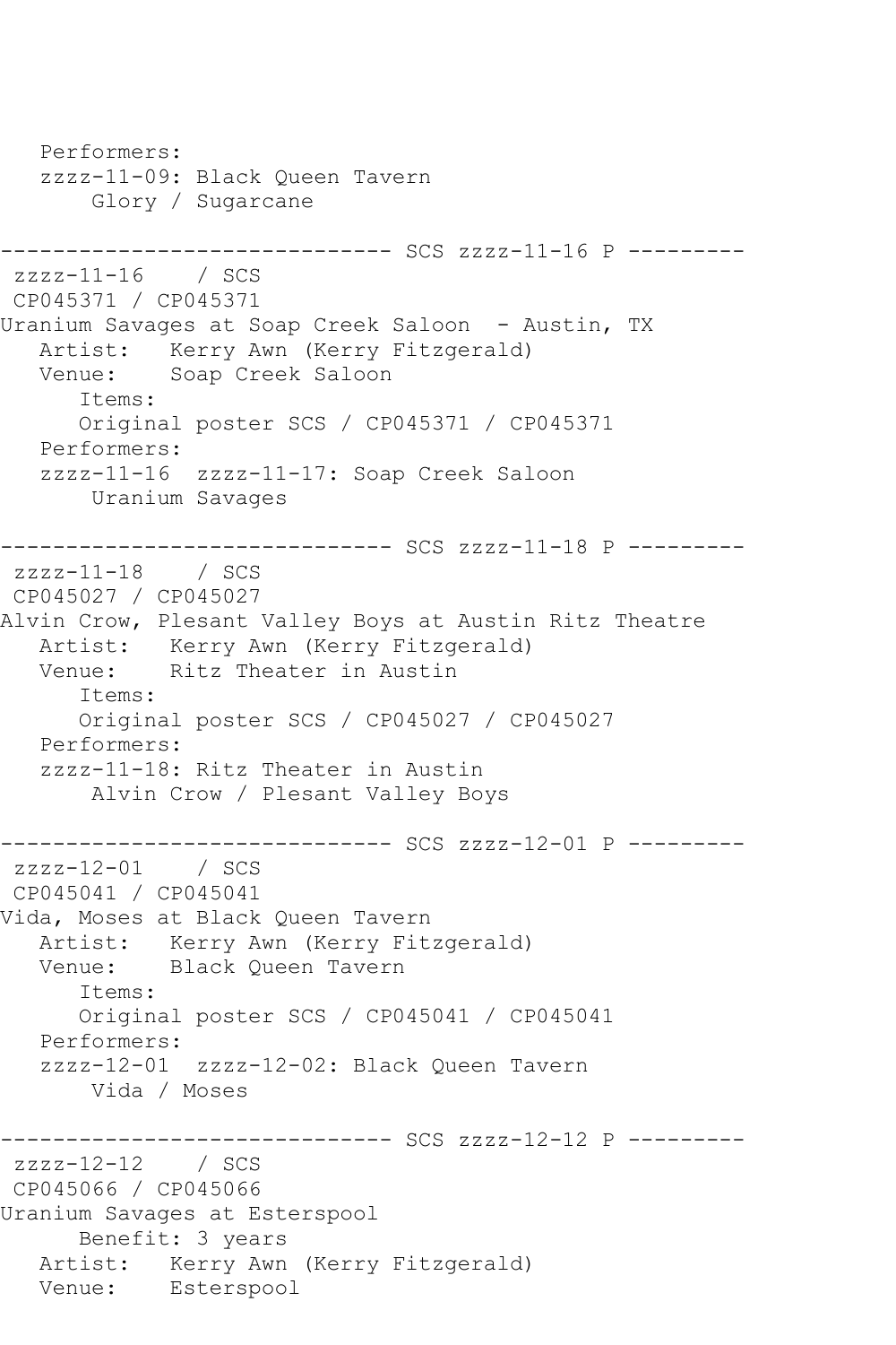```
   Performers:
   zzzz-11-09: Black Queen Tavern
       Glory / Sugarcane

------------------------------ SCS zzzz-11-16 P ---------
 zzzz-11-16    / SCS
 CP045371 / CP045371
Uranium Savages at Soap Creek Saloon  - Austin, TX
   Artist:   Kerry Awn (Kerry Fitzgerald)
   Venue:    Soap Creek Saloon
      Items:
      Original poster SCS / CP045371 / CP045371
   Performers:
   zzzz-11-16  zzzz-11-17: Soap Creek Saloon
       Uranium Savages

------------------------------ SCS zzzz-11-18 P ---------
 zzzz-11-18    / SCS
 CP045027 / CP045027
Alvin Crow, Plesant Valley Boys at Austin Ritz Theatre
   Artist:   Kerry Awn (Kerry Fitzgerald)
   Venue:    Ritz Theater in Austin
      Items:
      Original poster SCS / CP045027 / CP045027
   Performers:
   zzzz-11-18: Ritz Theater in Austin
       Alvin Crow / Plesant Valley Boys

------------------------------ SCS zzzz-12-01 P ---------
 zzzz-12-01    / SCS
 CP045041 / CP045041
Vida, Moses at Black Queen Tavern
   Artist:   Kerry Awn (Kerry Fitzgerald)
   Venue:    Black Queen Tavern
      Items:
      Original poster SCS / CP045041 / CP045041
   Performers:
   zzzz-12-01  zzzz-12-02: Black Queen Tavern
       Vida / Moses

------------------------------ SCS zzzz-12-12 P ---------
 zzzz-12-12    / SCS
 CP045066 / CP045066
Uranium Savages at Esterspool
      Benefit: 3 years
   Artist:   Kerry Awn (Kerry Fitzgerald)
   Venue:    Esterspool
```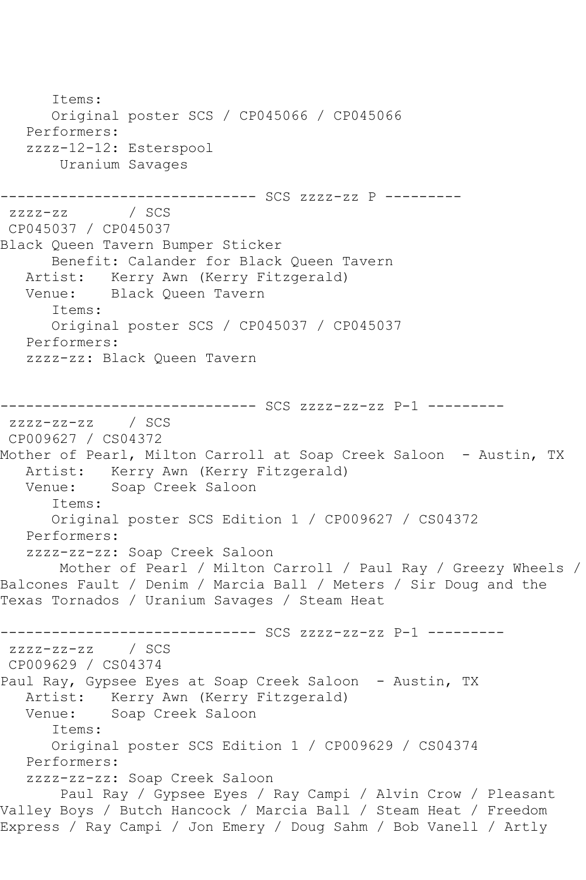```
      Items:
      Original poster SCS / CP045066 / CP045066
   Performers:
   zzzz-12-12: Esterspool
       Uranium Savages

------------------------------ SCS zzzz-zz P ---------
 zzzz-zz       / SCS
 CP045037 / CP045037
Black Queen Tavern Bumper Sticker
      Benefit: Calander for Black Queen Tavern
   Artist:   Kerry Awn (Kerry Fitzgerald)
   Venue:    Black Queen Tavern
      Items:
      Original poster SCS / CP045037 / CP045037
   Performers:
   zzzz-zz: Black Queen Tavern


------------------------------ SCS zzzz-zz-zz P-1 ---------
 zzzz-zz-zz    / SCS
 CP009627 / CS04372
Mother of Pearl, Milton Carroll at Soap Creek Saloon  - Austin, TX
   Artist:   Kerry Awn (Kerry Fitzgerald)
   Venue:    Soap Creek Saloon
      Items:
      Original poster SCS Edition 1 / CP009627 / CS04372
   Performers:
   zzzz-zz-zz: Soap Creek Saloon
       Mother of Pearl / Milton Carroll / Paul Ray / Greezy Wheels /
Balcones Fault / Denim / Marcia Ball / Meters / Sir Doug and the
Texas Tornados / Uranium Savages / Steam Heat

------------------------------ SCS zzzz-zz-zz P-1 ---------
 zzzz-zz-zz    / SCS
 CP009629 / CS04374
Paul Ray, Gypsee Eyes at Soap Creek Saloon  - Austin, TX
   Artist:   Kerry Awn (Kerry Fitzgerald)
   Venue:    Soap Creek Saloon
      Items:
      Original poster SCS Edition 1 / CP009629 / CS04374
   Performers:
   zzzz-zz-zz: Soap Creek Saloon
       Paul Ray / Gypsee Eyes / Ray Campi / Alvin Crow / Pleasant
Valley Boys / Butch Hancock / Marcia Ball / Steam Heat / Freedom
Express / Ray Campi / Jon Emery / Doug Sahm / Bob Vanell / Artly
```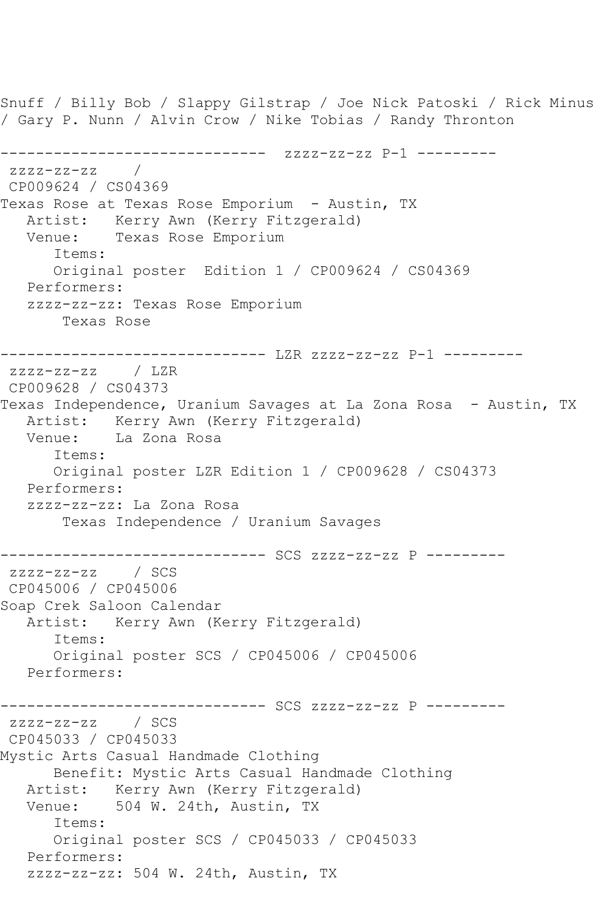Snuff / Billy Bob / Slappy Gilstrap / Joe Nick Patoski / Rick Minus / Gary P. Nunn / Alvin Crow / Nike Tobias / Randy Thronton

```
------------------------------  zzzz-zz-zz P-1 ---------
 zzzz-zz-zz    /
 CP009624 / CS04369
Texas Rose at Texas Rose Emporium  - Austin, TX
   Artist:   Kerry Awn (Kerry Fitzgerald)
   Venue:    Texas Rose Emporium
      Items:
      Original poster  Edition 1 / CP009624 / CS04369
   Performers:
   zzzz-zz-zz: Texas Rose Emporium
       Texas Rose

------------------------------ LZR zzzz-zz-zz P-1 ---------
 zzzz-zz-zz    / LZR
 CP009628 / CS04373
Texas Independence, Uranium Savages at La Zona Rosa  - Austin, TX
   Artist:   Kerry Awn (Kerry Fitzgerald)
   Venue:    La Zona Rosa
      Items:
      Original poster LZR Edition 1 / CP009628 / CS04373
   Performers:
   zzzz-zz-zz: La Zona Rosa
       Texas Independence / Uranium Savages

------------------------------ SCS zzzz-zz-zz P ---------
 zzzz-zz-zz    / SCS
 CP045006 / CP045006
Soap Crek Saloon Calendar
   Artist:   Kerry Awn (Kerry Fitzgerald)
      Items:
      Original poster SCS / CP045006 / CP045006
   Performers:

------------------------------ SCS zzzz-zz-zz P ---------
 zzzz-zz-zz    / SCS
 CP045033 / CP045033
Mystic Arts Casual Handmade Clothing
      Benefit: Mystic Arts Casual Handmade Clothing
   Artist:   Kerry Awn (Kerry Fitzgerald)
   Venue:    504 W. 24th, Austin, TX
      Items:
      Original poster SCS / CP045033 / CP045033
   Performers:
   zzzz-zz-zz: 504 W. 24th, Austin, TX
```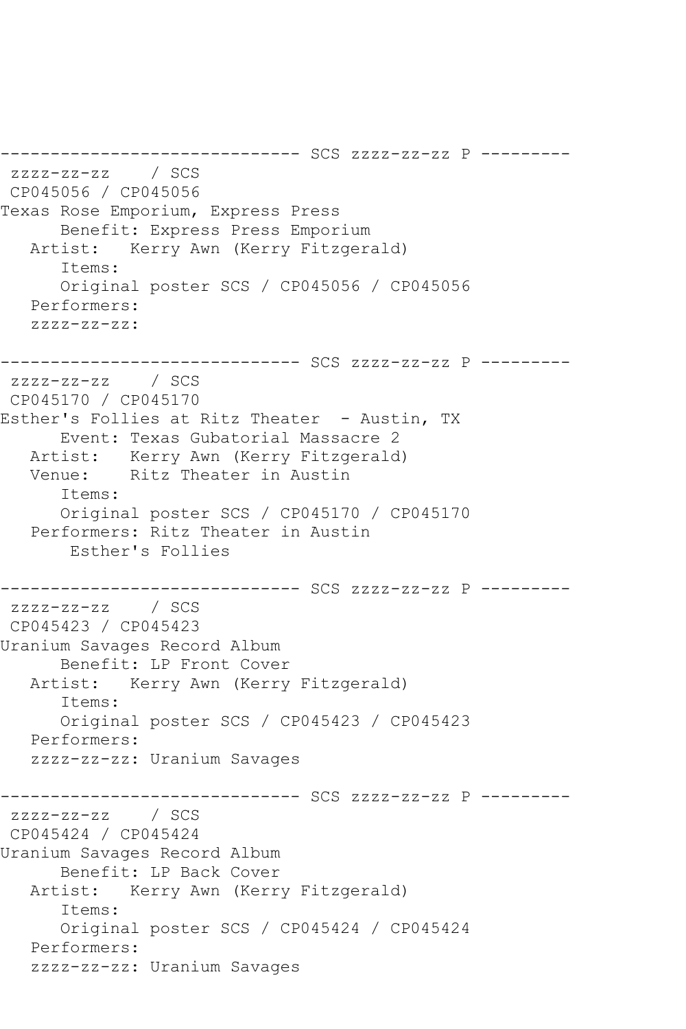```
------------------------------ SCS zzzz-zz-zz P ---------
 zzzz-zz-zz    / SCS
 CP045056 / CP045056
Texas Rose Emporium, Express Press
      Benefit: Express Press Emporium
   Artist:   Kerry Awn (Kerry Fitzgerald)
      Items:
      Original poster SCS / CP045056 / CP045056
   Performers:
   zzzz-zz-zz:

------------------------------ SCS zzzz-zz-zz P ---------
 zzzz-zz-zz    / SCS
 CP045170 / CP045170
Esther's Follies at Ritz Theater  - Austin, TX
      Event: Texas Gubatorial Massacre 2
   Artist:   Kerry Awn (Kerry Fitzgerald)
   Venue:    Ritz Theater in Austin
      Items:
      Original poster SCS / CP045170 / CP045170
   Performers: Ritz Theater in Austin
       Esther's Follies

------------------------------ SCS zzzz-zz-zz P ---------
 zzzz-zz-zz    / SCS
 CP045423 / CP045423
Uranium Savages Record Album
      Benefit: LP Front Cover
   Artist:   Kerry Awn (Kerry Fitzgerald)
      Items:
      Original poster SCS / CP045423 / CP045423
   Performers:
   zzzz-zz-zz: Uranium Savages

------------------------------ SCS zzzz-zz-zz P ---------
 zzzz-zz-zz    / SCS
 CP045424 / CP045424
Uranium Savages Record Album
      Benefit: LP Back Cover
   Artist:   Kerry Awn (Kerry Fitzgerald)
      Items:
      Original poster SCS / CP045424 / CP045424
   Performers:
   zzzz-zz-zz: Uranium Savages
```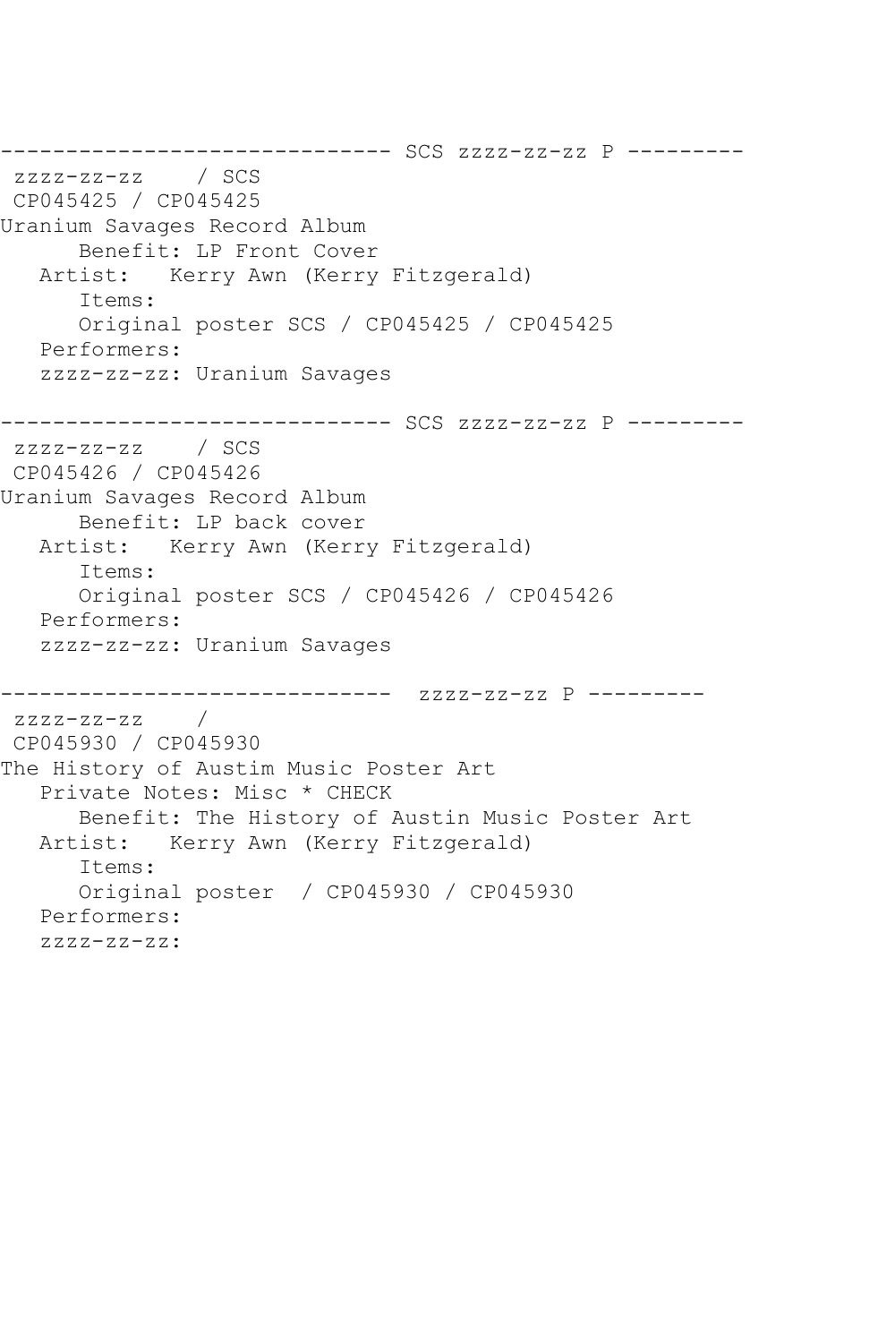```
------------------------------ SCS zzzz-zz-zz P ---------
 zzzz-zz-zz    / SCS
 CP045425 / CP045425
Uranium Savages Record Album
      Benefit: LP Front Cover
   Artist:   Kerry Awn (Kerry Fitzgerald)
      Items:
      Original poster SCS / CP045425 / CP045425
   Performers:
   zzzz-zz-zz: Uranium Savages

------------------------------ SCS zzzz-zz-zz P ---------
 zzzz-zz-zz    / SCS
 CP045426 / CP045426
Uranium Savages Record Album
      Benefit: LP back cover
   Artist:   Kerry Awn (Kerry Fitzgerald)
      Items:
      Original poster SCS / CP045426 / CP045426
   Performers:
   zzzz-zz-zz: Uranium Savages

------------------------------  zzzz-zz-zz P ---------
 zzzz-zz-zz    /
 CP045930 / CP045930
The History of Austim Music Poster Art
   Private Notes: Misc * CHECK
      Benefit: The History of Austin Music Poster Art
   Artist:   Kerry Awn (Kerry Fitzgerald)
      Items:
      Original poster  / CP045930 / CP045930
   Performers:
   zzzz-zz-zz:
```